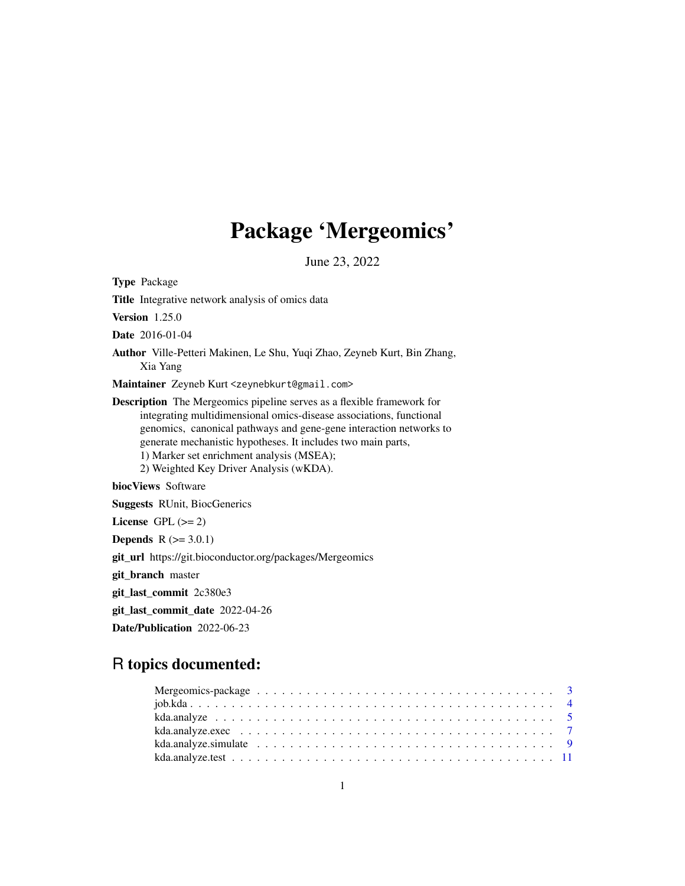# Package 'Mergeomics'

June 23, 2022

**Type** Package

**Title** Integrative network analysis of omics data

**Version** 1.25.0

**Date** 2016-01-04

**Author** Ville-Petteri Makinen, Le Shu, Yuqi Zhao, Zeyneb Kurt, Bin Zhang, Xia Yang

**Maintainer** Zeyneb Kurt <zeynebkurt@gmail.com>

**Description** The Mergeomics pipeline serves as a flexible framework for integrating multidimensional omics-disease associations, functional genomics, canonical pathways and gene-gene interaction networks to generate mechanistic hypotheses. It includes two main parts,
1) Marker set enrichment analysis (MSEA);
2) Weighted Key Driver Analysis (wKDA).

**biocViews** Software

**Suggests** RUnit, BiocGenerics

**License** GPL (>= 2)

**Depends** R (>= 3.0.1)

**git_url** https://git.bioconductor.org/packages/Mergeomics

**git_branch** master

**git_last_commit** 2c380e3

**git_last_commit_date** 2022-04-26

**Date/Publication** 2022-06-23

## R topics documented:

Mergeomics-package . . . . . . . . . . . . . . . . . . . . . . . . . . . . . . . . . . . . . 3
job.kda . . . . . . . . . . . . . . . . . . . . . . . . . . . . . . . . . . . . . . . . . . . . 4
kda.analyze . . . . . . . . . . . . . . . . . . . . . . . . . . . . . . . . . . . . . . . . . 5
kda.analyze.exec . . . . . . . . . . . . . . . . . . . . . . . . . . . . . . . . . . . . . . 7
kda.analyze.simulate . . . . . . . . . . . . . . . . . . . . . . . . . . . . . . . . . . . . 9
kda.analyze.test . . . . . . . . . . . . . . . . . . . . . . . . . . . . . . . . . . . . . . 11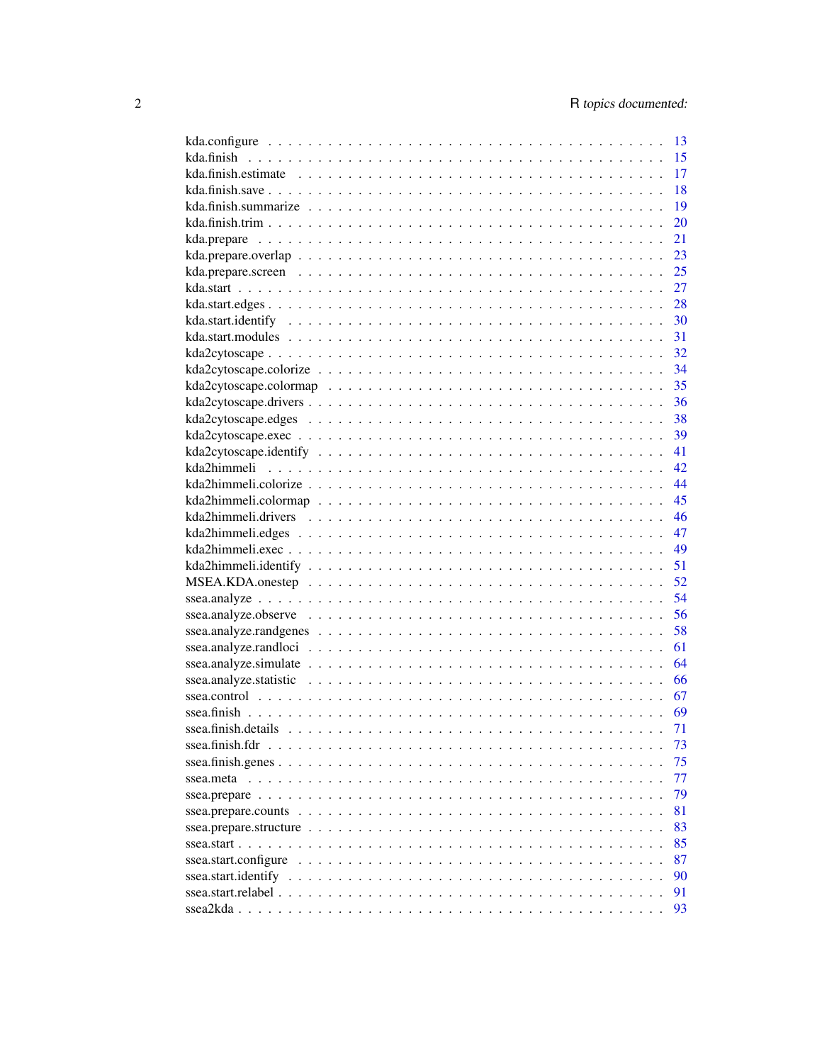kda.configure . . . . . . . . . . . . . . . . . . . . . . . . . . . . . . . . . . . . . 13
kda.finish . . . . . . . . . . . . . . . . . . . . . . . . . . . . . . . . . . . . . . . 15
kda.finish.estimate . . . . . . . . . . . . . . . . . . . . . . . . . . . . . . . . . . 17
kda.finish.save . . . . . . . . . . . . . . . . . . . . . . . . . . . . . . . . . . . . 18
kda.finish.summarize . . . . . . . . . . . . . . . . . . . . . . . . . . . . . . . . . 19
kda.finish.trim . . . . . . . . . . . . . . . . . . . . . . . . . . . . . . . . . . . . 20
kda.prepare . . . . . . . . . . . . . . . . . . . . . . . . . . . . . . . . . . . . . . 21
kda.prepare.overlap . . . . . . . . . . . . . . . . . . . . . . . . . . . . . . . . . . 23
kda.prepare.screen . . . . . . . . . . . . . . . . . . . . . . . . . . . . . . . . . . 25
kda.start . . . . . . . . . . . . . . . . . . . . . . . . . . . . . . . . . . . . . . . 27
kda.start.edges . . . . . . . . . . . . . . . . . . . . . . . . . . . . . . . . . . . . 28
kda.start.identify . . . . . . . . . . . . . . . . . . . . . . . . . . . . . . . . . . 30
kda.start.modules . . . . . . . . . . . . . . . . . . . . . . . . . . . . . . . . . . 31
kda2cytoscape . . . . . . . . . . . . . . . . . . . . . . . . . . . . . . . . . . . . . 32
kda2cytoscape.colorize . . . . . . . . . . . . . . . . . . . . . . . . . . . . . . . . 34
kda2cytoscape.colormap . . . . . . . . . . . . . . . . . . . . . . . . . . . . . . . . 35
kda2cytoscape.drivers . . . . . . . . . . . . . . . . . . . . . . . . . . . . . . . . . 36
kda2cytoscape.edges . . . . . . . . . . . . . . . . . . . . . . . . . . . . . . . . . . 38
kda2cytoscape.exec . . . . . . . . . . . . . . . . . . . . . . . . . . . . . . . . . . 39
kda2cytoscape.identify . . . . . . . . . . . . . . . . . . . . . . . . . . . . . . . . 41
kda2himmeli . . . . . . . . . . . . . . . . . . . . . . . . . . . . . . . . . . . . . . 42
kda2himmeli.colorize . . . . . . . . . . . . . . . . . . . . . . . . . . . . . . . . . 44
kda2himmeli.colormap . . . . . . . . . . . . . . . . . . . . . . . . . . . . . . . . . 45
kda2himmeli.drivers . . . . . . . . . . . . . . . . . . . . . . . . . . . . . . . . . . 46
kda2himmeli.edges . . . . . . . . . . . . . . . . . . . . . . . . . . . . . . . . . . . 47
kda2himmeli.exec . . . . . . . . . . . . . . . . . . . . . . . . . . . . . . . . . . . . 49
kda2himmeli.identify . . . . . . . . . . . . . . . . . . . . . . . . . . . . . . . . . 51
MSEA.KDA.onestep . . . . . . . . . . . . . . . . . . . . . . . . . . . . . . . . . . . 52
ssea.analyze . . . . . . . . . . . . . . . . . . . . . . . . . . . . . . . . . . . . . . 54
ssea.analyze.observe . . . . . . . . . . . . . . . . . . . . . . . . . . . . . . . . . 56
ssea.analyze.randgenes . . . . . . . . . . . . . . . . . . . . . . . . . . . . . . . . 58
ssea.analyze.randloci . . . . . . . . . . . . . . . . . . . . . . . . . . . . . . . . . 61
ssea.analyze.simulate . . . . . . . . . . . . . . . . . . . . . . . . . . . . . . . . . 64
ssea.analyze.statistic . . . . . . . . . . . . . . . . . . . . . . . . . . . . . . . . 66
ssea.control . . . . . . . . . . . . . . . . . . . . . . . . . . . . . . . . . . . . . . 67
ssea.finish . . . . . . . . . . . . . . . . . . . . . . . . . . . . . . . . . . . . . . . 69
ssea.finish.details . . . . . . . . . . . . . . . . . . . . . . . . . . . . . . . . . . 71
ssea.finish.fdr . . . . . . . . . . . . . . . . . . . . . . . . . . . . . . . . . . . . 73
ssea.finish.genes . . . . . . . . . . . . . . . . . . . . . . . . . . . . . . . . . . . 75
ssea.meta . . . . . . . . . . . . . . . . . . . . . . . . . . . . . . . . . . . . . . . 77
ssea.prepare . . . . . . . . . . . . . . . . . . . . . . . . . . . . . . . . . . . . . . 79
ssea.prepare.counts . . . . . . . . . . . . . . . . . . . . . . . . . . . . . . . . . . 81
ssea.prepare.structure . . . . . . . . . . . . . . . . . . . . . . . . . . . . . . . . 83
ssea.start . . . . . . . . . . . . . . . . . . . . . . . . . . . . . . . . . . . . . . . 85
ssea.start.configure . . . . . . . . . . . . . . . . . . . . . . . . . . . . . . . . . 87
ssea.start.identify . . . . . . . . . . . . . . . . . . . . . . . . . . . . . . . . . . 90
ssea.start.relabel . . . . . . . . . . . . . . . . . . . . . . . . . . . . . . . . . . 91
ssea2kda . . . . . . . . . . . . . . . . . . . . . . . . . . . . . . . . . . . . . . . . 93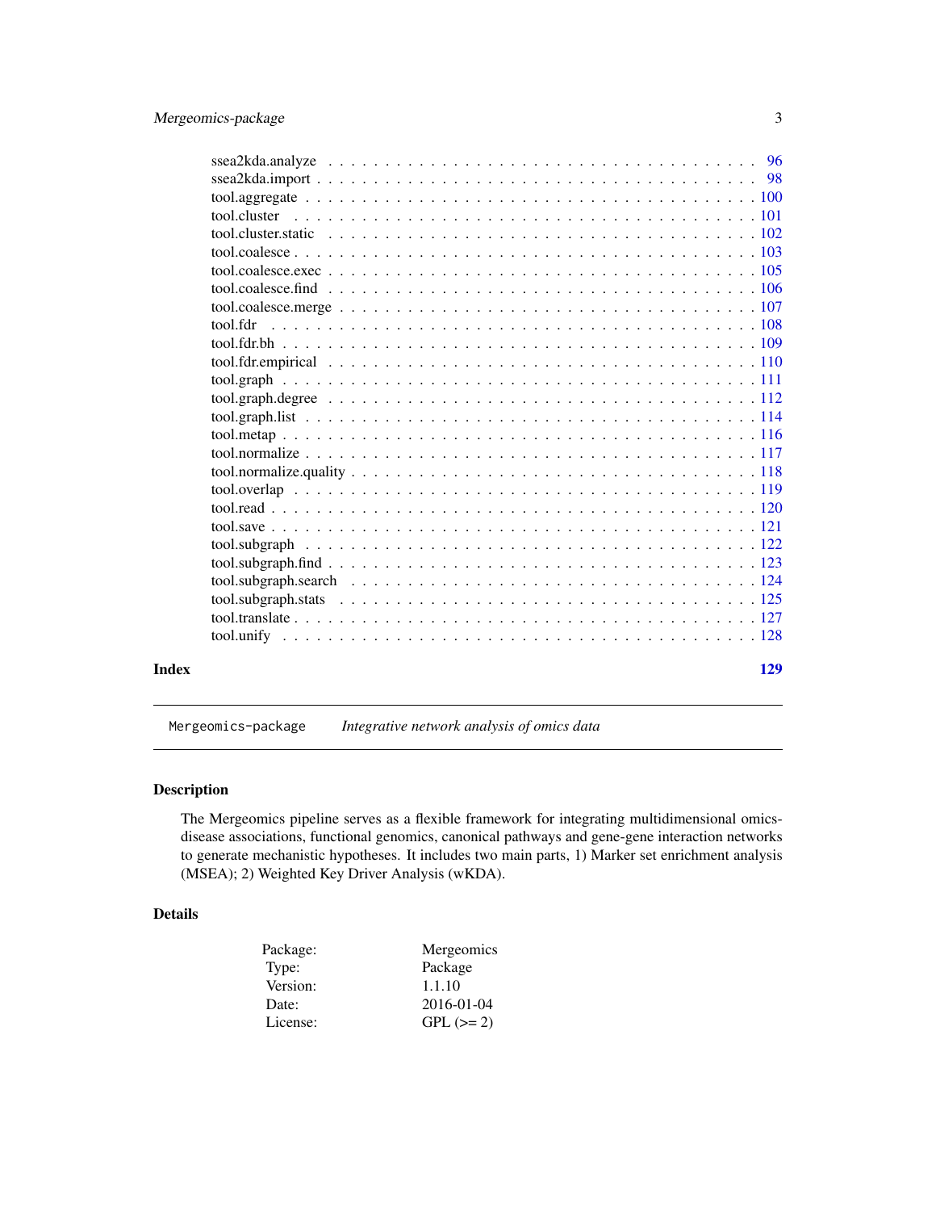ssea2kda.analyze . . . . . . . . . . . . . . . . . . . . . . . . . . . . . . . . . . 96
ssea2kda.import . . . . . . . . . . . . . . . . . . . . . . . . . . . . . . . . . . . 98
tool.aggregate . . . . . . . . . . . . . . . . . . . . . . . . . . . . . . . . . . . . 100
tool.cluster . . . . . . . . . . . . . . . . . . . . . . . . . . . . . . . . . . . . . 101
tool.cluster.static . . . . . . . . . . . . . . . . . . . . . . . . . . . . . . . . . 102
tool.coalesce . . . . . . . . . . . . . . . . . . . . . . . . . . . . . . . . . . . . 103
tool.coalesce.exec . . . . . . . . . . . . . . . . . . . . . . . . . . . . . . . . . 105
tool.coalesce.find . . . . . . . . . . . . . . . . . . . . . . . . . . . . . . . . . 106
tool.coalesce.merge . . . . . . . . . . . . . . . . . . . . . . . . . . . . . . . . 107
tool.fdr . . . . . . . . . . . . . . . . . . . . . . . . . . . . . . . . . . . . . . 108
tool.fdr.bh . . . . . . . . . . . . . . . . . . . . . . . . . . . . . . . . . . . . 109
tool.fdr.empirical . . . . . . . . . . . . . . . . . . . . . . . . . . . . . . . . . 110
tool.graph . . . . . . . . . . . . . . . . . . . . . . . . . . . . . . . . . . . . . 111
tool.graph.degree . . . . . . . . . . . . . . . . . . . . . . . . . . . . . . . . . 112
tool.graph.list . . . . . . . . . . . . . . . . . . . . . . . . . . . . . . . . . . 114
tool.metap . . . . . . . . . . . . . . . . . . . . . . . . . . . . . . . . . . . . . 116
tool.normalize . . . . . . . . . . . . . . . . . . . . . . . . . . . . . . . . . . . 117
tool.normalize.quality . . . . . . . . . . . . . . . . . . . . . . . . . . . . . . . 118
tool.overlap . . . . . . . . . . . . . . . . . . . . . . . . . . . . . . . . . . . . 119
tool.read . . . . . . . . . . . . . . . . . . . . . . . . . . . . . . . . . . . . . . 120
tool.save . . . . . . . . . . . . . . . . . . . . . . . . . . . . . . . . . . . . . . 121
tool.subgraph . . . . . . . . . . . . . . . . . . . . . . . . . . . . . . . . . . . . 122
tool.subgraph.find . . . . . . . . . . . . . . . . . . . . . . . . . . . . . . . . . 123
tool.subgraph.search . . . . . . . . . . . . . . . . . . . . . . . . . . . . . . . . 124
tool.subgraph.stats . . . . . . . . . . . . . . . . . . . . . . . . . . . . . . . . . 125
tool.translate . . . . . . . . . . . . . . . . . . . . . . . . . . . . . . . . . . . . 127
tool.unify . . . . . . . . . . . . . . . . . . . . . . . . . . . . . . . . . . . . . . 128

**Index** 129

---

`Mergeomics-package` *Integrative network analysis of omics data*

---

## Description

The Mergeomics pipeline serves as a flexible framework for integrating multidimensional omics-disease associations, functional genomics, canonical pathways and gene-gene interaction networks to generate mechanistic hypotheses. It includes two main parts, 1) Marker set enrichment analysis (MSEA); 2) Weighted Key Driver Analysis (wKDA).

## Details

| | |
|---|---|
| Package: | Mergeomics |
| Type: | Package |
| Version: | 1.1.10 |
| Date: | 2016-01-04 |
| License: | GPL (>= 2) |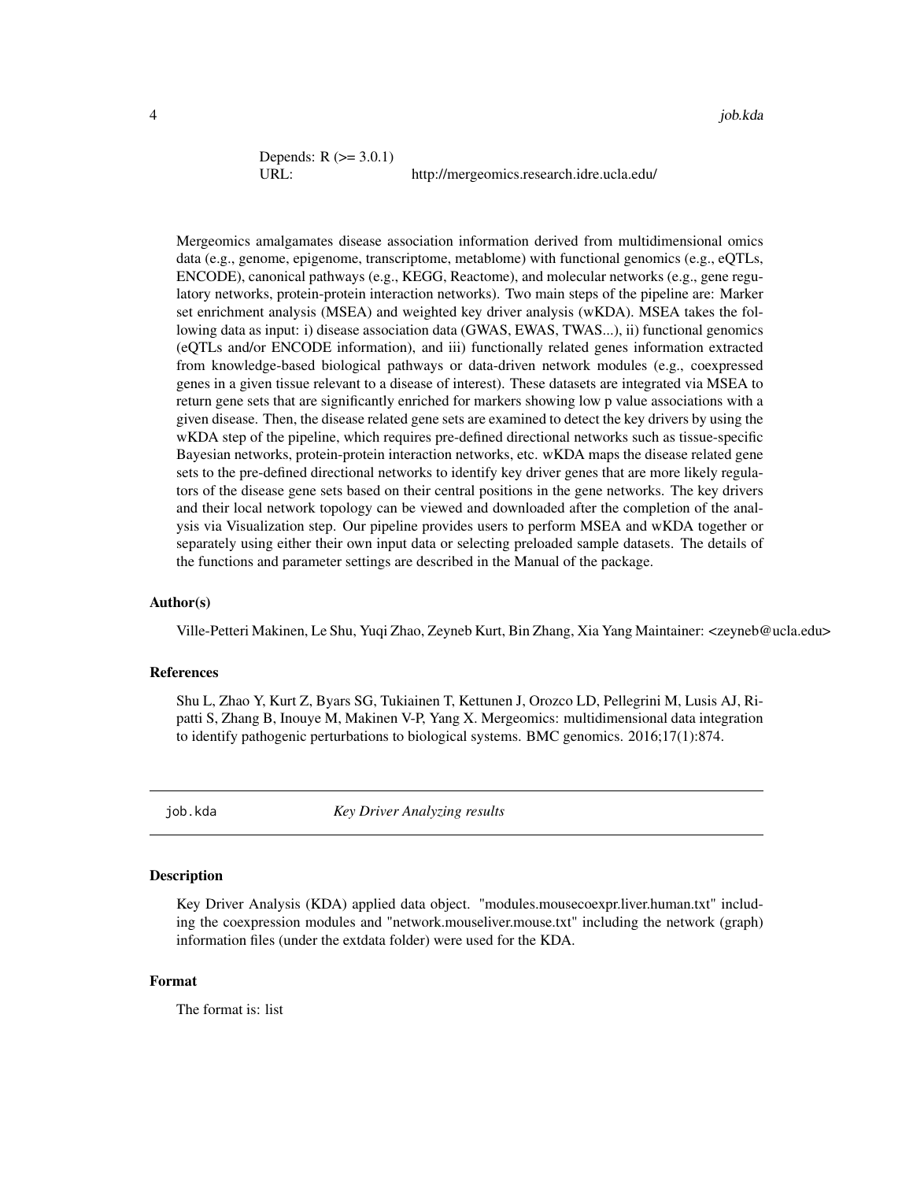| | |
|---|---|
| Depends: | R (>= 3.0.1) |
| URL: | http://mergeomics.research.idre.ucla.edu/ |

Mergeomics amalgamates disease association information derived from multidimensional omics data (e.g., genome, epigenome, transcriptome, metablome) with functional genomics (e.g., eQTLs, ENCODE), canonical pathways (e.g., KEGG, Reactome), and molecular networks (e.g., gene regulatory networks, protein-protein interaction networks). Two main steps of the pipeline are: Marker set enrichment analysis (MSEA) and weighted key driver analysis (wKDA). MSEA takes the following data as input: i) disease association data (GWAS, EWAS, TWAS...), ii) functional genomics (eQTLs and/or ENCODE information), and iii) functionally related genes information extracted from knowledge-based biological pathways or data-driven network modules (e.g., coexpressed genes in a given tissue relevant to a disease of interest). These datasets are integrated via MSEA to return gene sets that are significantly enriched for markers showing low p value associations with a given disease. Then, the disease related gene sets are examined to detect the key drivers by using the wKDA step of the pipeline, which requires pre-defined directional networks such as tissue-specific Bayesian networks, protein-protein interaction networks, etc. wKDA maps the disease related gene sets to the pre-defined directional networks to identify key driver genes that are more likely regulators of the disease gene sets based on their central positions in the gene networks. The key drivers and their local network topology can be viewed and downloaded after the completion of the analysis via Visualization step. Our pipeline provides users to perform MSEA and wKDA together or separately using either their own input data or selecting preloaded sample datasets. The details of the functions and parameter settings are described in the Manual of the package.

### Author(s)

Ville-Petteri Makinen, Le Shu, Yuqi Zhao, Zeyneb Kurt, Bin Zhang, Xia Yang Maintainer: <zeyneb@ucla.edu>

### References

Shu L, Zhao Y, Kurt Z, Byars SG, Tukiainen T, Kettunen J, Orozco LD, Pellegrini M, Lusis AJ, Ripatti S, Zhang B, Inouye M, Makinen V-P, Yang X. Mergeomics: multidimensional data integration to identify pathogenic perturbations to biological systems. BMC genomics. 2016;17(1):874.

---

## `job.kda` *Key Driver Analyzing results*

### Description

Key Driver Analysis (KDA) applied data object. "modules.mousecoexpr.liver.human.txt" including the coexpression modules and "network.mouseliver.mouse.txt" including the network (graph) information files (under the extdata folder) were used for the KDA.

### Format

The format is: list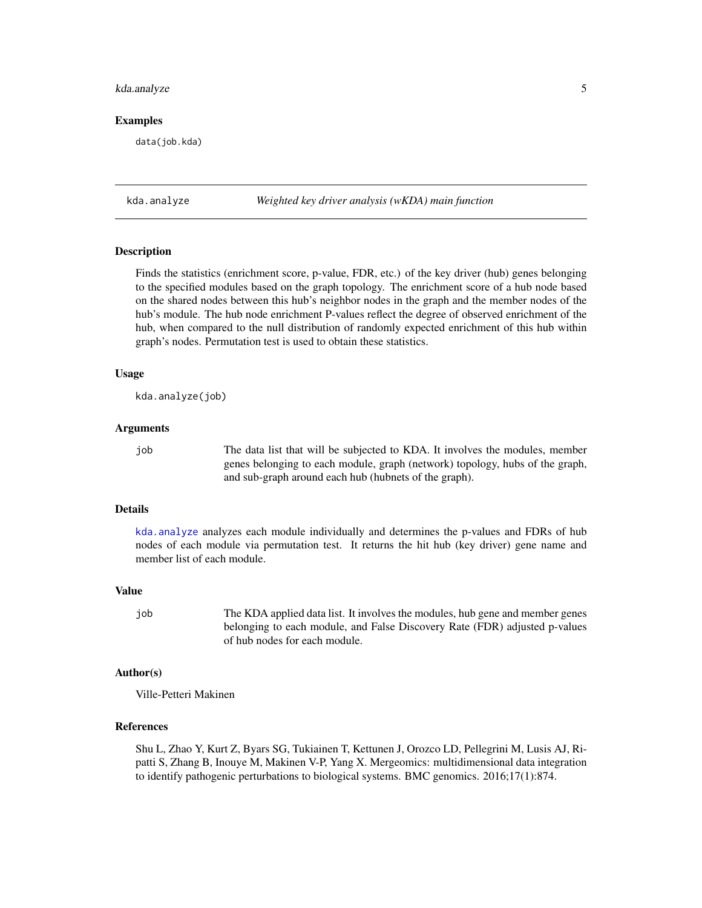## Examples

```
data(job.kda)
```

---

## kda.analyze — *Weighted key driver analysis (wKDA) main function*

---

### Description

Finds the statistics (enrichment score, p-value, FDR, etc.) of the key driver (hub) genes belonging to the specified modules based on the graph topology. The enrichment score of a hub node based on the shared nodes between this hub's neighbor nodes in the graph and the member nodes of the hub's module. The hub node enrichment P-values reflect the degree of observed enrichment of the hub, when compared to the null distribution of randomly expected enrichment of this hub within graph's nodes. Permutation test is used to obtain these statistics.

### Usage

```
kda.analyze(job)
```

### Arguments

| | |
|---|---|
| job | The data list that will be subjected to KDA. It involves the modules, member genes belonging to each module, graph (network) topology, hubs of the graph, and sub-graph around each hub (hubnets of the graph). |

### Details

kda.analyze analyzes each module individually and determines the p-values and FDRs of hub nodes of each module via permutation test. It returns the hit hub (key driver) gene name and member list of each module.

### Value

| | |
|---|---|
| job | The KDA applied data list. It involves the modules, hub gene and member genes belonging to each module, and False Discovery Rate (FDR) adjusted p-values of hub nodes for each module. |

### Author(s)

Ville-Petteri Makinen

### References

Shu L, Zhao Y, Kurt Z, Byars SG, Tukiainen T, Kettunen J, Orozco LD, Pellegrini M, Lusis AJ, Ripatti S, Zhang B, Inouye M, Makinen V-P, Yang X. Mergeomics: multidimensional data integration to identify pathogenic perturbations to biological systems. BMC genomics. 2016;17(1):874.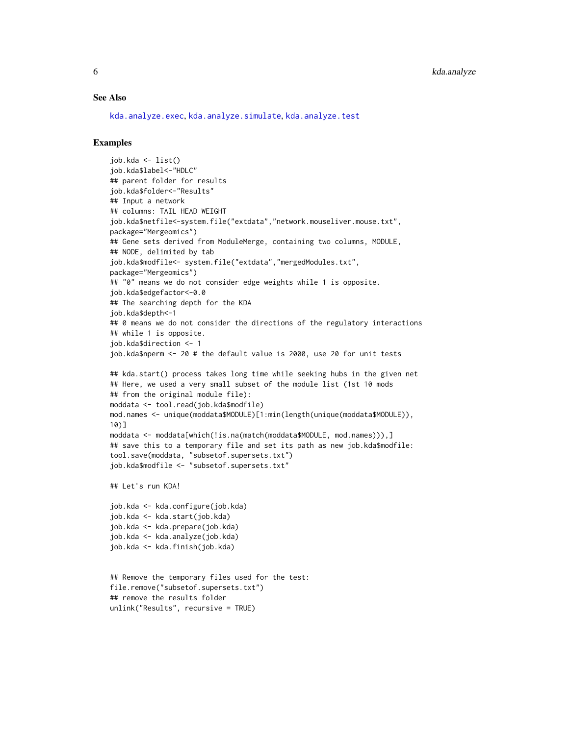## See Also

kda.analyze.exec, kda.analyze.simulate, kda.analyze.test

## Examples

```
job.kda <- list()
job.kda$label<-"HDLC"
## parent folder for results
job.kda$folder<-"Results"
## Input a network
## columns: TAIL HEAD WEIGHT
job.kda$netfile<-system.file("extdata","network.mouseliver.mouse.txt",
package="Mergeomics")
## Gene sets derived from ModuleMerge, containing two columns, MODULE,
## NODE, delimited by tab
job.kda$modfile<- system.file("extdata","mergedModules.txt",
package="Mergeomics")
## "0" means we do not consider edge weights while 1 is opposite.
job.kda$edgefactor<-0.0
## The searching depth for the KDA
job.kda$depth<-1
## 0 means we do not consider the directions of the regulatory interactions
## while 1 is opposite.
job.kda$direction <- 1
job.kda$nperm <- 20 # the default value is 2000, use 20 for unit tests

## kda.start() process takes long time while seeking hubs in the given net
## Here, we used a very small subset of the module list (1st 10 mods
## from the original module file):
moddata <- tool.read(job.kda$modfile)
mod.names <- unique(moddata$MODULE)[1:min(length(unique(moddata$MODULE)),
10)]
moddata <- moddata[which(!is.na(match(moddata$MODULE, mod.names))),]
## save this to a temporary file and set its path as new job.kda$modfile:
tool.save(moddata, "subsetof.supersets.txt")
job.kda$modfile <- "subsetof.supersets.txt"

## Let's run KDA!

job.kda <- kda.configure(job.kda)
job.kda <- kda.start(job.kda)
job.kda <- kda.prepare(job.kda)
job.kda <- kda.analyze(job.kda)
job.kda <- kda.finish(job.kda)


## Remove the temporary files used for the test:
file.remove("subsetof.supersets.txt")
## remove the results folder
unlink("Results", recursive = TRUE)
```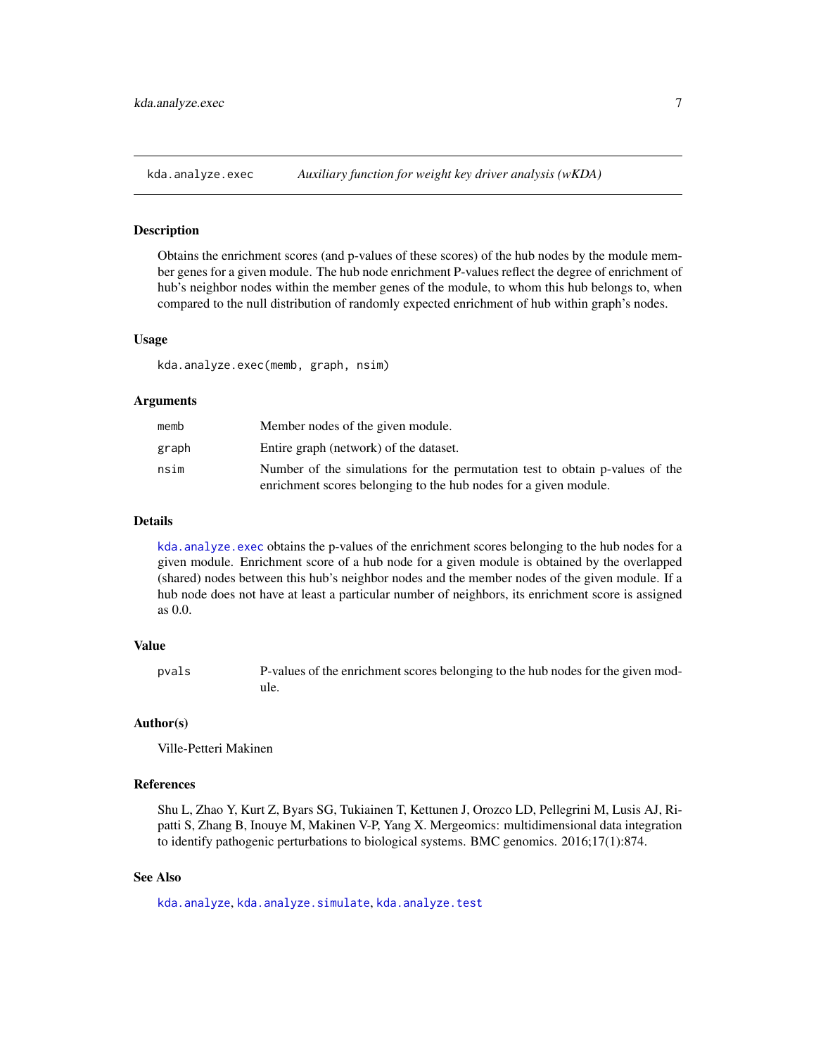# kda.analyze.exec — *Auxiliary function for weight key driver analysis (wKDA)*

## Description

Obtains the enrichment scores (and p-values of these scores) of the hub nodes by the module member genes for a given module. The hub node enrichment P-values reflect the degree of enrichment of hub's neighbor nodes within the member genes of the module, to whom this hub belongs to, when compared to the null distribution of randomly expected enrichment of hub within graph's nodes.

## Usage

```
kda.analyze.exec(memb, graph, nsim)
```

## Arguments

| Argument | Description |
| --- | --- |
| memb | Member nodes of the given module. |
| graph | Entire graph (network) of the dataset. |
| nsim | Number of the simulations for the permutation test to obtain p-values of the enrichment scores belonging to the hub nodes for a given module. |

## Details

`kda.analyze.exec` obtains the p-values of the enrichment scores belonging to the hub nodes for a given module. Enrichment score of a hub node for a given module is obtained by the overlapped (shared) nodes between this hub's neighbor nodes and the member nodes of the given module. If a hub node does not have at least a particular number of neighbors, its enrichment score is assigned as 0.0.

## Value

| | |
| --- | --- |
| pvals | P-values of the enrichment scores belonging to the hub nodes for the given module. |

## Author(s)

Ville-Petteri Makinen

## References

Shu L, Zhao Y, Kurt Z, Byars SG, Tukiainen T, Kettunen J, Orozco LD, Pellegrini M, Lusis AJ, Ripatti S, Zhang B, Inouye M, Makinen V-P, Yang X. Mergeomics: multidimensional data integration to identify pathogenic perturbations to biological systems. BMC genomics. 2016;17(1):874.

## See Also

`kda.analyze`, `kda.analyze.simulate`, `kda.analyze.test`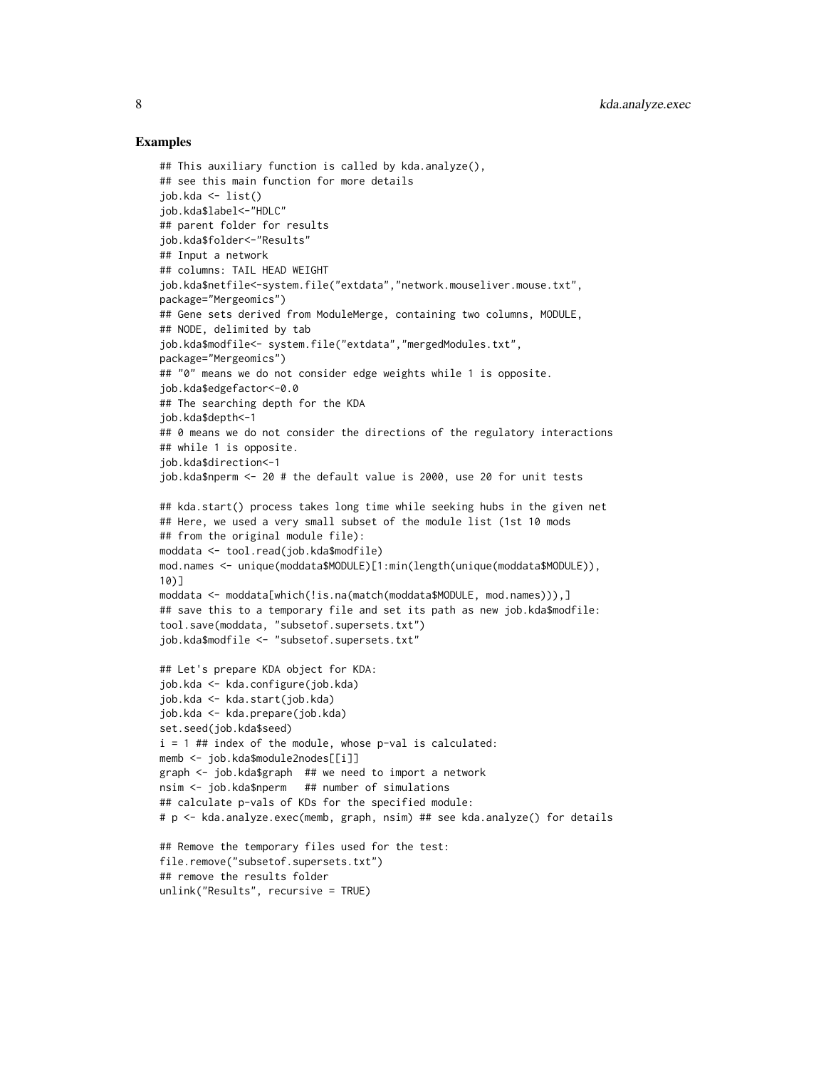# Examples

```
## This auxiliary function is called by kda.analyze(),
## see this main function for more details
job.kda <- list()
job.kda$label<-"HDLC"
## parent folder for results
job.kda$folder<-"Results"
## Input a network
## columns: TAIL HEAD WEIGHT
job.kda$netfile<-system.file("extdata","network.mouseliver.mouse.txt",
package="Mergeomics")
## Gene sets derived from ModuleMerge, containing two columns, MODULE,
## NODE, delimited by tab
job.kda$modfile<- system.file("extdata","mergedModules.txt",
package="Mergeomics")
## "0" means we do not consider edge weights while 1 is opposite.
job.kda$edgefactor<-0.0
## The searching depth for the KDA
job.kda$depth<-1
## 0 means we do not consider the directions of the regulatory interactions
## while 1 is opposite.
job.kda$direction<-1
job.kda$nperm <- 20 # the default value is 2000, use 20 for unit tests

## kda.start() process takes long time while seeking hubs in the given net
## Here, we used a very small subset of the module list (1st 10 mods
## from the original module file):
moddata <- tool.read(job.kda$modfile)
mod.names <- unique(moddata$MODULE)[1:min(length(unique(moddata$MODULE)),
10)]
moddata <- moddata[which(!is.na(match(moddata$MODULE, mod.names))),]
## save this to a temporary file and set its path as new job.kda$modfile:
tool.save(moddata, "subsetof.supersets.txt")
job.kda$modfile <- "subsetof.supersets.txt"

## Let's prepare KDA object for KDA:
job.kda <- kda.configure(job.kda)
job.kda <- kda.start(job.kda)
job.kda <- kda.prepare(job.kda)
set.seed(job.kda$seed)
i = 1 ## index of the module, whose p-val is calculated:
memb <- job.kda$module2nodes[[i]]
graph <- job.kda$graph  ## we need to import a network
nsim <- job.kda$nperm   ## number of simulations
## calculate p-vals of KDs for the specified module:
# p <- kda.analyze.exec(memb, graph, nsim) ## see kda.analyze() for details

## Remove the temporary files used for the test:
file.remove("subsetof.supersets.txt")
## remove the results folder
unlink("Results", recursive = TRUE)
```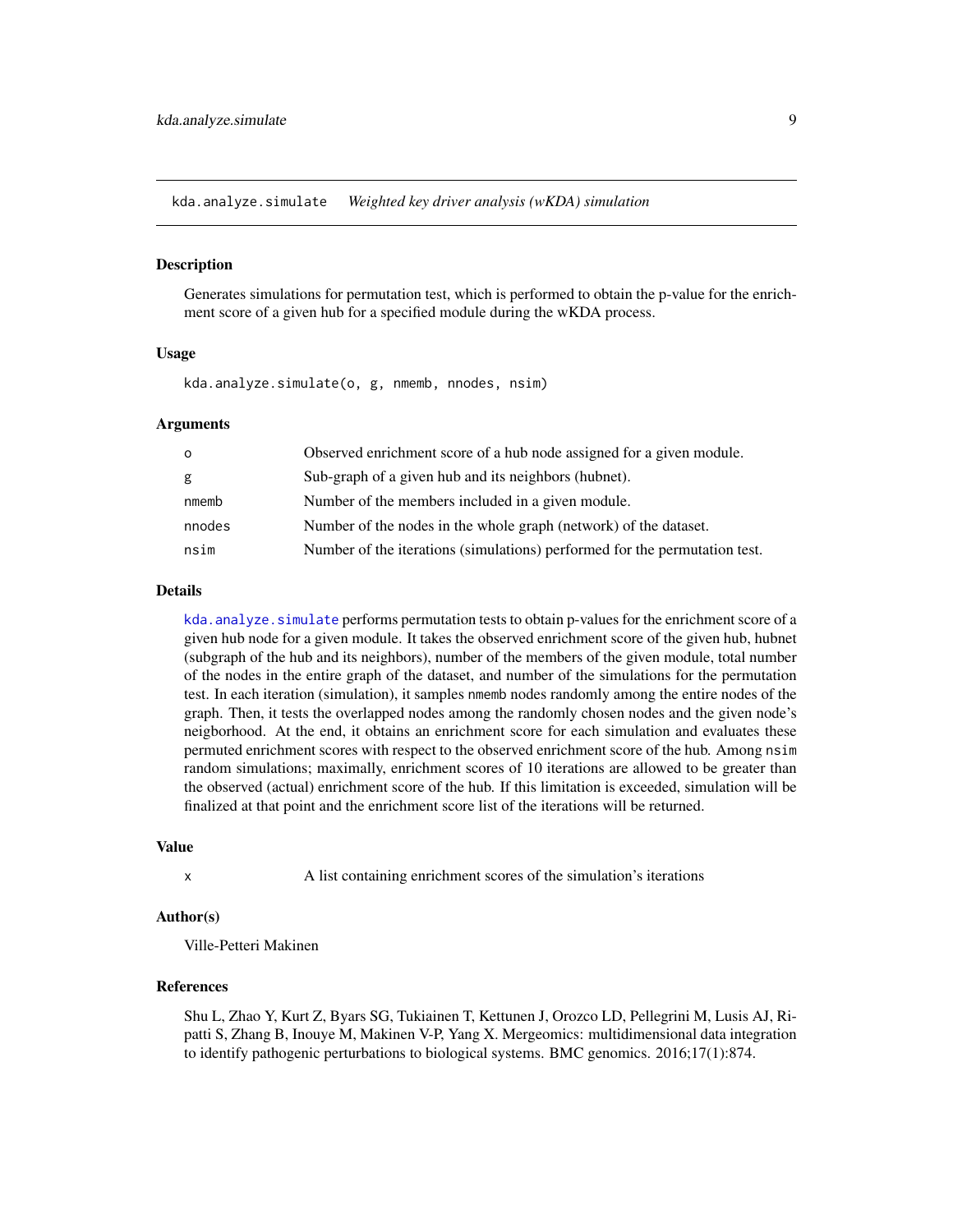## kda.analyze.simulate *Weighted key driver analysis (wKDA) simulation*

### Description

Generates simulations for permutation test, which is performed to obtain the p-value for the enrichment score of a given hub for a specified module during the wKDA process.

### Usage

```
kda.analyze.simulate(o, g, nmemb, nnodes, nsim)
```

### Arguments

| | |
|---|---|
| o | Observed enrichment score of a hub node assigned for a given module. |
| g | Sub-graph of a given hub and its neighbors (hubnet). |
| nmemb | Number of the members included in a given module. |
| nnodes | Number of the nodes in the whole graph (network) of the dataset. |
| nsim | Number of the iterations (simulations) performed for the permutation test. |

### Details

`kda.analyze.simulate` performs permutation tests to obtain p-values for the enrichment score of a given hub node for a given module. It takes the observed enrichment score of the given hub, hubnet (subgraph of the hub and its neighbors), number of the members of the given module, total number of the nodes in the entire graph of the dataset, and number of the simulations for the permutation test. In each iteration (simulation), it samples `nmemb` nodes randomly among the entire nodes of the graph. Then, it tests the overlapped nodes among the randomly chosen nodes and the given node's neigborhood. At the end, it obtains an enrichment score for each simulation and evaluates these permuted enrichment scores with respect to the observed enrichment score of the hub. Among `nsim` random simulations; maximally, enrichment scores of 10 iterations are allowed to be greater than the observed (actual) enrichment score of the hub. If this limitation is exceeded, simulation will be finalized at that point and the enrichment score list of the iterations will be returned.

### Value

| | |
|---|---|
| x | A list containing enrichment scores of the simulation's iterations |

### Author(s)

Ville-Petteri Makinen

### References

Shu L, Zhao Y, Kurt Z, Byars SG, Tukiainen T, Kettunen J, Orozco LD, Pellegrini M, Lusis AJ, Ripatti S, Zhang B, Inouye M, Makinen V-P, Yang X. Mergeomics: multidimensional data integration to identify pathogenic perturbations to biological systems. BMC genomics. 2016;17(1):874.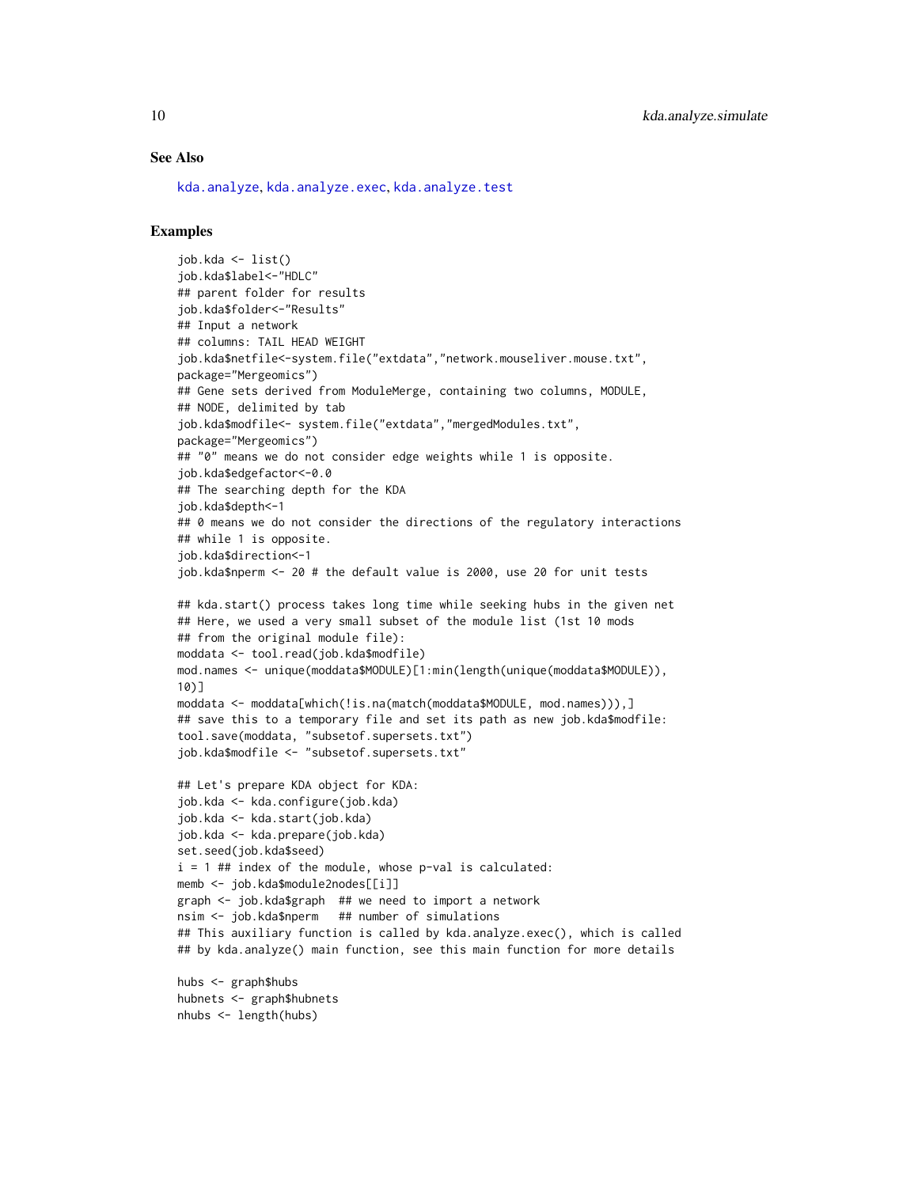## See Also

kda.analyze, kda.analyze.exec, kda.analyze.test

## Examples

```
job.kda <- list()
job.kda$label<-"HDLC"
## parent folder for results
job.kda$folder<-"Results"
## Input a network
## columns: TAIL HEAD WEIGHT
job.kda$netfile<-system.file("extdata","network.mouseliver.mouse.txt",
package="Mergeomics")
## Gene sets derived from ModuleMerge, containing two columns, MODULE,
## NODE, delimited by tab
job.kda$modfile<- system.file("extdata","mergedModules.txt",
package="Mergeomics")
## "0" means we do not consider edge weights while 1 is opposite.
job.kda$edgefactor<-0.0
## The searching depth for the KDA
job.kda$depth<-1
## 0 means we do not consider the directions of the regulatory interactions
## while 1 is opposite.
job.kda$direction<-1
job.kda$nperm <- 20 # the default value is 2000, use 20 for unit tests

## kda.start() process takes long time while seeking hubs in the given net
## Here, we used a very small subset of the module list (1st 10 mods
## from the original module file):
moddata <- tool.read(job.kda$modfile)
mod.names <- unique(moddata$MODULE)[1:min(length(unique(moddata$MODULE)),
10)]
moddata <- moddata[which(!is.na(match(moddata$MODULE, mod.names))),]
## save this to a temporary file and set its path as new job.kda$modfile:
tool.save(moddata, "subsetof.supersets.txt")
job.kda$modfile <- "subsetof.supersets.txt"

## Let's prepare KDA object for KDA:
job.kda <- kda.configure(job.kda)
job.kda <- kda.start(job.kda)
job.kda <- kda.prepare(job.kda)
set.seed(job.kda$seed)
i = 1 ## index of the module, whose p-val is calculated:
memb <- job.kda$module2nodes[[i]]
graph <- job.kda$graph  ## we need to import a network
nsim <- job.kda$nperm   ## number of simulations
## This auxiliary function is called by kda.analyze.exec(), which is called
## by kda.analyze() main function, see this main function for more details

hubs <- graph$hubs
hubnets <- graph$hubnets
nhubs <- length(hubs)
```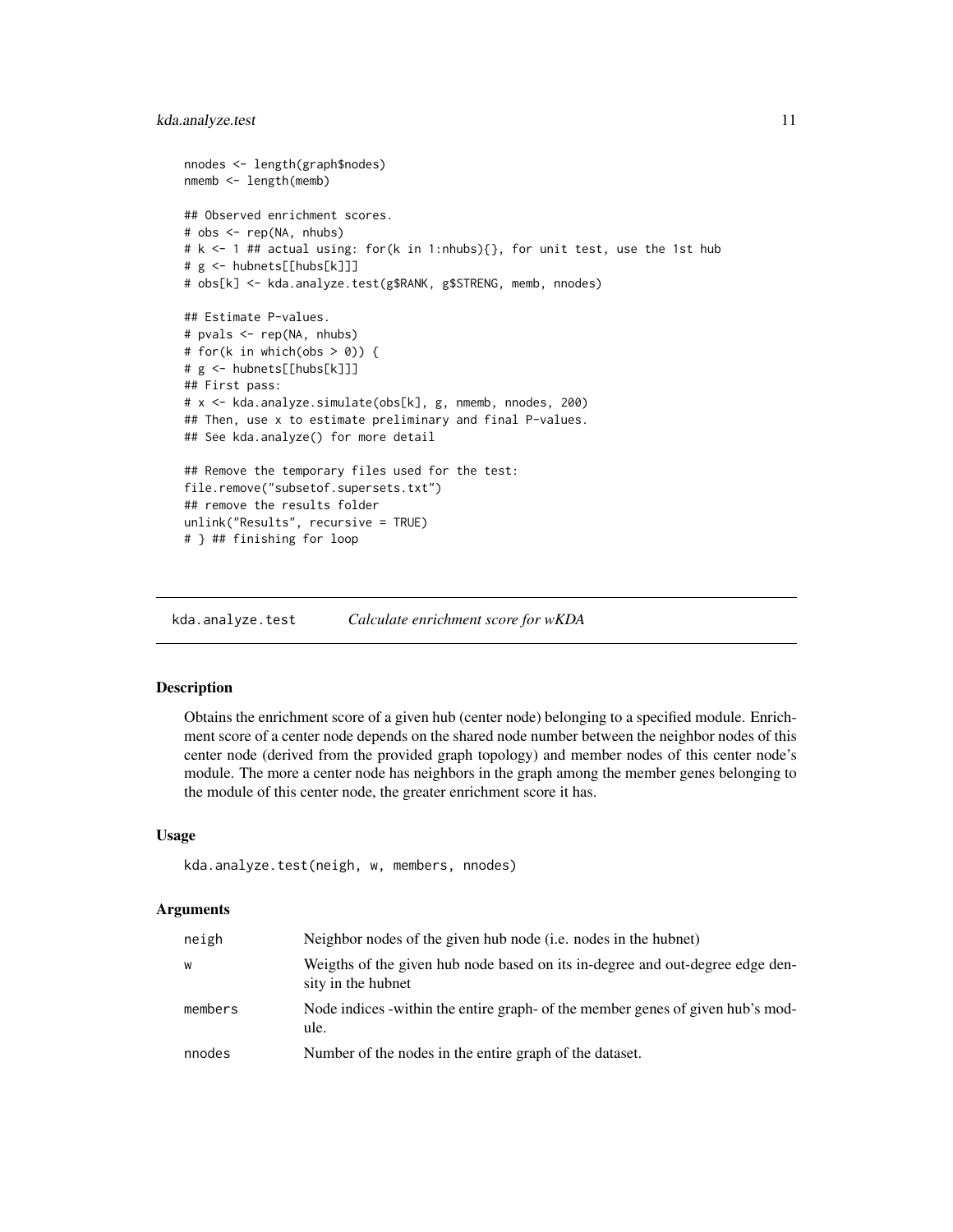```
nnodes <- length(graph$nodes)
nmemb <- length(memb)

## Observed enrichment scores.
# obs <- rep(NA, nhubs)
# k <- 1 ## actual using: for(k in 1:nhubs){}, for unit test, use the 1st hub
# g <- hubnets[[hubs[k]]]
# obs[k] <- kda.analyze.test(g$RANK, g$STRENG, memb, nnodes)

## Estimate P-values.
# pvals <- rep(NA, nhubs)
# for(k in which(obs > 0)) {
# g <- hubnets[[hubs[k]]]
## First pass:
# x <- kda.analyze.simulate(obs[k], g, nmemb, nnodes, 200)
## Then, use x to estimate preliminary and final P-values.
## See kda.analyze() for more detail

## Remove the temporary files used for the test:
file.remove("subsetof.supersets.txt")
## remove the results folder
unlink("Results", recursive = TRUE)
# } ## finishing for loop
```

## kda.analyze.test — *Calculate enrichment score for wKDA*

### Description

Obtains the enrichment score of a given hub (center node) belonging to a specified module. Enrichment score of a center node depends on the shared node number between the neighbor nodes of this center node (derived from the provided graph topology) and member nodes of this center node's module. The more a center node has neighbors in the graph among the member genes belonging to the module of this center node, the greater enrichment score it has.

### Usage

```
kda.analyze.test(neigh, w, members, nnodes)
```

### Arguments

| | |
|---|---|
| neigh | Neighbor nodes of the given hub node (i.e. nodes in the hubnet) |
| w | Weigths of the given hub node based on its in-degree and out-degree edge density in the hubnet |
| members | Node indices -within the entire graph- of the member genes of given hub's module. |
| nnodes | Number of the nodes in the entire graph of the dataset. |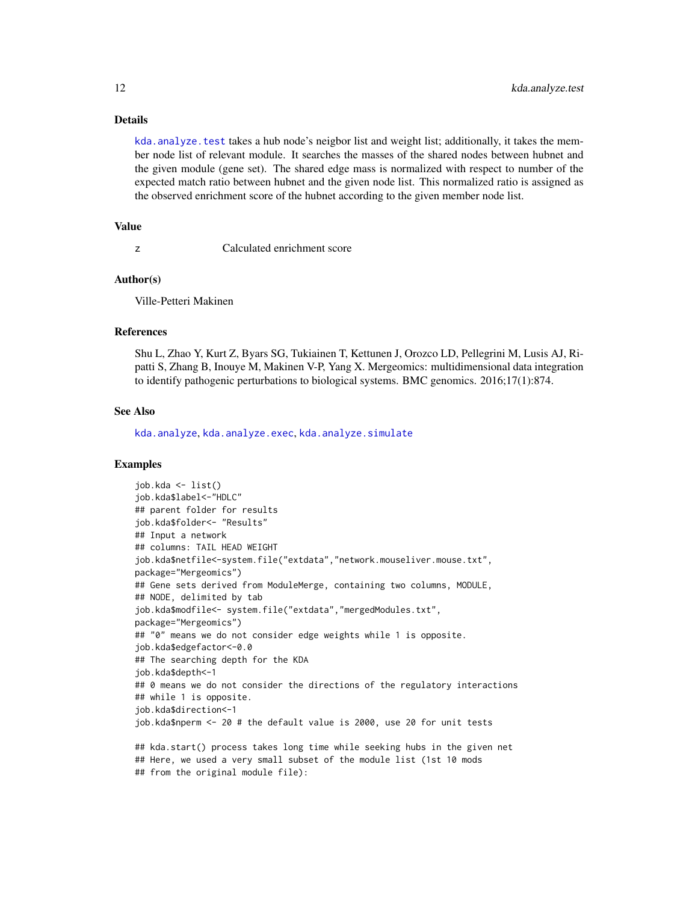## Details

`kda.analyze.test` takes a hub node's neigbor list and weight list; additionally, it takes the member node list of relevant module. It searches the masses of the shared nodes between hubnet and the given module (gene set). The shared edge mass is normalized with respect to number of the expected match ratio between hubnet and the given node list. This normalized ratio is assigned as the observed enrichment score of the hubnet according to the given member node list.

## Value

| | |
|---|---|
| z | Calculated enrichment score |

## Author(s)

Ville-Petteri Makinen

## References

Shu L, Zhao Y, Kurt Z, Byars SG, Tukiainen T, Kettunen J, Orozco LD, Pellegrini M, Lusis AJ, Ripatti S, Zhang B, Inouye M, Makinen V-P, Yang X. Mergeomics: multidimensional data integration to identify pathogenic perturbations to biological systems. BMC genomics. 2016;17(1):874.

## See Also

`kda.analyze`, `kda.analyze.exec`, `kda.analyze.simulate`

## Examples

```
job.kda <- list()
job.kda$label<-"HDLC"
## parent folder for results
job.kda$folder<- "Results"
## Input a network
## columns: TAIL HEAD WEIGHT
job.kda$netfile<-system.file("extdata","network.mouseliver.mouse.txt",
package="Mergeomics")
## Gene sets derived from ModuleMerge, containing two columns, MODULE,
## NODE, delimited by tab
job.kda$modfile<- system.file("extdata","mergedModules.txt",
package="Mergeomics")
## "0" means we do not consider edge weights while 1 is opposite.
job.kda$edgefactor<-0.0
## The searching depth for the KDA
job.kda$depth<-1
## 0 means we do not consider the directions of the regulatory interactions
## while 1 is opposite.
job.kda$direction<-1
job.kda$nperm <- 20 # the default value is 2000, use 20 for unit tests

## kda.start() process takes long time while seeking hubs in the given net
## Here, we used a very small subset of the module list (1st 10 mods
## from the original module file):
```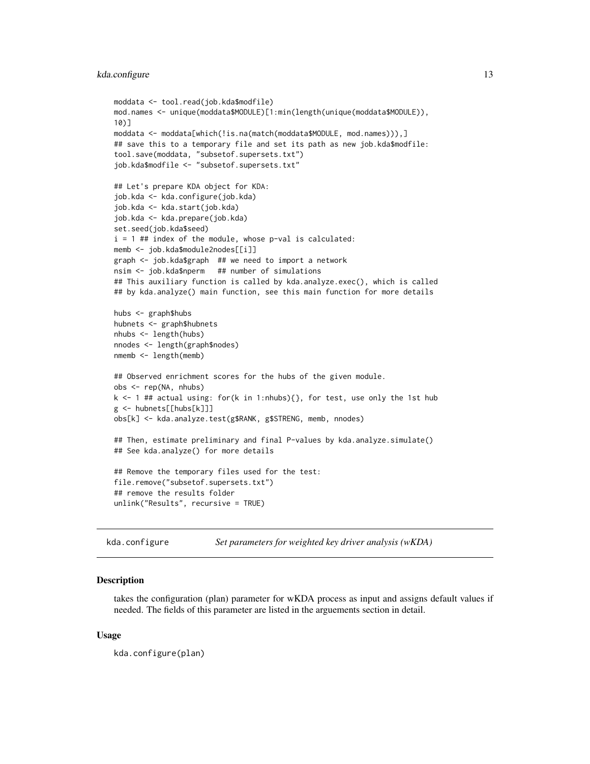```
moddata <- tool.read(job.kda$modfile)
mod.names <- unique(moddata$MODULE)[1:min(length(unique(moddata$MODULE)),
10)]
moddata <- moddata[which(!is.na(match(moddata$MODULE, mod.names))),]
## save this to a temporary file and set its path as new job.kda$modfile:
tool.save(moddata, "subsetof.supersets.txt")
job.kda$modfile <- "subsetof.supersets.txt"

## Let's prepare KDA object for KDA:
job.kda <- kda.configure(job.kda)
job.kda <- kda.start(job.kda)
job.kda <- kda.prepare(job.kda)
set.seed(job.kda$seed)
i = 1 ## index of the module, whose p-val is calculated:
memb <- job.kda$module2nodes[[i]]
graph <- job.kda$graph  ## we need to import a network
nsim <- job.kda$nperm   ## number of simulations
## This auxiliary function is called by kda.analyze.exec(), which is called
## by kda.analyze() main function, see this main function for more details

hubs <- graph$hubs
hubnets <- graph$hubnets
nhubs <- length(hubs)
nnodes <- length(graph$nodes)
nmemb <- length(memb)

## Observed enrichment scores for the hubs of the given module.
obs <- rep(NA, nhubs)
k <- 1 ## actual using: for(k in 1:nhubs){}, for test, use only the 1st hub
g <- hubnets[[hubs[k]]]
obs[k] <- kda.analyze.test(g$RANK, g$STRENG, memb, nnodes)

## Then, estimate preliminary and final P-values by kda.analyze.simulate()
## See kda.analyze() for more details

## Remove the temporary files used for the test:
file.remove("subsetof.supersets.txt")
## remove the results folder
unlink("Results", recursive = TRUE)
```

---

## kda.configure — *Set parameters for weighted key driver analysis (wKDA)*

### Description

takes the configuration (plan) parameter for wKDA process as input and assigns default values if needed. The fields of this parameter are listed in the arguements section in detail.

### Usage

```
kda.configure(plan)
```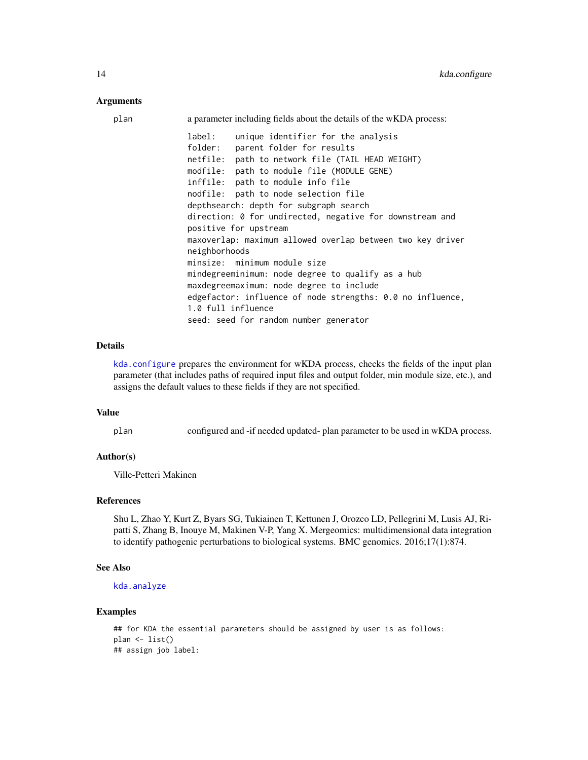### Arguments

plan — a parameter including fields about the details of the wKDA process:

```
label:    unique identifier for the analysis
folder:   parent folder for results
netfile:  path to network file (TAIL HEAD WEIGHT)
modfile:  path to module file (MODULE GENE)
inffile:  path to module info file
nodfile:  path to node selection file
depthsearch: depth for subgraph search
direction: 0 for undirected, negative for downstream and
positive for upstream
maxoverlap: maximum allowed overlap between two key driver
neighborhoods
minsize:  minimum module size
mindegreeminimum: node degree to qualify as a hub
maxdegreemaximum: node degree to include
edgefactor: influence of node strengths: 0.0 no influence,
1.0 full influence
seed: seed for random number generator
```

### Details

kda.configure prepares the environment for wKDA process, checks the fields of the input plan parameter (that includes paths of required input files and output folder, min module size, etc.), and assigns the default values to these fields if they are not specified.

### Value

plan — configured and -if needed updated- plan parameter to be used in wKDA process.

### Author(s)

Ville-Petteri Makinen

### References

Shu L, Zhao Y, Kurt Z, Byars SG, Tukiainen T, Kettunen J, Orozco LD, Pellegrini M, Lusis AJ, Ripatti S, Zhang B, Inouye M, Makinen V-P, Yang X. Mergeomics: multidimensional data integration to identify pathogenic perturbations to biological systems. BMC genomics. 2016;17(1):874.

### See Also

kda.analyze

### Examples

```
## for KDA the essential parameters should be assigned by user is as follows:
plan <- list()
## assign job label:
```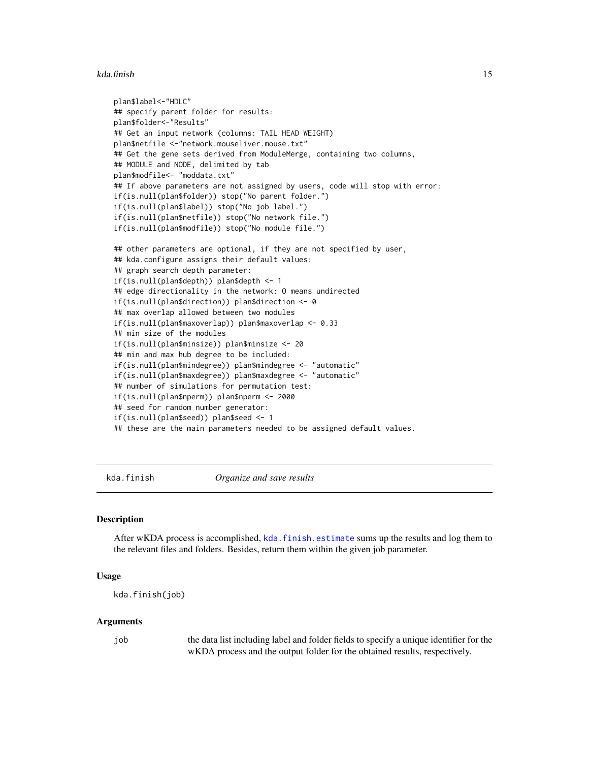```
plan$label<-"HDLC"
## specify parent folder for results:
plan$folder<-"Results"
## Get an input network (columns: TAIL HEAD WEIGHT)
plan$netfile <-"network.mouseliver.mouse.txt"
## Get the gene sets derived from ModuleMerge, containing two columns,
## MODULE and NODE, delimited by tab
plan$modfile<- "moddata.txt"
## If above parameters are not assigned by users, code will stop with error:
if(is.null(plan$folder)) stop("No parent folder.")
if(is.null(plan$label)) stop("No job label.")
if(is.null(plan$netfile)) stop("No network file.")
if(is.null(plan$modfile)) stop("No module file.")

## other parameters are optional, if they are not specified by user,
## kda.configure assigns their default values:
## graph search depth parameter:
if(is.null(plan$depth)) plan$depth <- 1
## edge directionality in the network: 0 means undirected
if(is.null(plan$direction)) plan$direction <- 0
## max overlap allowed between two modules
if(is.null(plan$maxoverlap)) plan$maxoverlap <- 0.33
## min size of the modules
if(is.null(plan$minsize)) plan$minsize <- 20
## min and max hub degree to be included:
if(is.null(plan$mindegree)) plan$mindegree <- "automatic"
if(is.null(plan$maxdegree)) plan$maxdegree <- "automatic"
## number of simulations for permutation test:
if(is.null(plan$nperm)) plan$nperm <- 2000
## seed for random number generator:
if(is.null(plan$seed)) plan$seed <- 1
## these are the main parameters needed to be assigned default values.
```

## kda.finish — *Organize and save results*

### Description

After wKDA process is accomplished, kda.finish.estimate sums up the results and log them to the relevant files and folders. Besides, return them within the given job parameter.

### Usage

```
kda.finish(job)
```

### Arguments

| | |
|---|---|
| job | the data list including label and folder fields to specify a unique identifier for the wKDA process and the output folder for the obtained results, respectively. |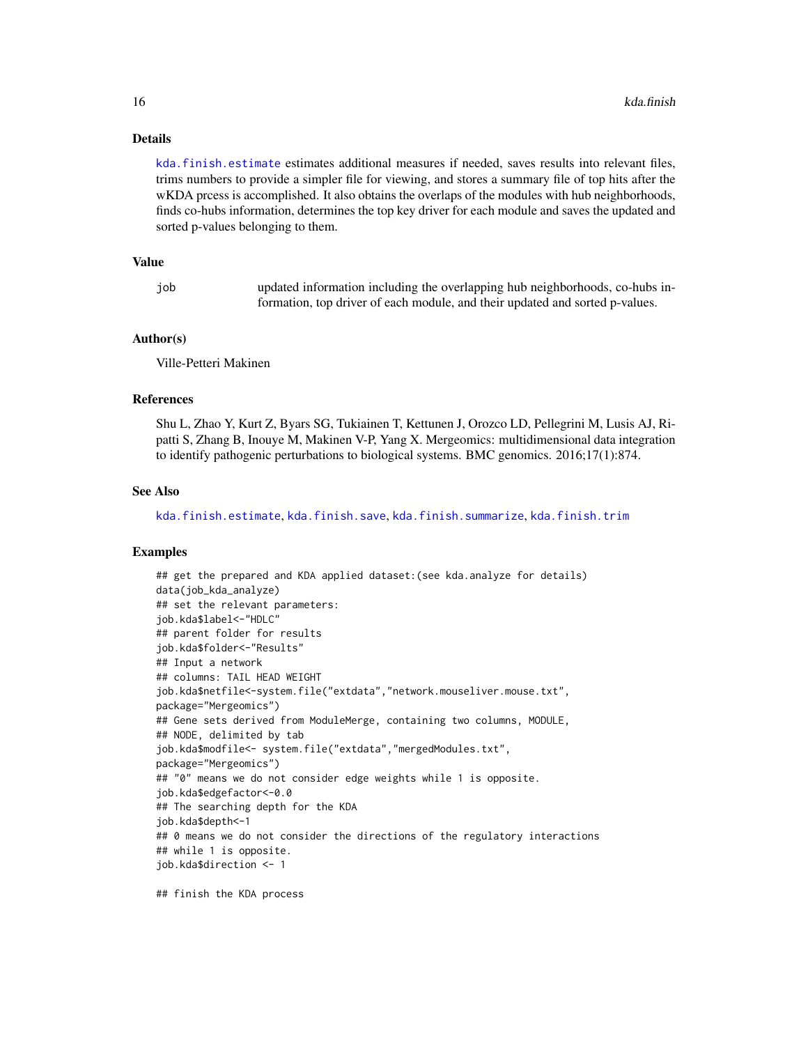## Details

kda.finish.estimate estimates additional measures if needed, saves results into relevant files, trims numbers to provide a simpler file for viewing, and stores a summary file of top hits after the wKDA prcess is accomplished. It also obtains the overlaps of the modules with hub neighborhoods, finds co-hubs information, determines the top key driver for each module and saves the updated and sorted p-values belonging to them.

## Value

| | |
|---|---|
| job | updated information including the overlapping hub neighborhoods, co-hubs information, top driver of each module, and their updated and sorted p-values. |

## Author(s)

Ville-Petteri Makinen

## References

Shu L, Zhao Y, Kurt Z, Byars SG, Tukiainen T, Kettunen J, Orozco LD, Pellegrini M, Lusis AJ, Ripatti S, Zhang B, Inouye M, Makinen V-P, Yang X. Mergeomics: multidimensional data integration to identify pathogenic perturbations to biological systems. BMC genomics. 2016;17(1):874.

## See Also

kda.finish.estimate, kda.finish.save, kda.finish.summarize, kda.finish.trim

## Examples

```
## get the prepared and KDA applied dataset:(see kda.analyze for details)
data(job_kda_analyze)
## set the relevant parameters:
job.kda$label<-"HDLC"
## parent folder for results
job.kda$folder<-"Results"
## Input a network
## columns: TAIL HEAD WEIGHT
job.kda$netfile<-system.file("extdata","network.mouseliver.mouse.txt",
package="Mergeomics")
## Gene sets derived from ModuleMerge, containing two columns, MODULE,
## NODE, delimited by tab
job.kda$modfile<- system.file("extdata","mergedModules.txt",
package="Mergeomics")
## "0" means we do not consider edge weights while 1 is opposite.
job.kda$edgefactor<-0.0
## The searching depth for the KDA
job.kda$depth<-1
## 0 means we do not consider the directions of the regulatory interactions
## while 1 is opposite.
job.kda$direction <- 1

## finish the KDA process
```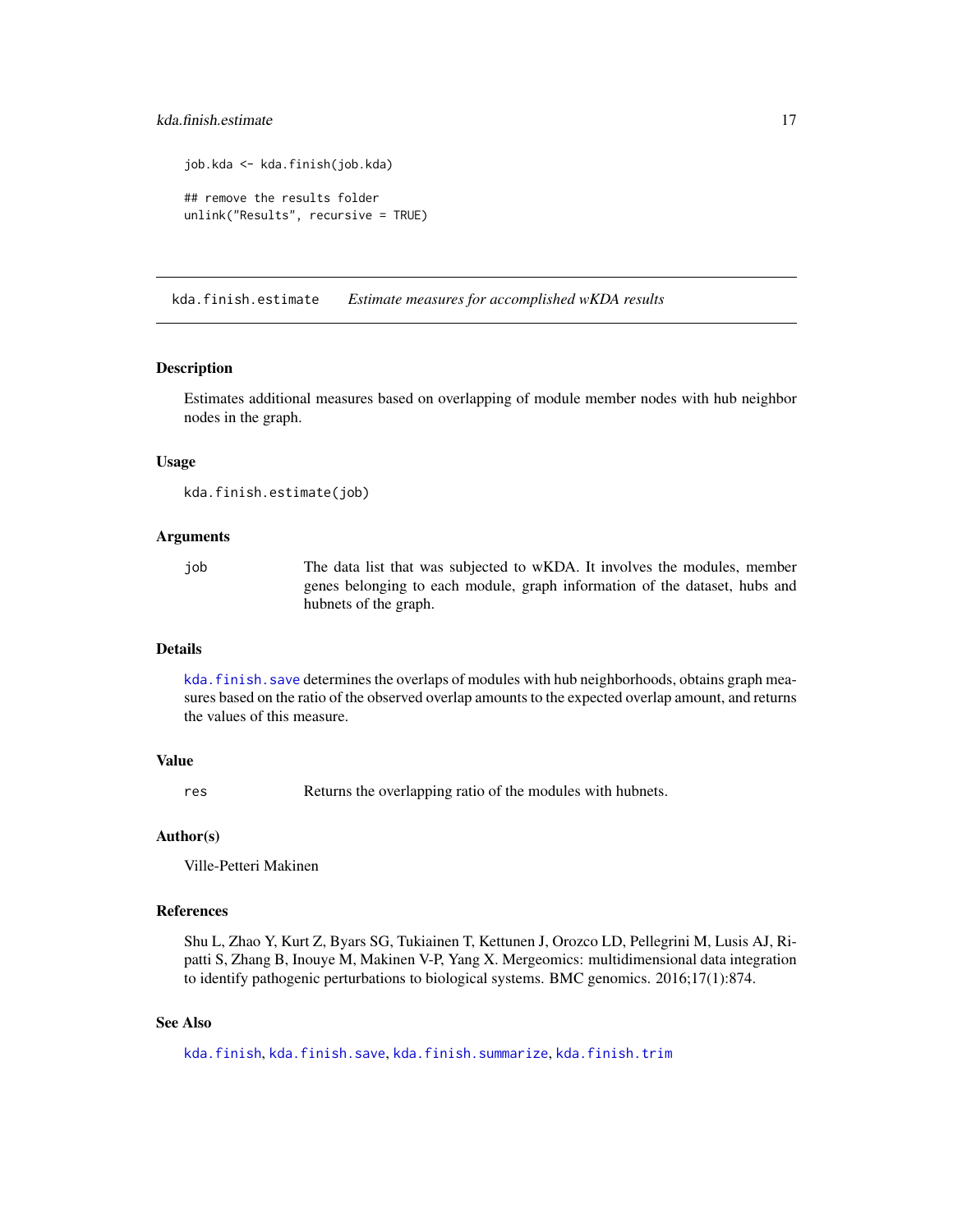```
job.kda <- kda.finish(job.kda)

## remove the results folder
unlink("Results", recursive = TRUE)
```

---

## kda.finish.estimate *Estimate measures for accomplished wKDA results*

---

### Description

Estimates additional measures based on overlapping of module member nodes with hub neighbor nodes in the graph.

### Usage

```
kda.finish.estimate(job)
```

### Arguments

| | |
|---|---|
| job | The data list that was subjected to wKDA. It involves the modules, member genes belonging to each module, graph information of the dataset, hubs and hubnets of the graph. |

### Details

kda.finish.save determines the overlaps of modules with hub neighborhoods, obtains graph measures based on the ratio of the observed overlap amounts to the expected overlap amount, and returns the values of this measure.

### Value

| | |
|---|---|
| res | Returns the overlapping ratio of the modules with hubnets. |

### Author(s)

Ville-Petteri Makinen

### References

Shu L, Zhao Y, Kurt Z, Byars SG, Tukiainen T, Kettunen J, Orozco LD, Pellegrini M, Lusis AJ, Ripatti S, Zhang B, Inouye M, Makinen V-P, Yang X. Mergeomics: multidimensional data integration to identify pathogenic perturbations to biological systems. BMC genomics. 2016;17(1):874.

### See Also

kda.finish, kda.finish.save, kda.finish.summarize, kda.finish.trim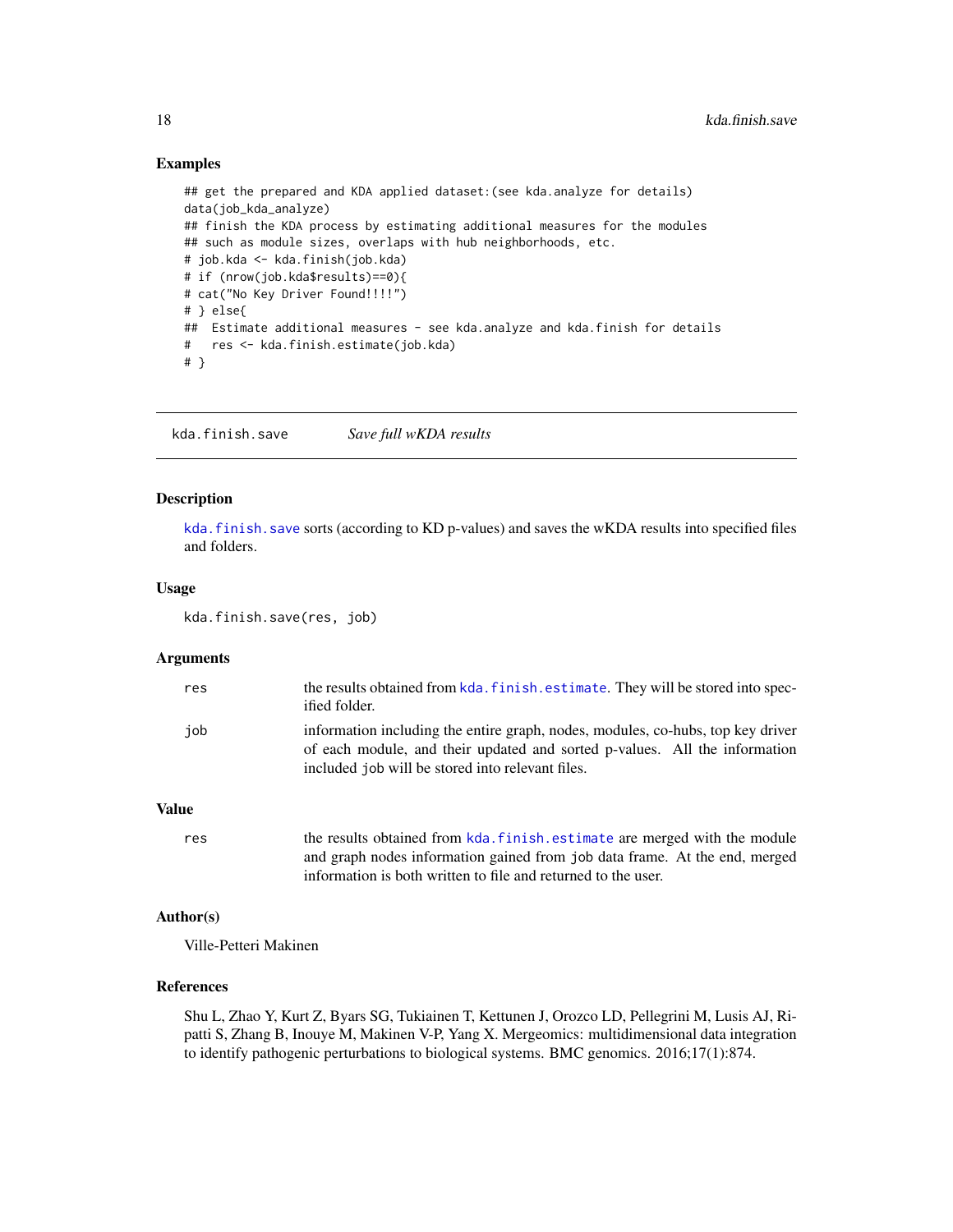### Examples

```
## get the prepared and KDA applied dataset:(see kda.analyze for details)
data(job_kda_analyze)
## finish the KDA process by estimating additional measures for the modules
## such as module sizes, overlaps with hub neighborhoods, etc.
# job.kda <- kda.finish(job.kda)
# if (nrow(job.kda$results)==0){
# cat("No Key Driver Found!!!!")
# } else{
##  Estimate additional measures - see kda.analyze and kda.finish for details
#   res <- kda.finish.estimate(job.kda)
# }
```

---

## kda.finish.save    *Save full wKDA results*

### Description

kda.finish.save sorts (according to KD p-values) and saves the wKDA results into specified files and folders.

### Usage

```
kda.finish.save(res, job)
```

### Arguments

| | |
|---|---|
| res | the results obtained from kda.finish.estimate. They will be stored into specified folder. |
| job | information including the entire graph, nodes, modules, co-hubs, top key driver of each module, and their updated and sorted p-values. All the information included job will be stored into relevant files. |

### Value

| | |
|---|---|
| res | the results obtained from kda.finish.estimate are merged with the module and graph nodes information gained from job data frame. At the end, merged information is both written to file and returned to the user. |

### Author(s)

Ville-Petteri Makinen

### References

Shu L, Zhao Y, Kurt Z, Byars SG, Tukiainen T, Kettunen J, Orozco LD, Pellegrini M, Lusis AJ, Ripatti S, Zhang B, Inouye M, Makinen V-P, Yang X. Mergeomics: multidimensional data integration to identify pathogenic perturbations to biological systems. BMC genomics. 2016;17(1):874.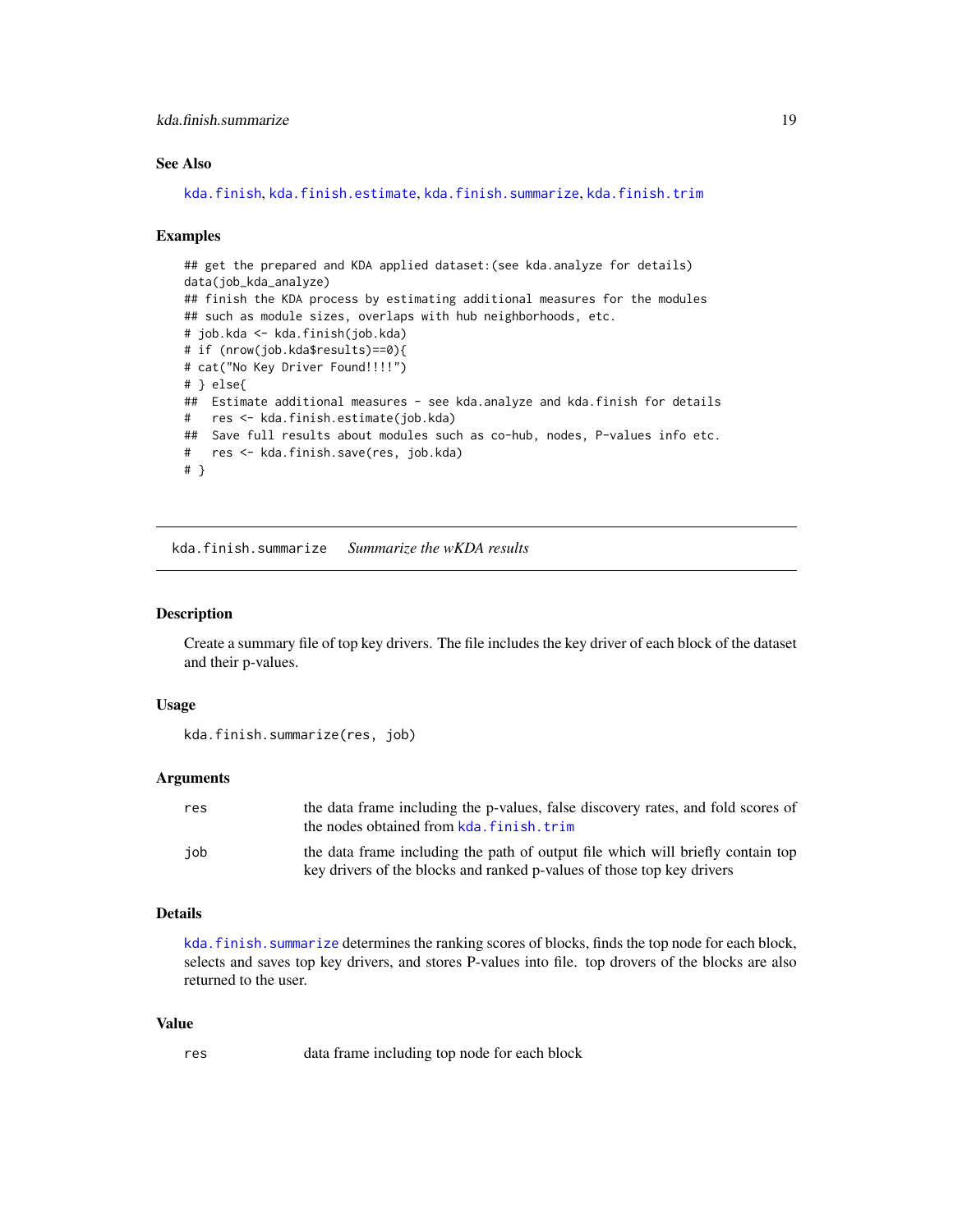### See Also

kda.finish, kda.finish.estimate, kda.finish.summarize, kda.finish.trim

### Examples

```
## get the prepared and KDA applied dataset:(see kda.analyze for details)
data(job_kda_analyze)
## finish the KDA process by estimating additional measures for the modules
## such as module sizes, overlaps with hub neighborhoods, etc.
# job.kda <- kda.finish(job.kda)
# if (nrow(job.kda$results)==0){
# cat("No Key Driver Found!!!!")
# } else{
##  Estimate additional measures - see kda.analyze and kda.finish for details
#   res <- kda.finish.estimate(job.kda)
##  Save full results about modules such as co-hub, nodes, P-values info etc.
#   res <- kda.finish.save(res, job.kda)
# }
```

---

## kda.finish.summarize    *Summarize the wKDA results*

### Description

Create a summary file of top key drivers. The file includes the key driver of each block of the dataset and their p-values.

### Usage

```
kda.finish.summarize(res, job)
```

### Arguments

| | |
|---|---|
| res | the data frame including the p-values, false discovery rates, and fold scores of the nodes obtained from kda.finish.trim |
| job | the data frame including the path of output file which will briefly contain top key drivers of the blocks and ranked p-values of those top key drivers |

### Details

kda.finish.summarize determines the ranking scores of blocks, finds the top node for each block, selects and saves top key drivers, and stores P-values into file. top drovers of the blocks are also returned to the user.

### Value

| | |
|---|---|
| res | data frame including top node for each block |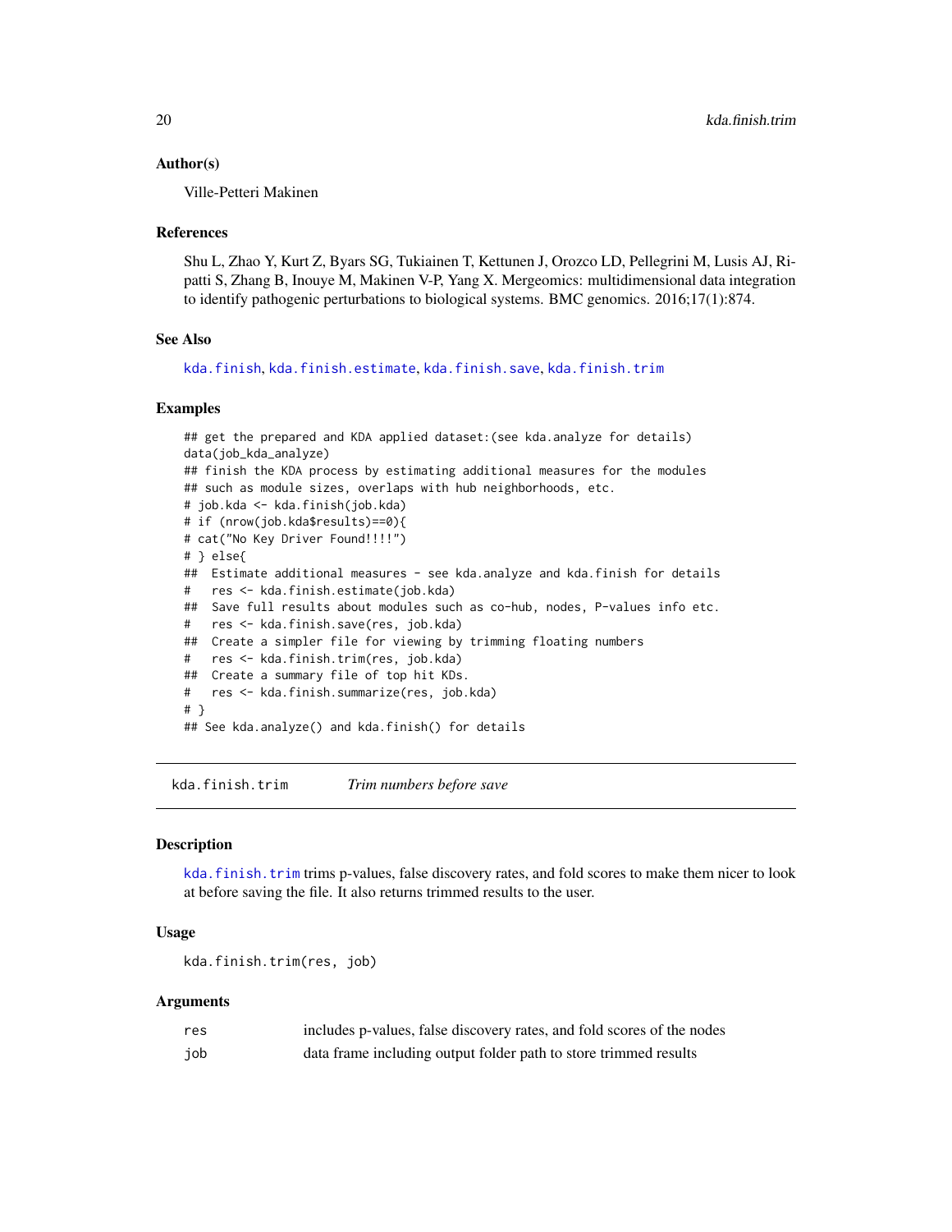### Author(s)

Ville-Petteri Makinen

### References

Shu L, Zhao Y, Kurt Z, Byars SG, Tukiainen T, Kettunen J, Orozco LD, Pellegrini M, Lusis AJ, Ripatti S, Zhang B, Inouye M, Makinen V-P, Yang X. Mergeomics: multidimensional data integration to identify pathogenic perturbations to biological systems. BMC genomics. 2016;17(1):874.

### See Also

kda.finish, kda.finish.estimate, kda.finish.save, kda.finish.trim

### Examples

```
## get the prepared and KDA applied dataset:(see kda.analyze for details)
data(job_kda_analyze)
## finish the KDA process by estimating additional measures for the modules
## such as module sizes, overlaps with hub neighborhoods, etc.
# job.kda <- kda.finish(job.kda)
# if (nrow(job.kda$results)==0){
# cat("No Key Driver Found!!!!")
# } else{
##  Estimate additional measures - see kda.analyze and kda.finish for details
#   res <- kda.finish.estimate(job.kda)
##  Save full results about modules such as co-hub, nodes, P-values info etc.
#   res <- kda.finish.save(res, job.kda)
##  Create a simpler file for viewing by trimming floating numbers
#   res <- kda.finish.trim(res, job.kda)
##  Create a summary file of top hit KDs.
#   res <- kda.finish.summarize(res, job.kda)
# }
## See kda.analyze() and kda.finish() for details
```

## kda.finish.trim — *Trim numbers before save*

### Description

kda.finish.trim trims p-values, false discovery rates, and fold scores to make them nicer to look at before saving the file. It also returns trimmed results to the user.

### Usage

```
kda.finish.trim(res, job)
```

### Arguments

| | |
|---|---|
| res | includes p-values, false discovery rates, and fold scores of the nodes |
| job | data frame including output folder path to store trimmed results |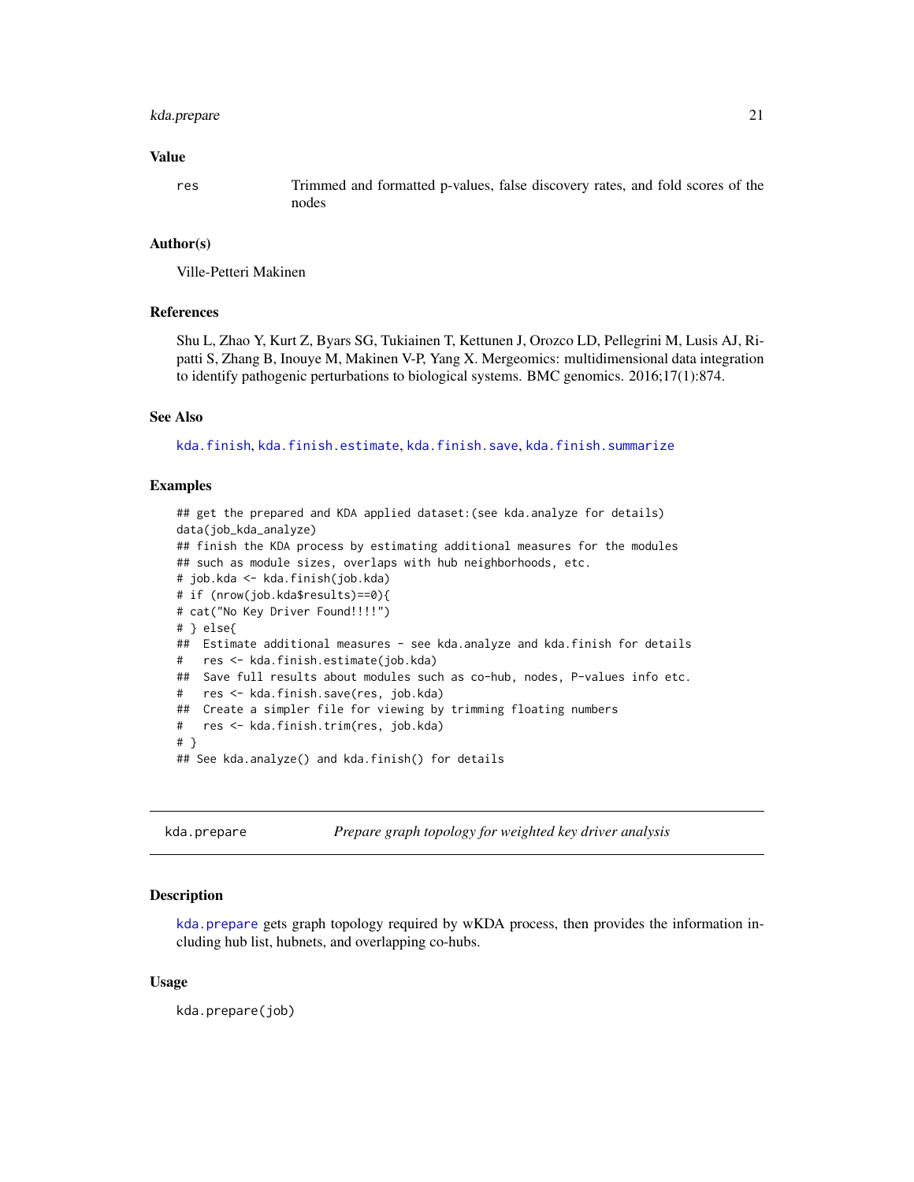### Value

| | |
|---|---|
| `res` | Trimmed and formatted p-values, false discovery rates, and fold scores of the nodes |

### Author(s)

Ville-Petteri Makinen

### References

Shu L, Zhao Y, Kurt Z, Byars SG, Tukiainen T, Kettunen J, Orozco LD, Pellegrini M, Lusis AJ, Ripatti S, Zhang B, Inouye M, Makinen V-P, Yang X. Mergeomics: multidimensional data integration to identify pathogenic perturbations to biological systems. BMC genomics. 2016;17(1):874.

### See Also

`kda.finish`, `kda.finish.estimate`, `kda.finish.save`, `kda.finish.summarize`

### Examples

```
## get the prepared and KDA applied dataset:(see kda.analyze for details)
data(job_kda_analyze)
## finish the KDA process by estimating additional measures for the modules
## such as module sizes, overlaps with hub neighborhoods, etc.
# job.kda <- kda.finish(job.kda)
# if (nrow(job.kda$results)==0){
# cat("No Key Driver Found!!!!")
# } else{
##  Estimate additional measures - see kda.analyze and kda.finish for details
#   res <- kda.finish.estimate(job.kda)
##  Save full results about modules such as co-hub, nodes, P-values info etc.
#   res <- kda.finish.save(res, job.kda)
##  Create a simpler file for viewing by trimming floating numbers
#   res <- kda.finish.trim(res, job.kda)
# }
## See kda.analyze() and kda.finish() for details
```

---

## kda.prepare — *Prepare graph topology for weighted key driver analysis*

### Description

`kda.prepare` gets graph topology required by wKDA process, then provides the information including hub list, hubnets, and overlapping co-hubs.

### Usage

```
kda.prepare(job)
```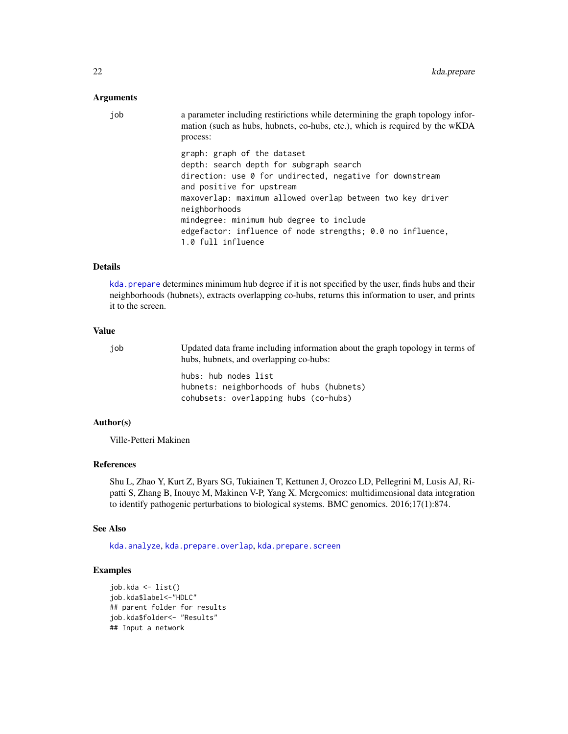### Arguments

**job** — a parameter including restrictions while determining the graph topology information (such as hubs, hubnets, co-hubs, etc.), which is required by the wKDA process:

```
graph: graph of the dataset
depth: search depth for subgraph search
direction: use 0 for undirected, negative for downstream
and positive for upstream
maxoverlap: maximum allowed overlap between two key driver
neighborhoods
mindegree: minimum hub degree to include
edgefactor: influence of node strengths; 0.0 no influence,
1.0 full influence
```

### Details

`kda.prepare` determines minimum hub degree if it is not specified by the user, finds hubs and their neighborhoods (hubnets), extracts overlapping co-hubs, returns this information to user, and prints it to the screen.

### Value

**job** — Updated data frame including information about the graph topology in terms of hubs, hubnets, and overlapping co-hubs:

```
hubs: hub nodes list
hubnets: neighborhoods of hubs (hubnets)
cohubsets: overlapping hubs (co-hubs)
```

### Author(s)

Ville-Petteri Makinen

### References

Shu L, Zhao Y, Kurt Z, Byars SG, Tukiainen T, Kettunen J, Orozco LD, Pellegrini M, Lusis AJ, Ripatti S, Zhang B, Inouye M, Makinen V-P, Yang X. Mergeomics: multidimensional data integration to identify pathogenic perturbations to biological systems. BMC genomics. 2016;17(1):874.

### See Also

`kda.analyze`, `kda.prepare.overlap`, `kda.prepare.screen`

### Examples

```
job.kda <- list()
job.kda$label<-"HDLC"
## parent folder for results
job.kda$folder<- "Results"
## Input a network
```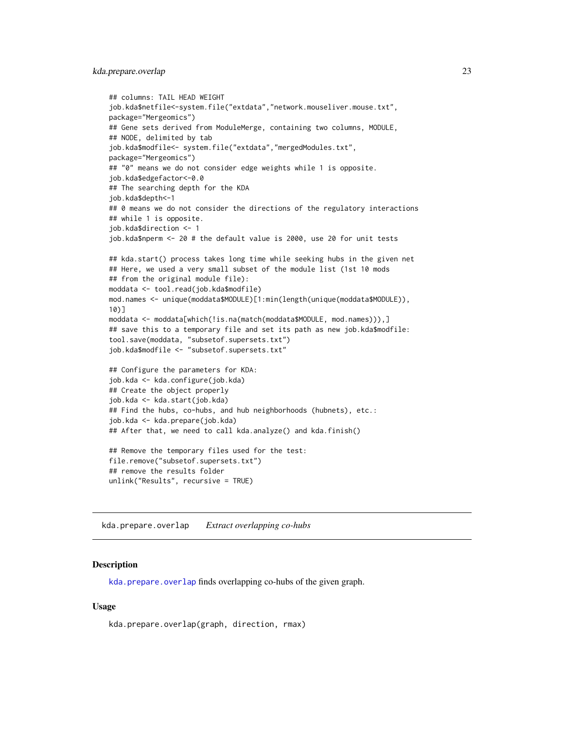```
## columns: TAIL HEAD WEIGHT
job.kda$netfile<-system.file("extdata","network.mouseliver.mouse.txt",
package="Mergeomics")
## Gene sets derived from ModuleMerge, containing two columns, MODULE,
## NODE, delimited by tab
job.kda$modfile<- system.file("extdata","mergedModules.txt",
package="Mergeomics")
## "0" means we do not consider edge weights while 1 is opposite.
job.kda$edgefactor<-0.0
## The searching depth for the KDA
job.kda$depth<-1
## 0 means we do not consider the directions of the regulatory interactions
## while 1 is opposite.
job.kda$direction <- 1
job.kda$nperm <- 20 # the default value is 2000, use 20 for unit tests

## kda.start() process takes long time while seeking hubs in the given net
## Here, we used a very small subset of the module list (1st 10 mods
## from the original module file):
moddata <- tool.read(job.kda$modfile)
mod.names <- unique(moddata$MODULE)[1:min(length(unique(moddata$MODULE)),
10)]
moddata <- moddata[which(!is.na(match(moddata$MODULE, mod.names))),]
## save this to a temporary file and set its path as new job.kda$modfile:
tool.save(moddata, "subsetof.supersets.txt")
job.kda$modfile <- "subsetof.supersets.txt"

## Configure the parameters for KDA:
job.kda <- kda.configure(job.kda)
## Create the object properly
job.kda <- kda.start(job.kda)
## Find the hubs, co-hubs, and hub neighborhoods (hubnets), etc.:
job.kda <- kda.prepare(job.kda)
## After that, we need to call kda.analyze() and kda.finish()

## Remove the temporary files used for the test:
file.remove("subsetof.supersets.txt")
## remove the results folder
unlink("Results", recursive = TRUE)
```

---

## kda.prepare.overlap &nbsp;&nbsp;&nbsp; *Extract overlapping co-hubs*

### Description

kda.prepare.overlap finds overlapping co-hubs of the given graph.

### Usage

```
kda.prepare.overlap(graph, direction, rmax)
```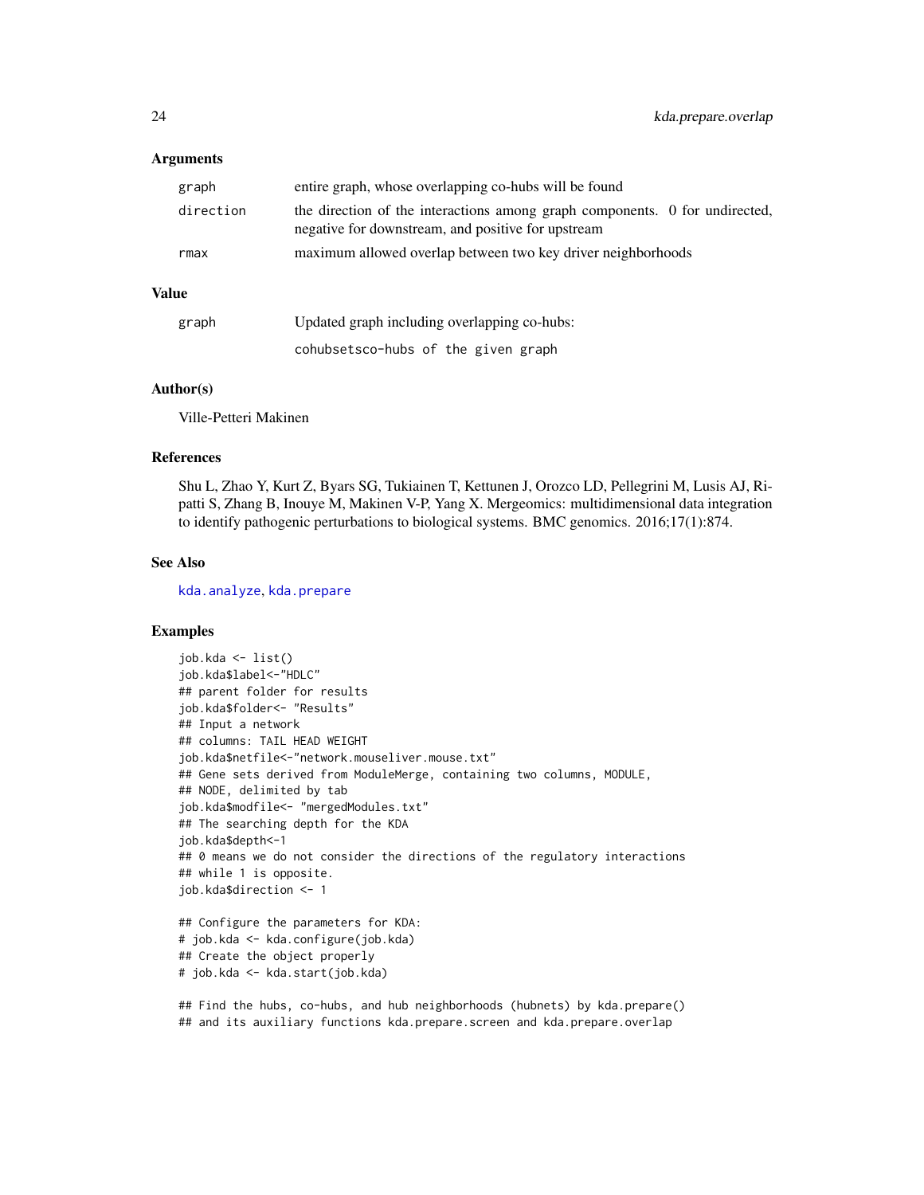### Arguments

| | |
|---|---|
| graph | entire graph, whose overlapping co-hubs will be found |
| direction | the direction of the interactions among graph components. 0 for undirected, negative for downstream, and positive for upstream |
| rmax | maximum allowed overlap between two key driver neighborhoods |

### Value

| | |
|---|---|
| graph | Updated graph including overlapping co-hubs: |
| | cohubsetsco-hubs of the given graph |

### Author(s)

Ville-Petteri Makinen

### References

Shu L, Zhao Y, Kurt Z, Byars SG, Tukiainen T, Kettunen J, Orozco LD, Pellegrini M, Lusis AJ, Ripatti S, Zhang B, Inouye M, Makinen V-P, Yang X. Mergeomics: multidimensional data integration to identify pathogenic perturbations to biological systems. BMC genomics. 2016;17(1):874.

### See Also

kda.analyze, kda.prepare

### Examples

```
job.kda <- list()
job.kda$label<-"HDLC"
## parent folder for results
job.kda$folder<- "Results"
## Input a network
## columns: TAIL HEAD WEIGHT
job.kda$netfile<-"network.mouseliver.mouse.txt"
## Gene sets derived from ModuleMerge, containing two columns, MODULE,
## NODE, delimited by tab
job.kda$modfile<- "mergedModules.txt"
## The searching depth for the KDA
job.kda$depth<-1
## 0 means we do not consider the directions of the regulatory interactions
## while 1 is opposite.
job.kda$direction <- 1

## Configure the parameters for KDA:
# job.kda <- kda.configure(job.kda)
## Create the object properly
# job.kda <- kda.start(job.kda)

## Find the hubs, co-hubs, and hub neighborhoods (hubnets) by kda.prepare()
## and its auxiliary functions kda.prepare.screen and kda.prepare.overlap
```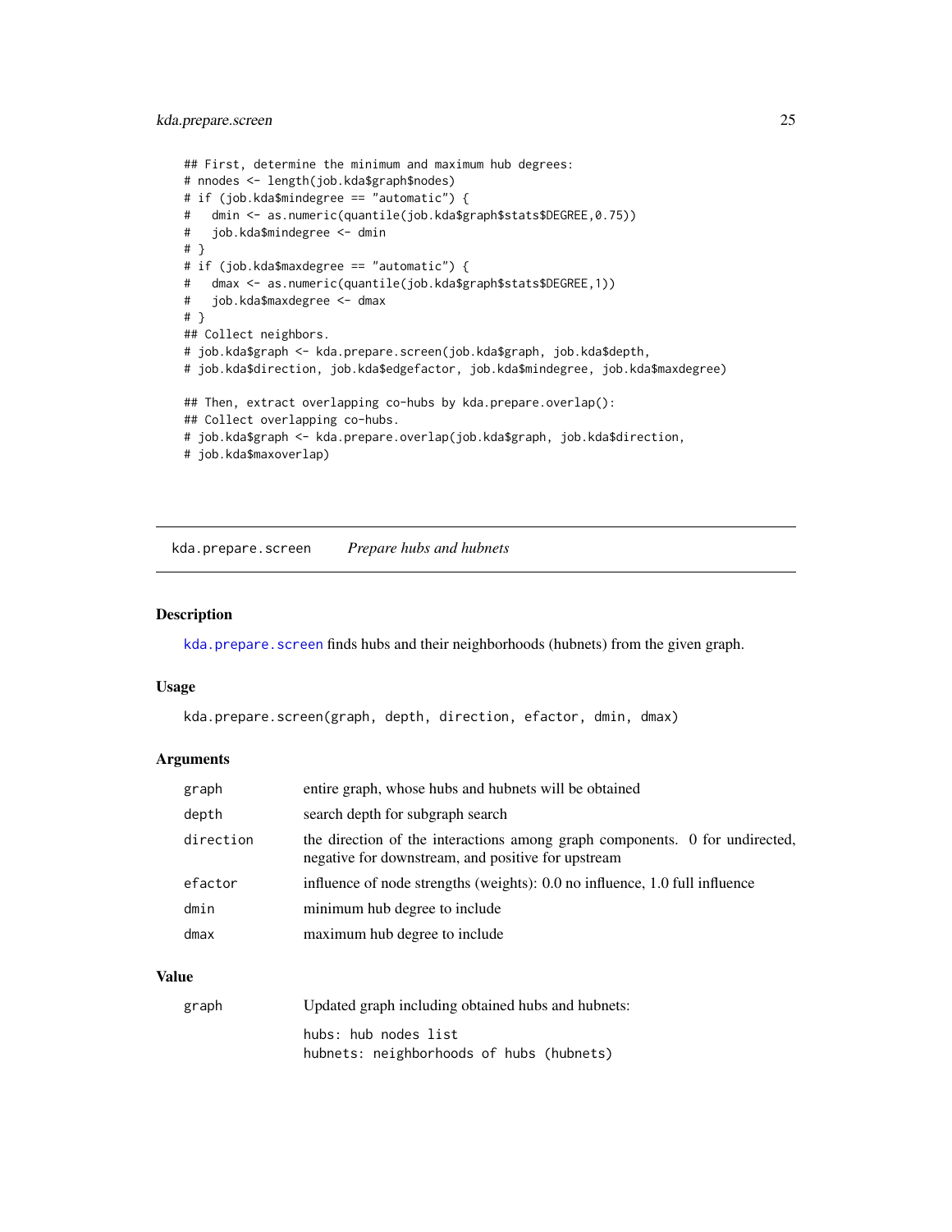```
## First, determine the minimum and maximum hub degrees:
# nnodes <- length(job.kda$graph$nodes)
# if (job.kda$mindegree == "automatic") {
#   dmin <- as.numeric(quantile(job.kda$graph$stats$DEGREE,0.75))
#   job.kda$mindegree <- dmin
# }
# if (job.kda$maxdegree == "automatic") {
#   dmax <- as.numeric(quantile(job.kda$graph$stats$DEGREE,1))
#   job.kda$maxdegree <- dmax
# }
## Collect neighbors.
# job.kda$graph <- kda.prepare.screen(job.kda$graph, job.kda$depth,
# job.kda$direction, job.kda$edgefactor, job.kda$mindegree, job.kda$maxdegree)

## Then, extract overlapping co-hubs by kda.prepare.overlap():
## Collect overlapping co-hubs.
# job.kda$graph <- kda.prepare.overlap(job.kda$graph, job.kda$direction,
# job.kda$maxoverlap)
```

---

## kda.prepare.screen    *Prepare hubs and hubnets*

### Description

kda.prepare.screen finds hubs and their neighborhoods (hubnets) from the given graph.

### Usage

```
kda.prepare.screen(graph, depth, direction, efactor, dmin, dmax)
```

### Arguments

| | |
|---|---|
| graph | entire graph, whose hubs and hubnets will be obtained |
| depth | search depth for subgraph search |
| direction | the direction of the interactions among graph components. 0 for undirected, negative for downstream, and positive for upstream |
| efactor | influence of node strengths (weights): 0.0 no influence, 1.0 full influence |
| dmin | minimum hub degree to include |
| dmax | maximum hub degree to include |

### Value

| | |
|---|---|
| graph | Updated graph including obtained hubs and hubnets: |
| | `hubs: hub nodes list`<br>`hubnets: neighborhoods of hubs (hubnets)` |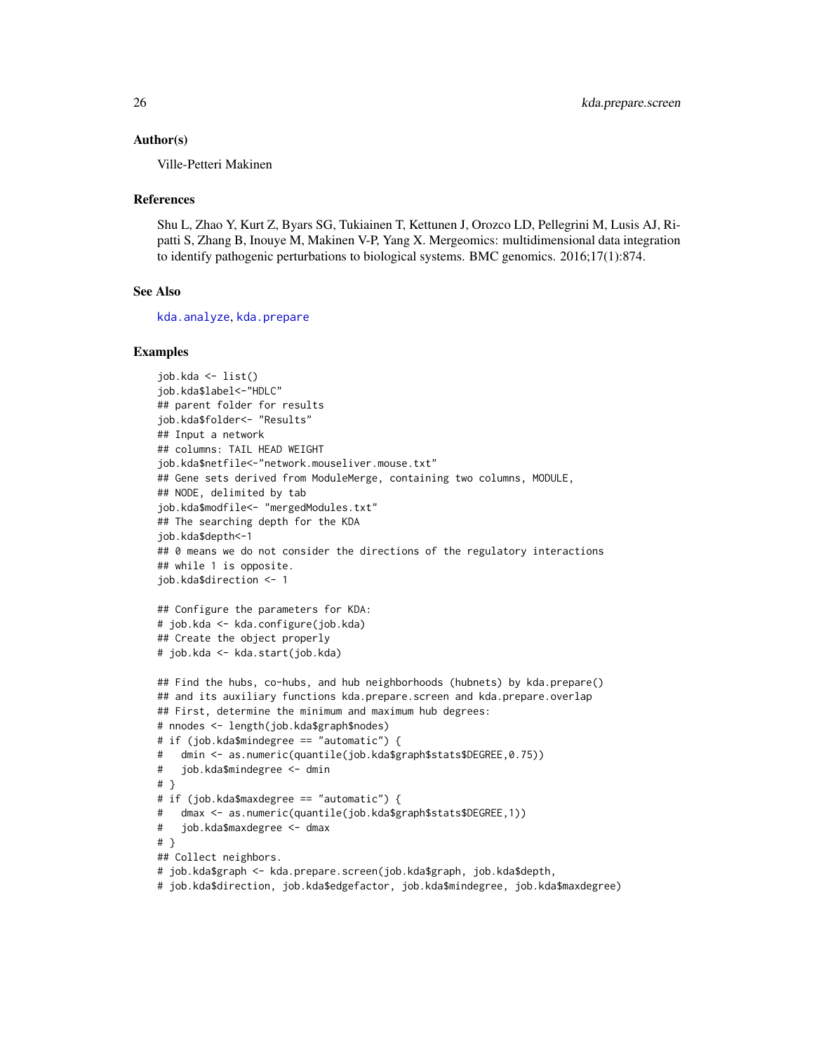### Author(s)

Ville-Petteri Makinen

### References

Shu L, Zhao Y, Kurt Z, Byars SG, Tukiainen T, Kettunen J, Orozco LD, Pellegrini M, Lusis AJ, Ripatti S, Zhang B, Inouye M, Makinen V-P, Yang X. Mergeomics: multidimensional data integration to identify pathogenic perturbations to biological systems. BMC genomics. 2016;17(1):874.

### See Also

kda.analyze, kda.prepare

### Examples

```
job.kda <- list()
job.kda$label<-"HDLC"
## parent folder for results
job.kda$folder<- "Results"
## Input a network
## columns: TAIL HEAD WEIGHT
job.kda$netfile<-"network.mouseliver.mouse.txt"
## Gene sets derived from ModuleMerge, containing two columns, MODULE,
## NODE, delimited by tab
job.kda$modfile<- "mergedModules.txt"
## The searching depth for the KDA
job.kda$depth<-1
## 0 means we do not consider the directions of the regulatory interactions
## while 1 is opposite.
job.kda$direction <- 1

## Configure the parameters for KDA:
# job.kda <- kda.configure(job.kda)
## Create the object properly
# job.kda <- kda.start(job.kda)

## Find the hubs, co-hubs, and hub neighborhoods (hubnets) by kda.prepare()
## and its auxiliary functions kda.prepare.screen and kda.prepare.overlap
## First, determine the minimum and maximum hub degrees:
# nnodes <- length(job.kda$graph$nodes)
# if (job.kda$mindegree == "automatic") {
#   dmin <- as.numeric(quantile(job.kda$graph$stats$DEGREE,0.75))
#   job.kda$mindegree <- dmin
# }
# if (job.kda$maxdegree == "automatic") {
#   dmax <- as.numeric(quantile(job.kda$graph$stats$DEGREE,1))
#   job.kda$maxdegree <- dmax
# }
## Collect neighbors.
# job.kda$graph <- kda.prepare.screen(job.kda$graph, job.kda$depth,
# job.kda$direction, job.kda$edgefactor, job.kda$mindegree, job.kda$maxdegree)
```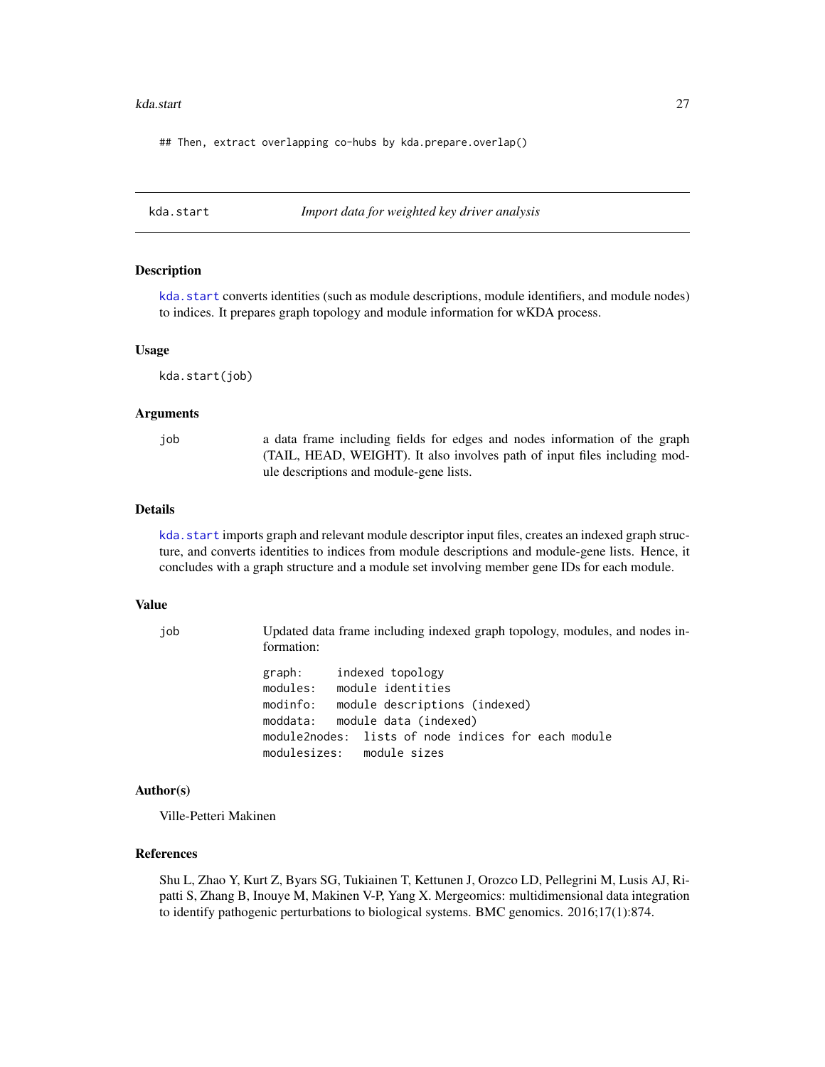```
## Then, extract overlapping co-hubs by kda.prepare.overlap()
```

---

## kda.start — *Import data for weighted key driver analysis*

### Description

`kda.start` converts identities (such as module descriptions, module identifiers, and module nodes) to indices. It prepares graph topology and module information for wKDA process.

### Usage

```
kda.start(job)
```

### Arguments

| | |
|---|---|
| `job` | a data frame including fields for edges and nodes information of the graph (TAIL, HEAD, WEIGHT). It also involves path of input files including module descriptions and module-gene lists. |

### Details

`kda.start` imports graph and relevant module descriptor input files, creates an indexed graph structure, and converts identities to indices from module descriptions and module-gene lists. Hence, it concludes with a graph structure and a module set involving member gene IDs for each module.

### Value

`job` Updated data frame including indexed graph topology, modules, and nodes information:

```
graph:     indexed topology
modules:   module identities
modinfo:   module descriptions (indexed)
moddata:   module data (indexed)
module2nodes:  lists of node indices for each module
modulesizes:   module sizes
```

### Author(s)

Ville-Petteri Makinen

### References

Shu L, Zhao Y, Kurt Z, Byars SG, Tukiainen T, Kettunen J, Orozco LD, Pellegrini M, Lusis AJ, Ripatti S, Zhang B, Inouye M, Makinen V-P, Yang X. Mergeomics: multidimensional data integration to identify pathogenic perturbations to biological systems. BMC genomics. 2016;17(1):874.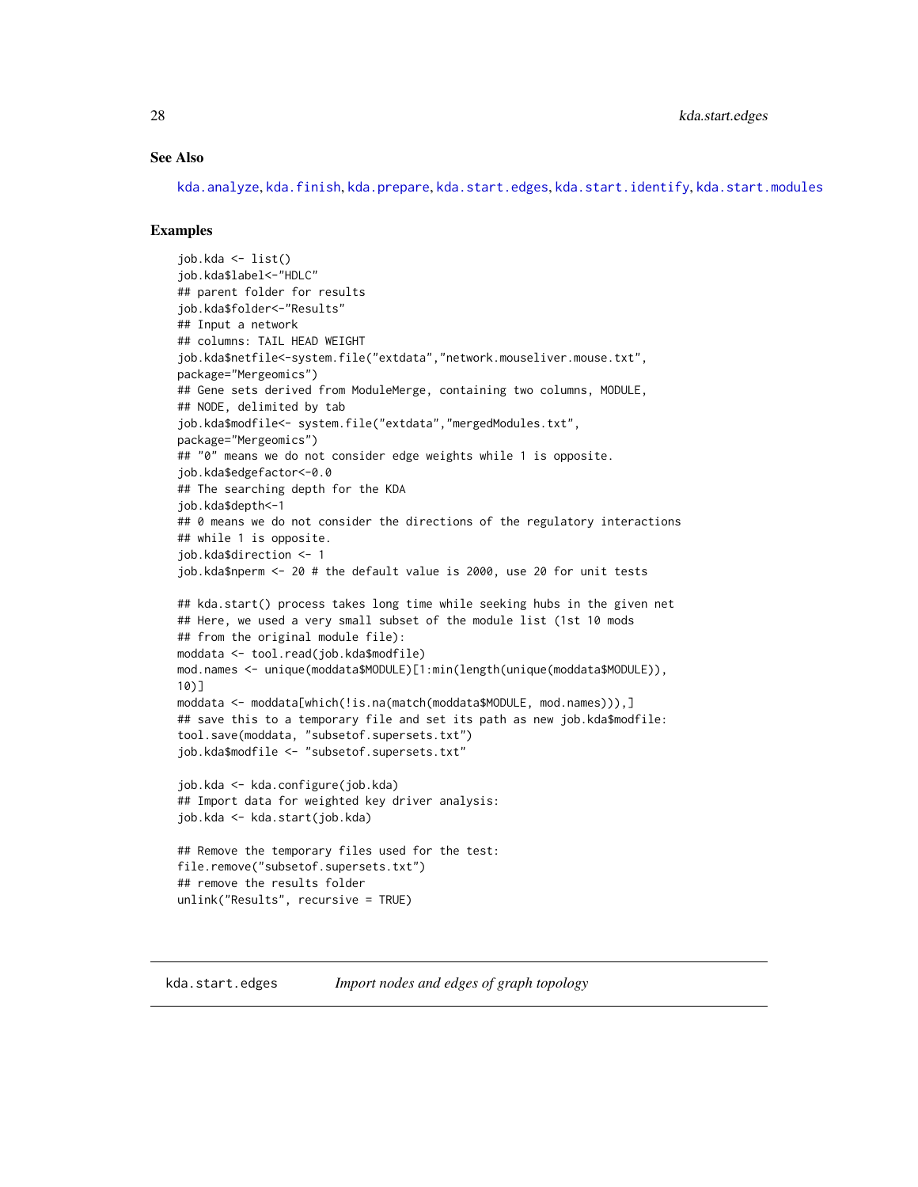## See Also

kda.analyze, kda.finish, kda.prepare, kda.start.edges, kda.start.identify, kda.start.modules

## Examples

```
job.kda <- list()
job.kda$label<-"HDLC"
## parent folder for results
job.kda$folder<-"Results"
## Input a network
## columns: TAIL HEAD WEIGHT
job.kda$netfile<-system.file("extdata","network.mouseliver.mouse.txt",
package="Mergeomics")
## Gene sets derived from ModuleMerge, containing two columns, MODULE,
## NODE, delimited by tab
job.kda$modfile<- system.file("extdata","mergedModules.txt",
package="Mergeomics")
## "0" means we do not consider edge weights while 1 is opposite.
job.kda$edgefactor<-0.0
## The searching depth for the KDA
job.kda$depth<-1
## 0 means we do not consider the directions of the regulatory interactions
## while 1 is opposite.
job.kda$direction <- 1
job.kda$nperm <- 20 # the default value is 2000, use 20 for unit tests

## kda.start() process takes long time while seeking hubs in the given net
## Here, we used a very small subset of the module list (1st 10 mods
## from the original module file):
moddata <- tool.read(job.kda$modfile)
mod.names <- unique(moddata$MODULE)[1:min(length(unique(moddata$MODULE)),
10)]
moddata <- moddata[which(!is.na(match(moddata$MODULE, mod.names))),]
## save this to a temporary file and set its path as new job.kda$modfile:
tool.save(moddata, "subsetof.supersets.txt")
job.kda$modfile <- "subsetof.supersets.txt"

job.kda <- kda.configure(job.kda)
## Import data for weighted key driver analysis:
job.kda <- kda.start(job.kda)

## Remove the temporary files used for the test:
file.remove("subsetof.supersets.txt")
## remove the results folder
unlink("Results", recursive = TRUE)
```

---

# kda.start.edges — *Import nodes and edges of graph topology*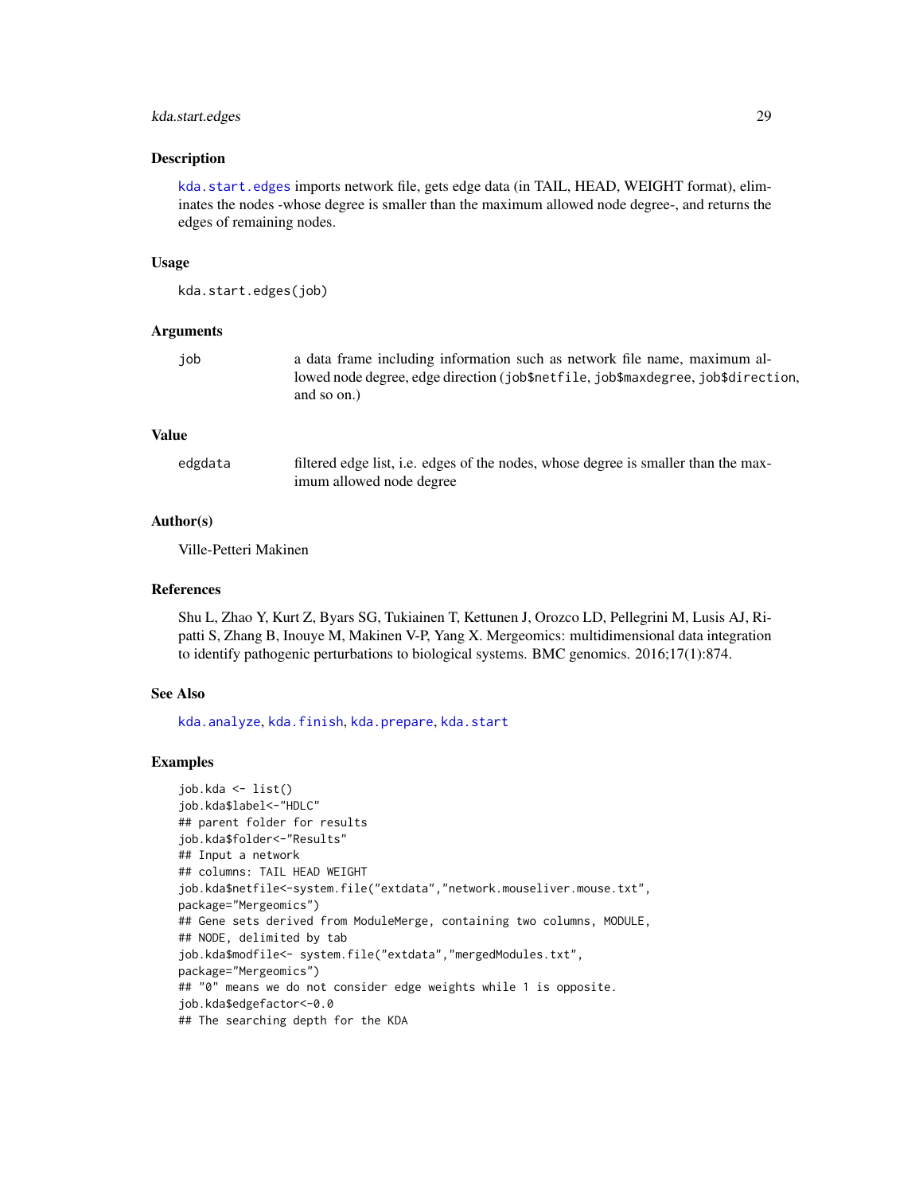### Description

kda.start.edges imports network file, gets edge data (in TAIL, HEAD, WEIGHT format), eliminates the nodes -whose degree is smaller than the maximum allowed node degree-, and returns the edges of remaining nodes.

### Usage

```
kda.start.edges(job)
```

### Arguments

| | |
|---|---|
| job | a data frame including information such as network file name, maximum allowed node degree, edge direction (job$netfile, job$maxdegree, job$direction, and so on.) |

### Value

| | |
|---|---|
| edgdata | filtered edge list, i.e. edges of the nodes, whose degree is smaller than the maximum allowed node degree |

### Author(s)

Ville-Petteri Makinen

### References

Shu L, Zhao Y, Kurt Z, Byars SG, Tukiainen T, Kettunen J, Orozco LD, Pellegrini M, Lusis AJ, Ripatti S, Zhang B, Inouye M, Makinen V-P, Yang X. Mergeomics: multidimensional data integration to identify pathogenic perturbations to biological systems. BMC genomics. 2016;17(1):874.

### See Also

kda.analyze, kda.finish, kda.prepare, kda.start

### Examples

```
job.kda <- list()
job.kda$label<-"HDLC"
## parent folder for results
job.kda$folder<-"Results"
## Input a network
## columns: TAIL HEAD WEIGHT
job.kda$netfile<-system.file("extdata","network.mouseliver.mouse.txt",
package="Mergeomics")
## Gene sets derived from ModuleMerge, containing two columns, MODULE,
## NODE, delimited by tab
job.kda$modfile<- system.file("extdata","mergedModules.txt",
package="Mergeomics")
## "0" means we do not consider edge weights while 1 is opposite.
job.kda$edgefactor<-0.0
## The searching depth for the KDA
```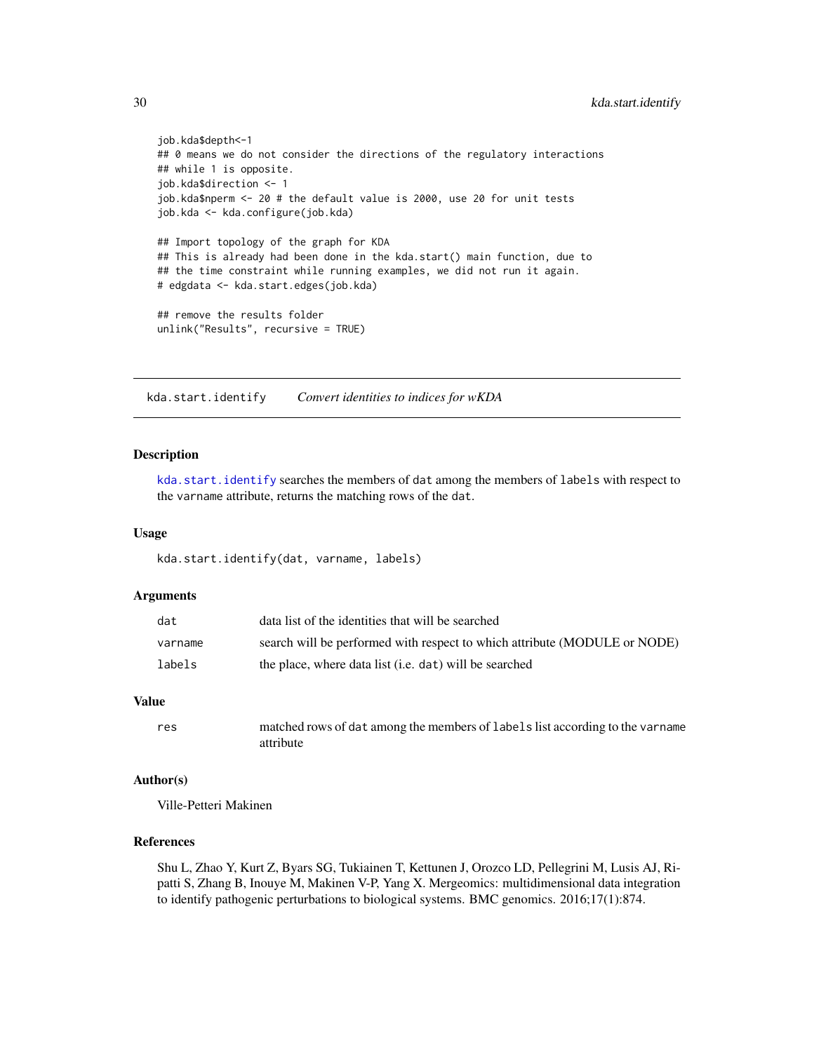```
job.kda$depth<-1
## 0 means we do not consider the directions of the regulatory interactions
## while 1 is opposite.
job.kda$direction <- 1
job.kda$nperm <- 20 # the default value is 2000, use 20 for unit tests
job.kda <- kda.configure(job.kda)

## Import topology of the graph for KDA
## This is already had been done in the kda.start() main function, due to
## the time constraint while running examples, we did not run it again.
# edgdata <- kda.start.edges(job.kda)

## remove the results folder
unlink("Results", recursive = TRUE)
```

## kda.start.identify *Convert identities to indices for wKDA*

### Description

kda.start.identify searches the members of dat among the members of labels with respect to the varname attribute, returns the matching rows of the dat.

### Usage

```
kda.start.identify(dat, varname, labels)
```

### Arguments

| | |
|---|---|
| dat | data list of the identities that will be searched |
| varname | search will be performed with respect to which attribute (MODULE or NODE) |
| labels | the place, where data list (i.e. dat) will be searched |

### Value

| | |
|---|---|
| res | matched rows of dat among the members of labels list according to the varname attribute |

### Author(s)

Ville-Petteri Makinen

### References

Shu L, Zhao Y, Kurt Z, Byars SG, Tukiainen T, Kettunen J, Orozco LD, Pellegrini M, Lusis AJ, Ripatti S, Zhang B, Inouye M, Makinen V-P, Yang X. Mergeomics: multidimensional data integration to identify pathogenic perturbations to biological systems. BMC genomics. 2016;17(1):874.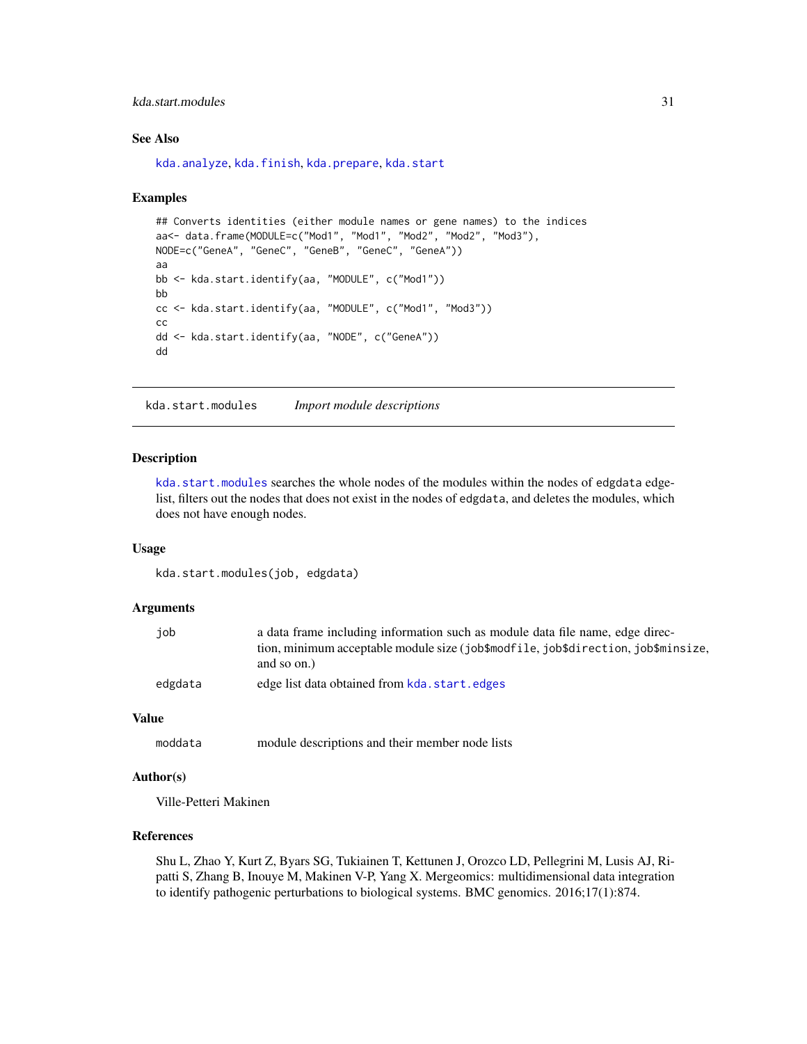### See Also

kda.analyze, kda.finish, kda.prepare, kda.start

### Examples

```
## Converts identities (either module names or gene names) to the indices
aa<- data.frame(MODULE=c("Mod1", "Mod1", "Mod2", "Mod2", "Mod3"),
NODE=c("GeneA", "GeneC", "GeneB", "GeneC", "GeneA"))
aa
bb <- kda.start.identify(aa, "MODULE", c("Mod1"))
bb
cc <- kda.start.identify(aa, "MODULE", c("Mod1", "Mod3"))
cc
dd <- kda.start.identify(aa, "NODE", c("GeneA"))
dd
```

---

## kda.start.modules *Import module descriptions*

---

### Description

kda.start.modules searches the whole nodes of the modules within the nodes of edgdata edgelist, filters out the nodes that does not exist in the nodes of edgdata, and deletes the modules, which does not have enough nodes.

### Usage

```
kda.start.modules(job, edgdata)
```

### Arguments

| | |
|---|---|
| job | a data frame including information such as module data file name, edge direction, minimum acceptable module size (job$modfile, job$direction, job$minsize, and so on.) |
| edgdata | edge list data obtained from kda.start.edges |

### Value

| | |
|---|---|
| moddata | module descriptions and their member node lists |

### Author(s)

Ville-Petteri Makinen

### References

Shu L, Zhao Y, Kurt Z, Byars SG, Tukiainen T, Kettunen J, Orozco LD, Pellegrini M, Lusis AJ, Ripatti S, Zhang B, Inouye M, Makinen V-P, Yang X. Mergeomics: multidimensional data integration to identify pathogenic perturbations to biological systems. BMC genomics. 2016;17(1):874.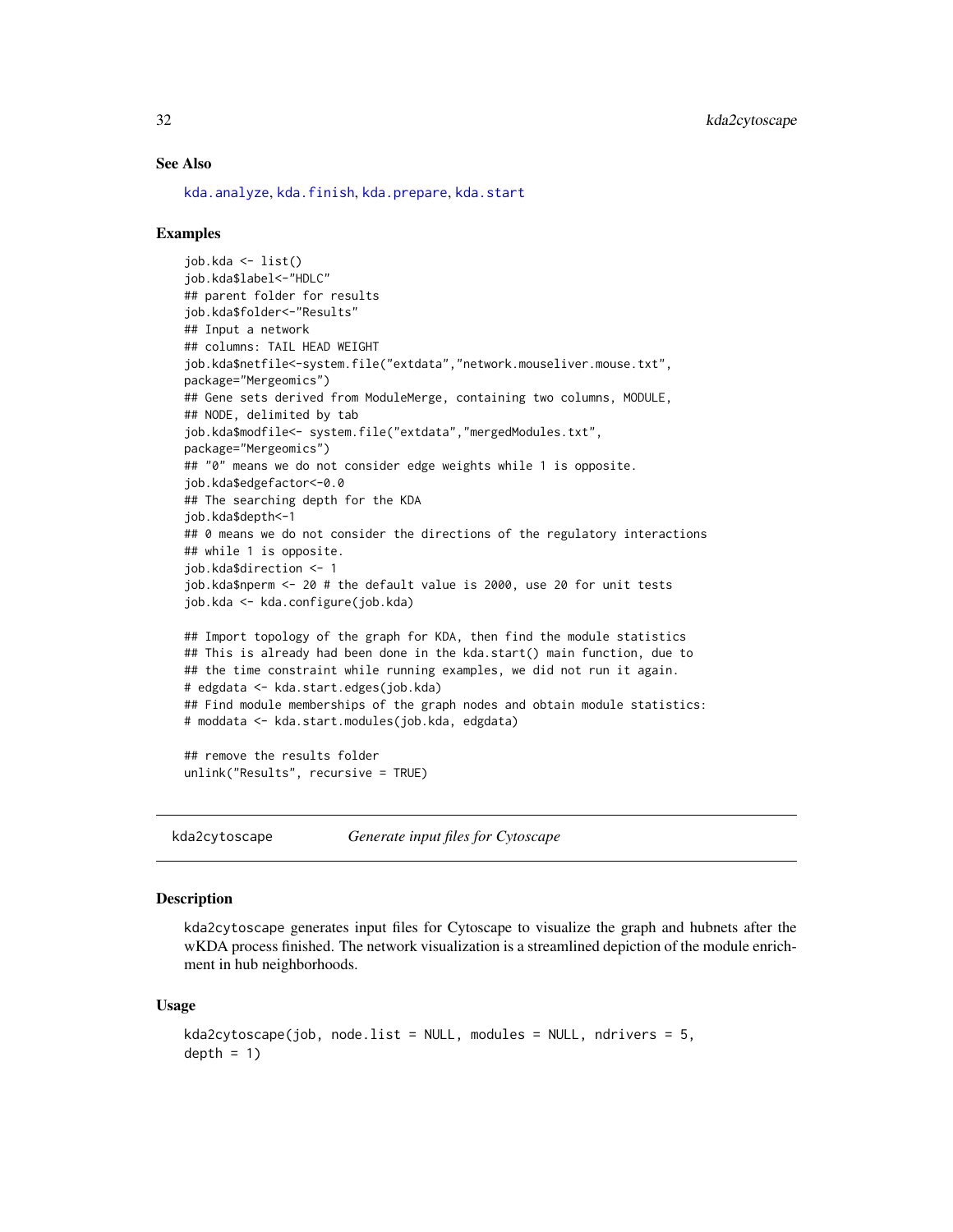### See Also

kda.analyze, kda.finish, kda.prepare, kda.start

### Examples

```
job.kda <- list()
job.kda$label<-"HDLC"
## parent folder for results
job.kda$folder<-"Results"
## Input a network
## columns: TAIL HEAD WEIGHT
job.kda$netfile<-system.file("extdata","network.mouseliver.mouse.txt",
package="Mergeomics")
## Gene sets derived from ModuleMerge, containing two columns, MODULE,
## NODE, delimited by tab
job.kda$modfile<- system.file("extdata","mergedModules.txt",
package="Mergeomics")
## "0" means we do not consider edge weights while 1 is opposite.
job.kda$edgefactor<-0.0
## The searching depth for the KDA
job.kda$depth<-1
## 0 means we do not consider the directions of the regulatory interactions
## while 1 is opposite.
job.kda$direction <- 1
job.kda$nperm <- 20 # the default value is 2000, use 20 for unit tests
job.kda <- kda.configure(job.kda)

## Import topology of the graph for KDA, then find the module statistics
## This is already had been done in the kda.start() main function, due to
## the time constraint while running examples, we did not run it again.
# edgdata <- kda.start.edges(job.kda)
## Find module memberships of the graph nodes and obtain module statistics:
# moddata <- kda.start.modules(job.kda, edgdata)

## remove the results folder
unlink("Results", recursive = TRUE)
```

---

## kda2cytoscape *Generate input files for Cytoscape*

### Description

kda2cytoscape generates input files for Cytoscape to visualize the graph and hubnets after the wKDA process finished. The network visualization is a streamlined depiction of the module enrichment in hub neighborhoods.

### Usage

```
kda2cytoscape(job, node.list = NULL, modules = NULL, ndrivers = 5,
depth = 1)
```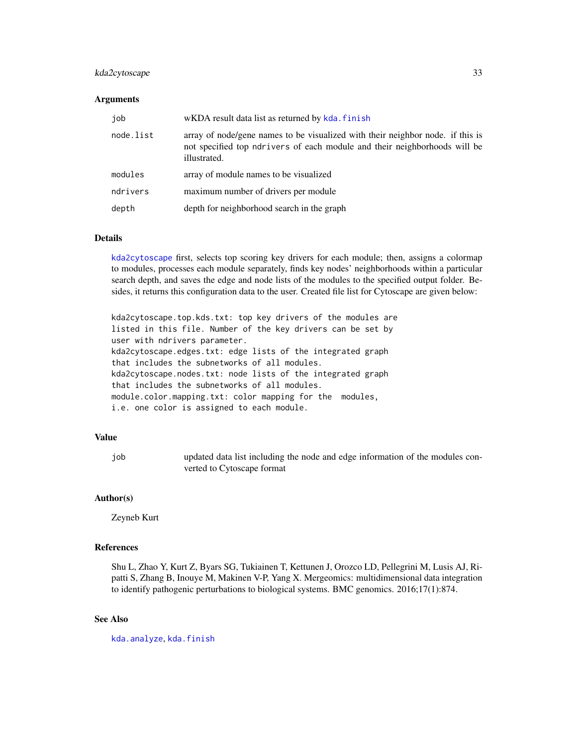### Arguments

| | |
|---|---|
| `job` | wKDA result data list as returned by `kda.finish` |
| `node.list` | array of node/gene names to be visualized with their neighbor node. if this is not specified top `ndrivers` of each module and their neighborhoods will be illustrated. |
| `modules` | array of module names to be visualized |
| `ndrivers` | maximum number of drivers per module |
| `depth` | depth for neighborhood search in the graph |

### Details

`kda2cytoscape` first, selects top scoring key drivers for each module; then, assigns a colormap to modules, processes each module separately, finds key nodes' neighborhoods within a particular search depth, and saves the edge and node lists of the modules to the specified output folder. Besides, it returns this configuration data to the user. Created file list for Cytoscape are given below:

```
kda2cytoscape.top.kds.txt: top key drivers of the modules are
listed in this file. Number of the key drivers can be set by
user with ndrivers parameter.
kda2cytoscape.edges.txt: edge lists of the integrated graph
that includes the subnetworks of all modules.
kda2cytoscape.nodes.txt: node lists of the integrated graph
that includes the subnetworks of all modules.
module.color.mapping.txt: color mapping for the  modules,
i.e. one color is assigned to each module.
```

### Value

| | |
|---|---|
| `job` | updated data list including the node and edge information of the modules converted to Cytoscape format |

### Author(s)

Zeyneb Kurt

### References

Shu L, Zhao Y, Kurt Z, Byars SG, Tukiainen T, Kettunen J, Orozco LD, Pellegrini M, Lusis AJ, Ripatti S, Zhang B, Inouye M, Makinen V-P, Yang X. Mergeomics: multidimensional data integration to identify pathogenic perturbations to biological systems. BMC genomics. 2016;17(1):874.

### See Also

`kda.analyze`, `kda.finish`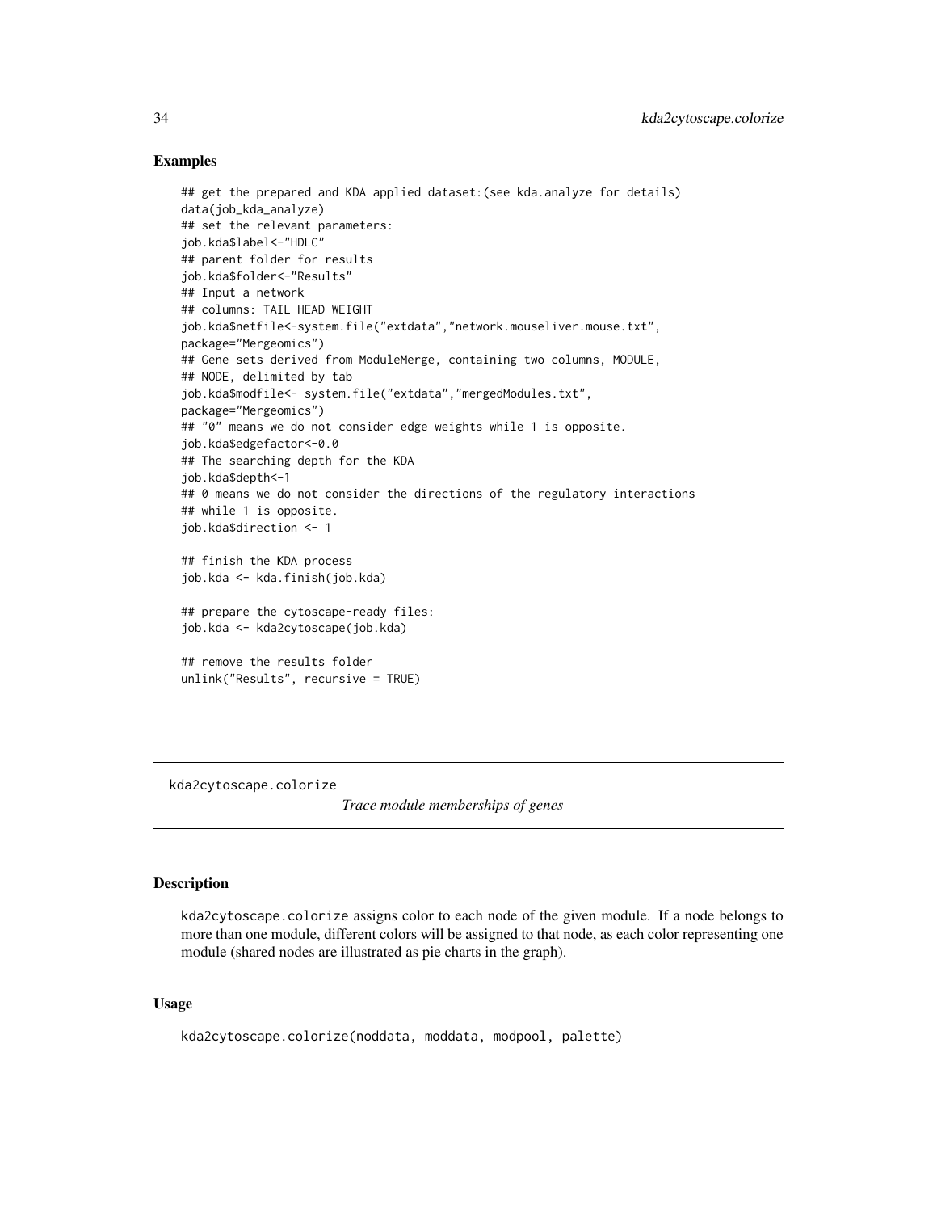### Examples

```
## get the prepared and KDA applied dataset:(see kda.analyze for details)
data(job_kda_analyze)
## set the relevant parameters:
job.kda$label<-"HDLC"
## parent folder for results
job.kda$folder<-"Results"
## Input a network
## columns: TAIL HEAD WEIGHT
job.kda$netfile<-system.file("extdata","network.mouseliver.mouse.txt",
package="Mergeomics")
## Gene sets derived from ModuleMerge, containing two columns, MODULE,
## NODE, delimited by tab
job.kda$modfile<- system.file("extdata","mergedModules.txt",
package="Mergeomics")
## "0" means we do not consider edge weights while 1 is opposite.
job.kda$edgefactor<-0.0
## The searching depth for the KDA
job.kda$depth<-1
## 0 means we do not consider the directions of the regulatory interactions
## while 1 is opposite.
job.kda$direction <- 1

## finish the KDA process
job.kda <- kda.finish(job.kda)

## prepare the cytoscape-ready files:
job.kda <- kda2cytoscape(job.kda)

## remove the results folder
unlink("Results", recursive = TRUE)
```

---

## kda2cytoscape.colorize    *Trace module memberships of genes*

---

### Description

kda2cytoscape.colorize assigns color to each node of the given module. If a node belongs to more than one module, different colors will be assigned to that node, as each color representing one module (shared nodes are illustrated as pie charts in the graph).

### Usage

```
kda2cytoscape.colorize(noddata, moddata, modpool, palette)
```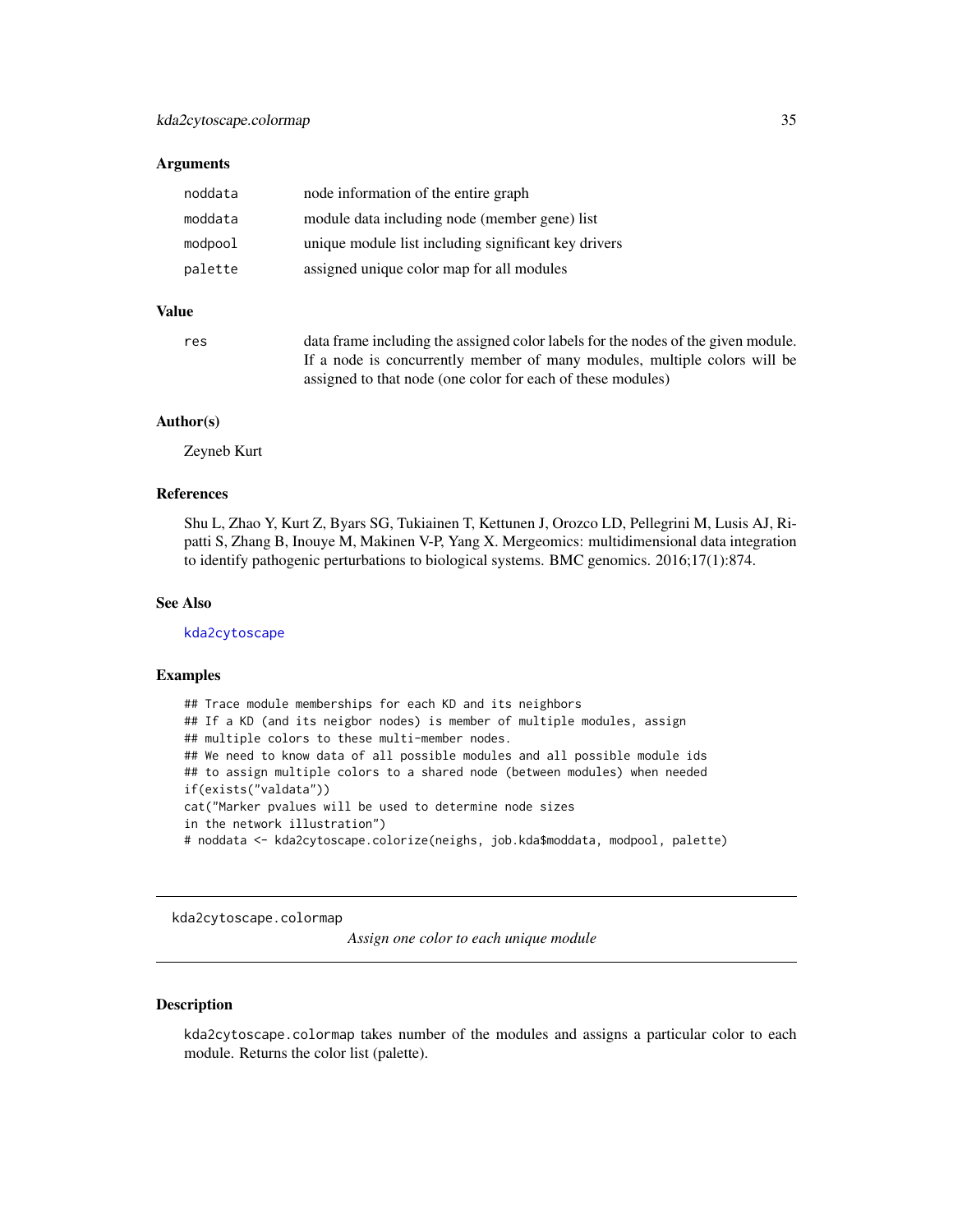### Arguments

| | |
|---|---|
| noddata | node information of the entire graph |
| moddata | module data including node (member gene) list |
| modpool | unique module list including significant key drivers |
| palette | assigned unique color map for all modules |

### Value

| | |
|---|---|
| res | data frame including the assigned color labels for the nodes of the given module. If a node is concurrently member of many modules, multiple colors will be assigned to that node (one color for each of these modules) |

### Author(s)

Zeyneb Kurt

### References

Shu L, Zhao Y, Kurt Z, Byars SG, Tukiainen T, Kettunen J, Orozco LD, Pellegrini M, Lusis AJ, Ripatti S, Zhang B, Inouye M, Makinen V-P, Yang X. Mergeomics: multidimensional data integration to identify pathogenic perturbations to biological systems. BMC genomics. 2016;17(1):874.

### See Also

kda2cytoscape

### Examples

```
## Trace module memberships for each KD and its neighbors
## If a KD (and its neigbor nodes) is member of multiple modules, assign
## multiple colors to these multi-member nodes.
## We need to know data of all possible modules and all possible module ids
## to assign multiple colors to a shared node (between modules) when needed
if(exists("valdata"))
cat("Marker pvalues will be used to determine node sizes
in the network illustration")
# noddata <- kda2cytoscape.colorize(neighs, job.kda$moddata, modpool, palette)
```

---

## kda2cytoscape.colormap

*Assign one color to each unique module*

### Description

kda2cytoscape.colormap takes number of the modules and assigns a particular color to each module. Returns the color list (palette).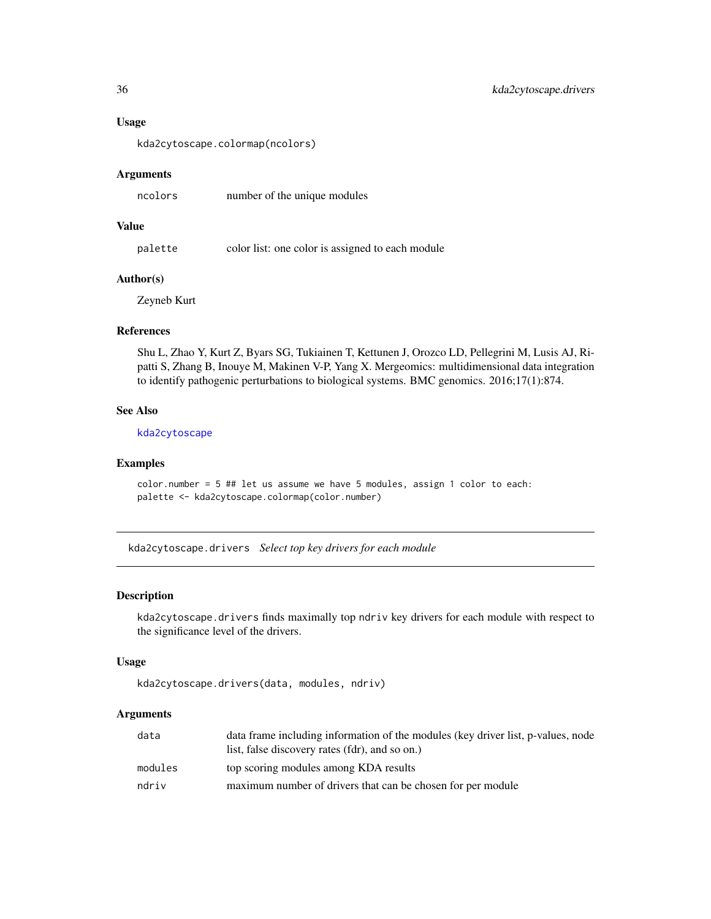### Usage

```
kda2cytoscape.colormap(ncolors)
```

### Arguments

| | |
|---|---|
| ncolors | number of the unique modules |

### Value

| | |
|---|---|
| palette | color list: one color is assigned to each module |

### Author(s)

Zeyneb Kurt

### References

Shu L, Zhao Y, Kurt Z, Byars SG, Tukiainen T, Kettunen J, Orozco LD, Pellegrini M, Lusis AJ, Ripatti S, Zhang B, Inouye M, Makinen V-P, Yang X. Mergeomics: multidimensional data integration to identify pathogenic perturbations to biological systems. BMC genomics. 2016;17(1):874.

### See Also

kda2cytoscape

### Examples

```
color.number = 5 ## let us assume we have 5 modules, assign 1 color to each:
palette <- kda2cytoscape.colormap(color.number)
```

---

## kda2cytoscape.drivers *Select top key drivers for each module*

### Description

kda2cytoscape.drivers finds maximally top ndriv key drivers for each module with respect to the significance level of the drivers.

### Usage

```
kda2cytoscape.drivers(data, modules, ndriv)
```

### Arguments

| | |
|---|---|
| data | data frame including information of the modules (key driver list, p-values, node list, false discovery rates (fdr), and so on.) |
| modules | top scoring modules among KDA results |
| ndriv | maximum number of drivers that can be chosen for per module |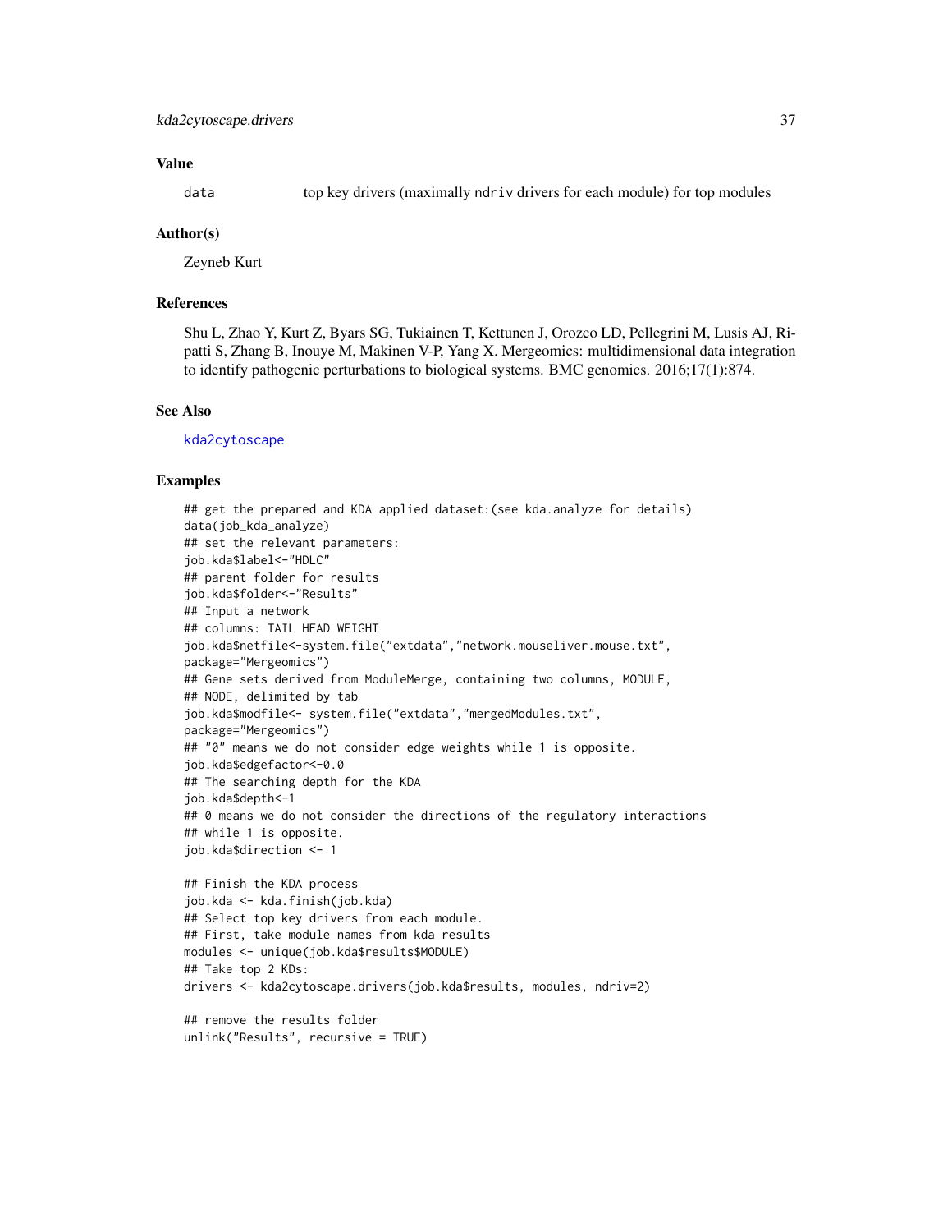## Value

data top key drivers (maximally ndriv drivers for each module) for top modules

## Author(s)

Zeyneb Kurt

## References

Shu L, Zhao Y, Kurt Z, Byars SG, Tukiainen T, Kettunen J, Orozco LD, Pellegrini M, Lusis AJ, Ripatti S, Zhang B, Inouye M, Makinen V-P, Yang X. Mergeomics: multidimensional data integration to identify pathogenic perturbations to biological systems. BMC genomics. 2016;17(1):874.

## See Also

kda2cytoscape

## Examples

```
## get the prepared and KDA applied dataset:(see kda.analyze for details)
data(job_kda_analyze)
## set the relevant parameters:
job.kda$label<-"HDLC"
## parent folder for results
job.kda$folder<-"Results"
## Input a network
## columns: TAIL HEAD WEIGHT
job.kda$netfile<-system.file("extdata","network.mouseliver.mouse.txt",
package="Mergeomics")
## Gene sets derived from ModuleMerge, containing two columns, MODULE,
## NODE, delimited by tab
job.kda$modfile<- system.file("extdata","mergedModules.txt",
package="Mergeomics")
## "0" means we do not consider edge weights while 1 is opposite.
job.kda$edgefactor<-0.0
## The searching depth for the KDA
job.kda$depth<-1
## 0 means we do not consider the directions of the regulatory interactions
## while 1 is opposite.
job.kda$direction <- 1

## Finish the KDA process
job.kda <- kda.finish(job.kda)
## Select top key drivers from each module.
## First, take module names from kda results
modules <- unique(job.kda$results$MODULE)
## Take top 2 KDs:
drivers <- kda2cytoscape.drivers(job.kda$results, modules, ndriv=2)

## remove the results folder
unlink("Results", recursive = TRUE)
```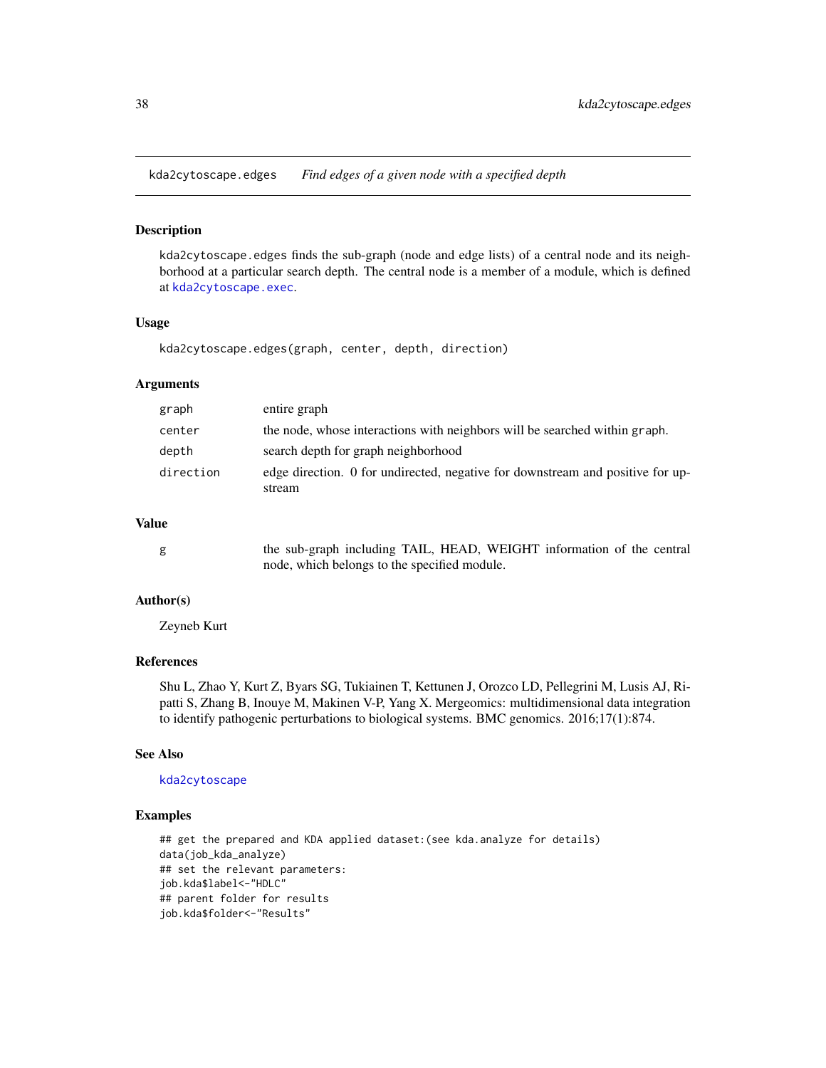kda2cytoscape.edges    *Find edges of a given node with a specified depth*

## Description

kda2cytoscape.edges finds the sub-graph (node and edge lists) of a central node and its neighborhood at a particular search depth. The central node is a member of a module, which is defined at kda2cytoscape.exec.

## Usage

```
kda2cytoscape.edges(graph, center, depth, direction)
```

## Arguments

| | |
|---|---|
| graph | entire graph |
| center | the node, whose interactions with neighbors will be searched within graph. |
| depth | search depth for graph neighborhood |
| direction | edge direction. 0 for undirected, negative for downstream and positive for upstream |

## Value

| | |
|---|---|
| g | the sub-graph including TAIL, HEAD, WEIGHT information of the central node, which belongs to the specified module. |

## Author(s)

Zeyneb Kurt

## References

Shu L, Zhao Y, Kurt Z, Byars SG, Tukiainen T, Kettunen J, Orozco LD, Pellegrini M, Lusis AJ, Ripatti S, Zhang B, Inouye M, Makinen V-P, Yang X. Mergeomics: multidimensional data integration to identify pathogenic perturbations to biological systems. BMC genomics. 2016;17(1):874.

## See Also

kda2cytoscape

## Examples

```
## get the prepared and KDA applied dataset:(see kda.analyze for details)
data(job_kda_analyze)
## set the relevant parameters:
job.kda$label<-"HDLC"
## parent folder for results
job.kda$folder<-"Results"
```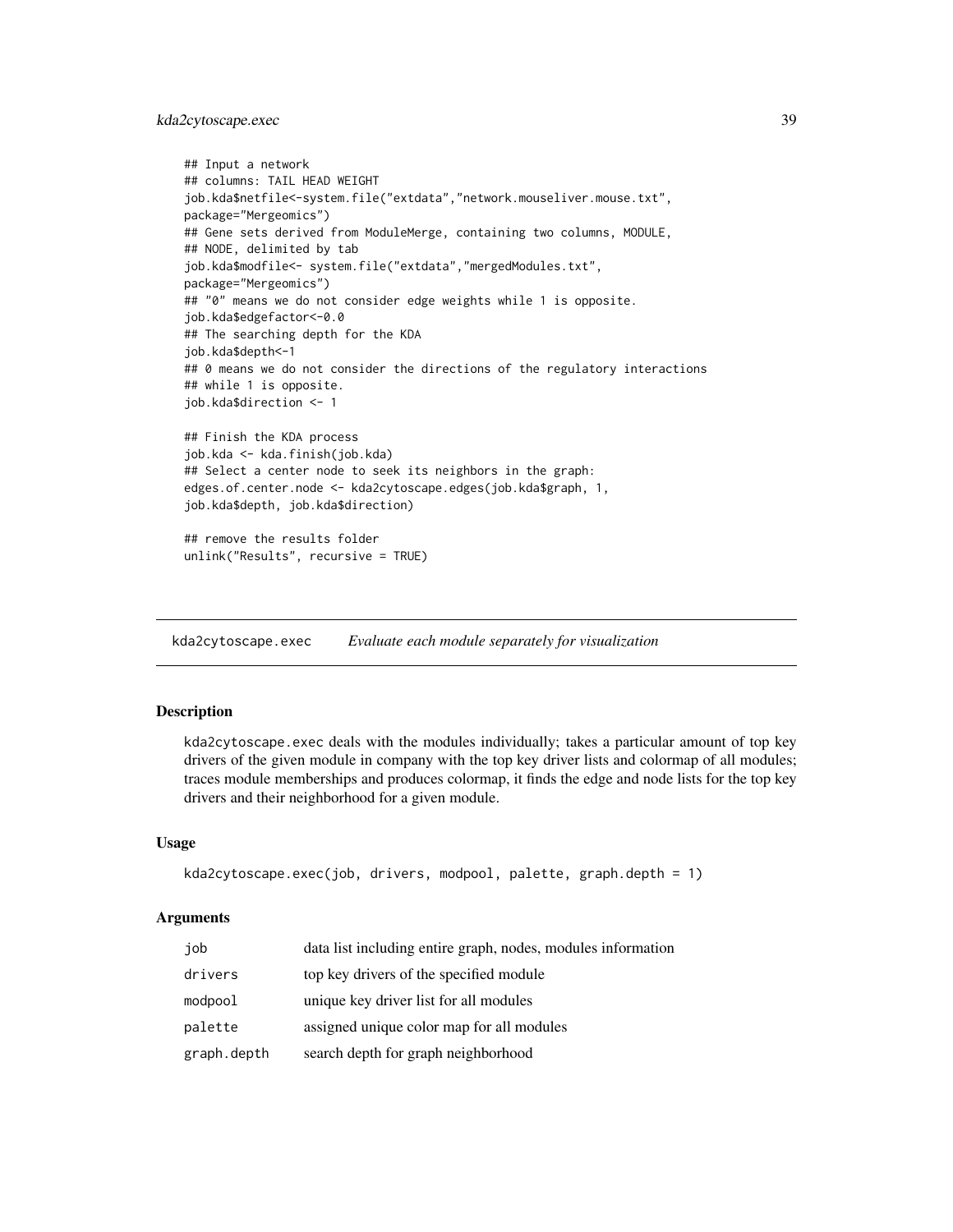```
## Input a network
## columns: TAIL HEAD WEIGHT
job.kda$netfile<-system.file("extdata","network.mouseliver.mouse.txt",
package="Mergeomics")
## Gene sets derived from ModuleMerge, containing two columns, MODULE,
## NODE, delimited by tab
job.kda$modfile<- system.file("extdata","mergedModules.txt",
package="Mergeomics")
## "0" means we do not consider edge weights while 1 is opposite.
job.kda$edgefactor<-0.0
## The searching depth for the KDA
job.kda$depth<-1
## 0 means we do not consider the directions of the regulatory interactions
## while 1 is opposite.
job.kda$direction <- 1

## Finish the KDA process
job.kda <- kda.finish(job.kda)
## Select a center node to seek its neighbors in the graph:
edges.of.center.node <- kda2cytoscape.edges(job.kda$graph, 1,
job.kda$depth, job.kda$direction)

## remove the results folder
unlink("Results", recursive = TRUE)
```

---

## kda2cytoscape.exec — *Evaluate each module separately for visualization*

---

### Description

kda2cytoscape.exec deals with the modules individually; takes a particular amount of top key drivers of the given module in company with the top key driver lists and colormap of all modules; traces module memberships and produces colormap, it finds the edge and node lists for the top key drivers and their neighborhood for a given module.

### Usage

```
kda2cytoscape.exec(job, drivers, modpool, palette, graph.depth = 1)
```

### Arguments

| | |
|---|---|
| job | data list including entire graph, nodes, modules information |
| drivers | top key drivers of the specified module |
| modpool | unique key driver list for all modules |
| palette | assigned unique color map for all modules |
| graph.depth | search depth for graph neighborhood |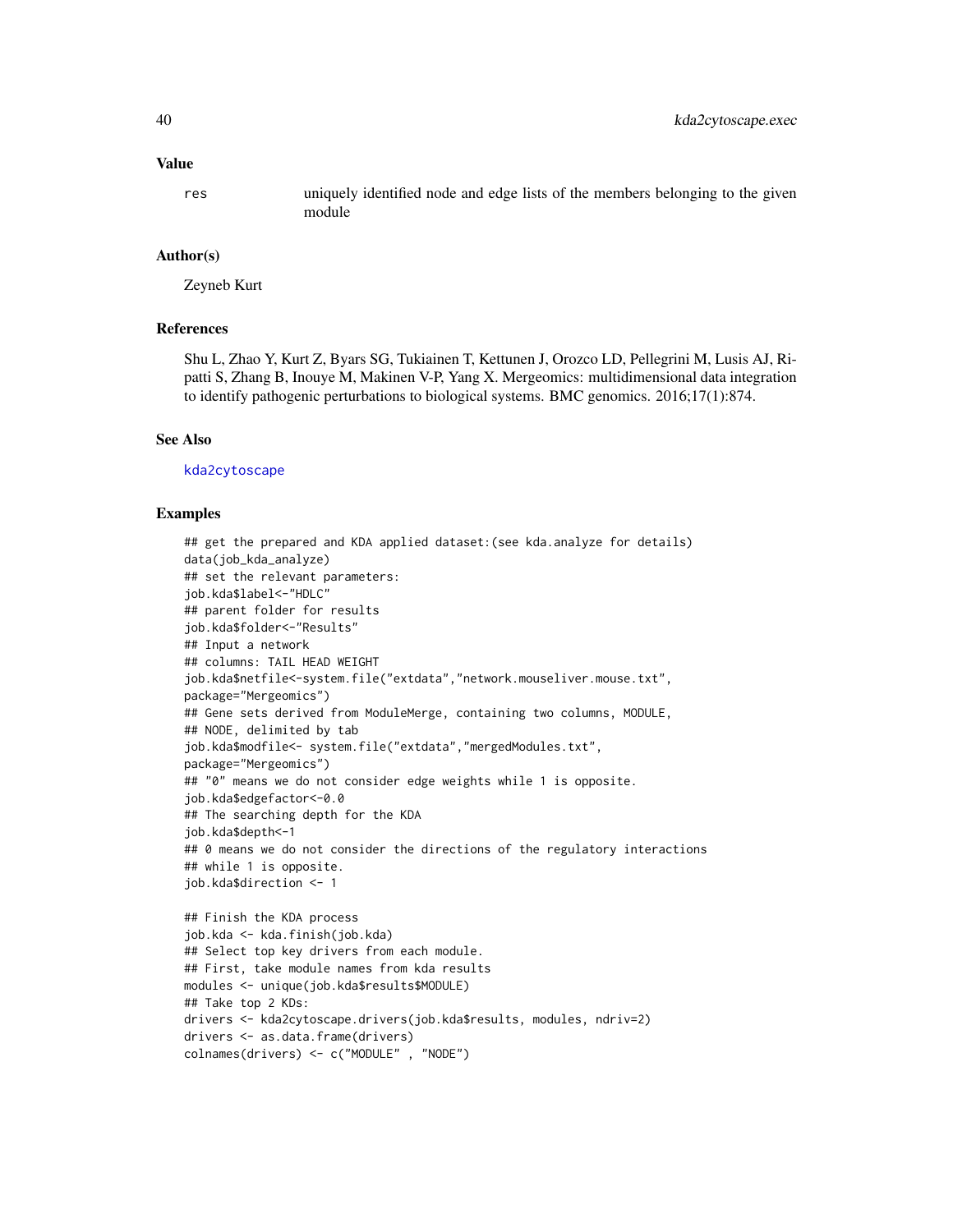## Value

res uniquely identified node and edge lists of the members belonging to the given module

## Author(s)

Zeyneb Kurt

## References

Shu L, Zhao Y, Kurt Z, Byars SG, Tukiainen T, Kettunen J, Orozco LD, Pellegrini M, Lusis AJ, Ripatti S, Zhang B, Inouye M, Makinen V-P, Yang X. Mergeomics: multidimensional data integration to identify pathogenic perturbations to biological systems. BMC genomics. 2016;17(1):874.

## See Also

kda2cytoscape

## Examples

```
## get the prepared and KDA applied dataset:(see kda.analyze for details)
data(job_kda_analyze)
## set the relevant parameters:
job.kda$label<-"HDLC"
## parent folder for results
job.kda$folder<-"Results"
## Input a network
## columns: TAIL HEAD WEIGHT
job.kda$netfile<-system.file("extdata","network.mouseliver.mouse.txt",
package="Mergeomics")
## Gene sets derived from ModuleMerge, containing two columns, MODULE,
## NODE, delimited by tab
job.kda$modfile<- system.file("extdata","mergedModules.txt",
package="Mergeomics")
## "0" means we do not consider edge weights while 1 is opposite.
job.kda$edgefactor<-0.0
## The searching depth for the KDA
job.kda$depth<-1
## 0 means we do not consider the directions of the regulatory interactions
## while 1 is opposite.
job.kda$direction <- 1

## Finish the KDA process
job.kda <- kda.finish(job.kda)
## Select top key drivers from each module.
## First, take module names from kda results
modules <- unique(job.kda$results$MODULE)
## Take top 2 KDs:
drivers <- kda2cytoscape.drivers(job.kda$results, modules, ndriv=2)
drivers <- as.data.frame(drivers)
colnames(drivers) <- c("MODULE" , "NODE")
```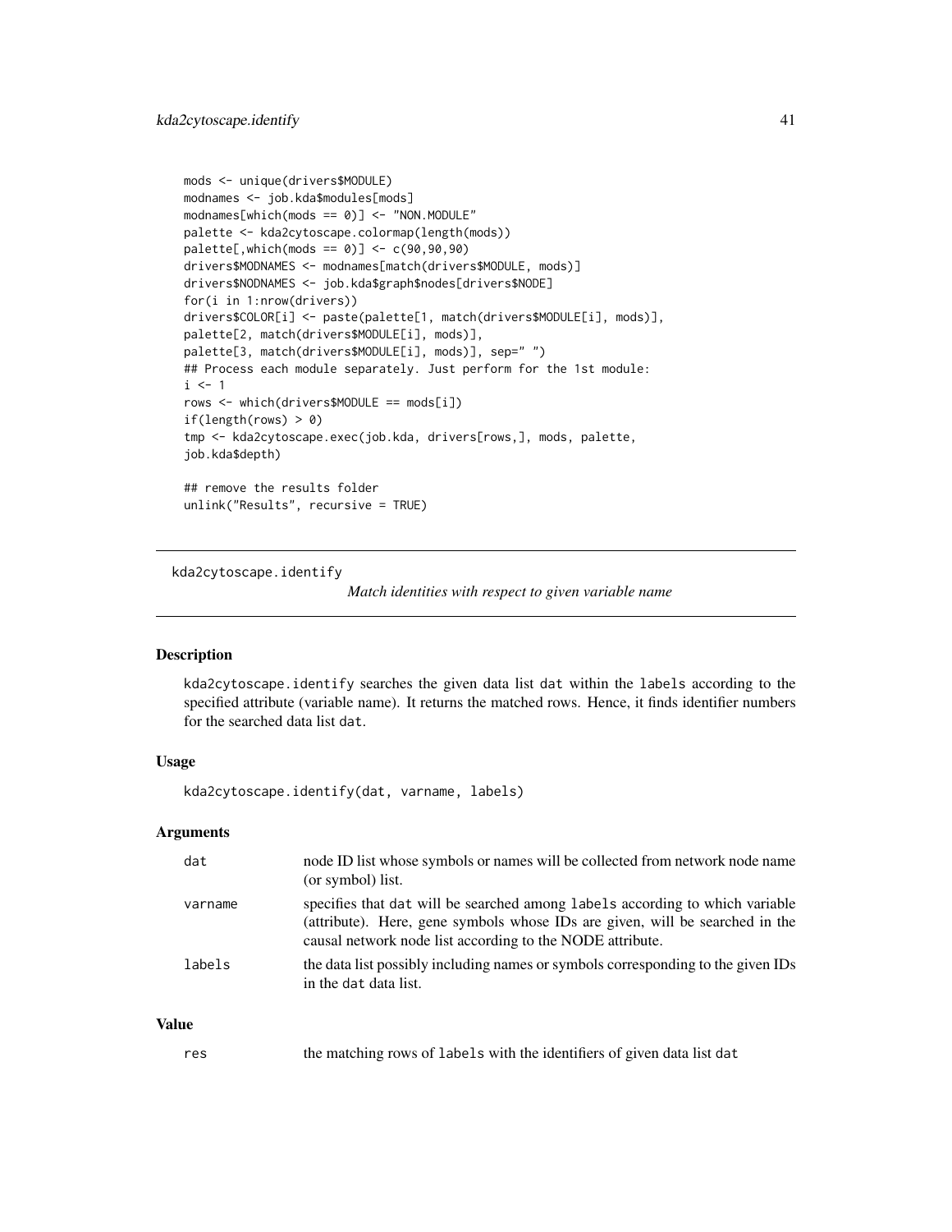```
mods <- unique(drivers$MODULE)
modnames <- job.kda$modules[mods]
modnames[which(mods == 0)] <- "NON.MODULE"
palette <- kda2cytoscape.colormap(length(mods))
palette[,which(mods == 0)] <- c(90,90,90)
drivers$MODNAMES <- modnames[match(drivers$MODULE, mods)]
drivers$NODNAMES <- job.kda$graph$nodes[drivers$NODE]
for(i in 1:nrow(drivers))
drivers$COLOR[i] <- paste(palette[1, match(drivers$MODULE[i], mods)],
palette[2, match(drivers$MODULE[i], mods)],
palette[3, match(drivers$MODULE[i], mods)], sep=" ")
## Process each module separately. Just perform for the 1st module:
i <- 1
rows <- which(drivers$MODULE == mods[i])
if(length(rows) > 0)
tmp <- kda2cytoscape.exec(job.kda, drivers[rows,], mods, palette,
job.kda$depth)

## remove the results folder
unlink("Results", recursive = TRUE)
```

---

## kda2cytoscape.identify

*Match identities with respect to given variable name*

---

### Description

kda2cytoscape.identify searches the given data list dat within the labels according to the specified attribute (variable name). It returns the matched rows. Hence, it finds identifier numbers for the searched data list dat.

### Usage

```
kda2cytoscape.identify(dat, varname, labels)
```

### Arguments

| | |
|---|---|
| dat | node ID list whose symbols or names will be collected from network node name (or symbol) list. |
| varname | specifies that dat will be searched among labels according to which variable (attribute). Here, gene symbols whose IDs are given, will be searched in the causal network node list according to the NODE attribute. |
| labels | the data list possibly including names or symbols corresponding to the given IDs in the dat data list. |

### Value

| | |
|---|---|
| res | the matching rows of labels with the identifiers of given data list dat |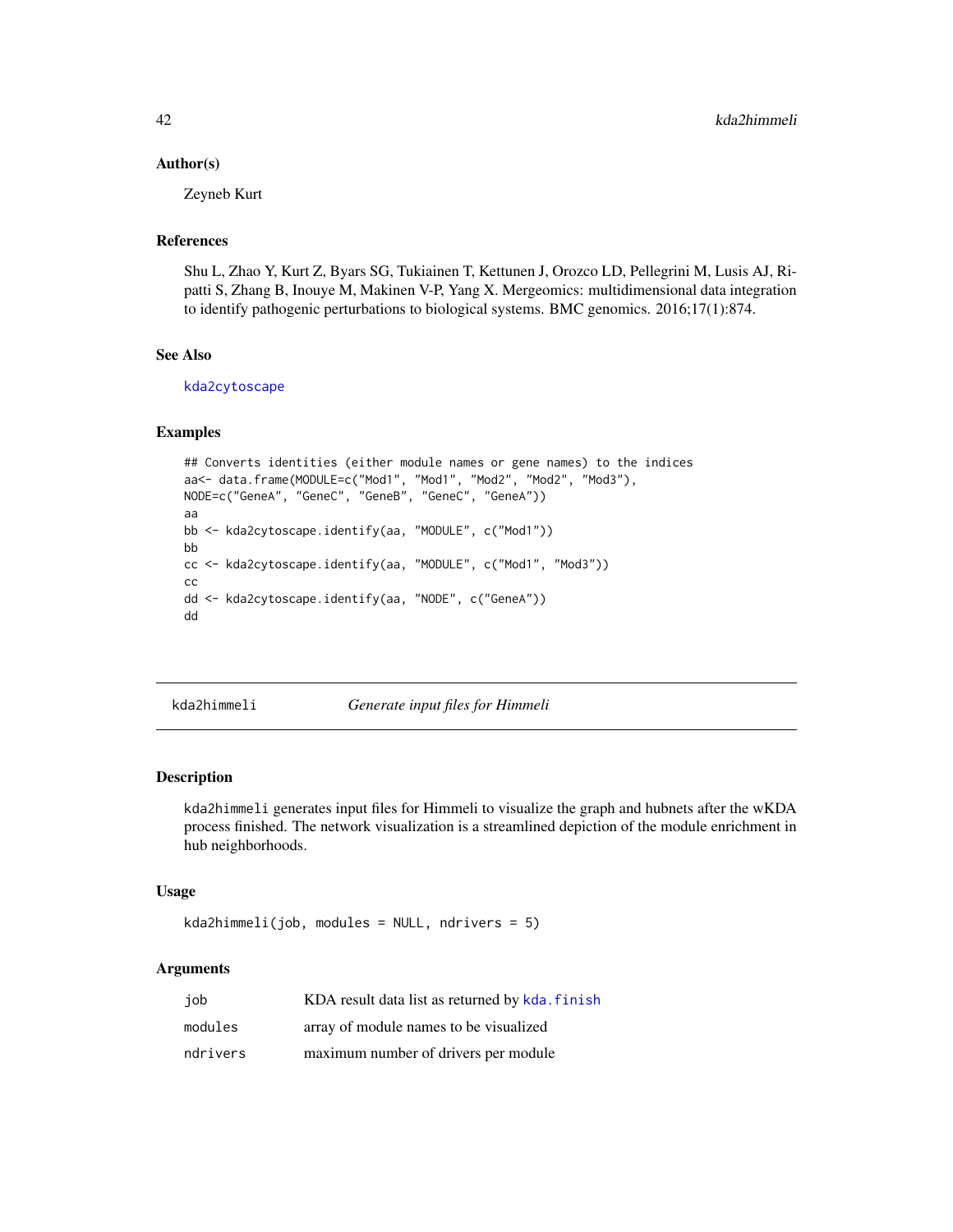### Author(s)

Zeyneb Kurt

### References

Shu L, Zhao Y, Kurt Z, Byars SG, Tukiainen T, Kettunen J, Orozco LD, Pellegrini M, Lusis AJ, Ripatti S, Zhang B, Inouye M, Makinen V-P, Yang X. Mergeomics: multidimensional data integration to identify pathogenic perturbations to biological systems. BMC genomics. 2016;17(1):874.

### See Also

kda2cytoscape

### Examples

```
## Converts identities (either module names or gene names) to the indices
aa<- data.frame(MODULE=c("Mod1", "Mod1", "Mod2", "Mod2", "Mod3"),
NODE=c("GeneA", "GeneC", "GeneB", "GeneC", "GeneA"))
aa
bb <- kda2cytoscape.identify(aa, "MODULE", c("Mod1"))
bb
cc <- kda2cytoscape.identify(aa, "MODULE", c("Mod1", "Mod3"))
cc
dd <- kda2cytoscape.identify(aa, "NODE", c("GeneA"))
dd
```

---

## kda2himmeli — *Generate input files for Himmeli*

### Description

kda2himmeli generates input files for Himmeli to visualize the graph and hubnets after the wKDA process finished. The network visualization is a streamlined depiction of the module enrichment in hub neighborhoods.

### Usage

```
kda2himmeli(job, modules = NULL, ndrivers = 5)
```

### Arguments

| | |
|---|---|
| job | KDA result data list as returned by kda.finish |
| modules | array of module names to be visualized |
| ndrivers | maximum number of drivers per module |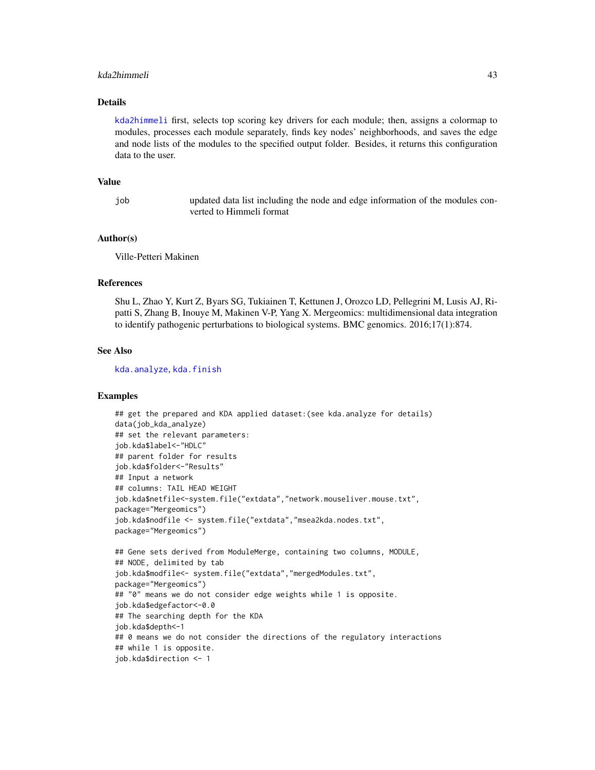## Details

kda2himmeli first, selects top scoring key drivers for each module; then, assigns a colormap to modules, processes each module separately, finds key nodes' neighborhoods, and saves the edge and node lists of the modules to the specified output folder. Besides, it returns this configuration data to the user.

## Value

| | |
|---|---|
| job | updated data list including the node and edge information of the modules converted to Himmeli format |

## Author(s)

Ville-Petteri Makinen

## References

Shu L, Zhao Y, Kurt Z, Byars SG, Tukiainen T, Kettunen J, Orozco LD, Pellegrini M, Lusis AJ, Ripatti S, Zhang B, Inouye M, Makinen V-P, Yang X. Mergeomics: multidimensional data integration to identify pathogenic perturbations to biological systems. BMC genomics. 2016;17(1):874.

## See Also

kda.analyze, kda.finish

## Examples

```
## get the prepared and KDA applied dataset:(see kda.analyze for details)
data(job_kda_analyze)
## set the relevant parameters:
job.kda$label<-"HDLC"
## parent folder for results
job.kda$folder<-"Results"
## Input a network
## columns: TAIL HEAD WEIGHT
job.kda$netfile<-system.file("extdata","network.mouseliver.mouse.txt",
package="Mergeomics")
job.kda$nodfile <- system.file("extdata","msea2kda.nodes.txt",
package="Mergeomics")

## Gene sets derived from ModuleMerge, containing two columns, MODULE,
## NODE, delimited by tab
job.kda$modfile<- system.file("extdata","mergedModules.txt",
package="Mergeomics")
## "0" means we do not consider edge weights while 1 is opposite.
job.kda$edgefactor<-0.0
## The searching depth for the KDA
job.kda$depth<-1
## 0 means we do not consider the directions of the regulatory interactions
## while 1 is opposite.
job.kda$direction <- 1
```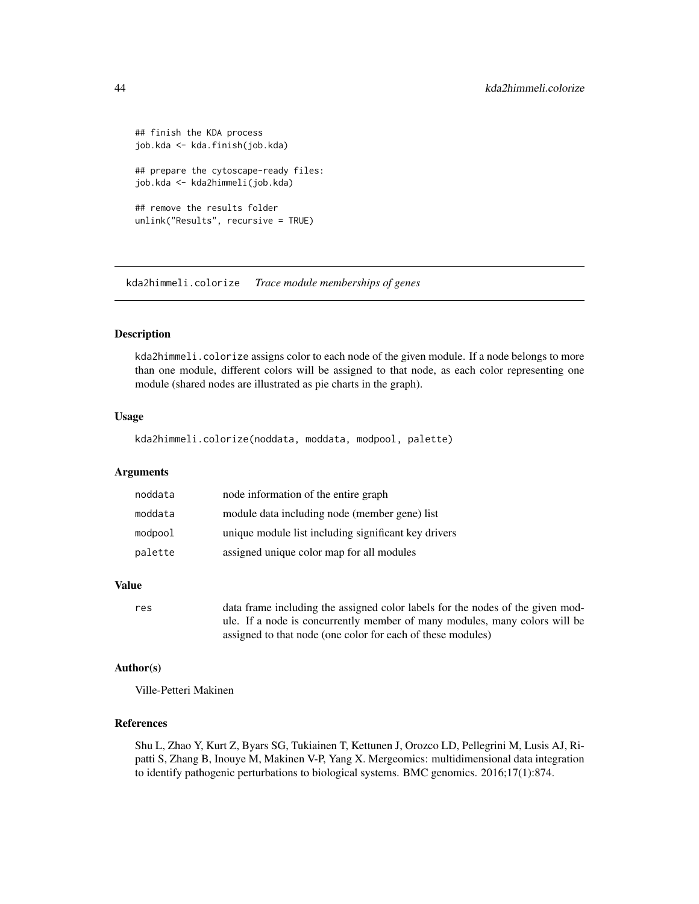```
## finish the KDA process
job.kda <- kda.finish(job.kda)

## prepare the cytoscape-ready files:
job.kda <- kda2himmeli(job.kda)

## remove the results folder
unlink("Results", recursive = TRUE)
```

---

## kda2himmeli.colorize *Trace module memberships of genes*

### Description

kda2himmeli.colorize assigns color to each node of the given module. If a node belongs to more than one module, different colors will be assigned to that node, as each color representing one module (shared nodes are illustrated as pie charts in the graph).

### Usage

```
kda2himmeli.colorize(noddata, moddata, modpool, palette)
```

### Arguments

| | |
|---|---|
| noddata | node information of the entire graph |
| moddata | module data including node (member gene) list |
| modpool | unique module list including significant key drivers |
| palette | assigned unique color map for all modules |

### Value

| | |
|---|---|
| res | data frame including the assigned color labels for the nodes of the given module. If a node is concurrently member of many modules, many colors will be assigned to that node (one color for each of these modules) |

### Author(s)

Ville-Petteri Makinen

### References

Shu L, Zhao Y, Kurt Z, Byars SG, Tukiainen T, Kettunen J, Orozco LD, Pellegrini M, Lusis AJ, Ripatti S, Zhang B, Inouye M, Makinen V-P, Yang X. Mergeomics: multidimensional data integration to identify pathogenic perturbations to biological systems. BMC genomics. 2016;17(1):874.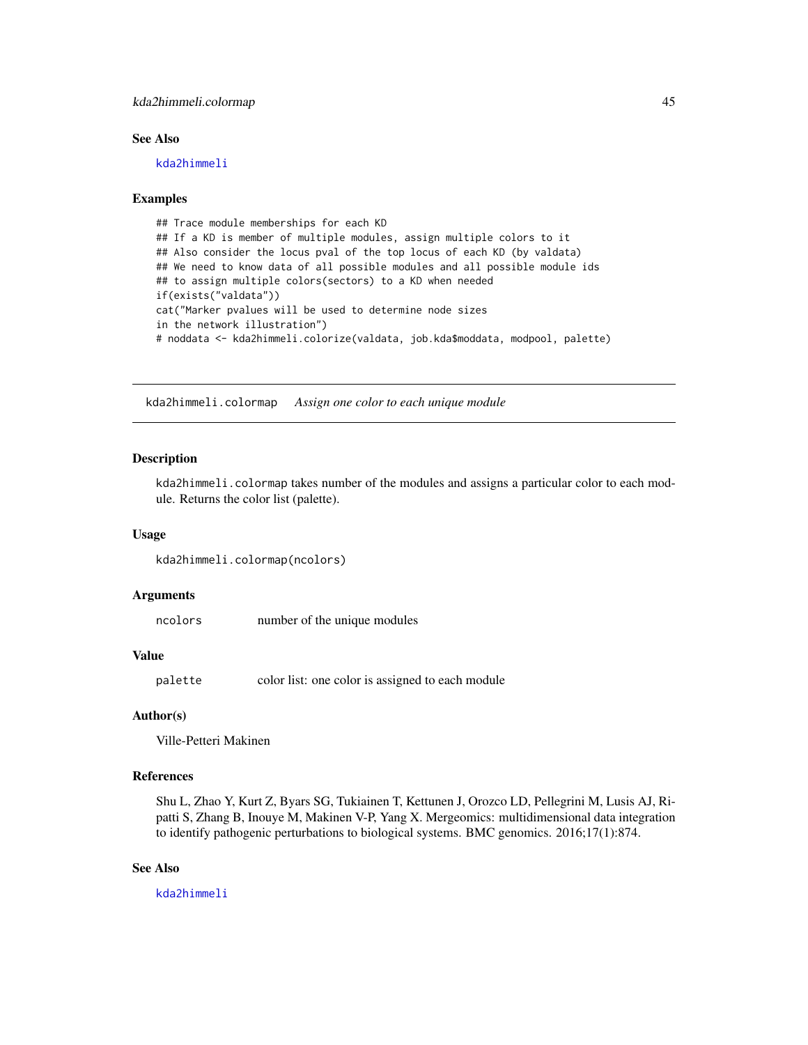### See Also

kda2himmeli

### Examples

```
## Trace module memberships for each KD
## If a KD is member of multiple modules, assign multiple colors to it
## Also consider the locus pval of the top locus of each KD (by valdata)
## We need to know data of all possible modules and all possible module ids
## to assign multiple colors(sectors) to a KD when needed
if(exists("valdata"))
cat("Marker pvalues will be used to determine node sizes
in the network illustration")
# noddata <- kda2himmeli.colorize(valdata, job.kda$moddata, modpool, palette)
```

---

## kda2himmeli.colormap *Assign one color to each unique module*

### Description

kda2himmeli.colormap takes number of the modules and assigns a particular color to each module. Returns the color list (palette).

### Usage

```
kda2himmeli.colormap(ncolors)
```

### Arguments

| | |
|---|---|
| ncolors | number of the unique modules |

### Value

| | |
|---|---|
| palette | color list: one color is assigned to each module |

### Author(s)

Ville-Petteri Makinen

### References

Shu L, Zhao Y, Kurt Z, Byars SG, Tukiainen T, Kettunen J, Orozco LD, Pellegrini M, Lusis AJ, Ripatti S, Zhang B, Inouye M, Makinen V-P, Yang X. Mergeomics: multidimensional data integration to identify pathogenic perturbations to biological systems. BMC genomics. 2016;17(1):874.

### See Also

kda2himmeli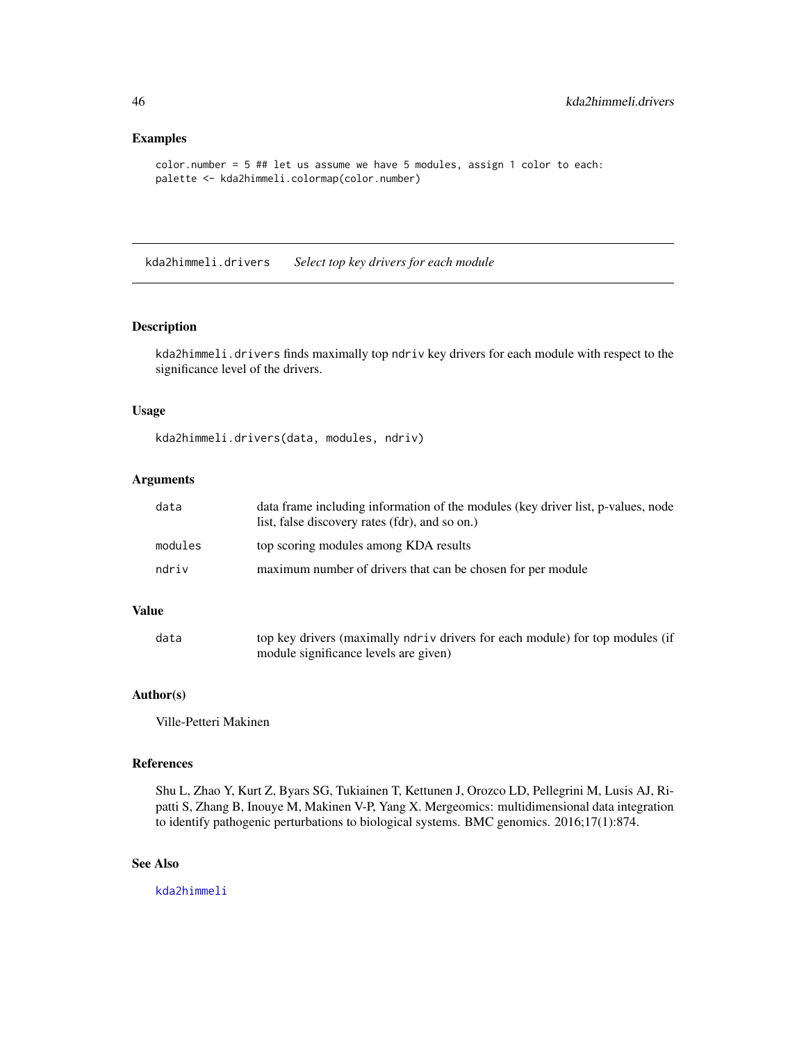## Examples

```
color.number = 5 ## let us assume we have 5 modules, assign 1 color to each:
palette <- kda2himmeli.colormap(color.number)
```

---

# kda2himmeli.drivers *Select top key drivers for each module*

---

## Description

kda2himmeli.drivers finds maximally top ndriv key drivers for each module with respect to the significance level of the drivers.

## Usage

```
kda2himmeli.drivers(data, modules, ndriv)
```

## Arguments

| | |
|---|---|
| data | data frame including information of the modules (key driver list, p-values, node list, false discovery rates (fdr), and so on.) |
| modules | top scoring modules among KDA results |
| ndriv | maximum number of drivers that can be chosen for per module |

## Value

| | |
|---|---|
| data | top key drivers (maximally ndriv drivers for each module) for top modules (if module significance levels are given) |

## Author(s)

Ville-Petteri Makinen

## References

Shu L, Zhao Y, Kurt Z, Byars SG, Tukiainen T, Kettunen J, Orozco LD, Pellegrini M, Lusis AJ, Ripatti S, Zhang B, Inouye M, Makinen V-P, Yang X. Mergeomics: multidimensional data integration to identify pathogenic perturbations to biological systems. BMC genomics. 2016;17(1):874.

## See Also

kda2himmeli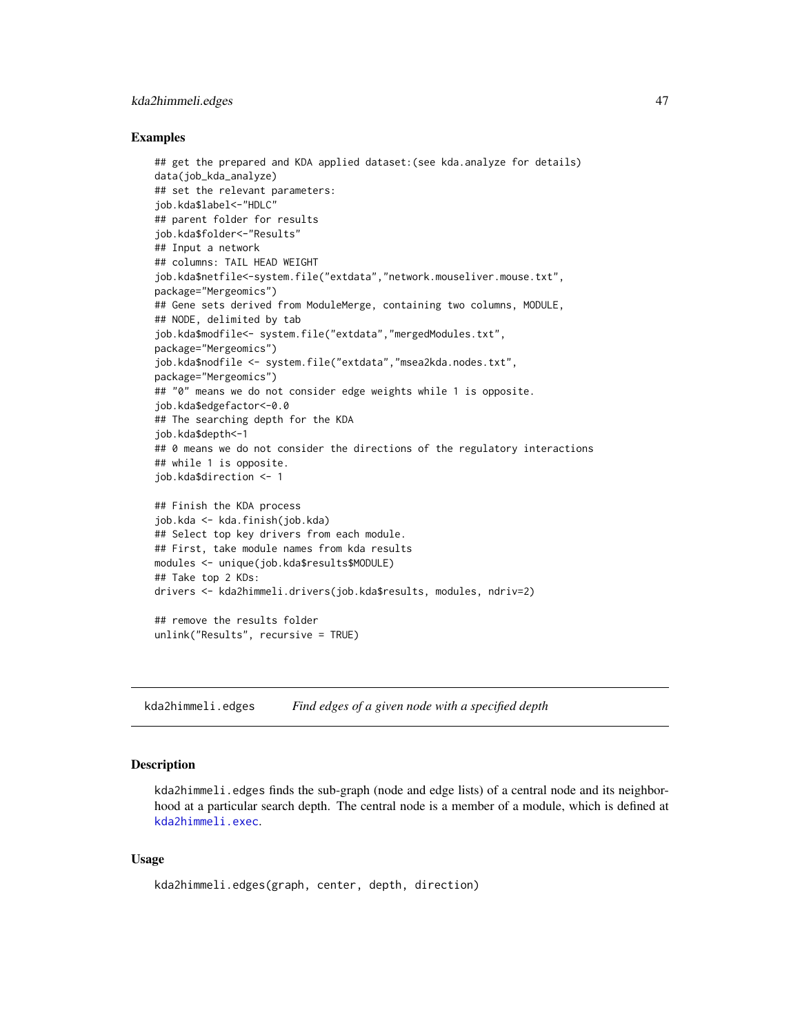### Examples

```
## get the prepared and KDA applied dataset:(see kda.analyze for details)
data(job_kda_analyze)
## set the relevant parameters:
job.kda$label<-"HDLC"
## parent folder for results
job.kda$folder<-"Results"
## Input a network
## columns: TAIL HEAD WEIGHT
job.kda$netfile<-system.file("extdata","network.mouseliver.mouse.txt",
package="Mergeomics")
## Gene sets derived from ModuleMerge, containing two columns, MODULE,
## NODE, delimited by tab
job.kda$modfile<- system.file("extdata","mergedModules.txt",
package="Mergeomics")
job.kda$nodfile <- system.file("extdata","msea2kda.nodes.txt",
package="Mergeomics")
## "0" means we do not consider edge weights while 1 is opposite.
job.kda$edgefactor<-0.0
## The searching depth for the KDA
job.kda$depth<-1
## 0 means we do not consider the directions of the regulatory interactions
## while 1 is opposite.
job.kda$direction <- 1

## Finish the KDA process
job.kda <- kda.finish(job.kda)
## Select top key drivers from each module.
## First, take module names from kda results
modules <- unique(job.kda$results$MODULE)
## Take top 2 KDs:
drivers <- kda2himmeli.drivers(job.kda$results, modules, ndriv=2)

## remove the results folder
unlink("Results", recursive = TRUE)
```

---

## kda2himmeli.edges *Find edges of a given node with a specified depth*

### Description

kda2himmeli.edges finds the sub-graph (node and edge lists) of a central node and its neighborhood at a particular search depth. The central node is a member of a module, which is defined at kda2himmeli.exec.

### Usage

```
kda2himmeli.edges(graph, center, depth, direction)
```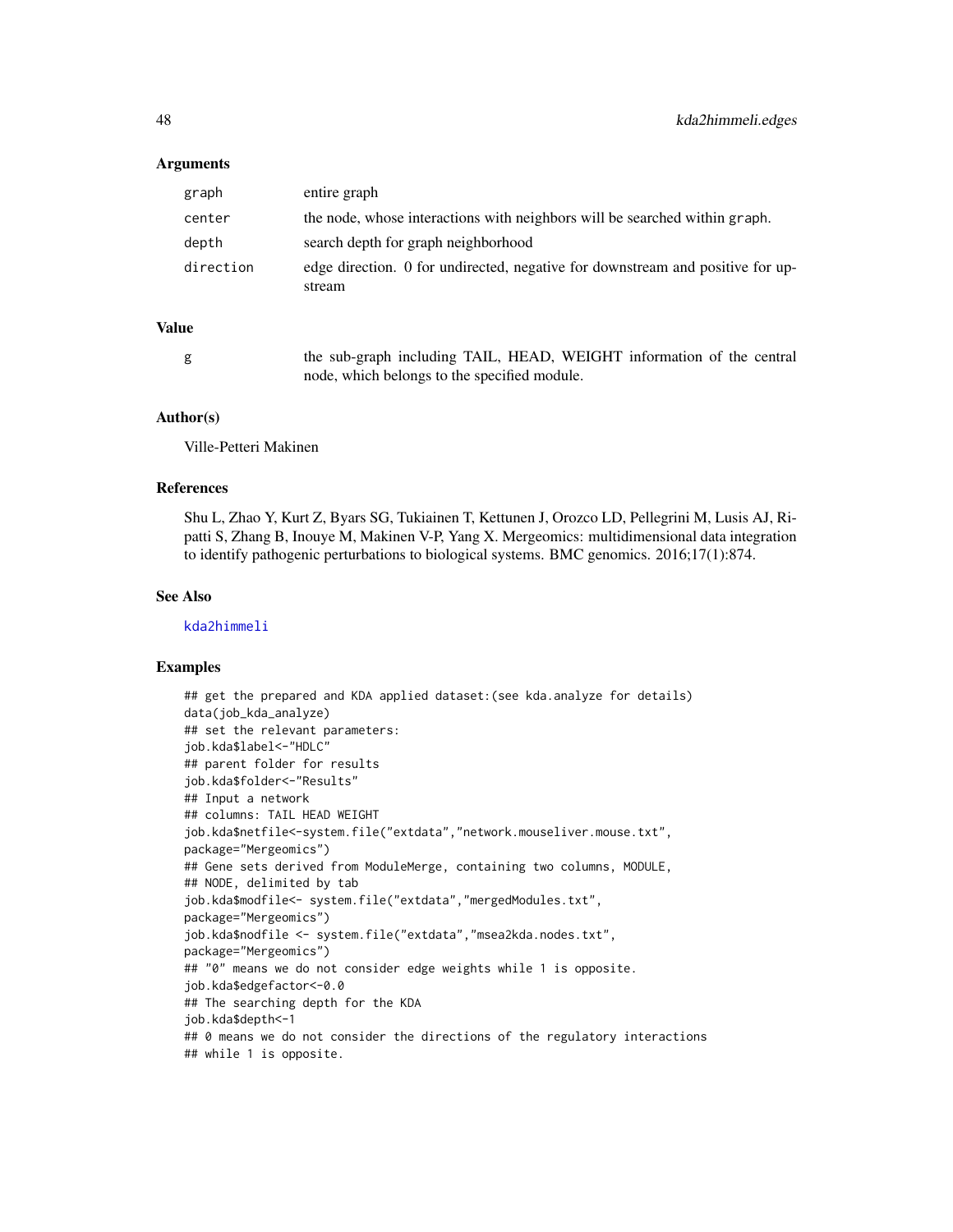## Arguments

| | |
|---|---|
| graph | entire graph |
| center | the node, whose interactions with neighbors will be searched within graph. |
| depth | search depth for graph neighborhood |
| direction | edge direction. 0 for undirected, negative for downstream and positive for upstream |

## Value

| | |
|---|---|
| g | the sub-graph including TAIL, HEAD, WEIGHT information of the central node, which belongs to the specified module. |

## Author(s)

Ville-Petteri Makinen

## References

Shu L, Zhao Y, Kurt Z, Byars SG, Tukiainen T, Kettunen J, Orozco LD, Pellegrini M, Lusis AJ, Ripatti S, Zhang B, Inouye M, Makinen V-P, Yang X. Mergeomics: multidimensional data integration to identify pathogenic perturbations to biological systems. BMC genomics. 2016;17(1):874.

## See Also

kda2himmeli

## Examples

```
## get the prepared and KDA applied dataset:(see kda.analyze for details)
data(job_kda_analyze)
## set the relevant parameters:
job.kda$label<-"HDLC"
## parent folder for results
job.kda$folder<-"Results"
## Input a network
## columns: TAIL HEAD WEIGHT
job.kda$netfile<-system.file("extdata","network.mouseliver.mouse.txt",
package="Mergeomics")
## Gene sets derived from ModuleMerge, containing two columns, MODULE,
## NODE, delimited by tab
job.kda$modfile<- system.file("extdata","mergedModules.txt",
package="Mergeomics")
job.kda$nodfile <- system.file("extdata","msea2kda.nodes.txt",
package="Mergeomics")
## "0" means we do not consider edge weights while 1 is opposite.
job.kda$edgefactor<-0.0
## The searching depth for the KDA
job.kda$depth<-1
## 0 means we do not consider the directions of the regulatory interactions
## while 1 is opposite.
```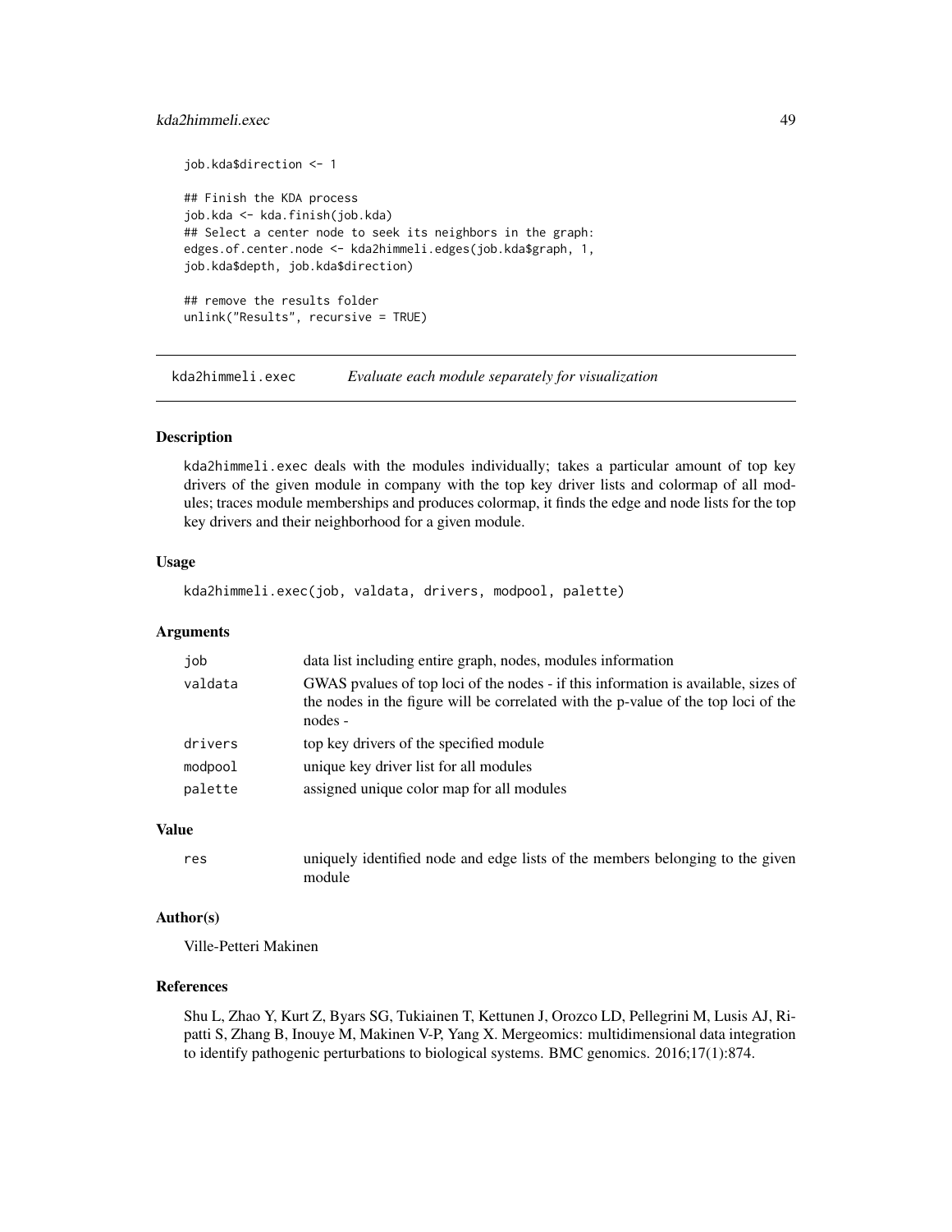```
job.kda$direction <- 1

## Finish the KDA process
job.kda <- kda.finish(job.kda)
## Select a center node to seek its neighbors in the graph:
edges.of.center.node <- kda2himmeli.edges(job.kda$graph, 1,
job.kda$depth, job.kda$direction)

## remove the results folder
unlink("Results", recursive = TRUE)
```

## kda2himmeli.exec — *Evaluate each module separately for visualization*

### Description

kda2himmeli.exec deals with the modules individually; takes a particular amount of top key drivers of the given module in company with the top key driver lists and colormap of all modules; traces module memberships and produces colormap, it finds the edge and node lists for the top key drivers and their neighborhood for a given module.

### Usage

```
kda2himmeli.exec(job, valdata, drivers, modpool, palette)
```

### Arguments

| | |
|---|---|
| job | data list including entire graph, nodes, modules information |
| valdata | GWAS pvalues of top loci of the nodes - if this information is available, sizes of the nodes in the figure will be correlated with the p-value of the top loci of the nodes - |
| drivers | top key drivers of the specified module |
| modpool | unique key driver list for all modules |
| palette | assigned unique color map for all modules |

### Value

| | |
|---|---|
| res | uniquely identified node and edge lists of the members belonging to the given module |

### Author(s)

Ville-Petteri Makinen

### References

Shu L, Zhao Y, Kurt Z, Byars SG, Tukiainen T, Kettunen J, Orozco LD, Pellegrini M, Lusis AJ, Ripatti S, Zhang B, Inouye M, Makinen V-P, Yang X. Mergeomics: multidimensional data integration to identify pathogenic perturbations to biological systems. BMC genomics. 2016;17(1):874.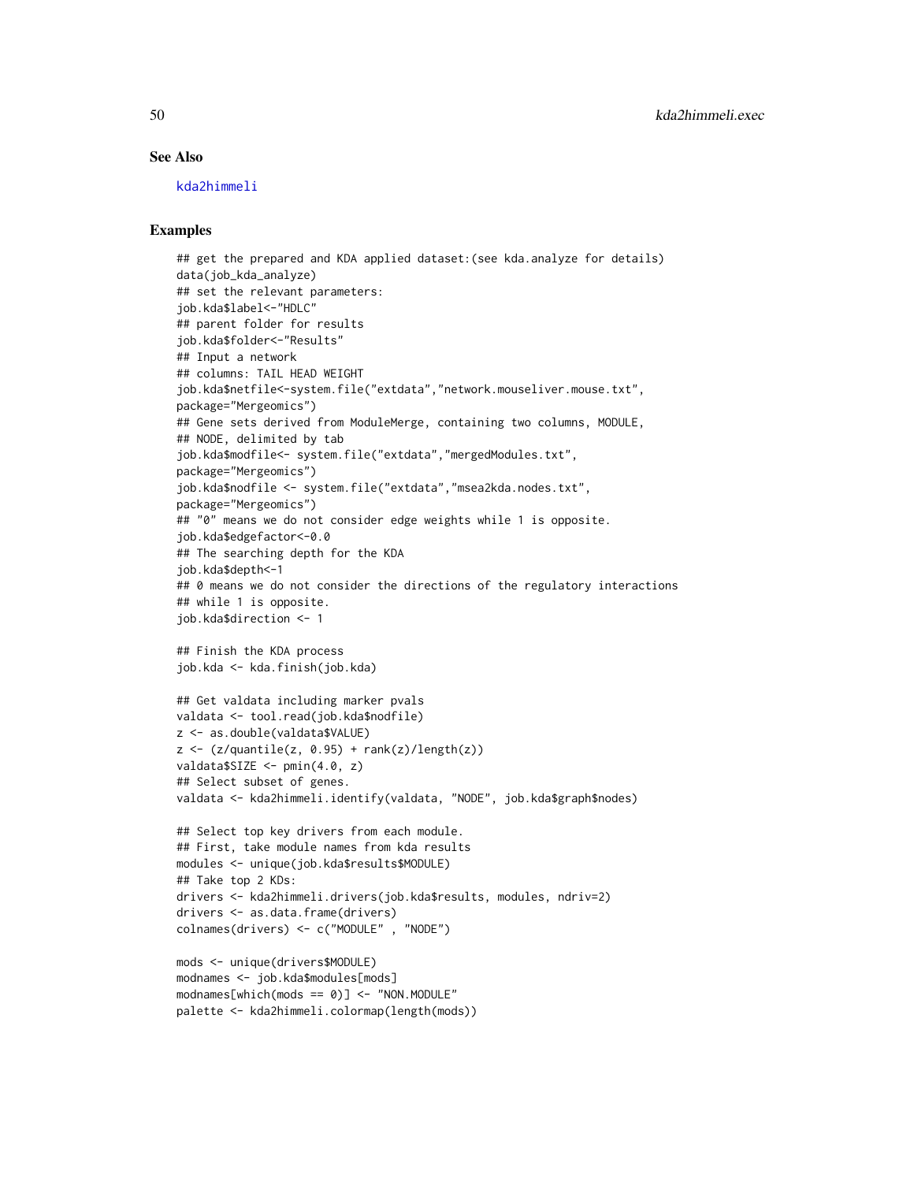## See Also

kda2himmeli

## Examples

```
## get the prepared and KDA applied dataset:(see kda.analyze for details)
data(job_kda_analyze)
## set the relevant parameters:
job.kda$label<-"HDLC"
## parent folder for results
job.kda$folder<-"Results"
## Input a network
## columns: TAIL HEAD WEIGHT
job.kda$netfile<-system.file("extdata","network.mouseliver.mouse.txt",
package="Mergeomics")
## Gene sets derived from ModuleMerge, containing two columns, MODULE,
## NODE, delimited by tab
job.kda$modfile<- system.file("extdata","mergedModules.txt",
package="Mergeomics")
job.kda$nodfile <- system.file("extdata","msea2kda.nodes.txt",
package="Mergeomics")
## "0" means we do not consider edge weights while 1 is opposite.
job.kda$edgefactor<-0.0
## The searching depth for the KDA
job.kda$depth<-1
## 0 means we do not consider the directions of the regulatory interactions
## while 1 is opposite.
job.kda$direction <- 1

## Finish the KDA process
job.kda <- kda.finish(job.kda)

## Get valdata including marker pvals
valdata <- tool.read(job.kda$nodfile)
z <- as.double(valdata$VALUE)
z <- (z/quantile(z, 0.95) + rank(z)/length(z))
valdata$SIZE <- pmin(4.0, z)
## Select subset of genes.
valdata <- kda2himmeli.identify(valdata, "NODE", job.kda$graph$nodes)

## Select top key drivers from each module.
## First, take module names from kda results
modules <- unique(job.kda$results$MODULE)
## Take top 2 KDs:
drivers <- kda2himmeli.drivers(job.kda$results, modules, ndriv=2)
drivers <- as.data.frame(drivers)
colnames(drivers) <- c("MODULE" , "NODE")

mods <- unique(drivers$MODULE)
modnames <- job.kda$modules[mods]
modnames[which(mods == 0)] <- "NON.MODULE"
palette <- kda2himmeli.colormap(length(mods))
```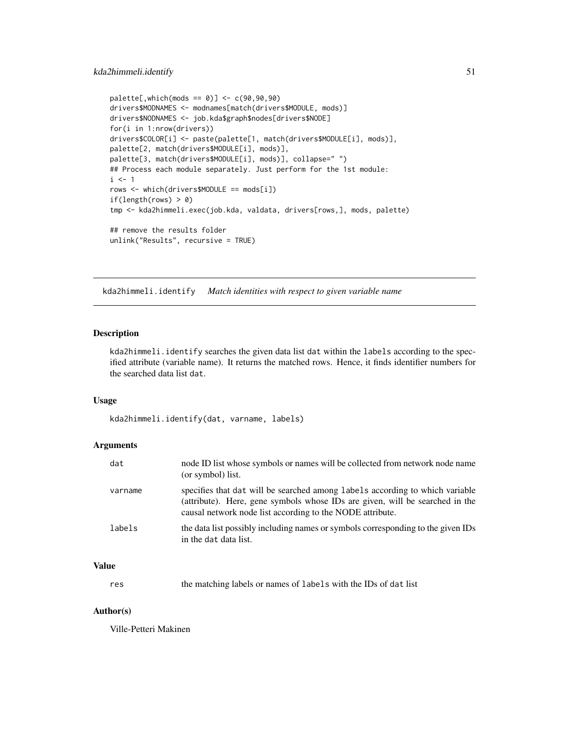```
palette[,which(mods == 0)] <- c(90,90,90)
drivers$MODNAMES <- modnames[match(drivers$MODULE, mods)]
drivers$NODNAMES <- job.kda$graph$nodes[drivers$NODE]
for(i in 1:nrow(drivers))
drivers$COLOR[i] <- paste(palette[1, match(drivers$MODULE[i], mods)],
palette[2, match(drivers$MODULE[i], mods)],
palette[3, match(drivers$MODULE[i], mods)], collapse=" ")
## Process each module separately. Just perform for the 1st module:
i <- 1
rows <- which(drivers$MODULE == mods[i])
if(length(rows) > 0)
tmp <- kda2himmeli.exec(job.kda, valdata, drivers[rows,], mods, palette)

## remove the results folder
unlink("Results", recursive = TRUE)
```

---

## kda2himmeli.identify    *Match identities with respect to given variable name*

---

### Description

kda2himmeli.identify searches the given data list dat within the labels according to the specified attribute (variable name). It returns the matched rows. Hence, it finds identifier numbers for the searched data list dat.

### Usage

```
kda2himmeli.identify(dat, varname, labels)
```

### Arguments

| | |
|---|---|
| dat | node ID list whose symbols or names will be collected from network node name (or symbol) list. |
| varname | specifies that dat will be searched among labels according to which variable (attribute). Here, gene symbols whose IDs are given, will be searched in the causal network node list according to the NODE attribute. |
| labels | the data list possibly including names or symbols corresponding to the given IDs in the dat data list. |

### Value

| | |
|---|---|
| res | the matching labels or names of labels with the IDs of dat list |

### Author(s)

Ville-Petteri Makinen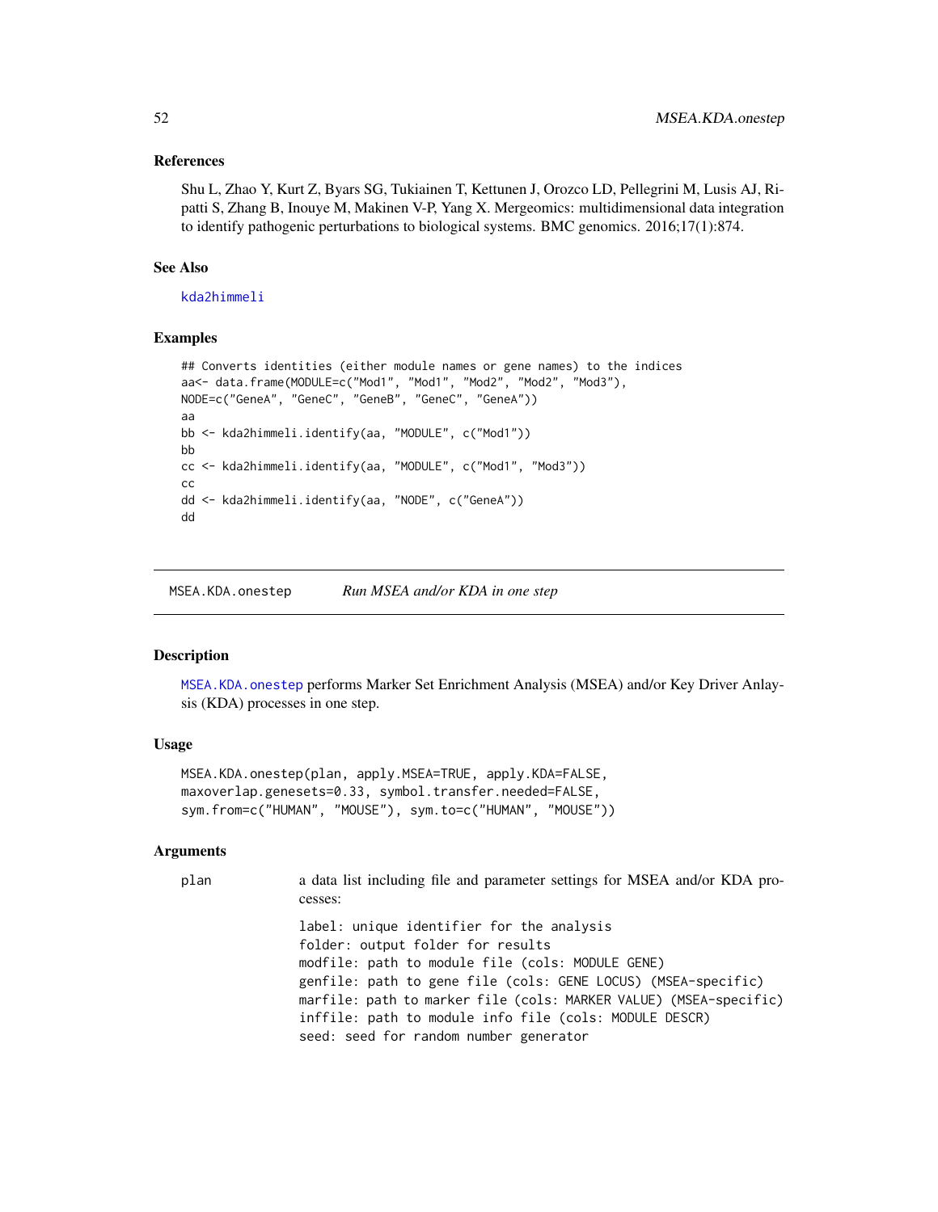### References

Shu L, Zhao Y, Kurt Z, Byars SG, Tukiainen T, Kettunen J, Orozco LD, Pellegrini M, Lusis AJ, Ripatti S, Zhang B, Inouye M, Makinen V-P, Yang X. Mergeomics: multidimensional data integration to identify pathogenic perturbations to biological systems. BMC genomics. 2016;17(1):874.

### See Also

kda2himmeli

### Examples

```
## Converts identities (either module names or gene names) to the indices
aa<- data.frame(MODULE=c("Mod1", "Mod1", "Mod2", "Mod2", "Mod3"),
NODE=c("GeneA", "GeneC", "GeneB", "GeneC", "GeneA"))
aa
bb <- kda2himmeli.identify(aa, "MODULE", c("Mod1"))
bb
cc <- kda2himmeli.identify(aa, "MODULE", c("Mod1", "Mod3"))
cc
dd <- kda2himmeli.identify(aa, "NODE", c("GeneA"))
dd
```

---

## MSEA.KDA.onestep *Run MSEA and/or KDA in one step*

### Description

MSEA.KDA.onestep performs Marker Set Enrichment Analysis (MSEA) and/or Key Driver Anlaysis (KDA) processes in one step.

### Usage

```
MSEA.KDA.onestep(plan, apply.MSEA=TRUE, apply.KDA=FALSE,
maxoverlap.genesets=0.33, symbol.transfer.needed=FALSE,
sym.from=c("HUMAN", "MOUSE"), sym.to=c("HUMAN", "MOUSE"))
```

### Arguments

plan
: a data list including file and parameter settings for MSEA and/or KDA processes:

```
label: unique identifier for the analysis
folder: output folder for results
modfile: path to module file (cols: MODULE GENE)
genfile: path to gene file (cols: GENE LOCUS) (MSEA-specific)
marfile: path to marker file (cols: MARKER VALUE) (MSEA-specific)
inffile: path to module info file (cols: MODULE DESCR)
seed: seed for random number generator
```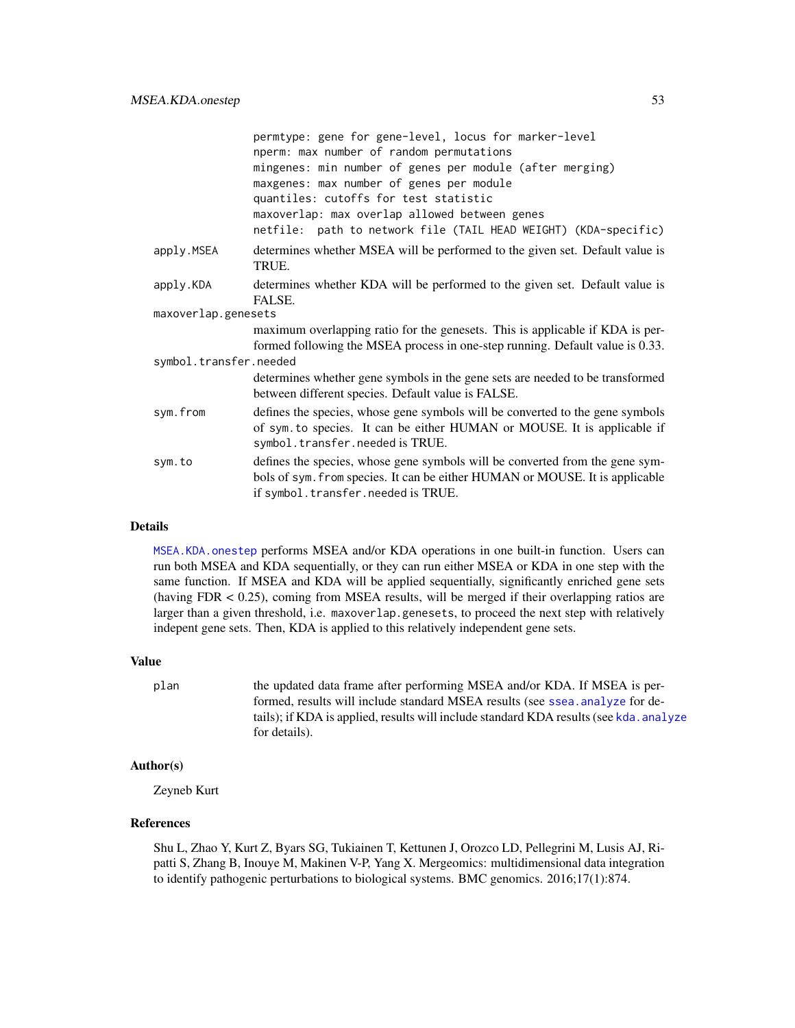```
permtype: gene for gene-level, locus for marker-level
nperm: max number of random permutations
mingenes: min number of genes per module (after merging)
maxgenes: max number of genes per module
quantiles: cutoffs for test statistic
maxoverlap: max overlap allowed between genes
netfile:  path to network file (TAIL HEAD WEIGHT) (KDA-specific)
```

`apply.MSEA` determines whether MSEA will be performed to the given set. Default value is TRUE.

`apply.KDA` determines whether KDA will be performed to the given set. Default value is FALSE.

`maxoverlap.genesets` maximum overlapping ratio for the genesets. This is applicable if KDA is performed following the MSEA process in one-step running. Default value is 0.33.

`symbol.transfer.needed` determines whether gene symbols in the gene sets are needed to be transformed between different species. Default value is FALSE.

`sym.from` defines the species, whose gene symbols will be converted to the gene symbols of `sym.to` species. It can be either HUMAN or MOUSE. It is applicable if `symbol.transfer.needed` is TRUE.

`sym.to` defines the species, whose gene symbols will be converted from the gene symbols of `sym.from` species. It can be either HUMAN or MOUSE. It is applicable if `symbol.transfer.needed` is TRUE.

## Details

`MSEA.KDA.onestep` performs MSEA and/or KDA operations in one built-in function. Users can run both MSEA and KDA sequentially, or they can run either MSEA or KDA in one step with the same function. If MSEA and KDA will be applied sequentially, significantly enriched gene sets (having FDR < 0.25), coming from MSEA results, will be merged if their overlapping ratios are larger than a given threshold, i.e. `maxoverlap.genesets`, to proceed the next step with relatively indepent gene sets. Then, KDA is applied to this relatively independent gene sets.

## Value

`plan` the updated data frame after performing MSEA and/or KDA. If MSEA is performed, results will include standard MSEA results (see `ssea.analyze` for details); if KDA is applied, results will include standard KDA results (see `kda.analyze` for details).

## Author(s)

Zeyneb Kurt

## References

Shu L, Zhao Y, Kurt Z, Byars SG, Tukiainen T, Kettunen J, Orozco LD, Pellegrini M, Lusis AJ, Ripatti S, Zhang B, Inouye M, Makinen V-P, Yang X. Mergeomics: multidimensional data integration to identify pathogenic perturbations to biological systems. BMC genomics. 2016;17(1):874.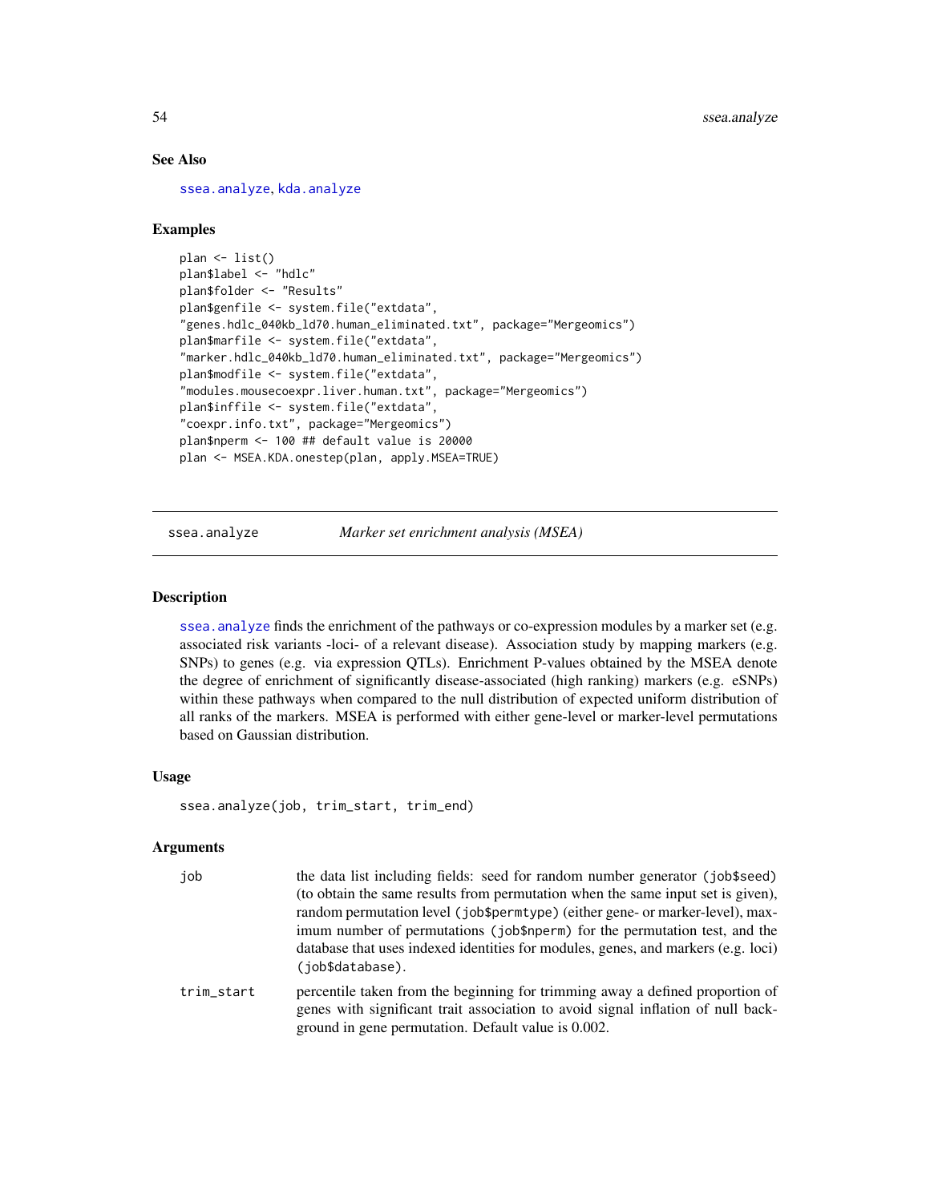### See Also

ssea.analyze, kda.analyze

### Examples

```
plan <- list()
plan$label <- "hdlc"
plan$folder <- "Results"
plan$genfile <- system.file("extdata",
"genes.hdlc_040kb_ld70.human_eliminated.txt", package="Mergeomics")
plan$marfile <- system.file("extdata",
"marker.hdlc_040kb_ld70.human_eliminated.txt", package="Mergeomics")
plan$modfile <- system.file("extdata",
"modules.mousecoexpr.liver.human.txt", package="Mergeomics")
plan$inffile <- system.file("extdata",
"coexpr.info.txt", package="Mergeomics")
plan$nperm <- 100 ## default value is 20000
plan <- MSEA.KDA.onestep(plan, apply.MSEA=TRUE)
```

---

## ssea.analyze *Marker set enrichment analysis (MSEA)*

### Description

ssea.analyze finds the enrichment of the pathways or co-expression modules by a marker set (e.g. associated risk variants -loci- of a relevant disease). Association study by mapping markers (e.g. SNPs) to genes (e.g. via expression QTLs). Enrichment P-values obtained by the MSEA denote the degree of enrichment of significantly disease-associated (high ranking) markers (e.g. eSNPs) within these pathways when compared to the null distribution of expected uniform distribution of all ranks of the markers. MSEA is performed with either gene-level or marker-level permutations based on Gaussian distribution.

### Usage

```
ssea.analyze(job, trim_start, trim_end)
```

### Arguments

| | |
|---|---|
| job | the data list including fields: seed for random number generator (job$seed) (to obtain the same results from permutation when the same input set is given), random permutation level (job$permtype) (either gene- or marker-level), maximum number of permutations (job$nperm) for the permutation test, and the database that uses indexed identities for modules, genes, and markers (e.g. loci) (job$database). |
| trim_start | percentile taken from the beginning for trimming away a defined proportion of genes with significant trait association to avoid signal inflation of null background in gene permutation. Default value is 0.002. |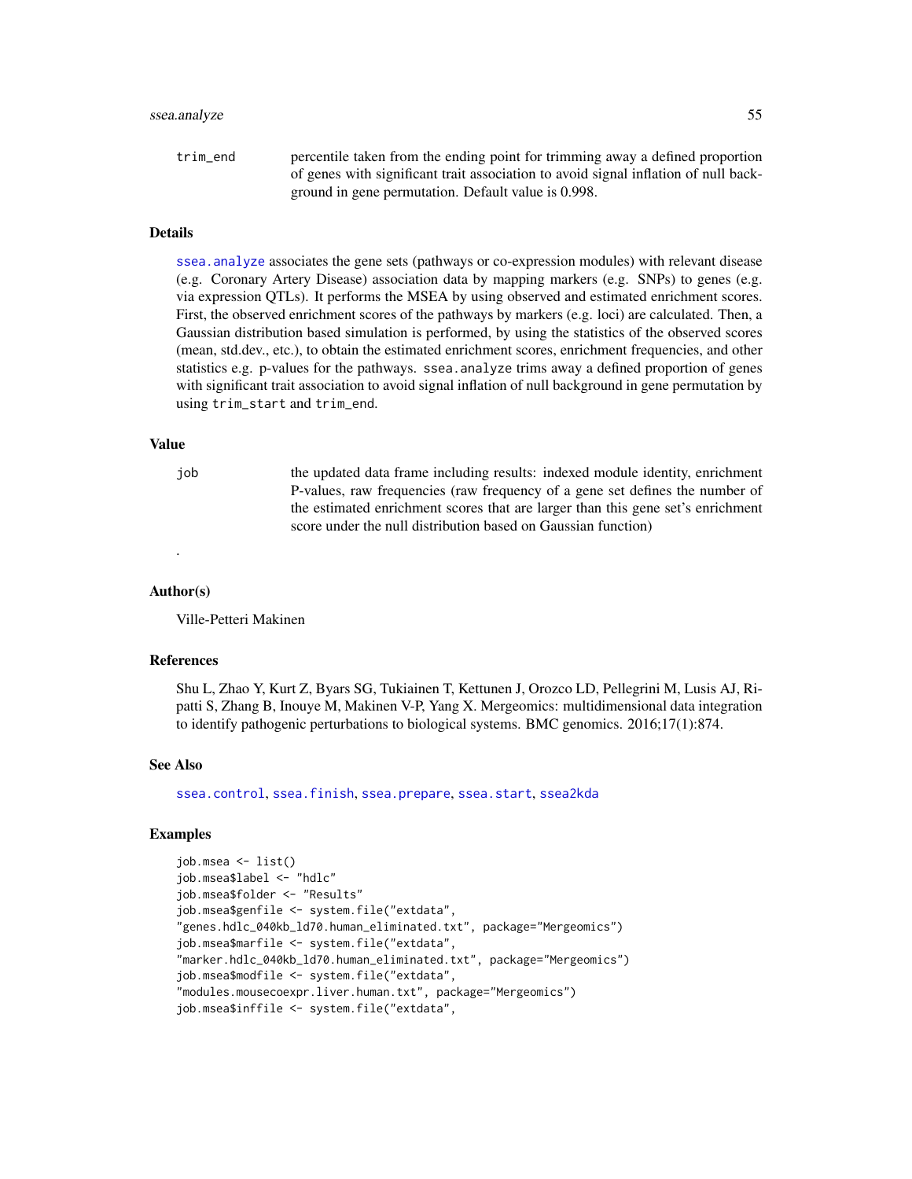trim_end
: percentile taken from the ending point for trimming away a defined proportion of genes with significant trait association to avoid signal inflation of null background in gene permutation. Default value is 0.998.

### Details

ssea.analyze associates the gene sets (pathways or co-expression modules) with relevant disease (e.g. Coronary Artery Disease) association data by mapping markers (e.g. SNPs) to genes (e.g. via expression QTLs). It performs the MSEA by using observed and estimated enrichment scores. First, the observed enrichment scores of the pathways by markers (e.g. loci) are calculated. Then, a Gaussian distribution based simulation is performed, by using the statistics of the observed scores (mean, std.dev., etc.), to obtain the estimated enrichment scores, enrichment frequencies, and other statistics e.g. p-values for the pathways. `ssea.analyze` trims away a defined proportion of genes with significant trait association to avoid signal inflation of null background in gene permutation by using `trim_start` and `trim_end`.

### Value

job
: the updated data frame including results: indexed module identity, enrichment P-values, raw frequencies (raw frequency of a gene set defines the number of the estimated enrichment scores that are larger than this gene set's enrichment score under the null distribution based on Gaussian function)

.

### Author(s)

Ville-Petteri Makinen

### References

Shu L, Zhao Y, Kurt Z, Byars SG, Tukiainen T, Kettunen J, Orozco LD, Pellegrini M, Lusis AJ, Ripatti S, Zhang B, Inouye M, Makinen V-P, Yang X. Mergeomics: multidimensional data integration to identify pathogenic perturbations to biological systems. BMC genomics. 2016;17(1):874.

### See Also

ssea.control, ssea.finish, ssea.prepare, ssea.start, ssea2kda

### Examples

```
job.msea <- list()
job.msea$label <- "hdlc"
job.msea$folder <- "Results"
job.msea$genfile <- system.file("extdata",
"genes.hdlc_040kb_ld70.human_eliminated.txt", package="Mergeomics")
job.msea$marfile <- system.file("extdata",
"marker.hdlc_040kb_ld70.human_eliminated.txt", package="Mergeomics")
job.msea$modfile <- system.file("extdata",
"modules.mousecoexpr.liver.human.txt", package="Mergeomics")
job.msea$inffile <- system.file("extdata",
```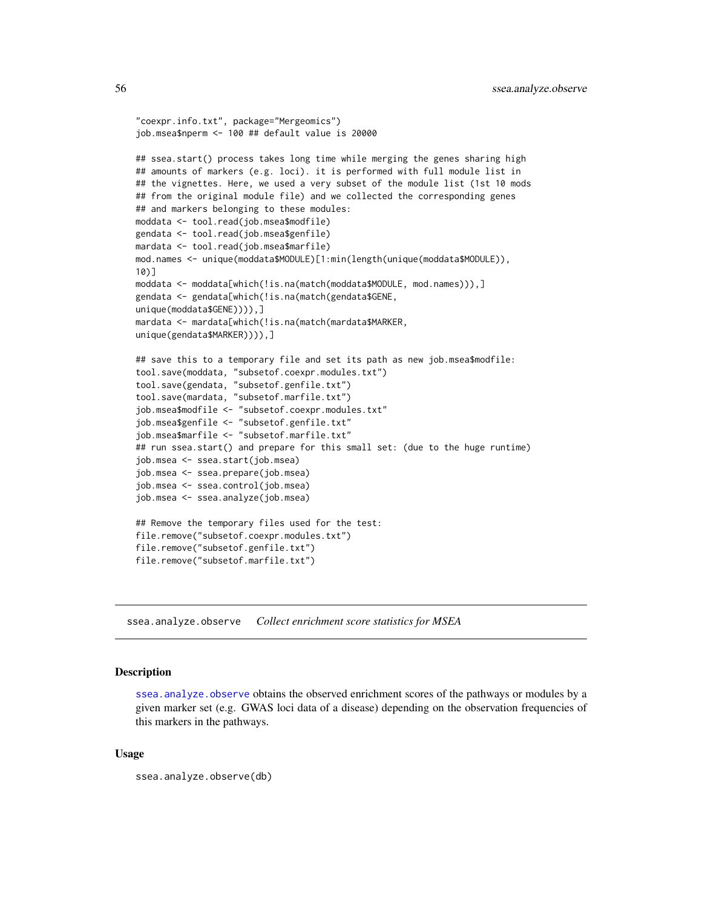```
"coexpr.info.txt", package="Mergeomics")
job.msea$nperm <- 100 ## default value is 20000

## ssea.start() process takes long time while merging the genes sharing high
## amounts of markers (e.g. loci). it is performed with full module list in
## the vignettes. Here, we used a very subset of the module list (1st 10 mods
## from the original module file) and we collected the corresponding genes
## and markers belonging to these modules:
moddata <- tool.read(job.msea$modfile)
gendata <- tool.read(job.msea$genfile)
mardata <- tool.read(job.msea$marfile)
mod.names <- unique(moddata$MODULE)[1:min(length(unique(moddata$MODULE)),
10)]
moddata <- moddata[which(!is.na(match(moddata$MODULE, mod.names))),]
gendata <- gendata[which(!is.na(match(gendata$GENE,
unique(moddata$GENE)))),]
mardata <- mardata[which(!is.na(match(mardata$MARKER,
unique(gendata$MARKER)))),]

## save this to a temporary file and set its path as new job.msea$modfile:
tool.save(moddata, "subsetof.coexpr.modules.txt")
tool.save(gendata, "subsetof.genfile.txt")
tool.save(mardata, "subsetof.marfile.txt")
job.msea$modfile <- "subsetof.coexpr.modules.txt"
job.msea$genfile <- "subsetof.genfile.txt"
job.msea$marfile <- "subsetof.marfile.txt"
## run ssea.start() and prepare for this small set: (due to the huge runtime)
job.msea <- ssea.start(job.msea)
job.msea <- ssea.prepare(job.msea)
job.msea <- ssea.control(job.msea)
job.msea <- ssea.analyze(job.msea)

## Remove the temporary files used for the test:
file.remove("subsetof.coexpr.modules.txt")
file.remove("subsetof.genfile.txt")
file.remove("subsetof.marfile.txt")
```

---

## ssea.analyze.observe *Collect enrichment score statistics for MSEA*

### Description

ssea.analyze.observe obtains the observed enrichment scores of the pathways or modules by a given marker set (e.g. GWAS loci data of a disease) depending on the observation frequencies of this markers in the pathways.

### Usage

```
ssea.analyze.observe(db)
```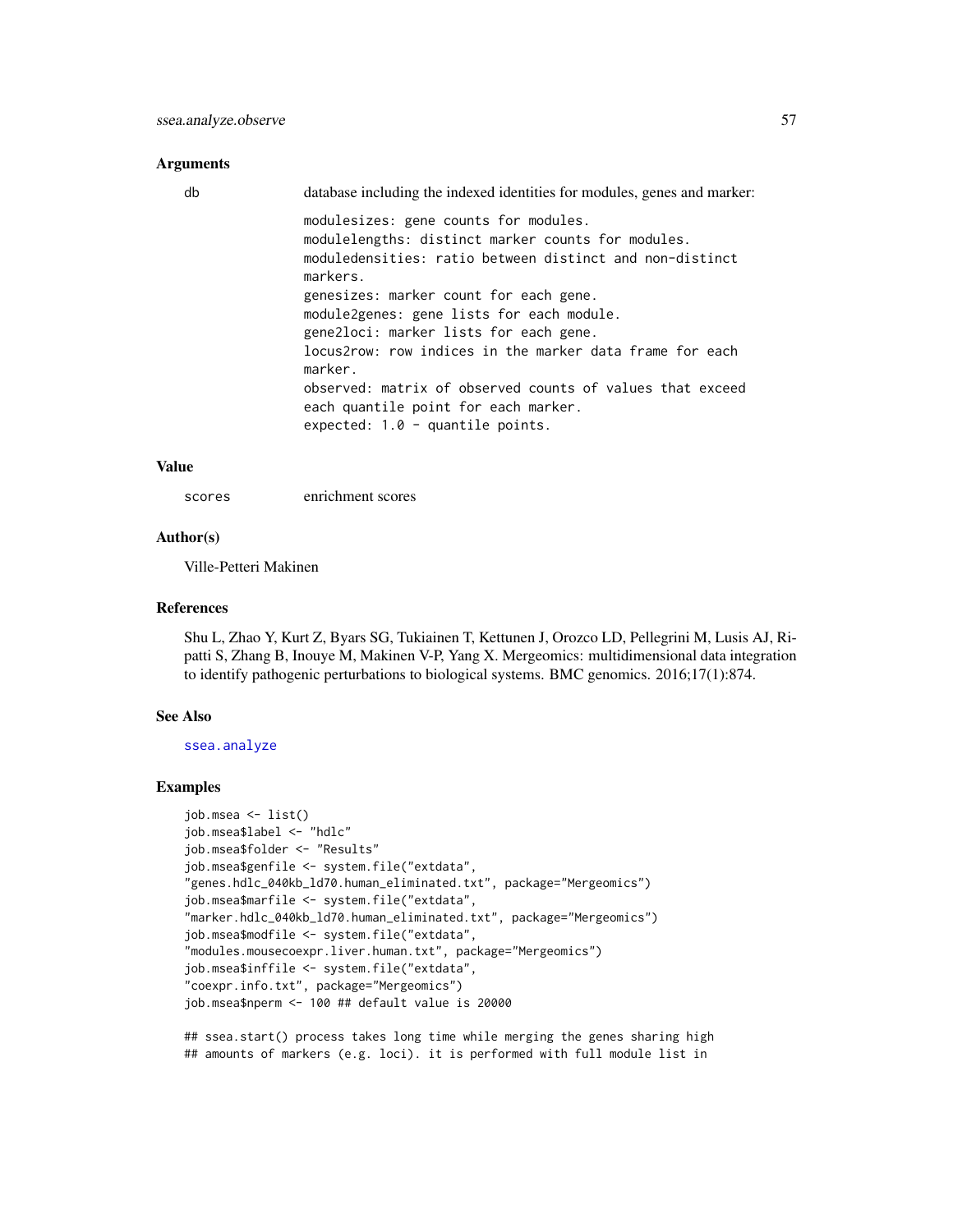### Arguments

db database including the indexed identities for modules, genes and marker:

```
modulesizes: gene counts for modules.
modulelengths: distinct marker counts for modules.
moduledensities: ratio between distinct and non-distinct
markers.
genesizes: marker count for each gene.
module2genes: gene lists for each module.
gene2loci: marker lists for each gene.
locus2row: row indices in the marker data frame for each
marker.
observed: matrix of observed counts of values that exceed
each quantile point for each marker.
expected: 1.0 - quantile points.
```

### Value

scores enrichment scores

### Author(s)

Ville-Petteri Makinen

### References

Shu L, Zhao Y, Kurt Z, Byars SG, Tukiainen T, Kettunen J, Orozco LD, Pellegrini M, Lusis AJ, Ripatti S, Zhang B, Inouye M, Makinen V-P, Yang X. Mergeomics: multidimensional data integration to identify pathogenic perturbations to biological systems. BMC genomics. 2016;17(1):874.

### See Also

ssea.analyze

### Examples

```
job.msea <- list()
job.msea$label <- "hdlc"
job.msea$folder <- "Results"
job.msea$genfile <- system.file("extdata",
"genes.hdlc_040kb_ld70.human_eliminated.txt", package="Mergeomics")
job.msea$marfile <- system.file("extdata",
"marker.hdlc_040kb_ld70.human_eliminated.txt", package="Mergeomics")
job.msea$modfile <- system.file("extdata",
"modules.mousecoexpr.liver.human.txt", package="Mergeomics")
job.msea$inffile <- system.file("extdata",
"coexpr.info.txt", package="Mergeomics")
job.msea$nperm <- 100 ## default value is 20000

## ssea.start() process takes long time while merging the genes sharing high
## amounts of markers (e.g. loci). it is performed with full module list in
```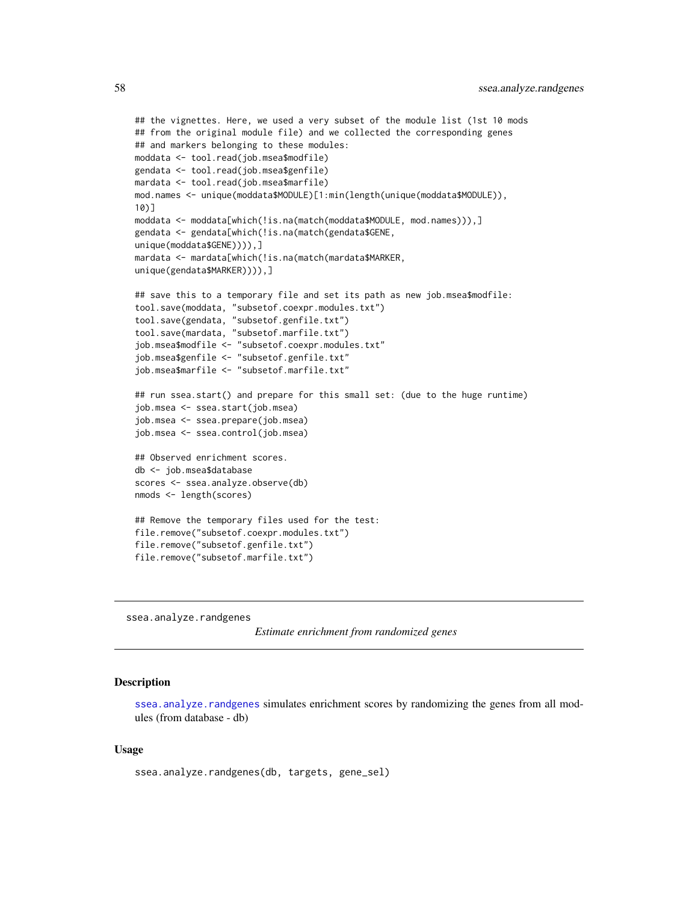```
## the vignettes. Here, we used a very subset of the module list (1st 10 mods
## from the original module file) and we collected the corresponding genes
## and markers belonging to these modules:
moddata <- tool.read(job.msea$modfile)
gendata <- tool.read(job.msea$genfile)
mardata <- tool.read(job.msea$marfile)
mod.names <- unique(moddata$MODULE)[1:min(length(unique(moddata$MODULE)),
10)]
moddata <- moddata[which(!is.na(match(moddata$MODULE, mod.names))),]
gendata <- gendata[which(!is.na(match(gendata$GENE,
unique(moddata$GENE)))),]
mardata <- mardata[which(!is.na(match(mardata$MARKER,
unique(gendata$MARKER)))),]

## save this to a temporary file and set its path as new job.msea$modfile:
tool.save(moddata, "subsetof.coexpr.modules.txt")
tool.save(gendata, "subsetof.genfile.txt")
tool.save(mardata, "subsetof.marfile.txt")
job.msea$modfile <- "subsetof.coexpr.modules.txt"
job.msea$genfile <- "subsetof.genfile.txt"
job.msea$marfile <- "subsetof.marfile.txt"

## run ssea.start() and prepare for this small set: (due to the huge runtime)
job.msea <- ssea.start(job.msea)
job.msea <- ssea.prepare(job.msea)
job.msea <- ssea.control(job.msea)

## Observed enrichment scores.
db <- job.msea$database
scores <- ssea.analyze.observe(db)
nmods <- length(scores)

## Remove the temporary files used for the test:
file.remove("subsetof.coexpr.modules.txt")
file.remove("subsetof.genfile.txt")
file.remove("subsetof.marfile.txt")
```

---

## ssea.analyze.randgenes — *Estimate enrichment from randomized genes*

### Description

ssea.analyze.randgenes simulates enrichment scores by randomizing the genes from all modules (from database - db)

### Usage

```
ssea.analyze.randgenes(db, targets, gene_sel)
```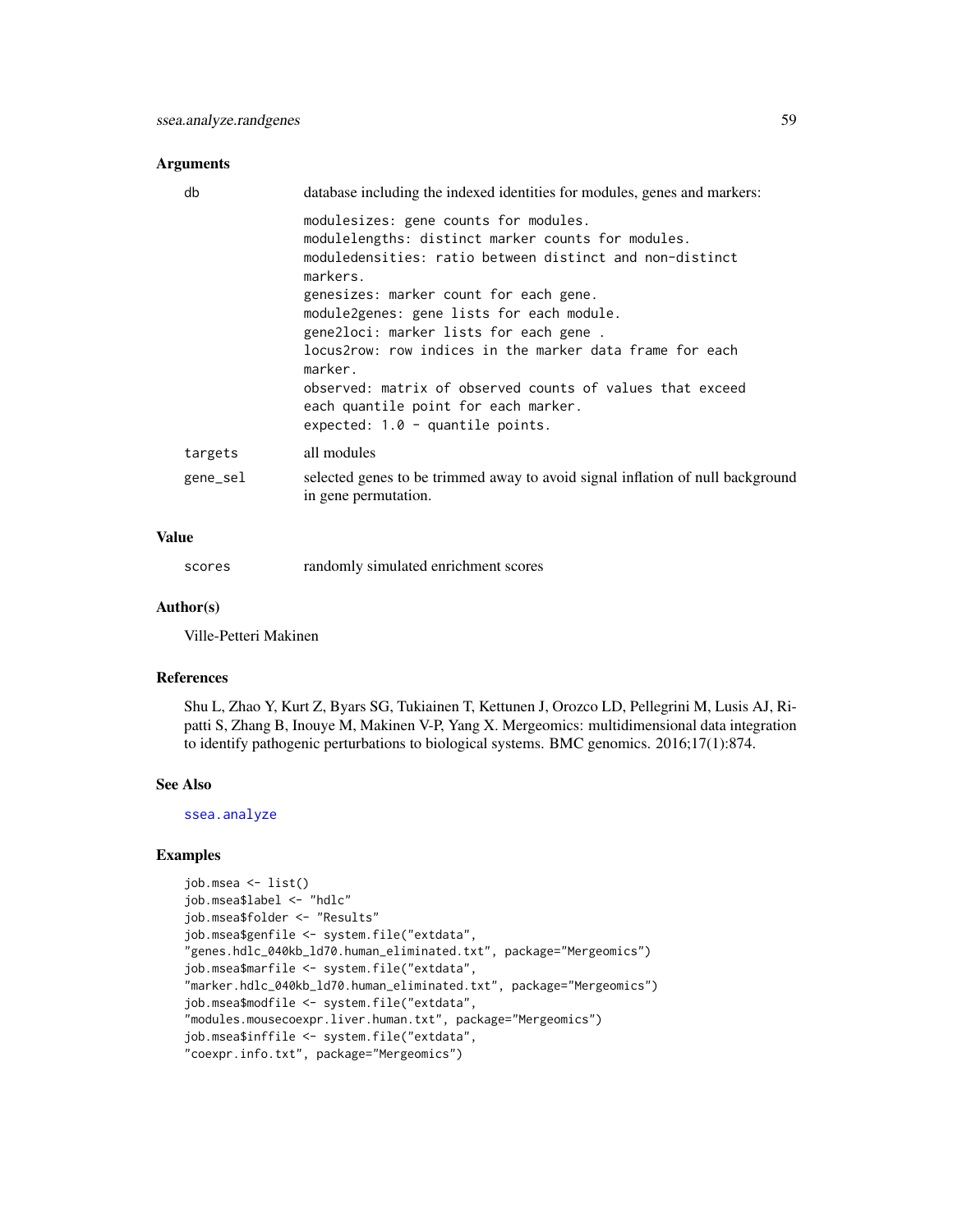### Arguments

| | |
|---|---|
| db | database including the indexed identities for modules, genes and markers: |
| | modulesizes: gene counts for modules.<br>modulelengths: distinct marker counts for modules.<br>moduledensities: ratio between distinct and non-distinct markers.<br>genesizes: marker count for each gene.<br>module2genes: gene lists for each module.<br>gene2loci: marker lists for each gene .<br>locus2row: row indices in the marker data frame for each marker.<br>observed: matrix of observed counts of values that exceed each quantile point for each marker.<br>expected: 1.0 - quantile points. |
| targets | all modules |
| gene_sel | selected genes to be trimmed away to avoid signal inflation of null background in gene permutation. |

### Value

| | |
|---|---|
| scores | randomly simulated enrichment scores |

### Author(s)

Ville-Petteri Makinen

### References

Shu L, Zhao Y, Kurt Z, Byars SG, Tukiainen T, Kettunen J, Orozco LD, Pellegrini M, Lusis AJ, Ripatti S, Zhang B, Inouye M, Makinen V-P, Yang X. Mergeomics: multidimensional data integration to identify pathogenic perturbations to biological systems. BMC genomics. 2016;17(1):874.

### See Also

ssea.analyze

### Examples

```
job.msea <- list()
job.msea$label <- "hdlc"
job.msea$folder <- "Results"
job.msea$genfile <- system.file("extdata",
"genes.hdlc_040kb_ld70.human_eliminated.txt", package="Mergeomics")
job.msea$marfile <- system.file("extdata",
"marker.hdlc_040kb_ld70.human_eliminated.txt", package="Mergeomics")
job.msea$modfile <- system.file("extdata",
"modules.mousecoexpr.liver.human.txt", package="Mergeomics")
job.msea$inffile <- system.file("extdata",
"coexpr.info.txt", package="Mergeomics")
```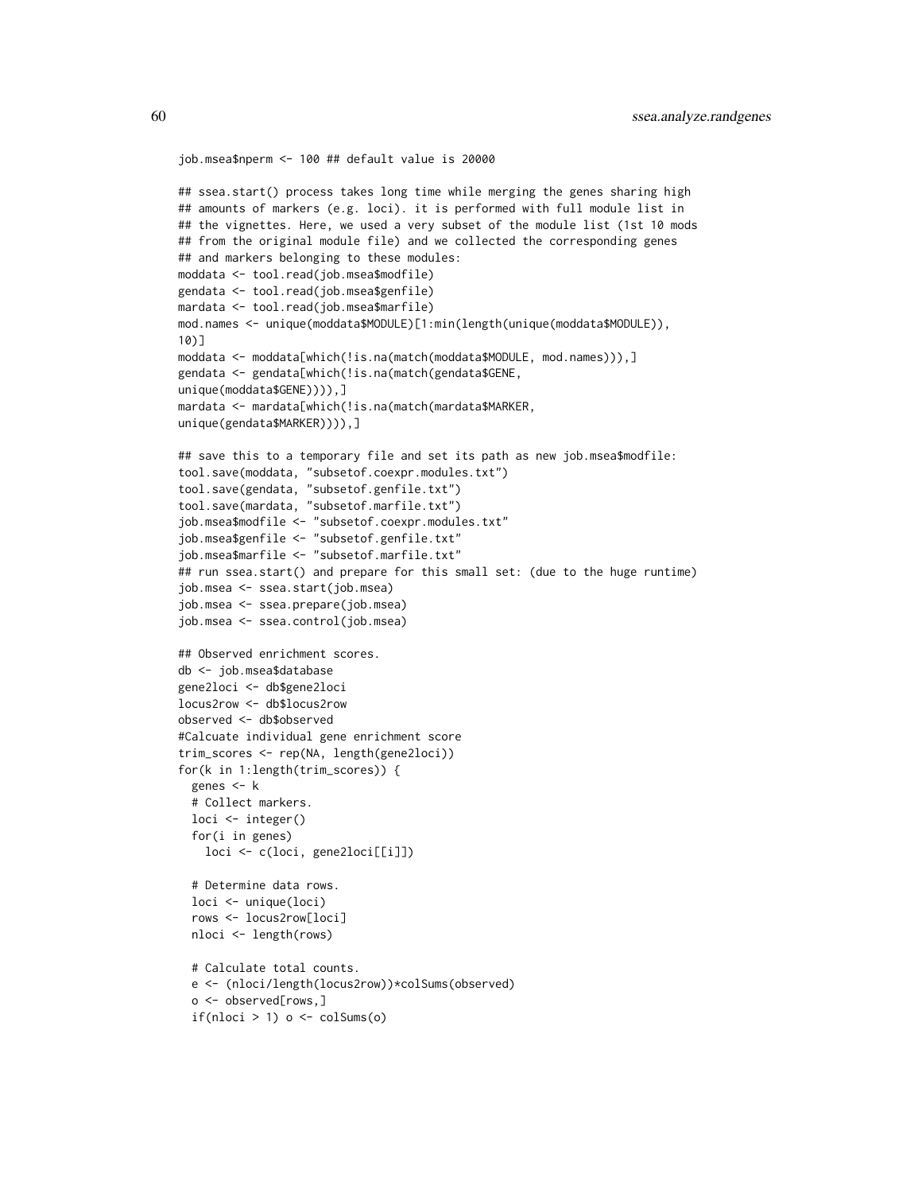```
job.msea$nperm <- 100 ## default value is 20000

## ssea.start() process takes long time while merging the genes sharing high
## amounts of markers (e.g. loci). it is performed with full module list in
## the vignettes. Here, we used a very subset of the module list (1st 10 mods
## from the original module file) and we collected the corresponding genes
## and markers belonging to these modules:
moddata <- tool.read(job.msea$modfile)
gendata <- tool.read(job.msea$genfile)
mardata <- tool.read(job.msea$marfile)
mod.names <- unique(moddata$MODULE)[1:min(length(unique(moddata$MODULE)),
10)]
moddata <- moddata[which(!is.na(match(moddata$MODULE, mod.names))),]
gendata <- gendata[which(!is.na(match(gendata$GENE,
unique(moddata$GENE)))),]
mardata <- mardata[which(!is.na(match(mardata$MARKER,
unique(gendata$MARKER)))),]

## save this to a temporary file and set its path as new job.msea$modfile:
tool.save(moddata, "subsetof.coexpr.modules.txt")
tool.save(gendata, "subsetof.genfile.txt")
tool.save(mardata, "subsetof.marfile.txt")
job.msea$modfile <- "subsetof.coexpr.modules.txt"
job.msea$genfile <- "subsetof.genfile.txt"
job.msea$marfile <- "subsetof.marfile.txt"
## run ssea.start() and prepare for this small set: (due to the huge runtime)
job.msea <- ssea.start(job.msea)
job.msea <- ssea.prepare(job.msea)
job.msea <- ssea.control(job.msea)

## Observed enrichment scores.
db <- job.msea$database
gene2loci <- db$gene2loci
locus2row <- db$locus2row
observed <- db$observed
#Calcuate individual gene enrichment score
trim_scores <- rep(NA, length(gene2loci))
for(k in 1:length(trim_scores)) {
  genes <- k
  # Collect markers.
  loci <- integer()
  for(i in genes)
    loci <- c(loci, gene2loci[[i]])

  # Determine data rows.
  loci <- unique(loci)
  rows <- locus2row[loci]
  nloci <- length(rows)

  # Calculate total counts.
  e <- (nloci/length(locus2row))*colSums(observed)
  o <- observed[rows,]
  if(nloci > 1) o <- colSums(o)
```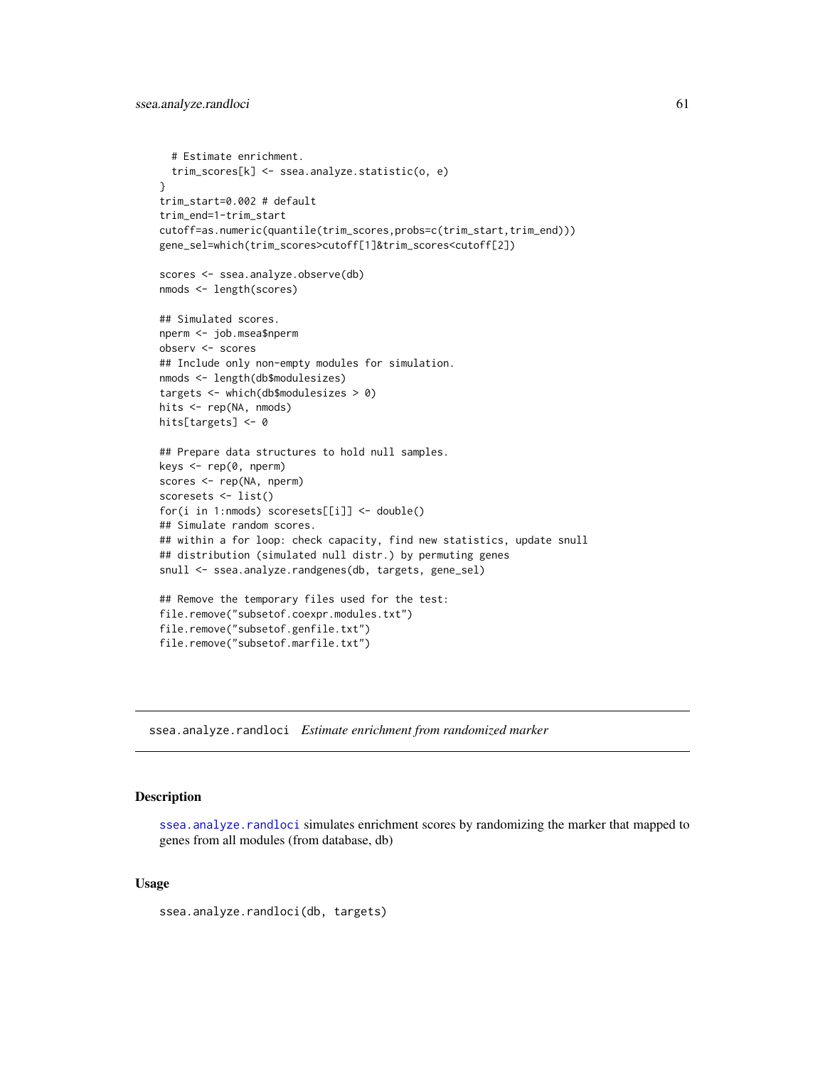```
  # Estimate enrichment.
  trim_scores[k] <- ssea.analyze.statistic(o, e)
}
trim_start=0.002 # default
trim_end=1-trim_start
cutoff=as.numeric(quantile(trim_scores,probs=c(trim_start,trim_end)))
gene_sel=which(trim_scores>cutoff[1]&trim_scores<cutoff[2])

scores <- ssea.analyze.observe(db)
nmods <- length(scores)

## Simulated scores.
nperm <- job.msea$nperm
observ <- scores
## Include only non-empty modules for simulation.
nmods <- length(db$modulesizes)
targets <- which(db$modulesizes > 0)
hits <- rep(NA, nmods)
hits[targets] <- 0

## Prepare data structures to hold null samples.
keys <- rep(0, nperm)
scores <- rep(NA, nperm)
scoresets <- list()
for(i in 1:nmods) scoresets[[i]] <- double()
## Simulate random scores.
## within a for loop: check capacity, find new statistics, update snull
## distribution (simulated null distr.) by permuting genes
snull <- ssea.analyze.randgenes(db, targets, gene_sel)

## Remove the temporary files used for the test:
file.remove("subsetof.coexpr.modules.txt")
file.remove("subsetof.genfile.txt")
file.remove("subsetof.marfile.txt")
```

---

## ssea.analyze.randloci *Estimate enrichment from randomized marker*

### Description

ssea.analyze.randloci simulates enrichment scores by randomizing the marker that mapped to genes from all modules (from database, db)

### Usage

```
ssea.analyze.randloci(db, targets)
```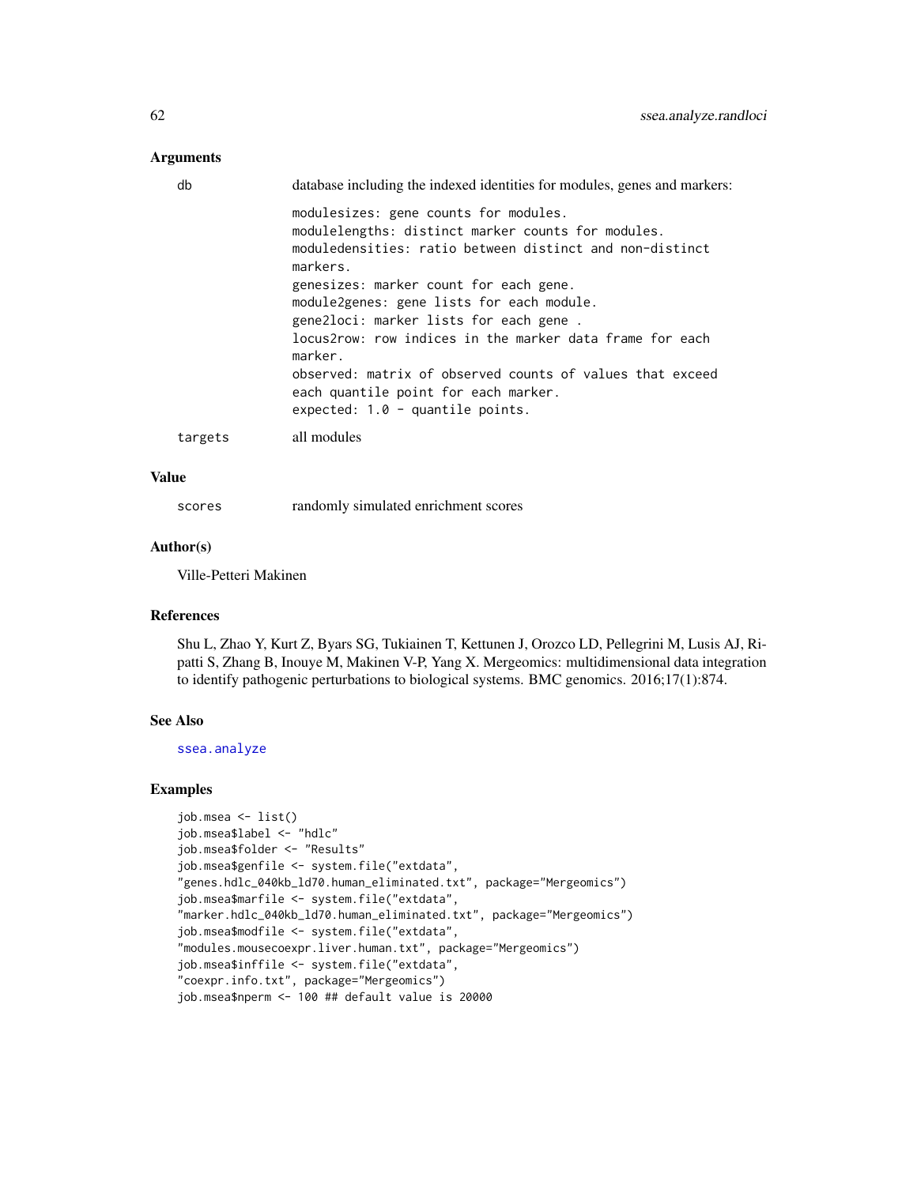### Arguments

| | |
|---|---|
| db | database including the indexed identities for modules, genes and markers: |

```
modulesizes: gene counts for modules.
modulelengths: distinct marker counts for modules.
moduledensities: ratio between distinct and non-distinct
markers.
genesizes: marker count for each gene.
module2genes: gene lists for each module.
gene2loci: marker lists for each gene .
locus2row: row indices in the marker data frame for each
marker.
observed: matrix of observed counts of values that exceed
each quantile point for each marker.
expected: 1.0 - quantile points.
```

| | |
|---|---|
| targets | all modules |

### Value

| | |
|---|---|
| scores | randomly simulated enrichment scores |

### Author(s)

Ville-Petteri Makinen

### References

Shu L, Zhao Y, Kurt Z, Byars SG, Tukiainen T, Kettunen J, Orozco LD, Pellegrini M, Lusis AJ, Ripatti S, Zhang B, Inouye M, Makinen V-P, Yang X. Mergeomics: multidimensional data integration to identify pathogenic perturbations to biological systems. BMC genomics. 2016;17(1):874.

### See Also

ssea.analyze

### Examples

```
job.msea <- list()
job.msea$label <- "hdlc"
job.msea$folder <- "Results"
job.msea$genfile <- system.file("extdata",
"genes.hdlc_040kb_ld70.human_eliminated.txt", package="Mergeomics")
job.msea$marfile <- system.file("extdata",
"marker.hdlc_040kb_ld70.human_eliminated.txt", package="Mergeomics")
job.msea$modfile <- system.file("extdata",
"modules.mousecoexpr.liver.human.txt", package="Mergeomics")
job.msea$inffile <- system.file("extdata",
"coexpr.info.txt", package="Mergeomics")
job.msea$nperm <- 100 ## default value is 20000
```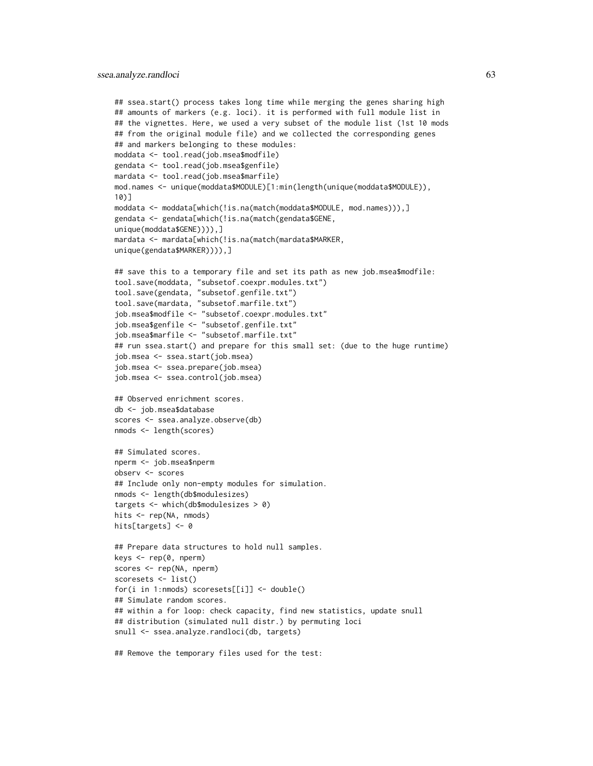```
## ssea.start() process takes long time while merging the genes sharing high
## amounts of markers (e.g. loci). it is performed with full module list in
## the vignettes. Here, we used a very subset of the module list (1st 10 mods
## from the original module file) and we collected the corresponding genes
## and markers belonging to these modules:
moddata <- tool.read(job.msea$modfile)
gendata <- tool.read(job.msea$genfile)
mardata <- tool.read(job.msea$marfile)
mod.names <- unique(moddata$MODULE)[1:min(length(unique(moddata$MODULE)),
10)]
moddata <- moddata[which(!is.na(match(moddata$MODULE, mod.names))),]
gendata <- gendata[which(!is.na(match(gendata$GENE,
unique(moddata$GENE)))),]
mardata <- mardata[which(!is.na(match(mardata$MARKER,
unique(gendata$MARKER)))),]

## save this to a temporary file and set its path as new job.msea$modfile:
tool.save(moddata, "subsetof.coexpr.modules.txt")
tool.save(gendata, "subsetof.genfile.txt")
tool.save(mardata, "subsetof.marfile.txt")
job.msea$modfile <- "subsetof.coexpr.modules.txt"
job.msea$genfile <- "subsetof.genfile.txt"
job.msea$marfile <- "subsetof.marfile.txt"
## run ssea.start() and prepare for this small set: (due to the huge runtime)
job.msea <- ssea.start(job.msea)
job.msea <- ssea.prepare(job.msea)
job.msea <- ssea.control(job.msea)

## Observed enrichment scores.
db <- job.msea$database
scores <- ssea.analyze.observe(db)
nmods <- length(scores)

## Simulated scores.
nperm <- job.msea$nperm
observ <- scores
## Include only non-empty modules for simulation.
nmods <- length(db$modulesizes)
targets <- which(db$modulesizes > 0)
hits <- rep(NA, nmods)
hits[targets] <- 0

## Prepare data structures to hold null samples.
keys <- rep(0, nperm)
scores <- rep(NA, nperm)
scoresets <- list()
for(i in 1:nmods) scoresets[[i]] <- double()
## Simulate random scores.
## within a for loop: check capacity, find new statistics, update snull
## distribution (simulated null distr.) by permuting loci
snull <- ssea.analyze.randloci(db, targets)

## Remove the temporary files used for the test:
```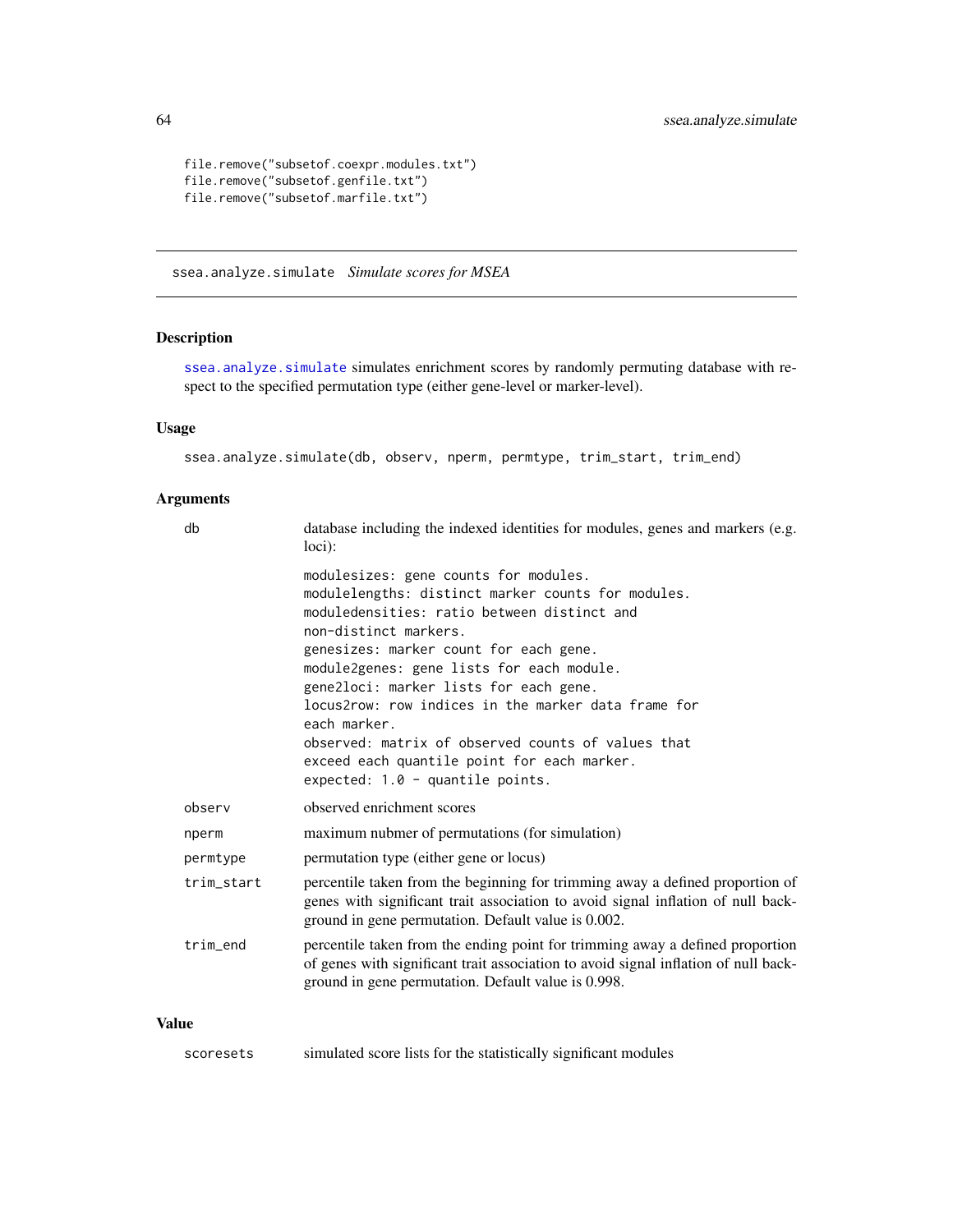```
file.remove("subsetof.coexpr.modules.txt")
file.remove("subsetof.genfile.txt")
file.remove("subsetof.marfile.txt")
```

---

## ssea.analyze.simulate *Simulate scores for MSEA*

### Description

ssea.analyze.simulate simulates enrichment scores by randomly permuting database with respect to the specified permutation type (either gene-level or marker-level).

### Usage

```
ssea.analyze.simulate(db, observ, nperm, permtype, trim_start, trim_end)
```

### Arguments

| | |
|---|---|
| db | database including the indexed identities for modules, genes and markers (e.g. loci):<br><br>`modulesizes: gene counts for modules.`<br>`modulelengths: distinct marker counts for modules.`<br>`moduledensities: ratio between distinct and non-distinct markers.`<br>`genesizes: marker count for each gene.`<br>`module2genes: gene lists for each module.`<br>`gene2loci: marker lists for each gene.`<br>`locus2row: row indices in the marker data frame for each marker.`<br>`observed: matrix of observed counts of values that exceed each quantile point for each marker.`<br>`expected: 1.0 - quantile points.` |
| observ | observed enrichment scores |
| nperm | maximum nubmer of permutations (for simulation) |
| permtype | permutation type (either gene or locus) |
| trim_start | percentile taken from the beginning for trimming away a defined proportion of genes with significant trait association to avoid signal inflation of null background in gene permutation. Default value is 0.002. |
| trim_end | percentile taken from the ending point for trimming away a defined proportion of genes with significant trait association to avoid signal inflation of null background in gene permutation. Default value is 0.998. |

### Value

| | |
|---|---|
| scoresets | simulated score lists for the statistically significant modules |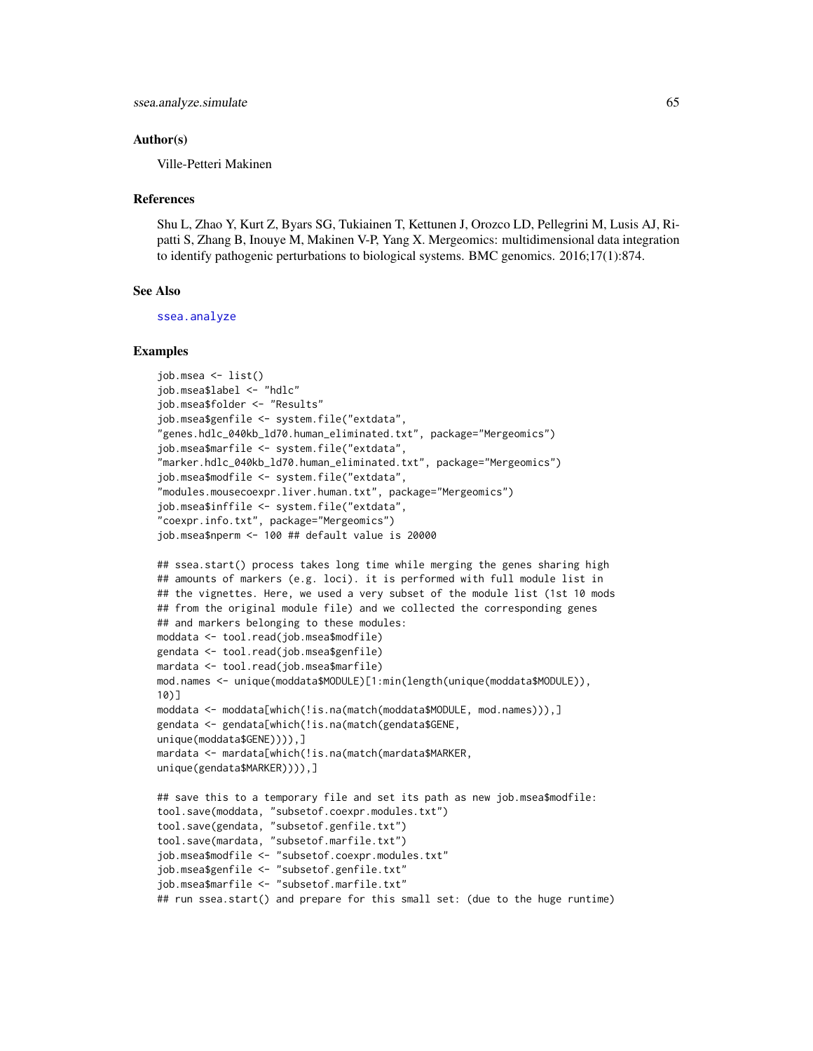### Author(s)

Ville-Petteri Makinen

### References

Shu L, Zhao Y, Kurt Z, Byars SG, Tukiainen T, Kettunen J, Orozco LD, Pellegrini M, Lusis AJ, Ripatti S, Zhang B, Inouye M, Makinen V-P, Yang X. Mergeomics: multidimensional data integration to identify pathogenic perturbations to biological systems. BMC genomics. 2016;17(1):874.

### See Also

ssea.analyze

### Examples

```
job.msea <- list()
job.msea$label <- "hdlc"
job.msea$folder <- "Results"
job.msea$genfile <- system.file("extdata",
"genes.hdlc_040kb_ld70.human_eliminated.txt", package="Mergeomics")
job.msea$marfile <- system.file("extdata",
"marker.hdlc_040kb_ld70.human_eliminated.txt", package="Mergeomics")
job.msea$modfile <- system.file("extdata",
"modules.mousecoexpr.liver.human.txt", package="Mergeomics")
job.msea$inffile <- system.file("extdata",
"coexpr.info.txt", package="Mergeomics")
job.msea$nperm <- 100 ## default value is 20000

## ssea.start() process takes long time while merging the genes sharing high
## amounts of markers (e.g. loci). it is performed with full module list in
## the vignettes. Here, we used a very subset of the module list (1st 10 mods
## from the original module file) and we collected the corresponding genes
## and markers belonging to these modules:
moddata <- tool.read(job.msea$modfile)
gendata <- tool.read(job.msea$genfile)
mardata <- tool.read(job.msea$marfile)
mod.names <- unique(moddata$MODULE)[1:min(length(unique(moddata$MODULE)),
10)]
moddata <- moddata[which(!is.na(match(moddata$MODULE, mod.names))),]
gendata <- gendata[which(!is.na(match(gendata$GENE,
unique(moddata$GENE)))),]
mardata <- mardata[which(!is.na(match(mardata$MARKER,
unique(gendata$MARKER)))),]

## save this to a temporary file and set its path as new job.msea$modfile:
tool.save(moddata, "subsetof.coexpr.modules.txt")
tool.save(gendata, "subsetof.genfile.txt")
tool.save(mardata, "subsetof.marfile.txt")
job.msea$modfile <- "subsetof.coexpr.modules.txt"
job.msea$genfile <- "subsetof.genfile.txt"
job.msea$marfile <- "subsetof.marfile.txt"
## run ssea.start() and prepare for this small set: (due to the huge runtime)
```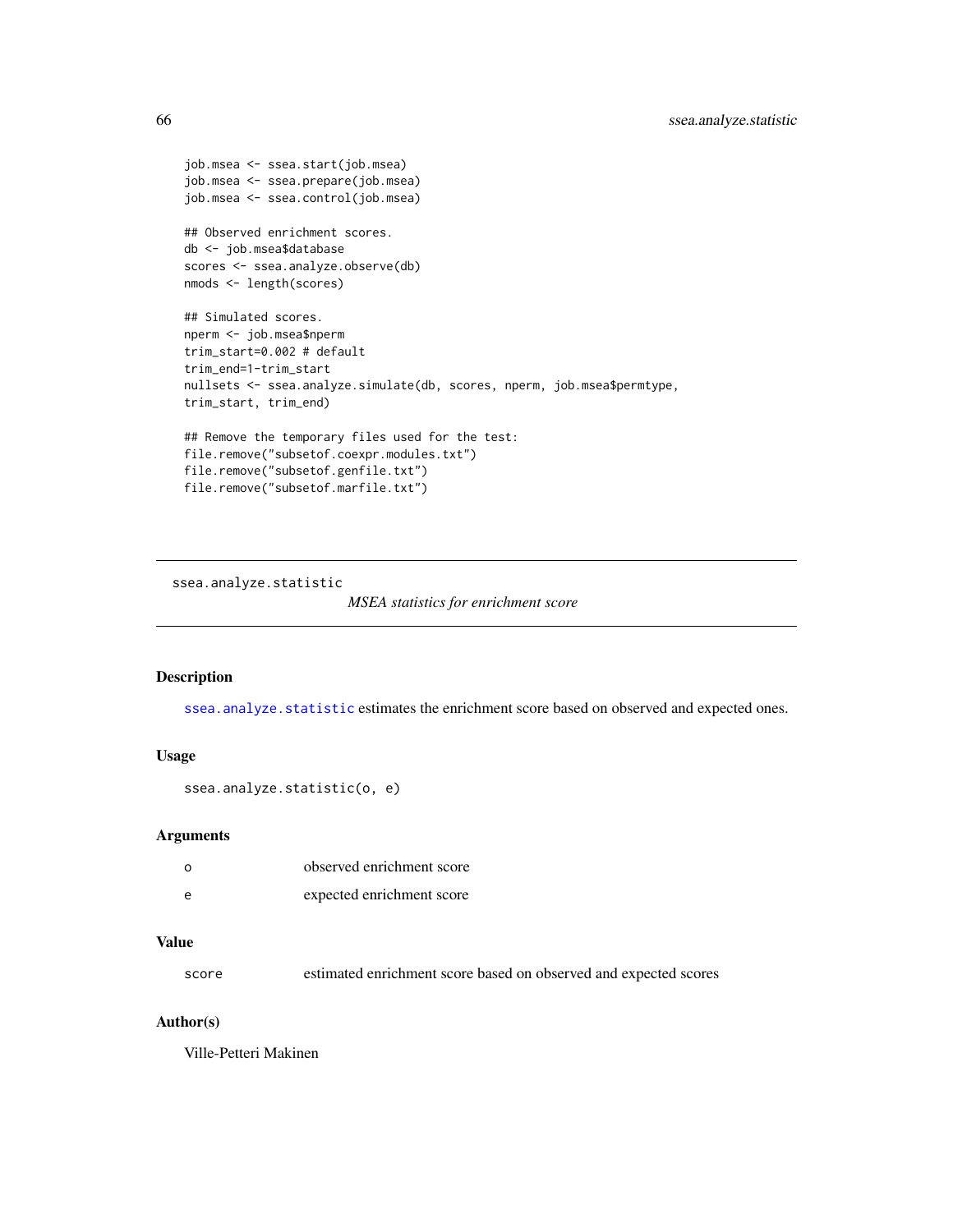```
job.msea <- ssea.start(job.msea)
job.msea <- ssea.prepare(job.msea)
job.msea <- ssea.control(job.msea)

## Observed enrichment scores.
db <- job.msea$database
scores <- ssea.analyze.observe(db)
nmods <- length(scores)

## Simulated scores.
nperm <- job.msea$nperm
trim_start=0.002 # default
trim_end=1-trim_start
nullsets <- ssea.analyze.simulate(db, scores, nperm, job.msea$permtype,
trim_start, trim_end)

## Remove the temporary files used for the test:
file.remove("subsetof.coexpr.modules.txt")
file.remove("subsetof.genfile.txt")
file.remove("subsetof.marfile.txt")
```

---

## ssea.analyze.statistic — *MSEA statistics for enrichment score*

---

### Description

`ssea.analyze.statistic` estimates the enrichment score based on observed and expected ones.

### Usage

```
ssea.analyze.statistic(o, e)
```

### Arguments

| | |
|---|---|
| `o` | observed enrichment score |
| `e` | expected enrichment score |

### Value

| | |
|---|---|
| `score` | estimated enrichment score based on observed and expected scores |

### Author(s)

Ville-Petteri Makinen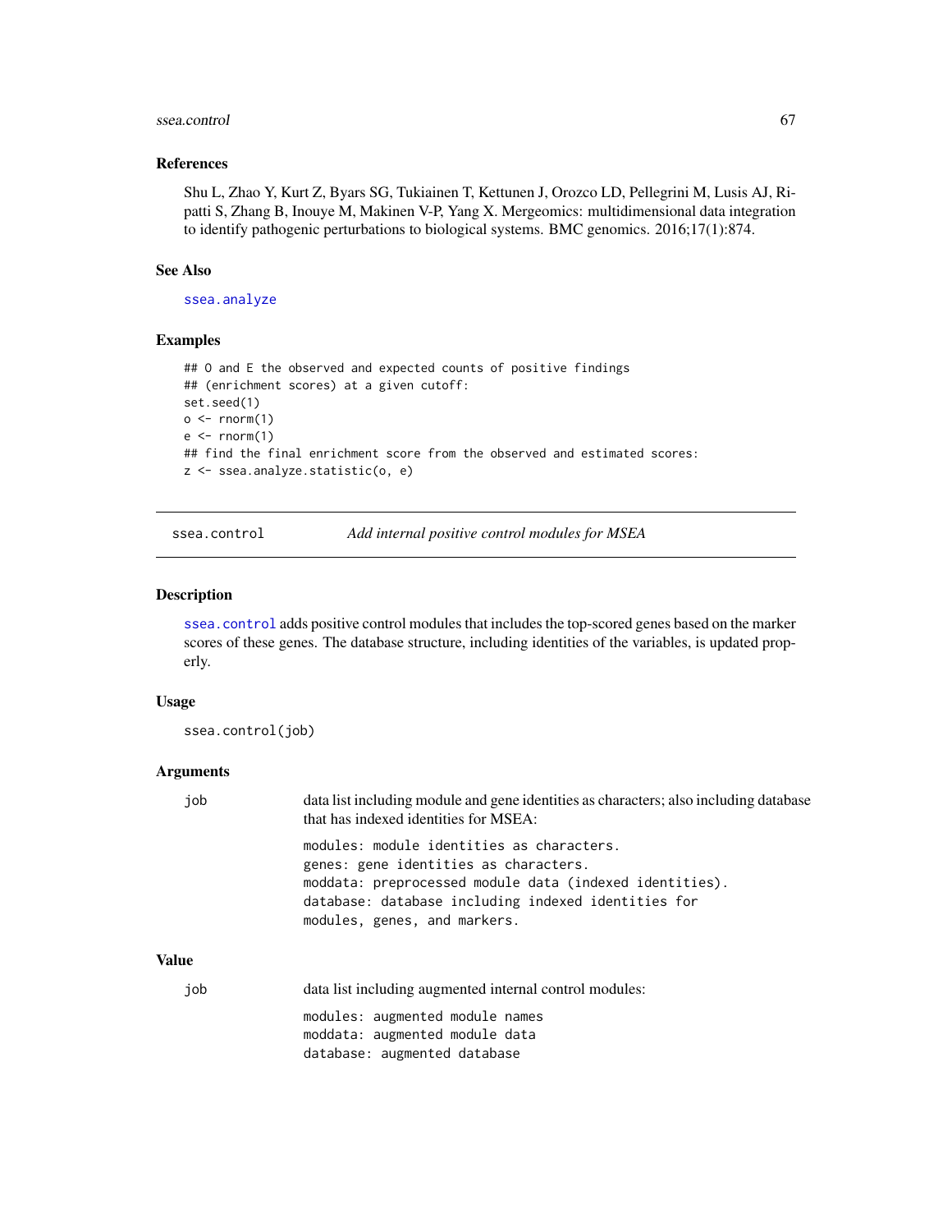### References

Shu L, Zhao Y, Kurt Z, Byars SG, Tukiainen T, Kettunen J, Orozco LD, Pellegrini M, Lusis AJ, Ripatti S, Zhang B, Inouye M, Makinen V-P, Yang X. Mergeomics: multidimensional data integration to identify pathogenic perturbations to biological systems. BMC genomics. 2016;17(1):874.

### See Also

`ssea.analyze`

### Examples

```
## O and E the observed and expected counts of positive findings
## (enrichment scores) at a given cutoff:
set.seed(1)
o <- rnorm(1)
e <- rnorm(1)
## find the final enrichment score from the observed and estimated scores:
z <- ssea.analyze.statistic(o, e)
```

---

## ssea.control — *Add internal positive control modules for MSEA*

### Description

`ssea.control` adds positive control modules that includes the top-scored genes based on the marker scores of these genes. The database structure, including identities of the variables, is updated properly.

### Usage

```
ssea.control(job)
```

### Arguments

`job` — data list including module and gene identities as characters; also including database that has indexed identities for MSEA:

```
modules: module identities as characters.
genes: gene identities as characters.
moddata: preprocessed module data (indexed identities).
database: database including indexed identities for
modules, genes, and markers.
```

### Value

`job` — data list including augmented internal control modules:

```
modules: augmented module names
moddata: augmented module data
database: augmented database
```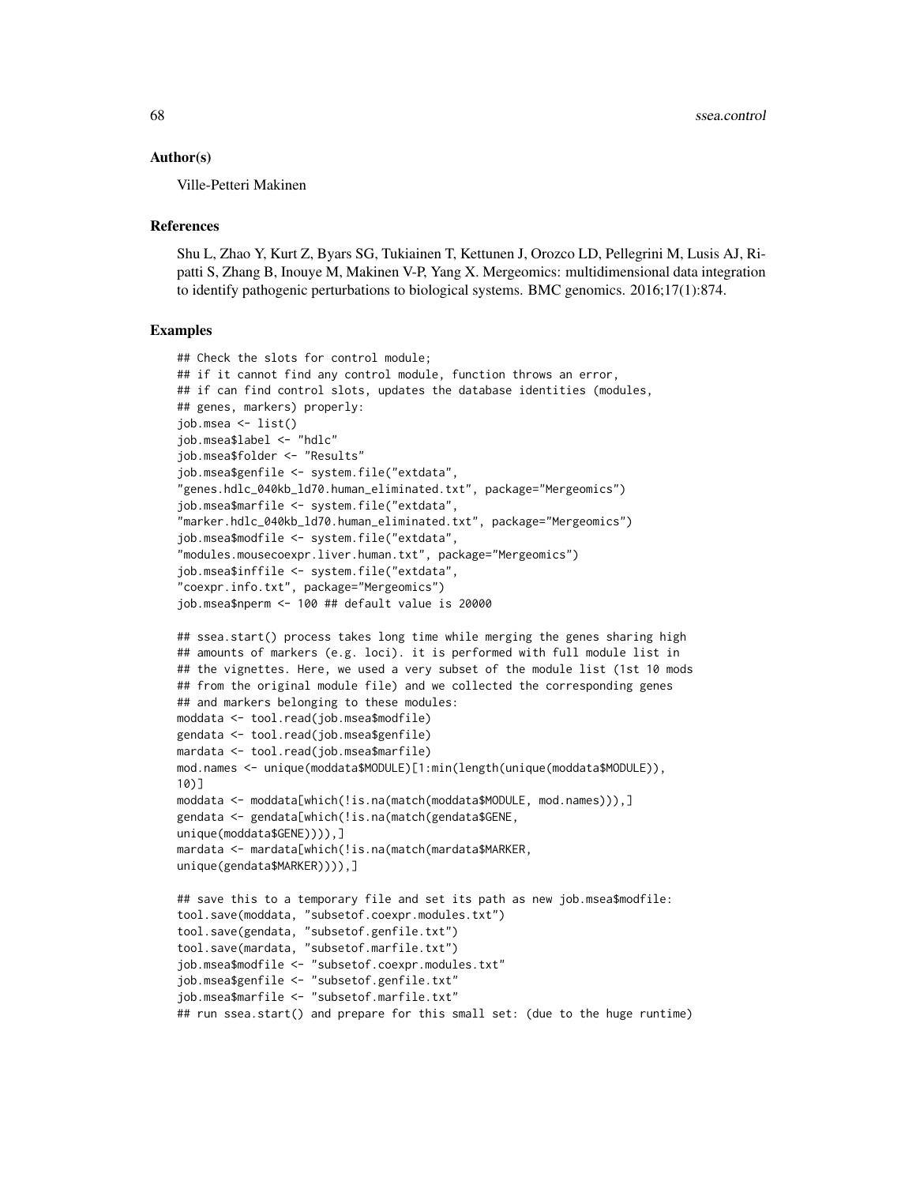## Author(s)

Ville-Petteri Makinen

## References

Shu L, Zhao Y, Kurt Z, Byars SG, Tukiainen T, Kettunen J, Orozco LD, Pellegrini M, Lusis AJ, Ripatti S, Zhang B, Inouye M, Makinen V-P, Yang X. Mergeomics: multidimensional data integration to identify pathogenic perturbations to biological systems. BMC genomics. 2016;17(1):874.

## Examples

```
## Check the slots for control module;
## if it cannot find any control module, function throws an error,
## if can find control slots, updates the database identities (modules,
## genes, markers) properly:
job.msea <- list()
job.msea$label <- "hdlc"
job.msea$folder <- "Results"
job.msea$genfile <- system.file("extdata",
"genes.hdlc_040kb_ld70.human_eliminated.txt", package="Mergeomics")
job.msea$marfile <- system.file("extdata",
"marker.hdlc_040kb_ld70.human_eliminated.txt", package="Mergeomics")
job.msea$modfile <- system.file("extdata",
"modules.mousecoexpr.liver.human.txt", package="Mergeomics")
job.msea$inffile <- system.file("extdata",
"coexpr.info.txt", package="Mergeomics")
job.msea$nperm <- 100 ## default value is 20000

## ssea.start() process takes long time while merging the genes sharing high
## amounts of markers (e.g. loci). it is performed with full module list in
## the vignettes. Here, we used a very subset of the module list (1st 10 mods
## from the original module file) and we collected the corresponding genes
## and markers belonging to these modules:
moddata <- tool.read(job.msea$modfile)
gendata <- tool.read(job.msea$genfile)
mardata <- tool.read(job.msea$marfile)
mod.names <- unique(moddata$MODULE)[1:min(length(unique(moddata$MODULE)),
10)]
moddata <- moddata[which(!is.na(match(moddata$MODULE, mod.names))),]
gendata <- gendata[which(!is.na(match(gendata$GENE,
unique(moddata$GENE)))),]
mardata <- mardata[which(!is.na(match(mardata$MARKER,
unique(gendata$MARKER)))),]

## save this to a temporary file and set its path as new job.msea$modfile:
tool.save(moddata, "subsetof.coexpr.modules.txt")
tool.save(gendata, "subsetof.genfile.txt")
tool.save(mardata, "subsetof.marfile.txt")
job.msea$modfile <- "subsetof.coexpr.modules.txt"
job.msea$genfile <- "subsetof.genfile.txt"
job.msea$marfile <- "subsetof.marfile.txt"
## run ssea.start() and prepare for this small set: (due to the huge runtime)
```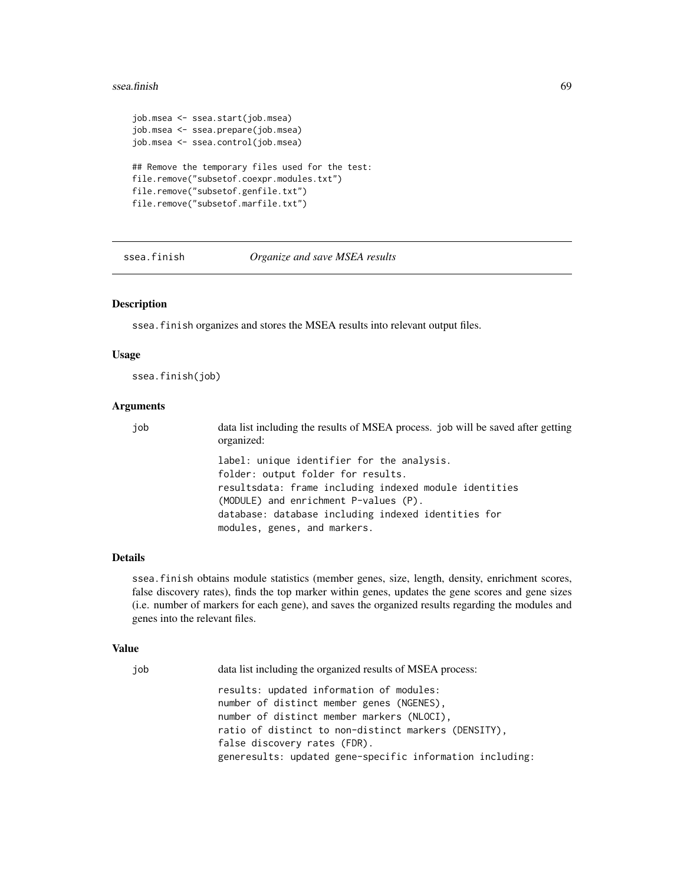```
job.msea <- ssea.start(job.msea)
job.msea <- ssea.prepare(job.msea)
job.msea <- ssea.control(job.msea)

## Remove the temporary files used for the test:
file.remove("subsetof.coexpr.modules.txt")
file.remove("subsetof.genfile.txt")
file.remove("subsetof.marfile.txt")
```

## ssea.finish — *Organize and save MSEA results*

### Description

ssea.finish organizes and stores the MSEA results into relevant output files.

### Usage

```
ssea.finish(job)
```

### Arguments

| | |
|---|---|
| job | data list including the results of MSEA process. job will be saved after getting organized:<br>label: unique identifier for the analysis.<br>folder: output folder for results.<br>resultsdata: frame including indexed module identities (MODULE) and enrichment P-values (P).<br>database: database including indexed identities for modules, genes, and markers. |

### Details

ssea.finish obtains module statistics (member genes, size, length, density, enrichment scores, false discovery rates), finds the top marker within genes, updates the gene scores and gene sizes (i.e. number of markers for each gene), and saves the organized results regarding the modules and genes into the relevant files.

### Value

| | |
|---|---|
| job | data list including the organized results of MSEA process:<br>results: updated information of modules:<br>number of distinct member genes (NGENES),<br>number of distinct member markers (NLOCI),<br>ratio of distinct to non-distinct markers (DENSITY),<br>false discovery rates (FDR).<br>generesults: updated gene-specific information including: |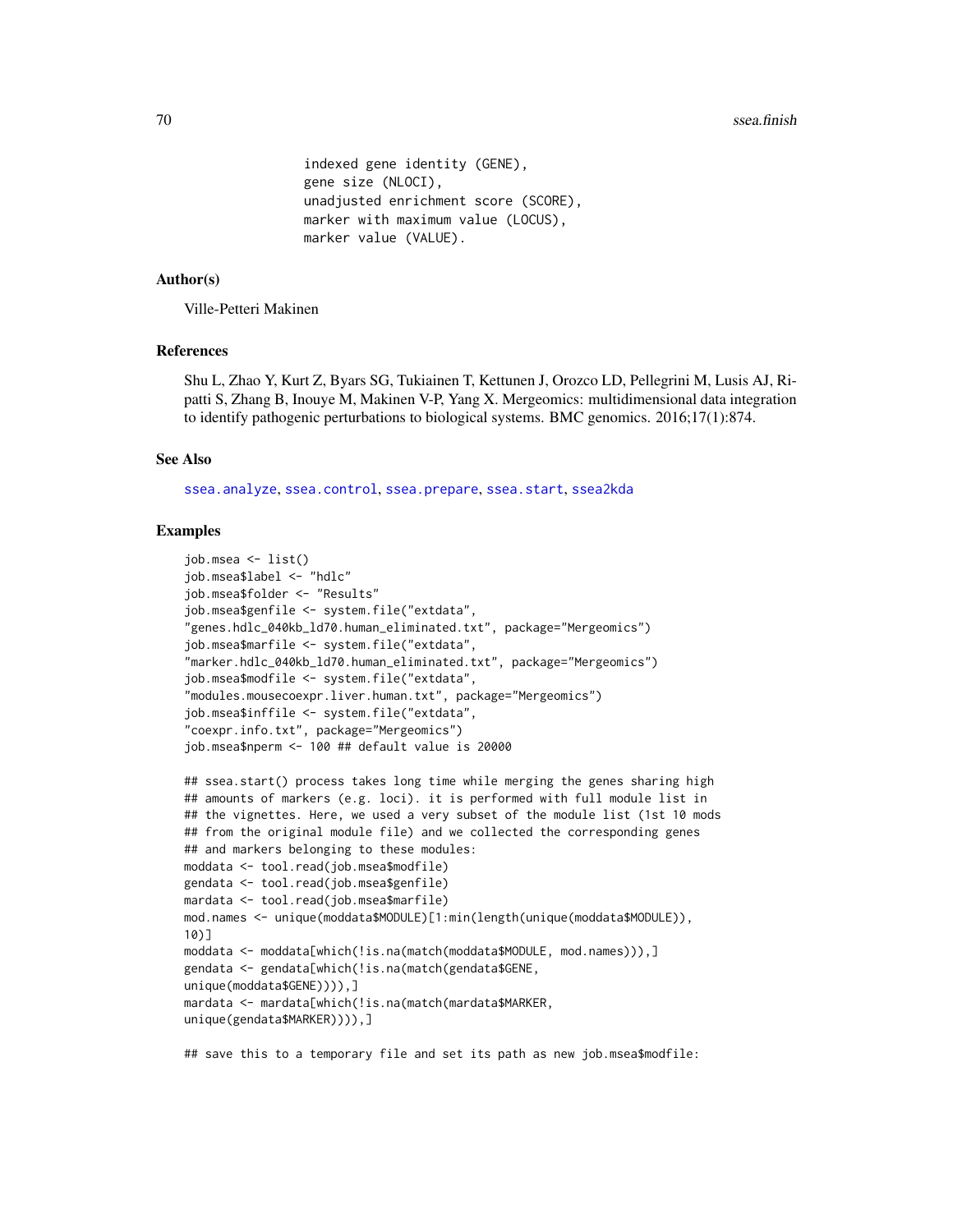```
indexed gene identity (GENE),
gene size (NLOCI),
unadjusted enrichment score (SCORE),
marker with maximum value (LOCUS),
marker value (VALUE).
```

## Author(s)

Ville-Petteri Makinen

## References

Shu L, Zhao Y, Kurt Z, Byars SG, Tukiainen T, Kettunen J, Orozco LD, Pellegrini M, Lusis AJ, Ripatti S, Zhang B, Inouye M, Makinen V-P, Yang X. Mergeomics: multidimensional data integration to identify pathogenic perturbations to biological systems. BMC genomics. 2016;17(1):874.

## See Also

ssea.analyze, ssea.control, ssea.prepare, ssea.start, ssea2kda

## Examples

```
job.msea <- list()
job.msea$label <- "hdlc"
job.msea$folder <- "Results"
job.msea$genfile <- system.file("extdata",
"genes.hdlc_040kb_ld70.human_eliminated.txt", package="Mergeomics")
job.msea$marfile <- system.file("extdata",
"marker.hdlc_040kb_ld70.human_eliminated.txt", package="Mergeomics")
job.msea$modfile <- system.file("extdata",
"modules.mousecoexpr.liver.human.txt", package="Mergeomics")
job.msea$inffile <- system.file("extdata",
"coexpr.info.txt", package="Mergeomics")
job.msea$nperm <- 100 ## default value is 20000

## ssea.start() process takes long time while merging the genes sharing high
## amounts of markers (e.g. loci). it is performed with full module list in
## the vignettes. Here, we used a very subset of the module list (1st 10 mods
## from the original module file) and we collected the corresponding genes
## and markers belonging to these modules:
moddata <- tool.read(job.msea$modfile)
gendata <- tool.read(job.msea$genfile)
mardata <- tool.read(job.msea$marfile)
mod.names <- unique(moddata$MODULE)[1:min(length(unique(moddata$MODULE)),
10)]
moddata <- moddata[which(!is.na(match(moddata$MODULE, mod.names))),]
gendata <- gendata[which(!is.na(match(gendata$GENE,
unique(moddata$GENE)))),]
mardata <- mardata[which(!is.na(match(mardata$MARKER,
unique(gendata$MARKER)))),]

## save this to a temporary file and set its path as new job.msea$modfile:
```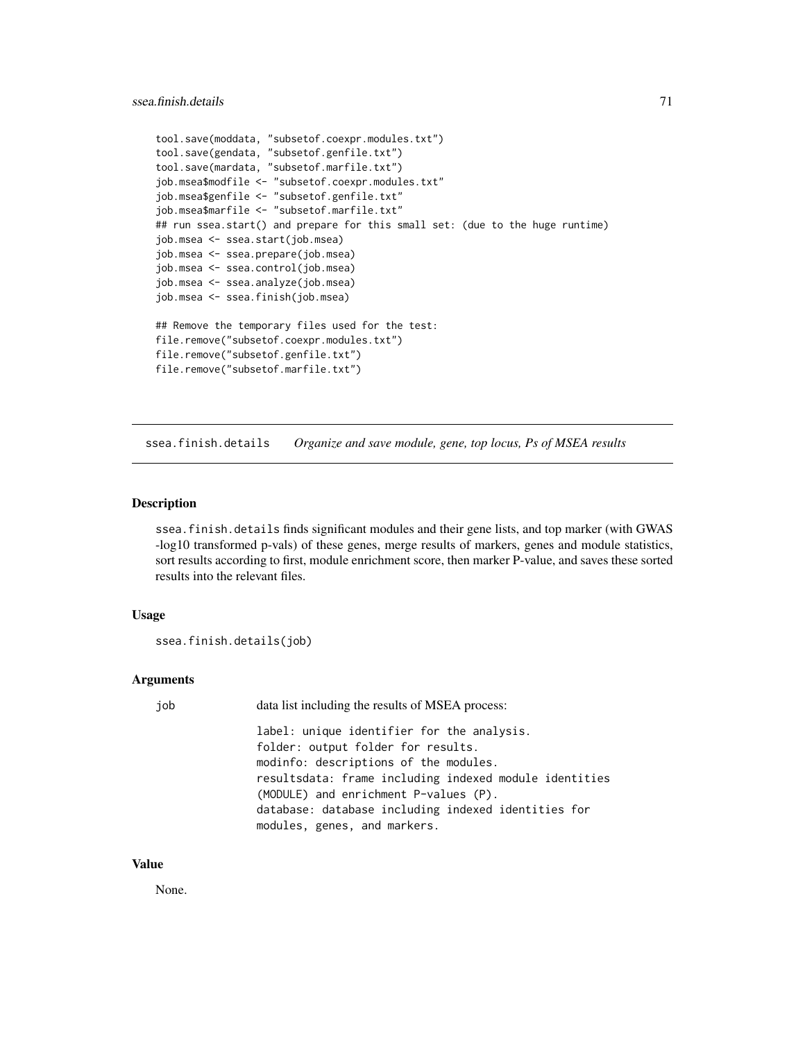```
tool.save(moddata, "subsetof.coexpr.modules.txt")
tool.save(gendata, "subsetof.genfile.txt")
tool.save(mardata, "subsetof.marfile.txt")
job.msea$modfile <- "subsetof.coexpr.modules.txt"
job.msea$genfile <- "subsetof.genfile.txt"
job.msea$marfile <- "subsetof.marfile.txt"
## run ssea.start() and prepare for this small set: (due to the huge runtime)
job.msea <- ssea.start(job.msea)
job.msea <- ssea.prepare(job.msea)
job.msea <- ssea.control(job.msea)
job.msea <- ssea.analyze(job.msea)
job.msea <- ssea.finish(job.msea)

## Remove the temporary files used for the test:
file.remove("subsetof.coexpr.modules.txt")
file.remove("subsetof.genfile.txt")
file.remove("subsetof.marfile.txt")
```

---

## ssea.finish.details — *Organize and save module, gene, top locus, Ps of MSEA results*

### Description

ssea.finish.details finds significant modules and their gene lists, and top marker (with GWAS -log10 transformed p-vals) of these genes, merge results of markers, genes and module statistics, sort results according to first, module enrichment score, then marker P-value, and saves these sorted results into the relevant files.

### Usage

```
ssea.finish.details(job)
```

### Arguments

| | |
|---|---|
| job | data list including the results of MSEA process: |

```
label: unique identifier for the analysis.
folder: output folder for results.
modinfo: descriptions of the modules.
resultsdata: frame including indexed module identities
(MODULE) and enrichment P-values (P).
database: database including indexed identities for
modules, genes, and markers.
```

### Value

None.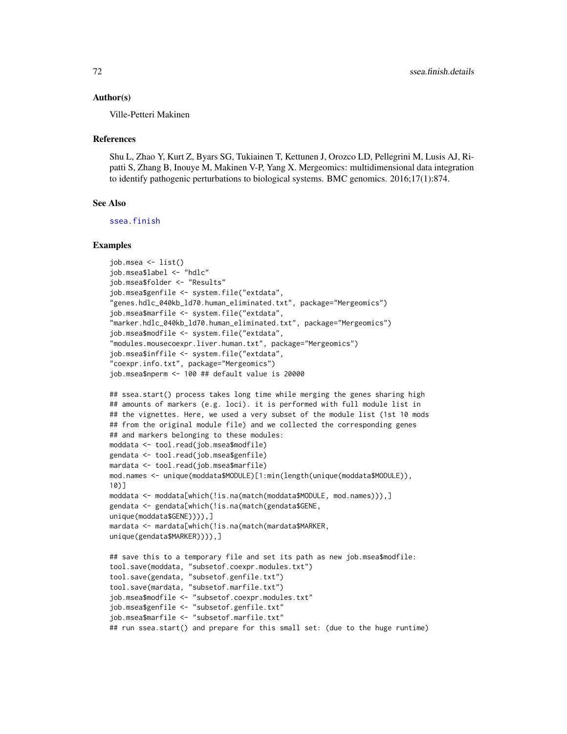### Author(s)

Ville-Petteri Makinen

### References

Shu L, Zhao Y, Kurt Z, Byars SG, Tukiainen T, Kettunen J, Orozco LD, Pellegrini M, Lusis AJ, Ripatti S, Zhang B, Inouye M, Makinen V-P, Yang X. Mergeomics: multidimensional data integration to identify pathogenic perturbations to biological systems. BMC genomics. 2016;17(1):874.

### See Also

ssea.finish

### Examples

```
job.msea <- list()
job.msea$label <- "hdlc"
job.msea$folder <- "Results"
job.msea$genfile <- system.file("extdata",
"genes.hdlc_040kb_ld70.human_eliminated.txt", package="Mergeomics")
job.msea$marfile <- system.file("extdata",
"marker.hdlc_040kb_ld70.human_eliminated.txt", package="Mergeomics")
job.msea$modfile <- system.file("extdata",
"modules.mousecoexpr.liver.human.txt", package="Mergeomics")
job.msea$inffile <- system.file("extdata",
"coexpr.info.txt", package="Mergeomics")
job.msea$nperm <- 100 ## default value is 20000

## ssea.start() process takes long time while merging the genes sharing high
## amounts of markers (e.g. loci). it is performed with full module list in
## the vignettes. Here, we used a very subset of the module list (1st 10 mods
## from the original module file) and we collected the corresponding genes
## and markers belonging to these modules:
moddata <- tool.read(job.msea$modfile)
gendata <- tool.read(job.msea$genfile)
mardata <- tool.read(job.msea$marfile)
mod.names <- unique(moddata$MODULE)[1:min(length(unique(moddata$MODULE)),
10)]
moddata <- moddata[which(!is.na(match(moddata$MODULE, mod.names))),]
gendata <- gendata[which(!is.na(match(gendata$GENE,
unique(moddata$GENE)))),]
mardata <- mardata[which(!is.na(match(mardata$MARKER,
unique(gendata$MARKER)))),]

## save this to a temporary file and set its path as new job.msea$modfile:
tool.save(moddata, "subsetof.coexpr.modules.txt")
tool.save(gendata, "subsetof.genfile.txt")
tool.save(mardata, "subsetof.marfile.txt")
job.msea$modfile <- "subsetof.coexpr.modules.txt"
job.msea$genfile <- "subsetof.genfile.txt"
job.msea$marfile <- "subsetof.marfile.txt"
## run ssea.start() and prepare for this small set: (due to the huge runtime)
```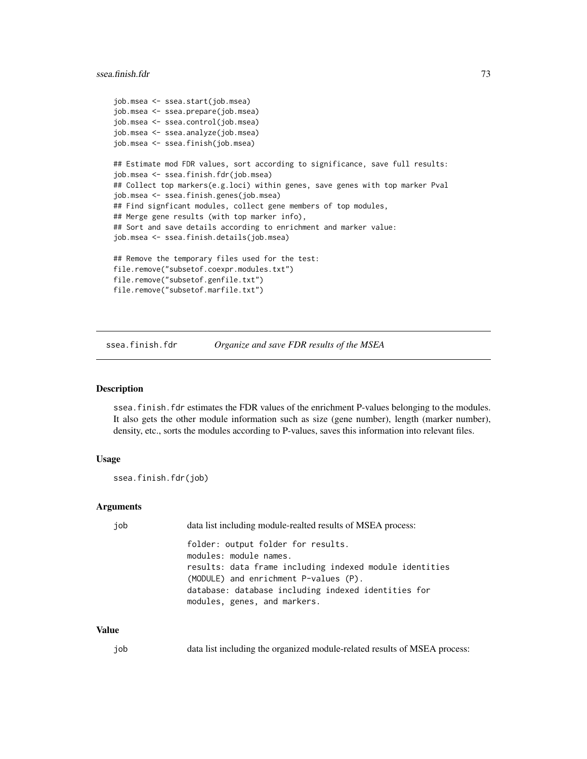```
job.msea <- ssea.start(job.msea)
job.msea <- ssea.prepare(job.msea)
job.msea <- ssea.control(job.msea)
job.msea <- ssea.analyze(job.msea)
job.msea <- ssea.finish(job.msea)

## Estimate mod FDR values, sort according to significance, save full results:
job.msea <- ssea.finish.fdr(job.msea)
## Collect top markers(e.g.loci) within genes, save genes with top marker Pval
job.msea <- ssea.finish.genes(job.msea)
## Find signficant modules, collect gene members of top modules,
## Merge gene results (with top marker info),
## Sort and save details according to enrichment and marker value:
job.msea <- ssea.finish.details(job.msea)

## Remove the temporary files used for the test:
file.remove("subsetof.coexpr.modules.txt")
file.remove("subsetof.genfile.txt")
file.remove("subsetof.marfile.txt")
```

## ssea.finish.fdr — *Organize and save FDR results of the MSEA*

### Description

ssea.finish.fdr estimates the FDR values of the enrichment P-values belonging to the modules. It also gets the other module information such as size (gene number), length (marker number), density, etc., sorts the modules according to P-values, saves this information into relevant files.

### Usage

```
ssea.finish.fdr(job)
```

### Arguments

job — data list including module-realted results of MSEA process:

```
folder: output folder for results.
modules: module names.
results: data frame including indexed module identities
(MODULE) and enrichment P-values (P).
database: database including indexed identities for
modules, genes, and markers.
```

### Value

job — data list including the organized module-related results of MSEA process: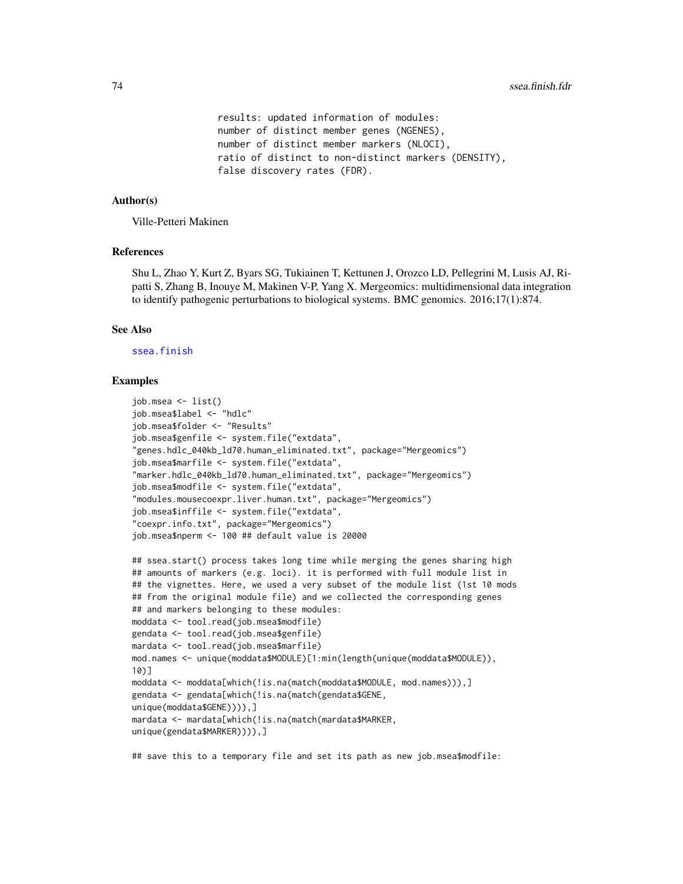```
results: updated information of modules:
number of distinct member genes (NGENES),
number of distinct member markers (NLOCI),
ratio of distinct to non-distinct markers (DENSITY),
false discovery rates (FDR).
```

## Author(s)

Ville-Petteri Makinen

## References

Shu L, Zhao Y, Kurt Z, Byars SG, Tukiainen T, Kettunen J, Orozco LD, Pellegrini M, Lusis AJ, Ripatti S, Zhang B, Inouye M, Makinen V-P, Yang X. Mergeomics: multidimensional data integration to identify pathogenic perturbations to biological systems. BMC genomics. 2016;17(1):874.

## See Also

ssea.finish

## Examples

```
job.msea <- list()
job.msea$label <- "hdlc"
job.msea$folder <- "Results"
job.msea$genfile <- system.file("extdata",
"genes.hdlc_040kb_ld70.human_eliminated.txt", package="Mergeomics")
job.msea$marfile <- system.file("extdata",
"marker.hdlc_040kb_ld70.human_eliminated.txt", package="Mergeomics")
job.msea$modfile <- system.file("extdata",
"modules.mousecoexpr.liver.human.txt", package="Mergeomics")
job.msea$inffile <- system.file("extdata",
"coexpr.info.txt", package="Mergeomics")
job.msea$nperm <- 100 ## default value is 20000

## ssea.start() process takes long time while merging the genes sharing high
## amounts of markers (e.g. loci). it is performed with full module list in
## the vignettes. Here, we used a very subset of the module list (1st 10 mods
## from the original module file) and we collected the corresponding genes
## and markers belonging to these modules:
moddata <- tool.read(job.msea$modfile)
gendata <- tool.read(job.msea$genfile)
mardata <- tool.read(job.msea$marfile)
mod.names <- unique(moddata$MODULE)[1:min(length(unique(moddata$MODULE)),
10)]
moddata <- moddata[which(!is.na(match(moddata$MODULE, mod.names))),]
gendata <- gendata[which(!is.na(match(gendata$GENE,
unique(moddata$GENE)))),]
mardata <- mardata[which(!is.na(match(mardata$MARKER,
unique(gendata$MARKER)))),]

## save this to a temporary file and set its path as new job.msea$modfile:
```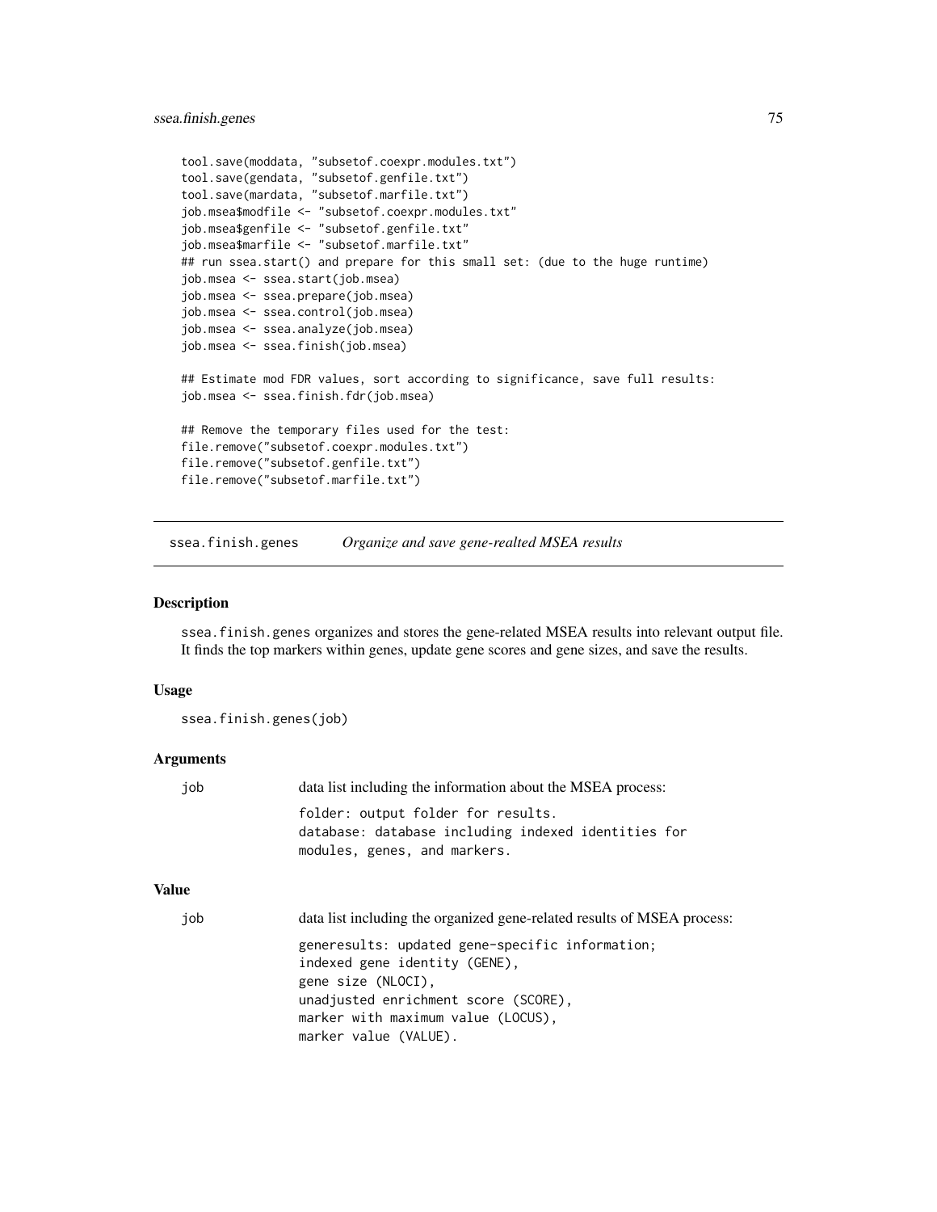```
tool.save(moddata, "subsetof.coexpr.modules.txt")
tool.save(gendata, "subsetof.genfile.txt")
tool.save(mardata, "subsetof.marfile.txt")
job.msea$modfile <- "subsetof.coexpr.modules.txt"
job.msea$genfile <- "subsetof.genfile.txt"
job.msea$marfile <- "subsetof.marfile.txt"
## run ssea.start() and prepare for this small set: (due to the huge runtime)
job.msea <- ssea.start(job.msea)
job.msea <- ssea.prepare(job.msea)
job.msea <- ssea.control(job.msea)
job.msea <- ssea.analyze(job.msea)
job.msea <- ssea.finish(job.msea)

## Estimate mod FDR values, sort according to significance, save full results:
job.msea <- ssea.finish.fdr(job.msea)

## Remove the temporary files used for the test:
file.remove("subsetof.coexpr.modules.txt")
file.remove("subsetof.genfile.txt")
file.remove("subsetof.marfile.txt")
```

---

## ssea.finish.genes — *Organize and save gene-realted MSEA results*

### Description

ssea.finish.genes organizes and stores the gene-related MSEA results into relevant output file. It finds the top markers within genes, update gene scores and gene sizes, and save the results.

### Usage

```
ssea.finish.genes(job)
```

### Arguments

| | |
|---|---|
| job | data list including the information about the MSEA process:<br>folder: output folder for results.<br>database: database including indexed identities for modules, genes, and markers. |

### Value

| | |
|---|---|
| job | data list including the organized gene-related results of MSEA process:<br>generesults: updated gene-specific information;<br>indexed gene identity (GENE),<br>gene size (NLOCI),<br>unadjusted enrichment score (SCORE),<br>marker with maximum value (LOCUS),<br>marker value (VALUE). |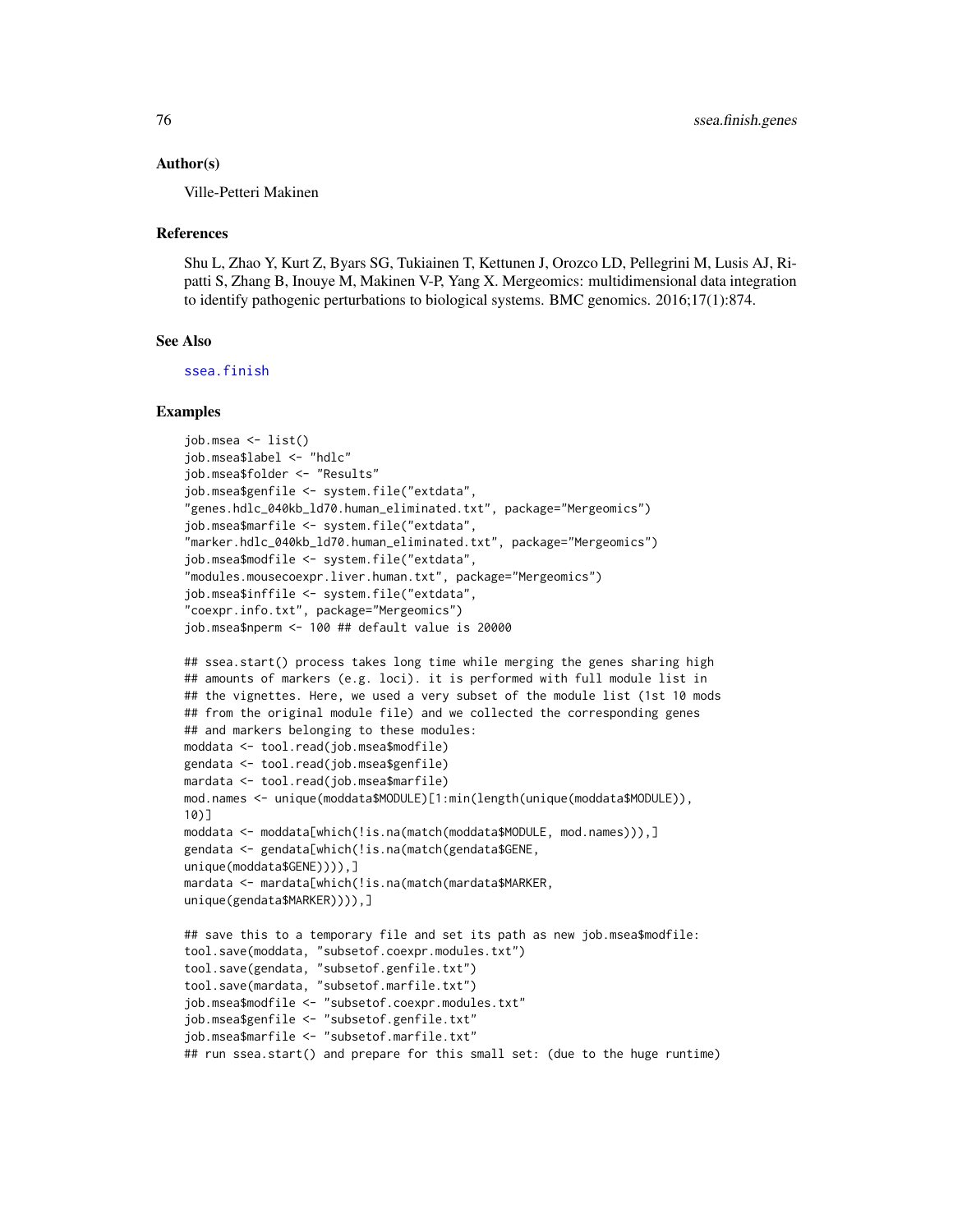## Author(s)

Ville-Petteri Makinen

## References

Shu L, Zhao Y, Kurt Z, Byars SG, Tukiainen T, Kettunen J, Orozco LD, Pellegrini M, Lusis AJ, Ripatti S, Zhang B, Inouye M, Makinen V-P, Yang X. Mergeomics: multidimensional data integration to identify pathogenic perturbations to biological systems. BMC genomics. 2016;17(1):874.

## See Also

ssea.finish

## Examples

```
job.msea <- list()
job.msea$label <- "hdlc"
job.msea$folder <- "Results"
job.msea$genfile <- system.file("extdata",
"genes.hdlc_040kb_ld70.human_eliminated.txt", package="Mergeomics")
job.msea$marfile <- system.file("extdata",
"marker.hdlc_040kb_ld70.human_eliminated.txt", package="Mergeomics")
job.msea$modfile <- system.file("extdata",
"modules.mousecoexpr.liver.human.txt", package="Mergeomics")
job.msea$inffile <- system.file("extdata",
"coexpr.info.txt", package="Mergeomics")
job.msea$nperm <- 100 ## default value is 20000

## ssea.start() process takes long time while merging the genes sharing high
## amounts of markers (e.g. loci). it is performed with full module list in
## the vignettes. Here, we used a very subset of the module list (1st 10 mods
## from the original module file) and we collected the corresponding genes
## and markers belonging to these modules:
moddata <- tool.read(job.msea$modfile)
gendata <- tool.read(job.msea$genfile)
mardata <- tool.read(job.msea$marfile)
mod.names <- unique(moddata$MODULE)[1:min(length(unique(moddata$MODULE)),
10)]
moddata <- moddata[which(!is.na(match(moddata$MODULE, mod.names))),]
gendata <- gendata[which(!is.na(match(gendata$GENE,
unique(moddata$GENE)))),]
mardata <- mardata[which(!is.na(match(mardata$MARKER,
unique(gendata$MARKER)))),]

## save this to a temporary file and set its path as new job.msea$modfile:
tool.save(moddata, "subsetof.coexpr.modules.txt")
tool.save(gendata, "subsetof.genfile.txt")
tool.save(mardata, "subsetof.marfile.txt")
job.msea$modfile <- "subsetof.coexpr.modules.txt"
job.msea$genfile <- "subsetof.genfile.txt"
job.msea$marfile <- "subsetof.marfile.txt"
## run ssea.start() and prepare for this small set: (due to the huge runtime)
```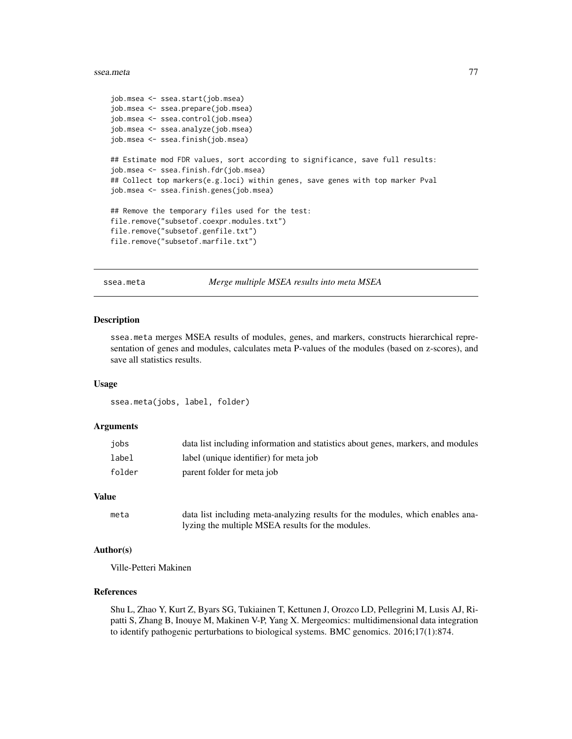```
job.msea <- ssea.start(job.msea)
job.msea <- ssea.prepare(job.msea)
job.msea <- ssea.control(job.msea)
job.msea <- ssea.analyze(job.msea)
job.msea <- ssea.finish(job.msea)

## Estimate mod FDR values, sort according to significance, save full results:
job.msea <- ssea.finish.fdr(job.msea)
## Collect top markers(e.g.loci) within genes, save genes with top marker Pval
job.msea <- ssea.finish.genes(job.msea)

## Remove the temporary files used for the test:
file.remove("subsetof.coexpr.modules.txt")
file.remove("subsetof.genfile.txt")
file.remove("subsetof.marfile.txt")
```

## ssea.meta — *Merge multiple MSEA results into meta MSEA*

### Description

ssea.meta merges MSEA results of modules, genes, and markers, constructs hierarchical representation of genes and modules, calculates meta P-values of the modules (based on z-scores), and save all statistics results.

### Usage

```
ssea.meta(jobs, label, folder)
```

### Arguments

| | |
|---|---|
| jobs | data list including information and statistics about genes, markers, and modules |
| label | label (unique identifier) for meta job |
| folder | parent folder for meta job |

### Value

| | |
|---|---|
| meta | data list including meta-analyzing results for the modules, which enables analyzing the multiple MSEA results for the modules. |

### Author(s)

Ville-Petteri Makinen

### References

Shu L, Zhao Y, Kurt Z, Byars SG, Tukiainen T, Kettunen J, Orozco LD, Pellegrini M, Lusis AJ, Ripatti S, Zhang B, Inouye M, Makinen V-P, Yang X. Mergeomics: multidimensional data integration to identify pathogenic perturbations to biological systems. BMC genomics. 2016;17(1):874.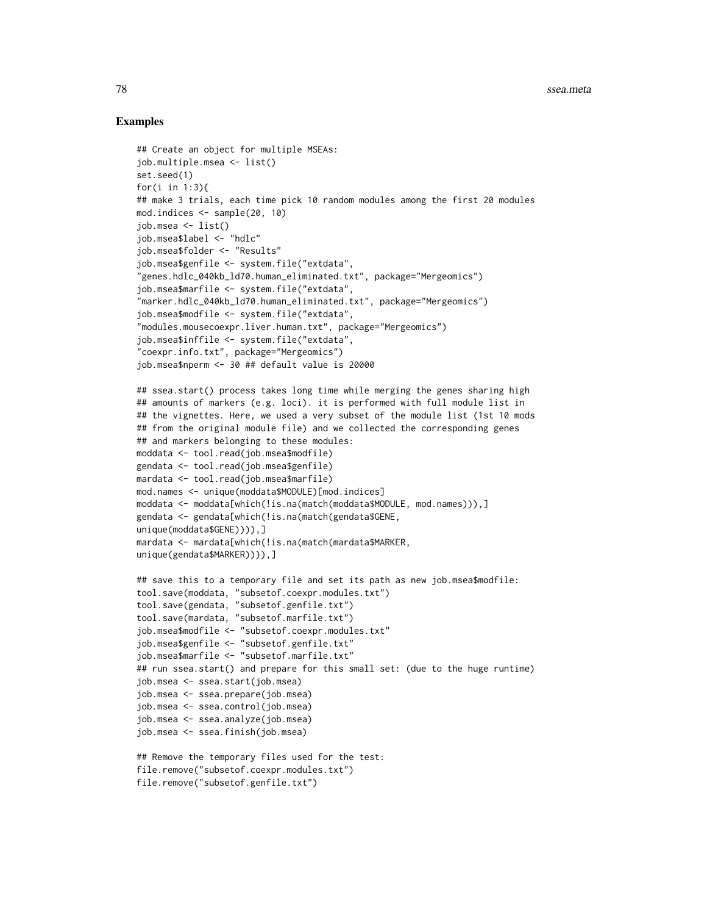## Examples

```
## Create an object for multiple MSEAs:
job.multiple.msea <- list()
set.seed(1)
for(i in 1:3){
## make 3 trials, each time pick 10 random modules among the first 20 modules
mod.indices <- sample(20, 10)
job.msea <- list()
job.msea$label <- "hdlc"
job.msea$folder <- "Results"
job.msea$genfile <- system.file("extdata",
"genes.hdlc_040kb_ld70.human_eliminated.txt", package="Mergeomics")
job.msea$marfile <- system.file("extdata",
"marker.hdlc_040kb_ld70.human_eliminated.txt", package="Mergeomics")
job.msea$modfile <- system.file("extdata",
"modules.mousecoexpr.liver.human.txt", package="Mergeomics")
job.msea$inffile <- system.file("extdata",
"coexpr.info.txt", package="Mergeomics")
job.msea$nperm <- 30 ## default value is 20000

## ssea.start() process takes long time while merging the genes sharing high
## amounts of markers (e.g. loci). it is performed with full module list in
## the vignettes. Here, we used a very subset of the module list (1st 10 mods
## from the original module file) and we collected the corresponding genes
## and markers belonging to these modules:
moddata <- tool.read(job.msea$modfile)
gendata <- tool.read(job.msea$genfile)
mardata <- tool.read(job.msea$marfile)
mod.names <- unique(moddata$MODULE)[mod.indices]
moddata <- moddata[which(!is.na(match(moddata$MODULE, mod.names))),]
gendata <- gendata[which(!is.na(match(gendata$GENE,
unique(moddata$GENE)))),]
mardata <- mardata[which(!is.na(match(mardata$MARKER,
unique(gendata$MARKER)))),]

## save this to a temporary file and set its path as new job.msea$modfile:
tool.save(moddata, "subsetof.coexpr.modules.txt")
tool.save(gendata, "subsetof.genfile.txt")
tool.save(mardata, "subsetof.marfile.txt")
job.msea$modfile <- "subsetof.coexpr.modules.txt"
job.msea$genfile <- "subsetof.genfile.txt"
job.msea$marfile <- "subsetof.marfile.txt"
## run ssea.start() and prepare for this small set: (due to the huge runtime)
job.msea <- ssea.start(job.msea)
job.msea <- ssea.prepare(job.msea)
job.msea <- ssea.control(job.msea)
job.msea <- ssea.analyze(job.msea)
job.msea <- ssea.finish(job.msea)

## Remove the temporary files used for the test:
file.remove("subsetof.coexpr.modules.txt")
file.remove("subsetof.genfile.txt")
```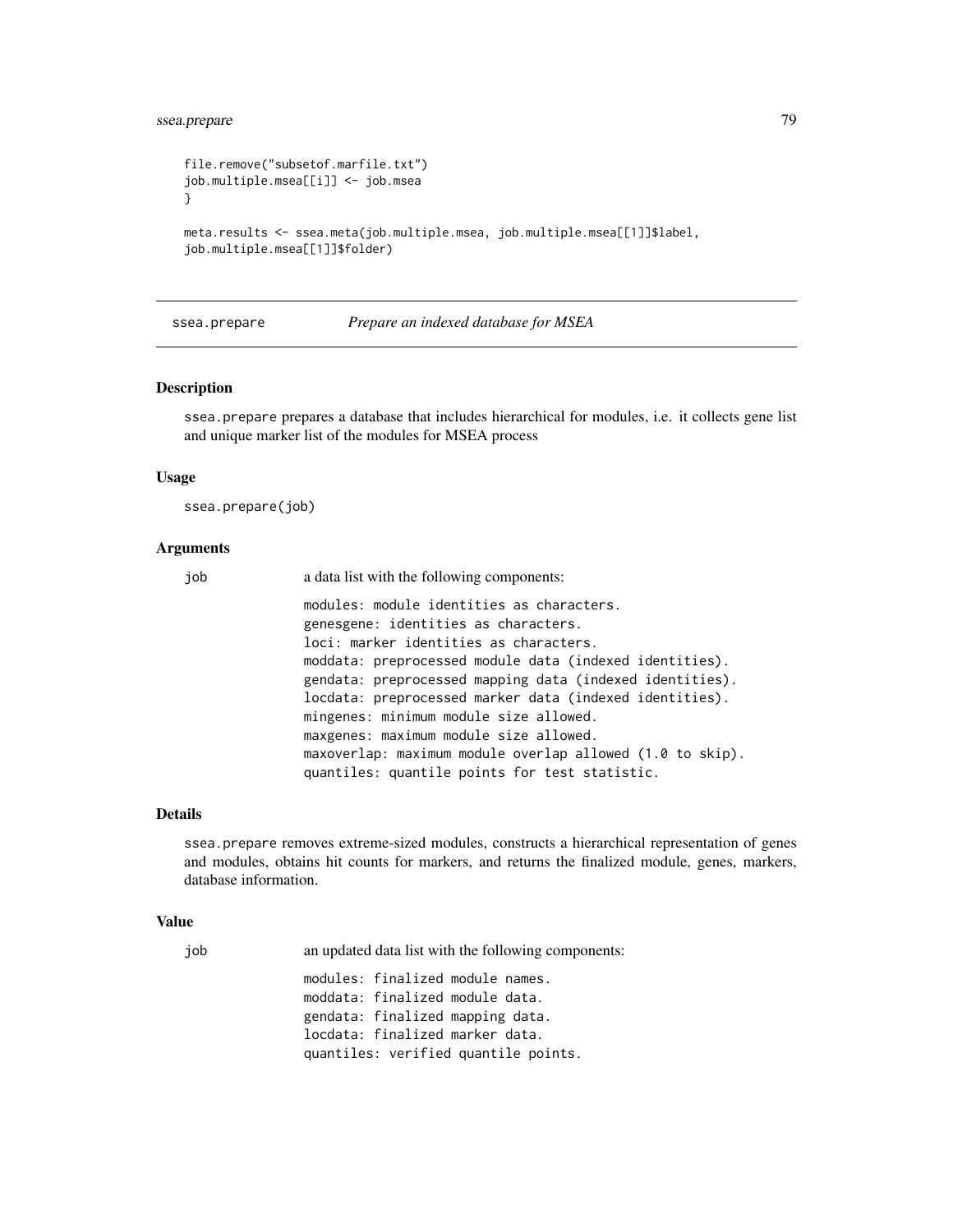```
file.remove("subsetof.marfile.txt")
job.multiple.msea[[i]] <- job.msea
}

meta.results <- ssea.meta(job.multiple.msea, job.multiple.msea[[1]]$label,
job.multiple.msea[[1]]$folder)
```

## ssea.prepare — *Prepare an indexed database for MSEA*

### Description

ssea.prepare prepares a database that includes hierarchical for modules, i.e. it collects gene list and unique marker list of the modules for MSEA process

### Usage

```
ssea.prepare(job)
```

### Arguments

job — a data list with the following components:

```
modules: module identities as characters.
genesgene: identities as characters.
loci: marker identities as characters.
moddata: preprocessed module data (indexed identities).
gendata: preprocessed mapping data (indexed identities).
locdata: preprocessed marker data (indexed identities).
mingenes: minimum module size allowed.
maxgenes: maximum module size allowed.
maxoverlap: maximum module overlap allowed (1.0 to skip).
quantiles: quantile points for test statistic.
```

### Details

ssea.prepare removes extreme-sized modules, constructs a hierarchical representation of genes and modules, obtains hit counts for markers, and returns the finalized module, genes, markers, database information.

### Value

job — an updated data list with the following components:

```
modules: finalized module names.
moddata: finalized module data.
gendata: finalized mapping data.
locdata: finalized marker data.
quantiles: verified quantile points.
```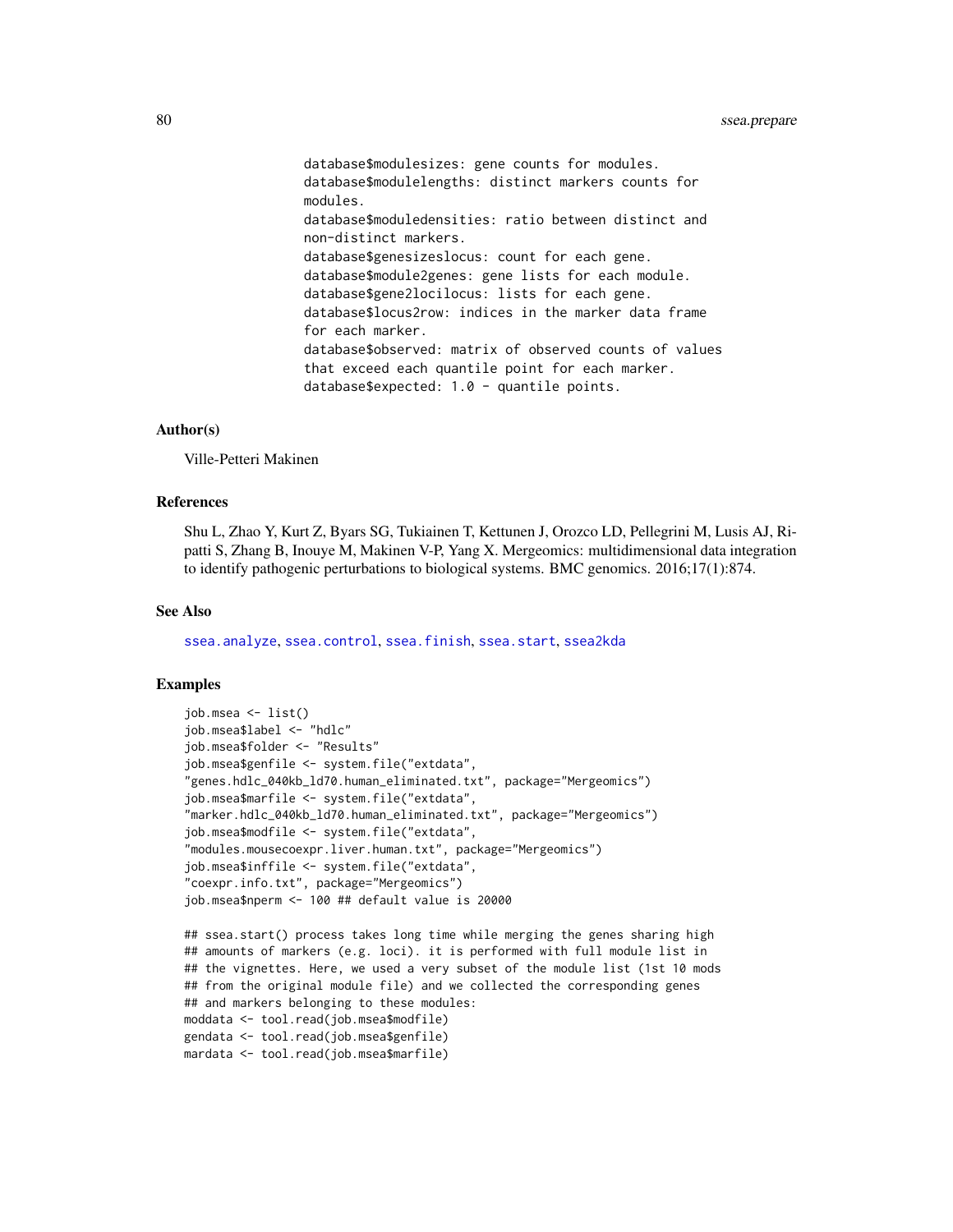```
database$modulesizes: gene counts for modules.
database$modulelengths: distinct markers counts for
modules.
database$moduledensities: ratio between distinct and
non-distinct markers.
database$genesizeslocus: count for each gene.
database$module2genes: gene lists for each module.
database$gene2locilocus: lists for each gene.
database$locus2row: indices in the marker data frame
for each marker.
database$observed: matrix of observed counts of values
that exceed each quantile point for each marker.
database$expected: 1.0 - quantile points.
```

### Author(s)

Ville-Petteri Makinen

### References

Shu L, Zhao Y, Kurt Z, Byars SG, Tukiainen T, Kettunen J, Orozco LD, Pellegrini M, Lusis AJ, Ripatti S, Zhang B, Inouye M, Makinen V-P, Yang X. Mergeomics: multidimensional data integration to identify pathogenic perturbations to biological systems. BMC genomics. 2016;17(1):874.

### See Also

ssea.analyze, ssea.control, ssea.finish, ssea.start, ssea2kda

### Examples

```
job.msea <- list()
job.msea$label <- "hdlc"
job.msea$folder <- "Results"
job.msea$genfile <- system.file("extdata",
"genes.hdlc_040kb_ld70.human_eliminated.txt", package="Mergeomics")
job.msea$marfile <- system.file("extdata",
"marker.hdlc_040kb_ld70.human_eliminated.txt", package="Mergeomics")
job.msea$modfile <- system.file("extdata",
"modules.mousecoexpr.liver.human.txt", package="Mergeomics")
job.msea$inffile <- system.file("extdata",
"coexpr.info.txt", package="Mergeomics")
job.msea$nperm <- 100 ## default value is 20000

## ssea.start() process takes long time while merging the genes sharing high
## amounts of markers (e.g. loci). it is performed with full module list in
## the vignettes. Here, we used a very subset of the module list (1st 10 mods
## from the original module file) and we collected the corresponding genes
## and markers belonging to these modules:
moddata <- tool.read(job.msea$modfile)
gendata <- tool.read(job.msea$genfile)
mardata <- tool.read(job.msea$marfile)
```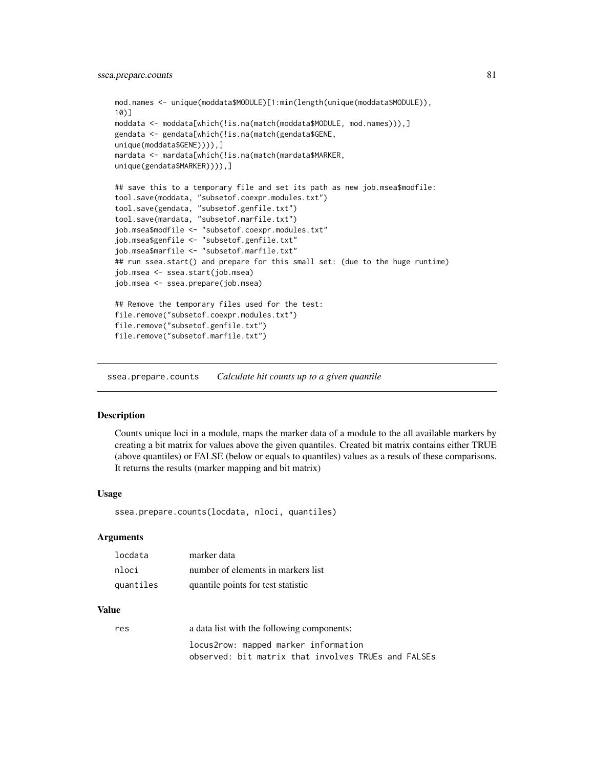```
mod.names <- unique(moddata$MODULE)[1:min(length(unique(moddata$MODULE)),
10)]
moddata <- moddata[which(!is.na(match(moddata$MODULE, mod.names))),]
gendata <- gendata[which(!is.na(match(gendata$GENE,
unique(moddata$GENE)))),]
mardata <- mardata[which(!is.na(match(mardata$MARKER,
unique(gendata$MARKER)))),]

## save this to a temporary file and set its path as new job.msea$modfile:
tool.save(moddata, "subsetof.coexpr.modules.txt")
tool.save(gendata, "subsetof.genfile.txt")
tool.save(mardata, "subsetof.marfile.txt")
job.msea$modfile <- "subsetof.coexpr.modules.txt"
job.msea$genfile <- "subsetof.genfile.txt"
job.msea$marfile <- "subsetof.marfile.txt"
## run ssea.start() and prepare for this small set: (due to the huge runtime)
job.msea <- ssea.start(job.msea)
job.msea <- ssea.prepare(job.msea)

## Remove the temporary files used for the test:
file.remove("subsetof.coexpr.modules.txt")
file.remove("subsetof.genfile.txt")
file.remove("subsetof.marfile.txt")
```

## ssea.prepare.counts *Calculate hit counts up to a given quantile*

### Description

Counts unique loci in a module, maps the marker data of a module to the all available markers by creating a bit matrix for values above the given quantiles. Created bit matrix contains either TRUE (above quantiles) or FALSE (below or equals to quantiles) values as a resuls of these comparisons. It returns the results (marker mapping and bit matrix)

### Usage

```
ssea.prepare.counts(locdata, nloci, quantiles)
```

### Arguments

| | |
|---|---|
| locdata | marker data |
| nloci | number of elements in markers list |
| quantiles | quantile points for test statistic |

### Value

| | |
|---|---|
| res | a data list with the following components:<br>`locus2row: mapped marker information`<br>`observed: bit matrix that involves TRUEs and FALSEs` |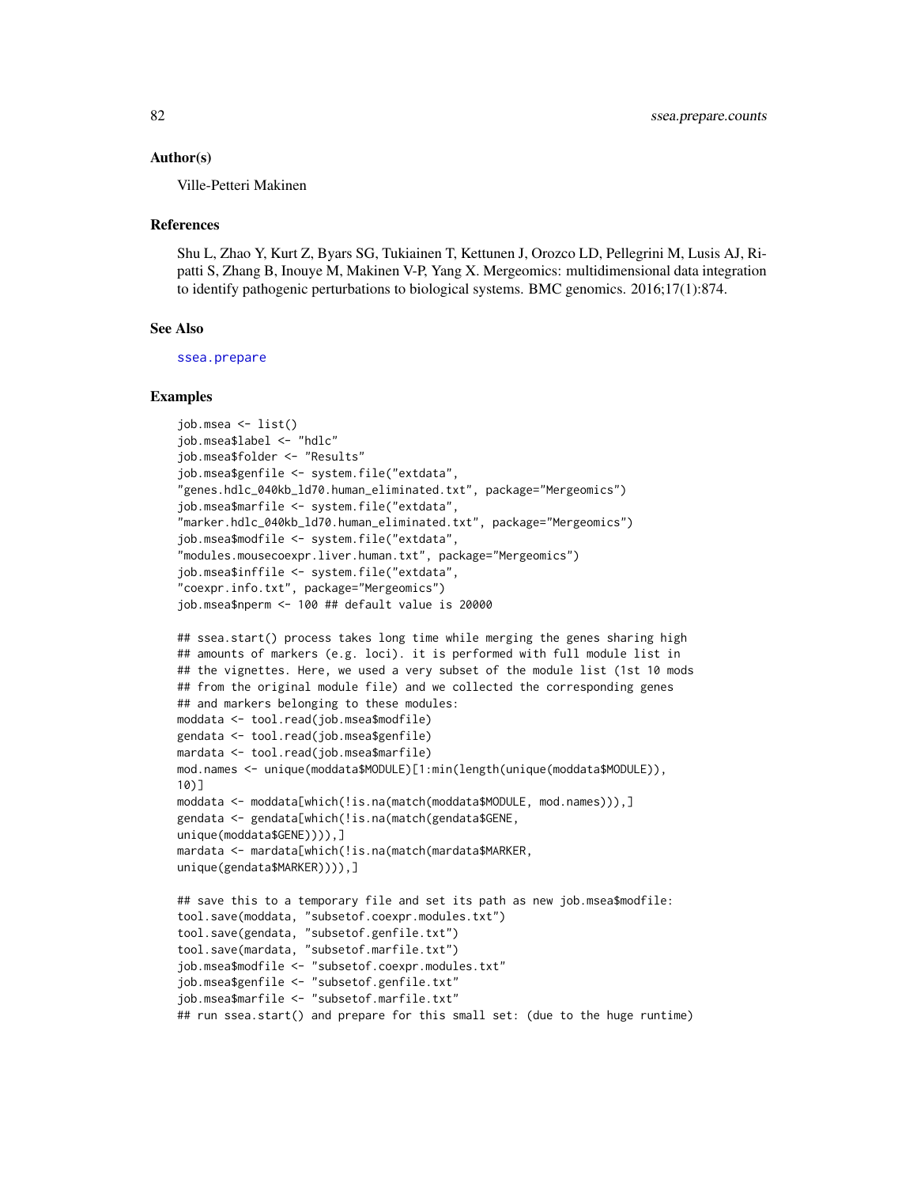## Author(s)

Ville-Petteri Makinen

## References

Shu L, Zhao Y, Kurt Z, Byars SG, Tukiainen T, Kettunen J, Orozco LD, Pellegrini M, Lusis AJ, Ripatti S, Zhang B, Inouye M, Makinen V-P, Yang X. Mergeomics: multidimensional data integration to identify pathogenic perturbations to biological systems. BMC genomics. 2016;17(1):874.

## See Also

ssea.prepare

## Examples

```
job.msea <- list()
job.msea$label <- "hdlc"
job.msea$folder <- "Results"
job.msea$genfile <- system.file("extdata",
"genes.hdlc_040kb_ld70.human_eliminated.txt", package="Mergeomics")
job.msea$marfile <- system.file("extdata",
"marker.hdlc_040kb_ld70.human_eliminated.txt", package="Mergeomics")
job.msea$modfile <- system.file("extdata",
"modules.mousecoexpr.liver.human.txt", package="Mergeomics")
job.msea$inffile <- system.file("extdata",
"coexpr.info.txt", package="Mergeomics")
job.msea$nperm <- 100 ## default value is 20000

## ssea.start() process takes long time while merging the genes sharing high
## amounts of markers (e.g. loci). it is performed with full module list in
## the vignettes. Here, we used a very subset of the module list (1st 10 mods
## from the original module file) and we collected the corresponding genes
## and markers belonging to these modules:
moddata <- tool.read(job.msea$modfile)
gendata <- tool.read(job.msea$genfile)
mardata <- tool.read(job.msea$marfile)
mod.names <- unique(moddata$MODULE)[1:min(length(unique(moddata$MODULE)),
10)]
moddata <- moddata[which(!is.na(match(moddata$MODULE, mod.names))),]
gendata <- gendata[which(!is.na(match(gendata$GENE,
unique(moddata$GENE)))),]
mardata <- mardata[which(!is.na(match(mardata$MARKER,
unique(gendata$MARKER)))),]

## save this to a temporary file and set its path as new job.msea$modfile:
tool.save(moddata, "subsetof.coexpr.modules.txt")
tool.save(gendata, "subsetof.genfile.txt")
tool.save(mardata, "subsetof.marfile.txt")
job.msea$modfile <- "subsetof.coexpr.modules.txt"
job.msea$genfile <- "subsetof.genfile.txt"
job.msea$marfile <- "subsetof.marfile.txt"
## run ssea.start() and prepare for this small set: (due to the huge runtime)
```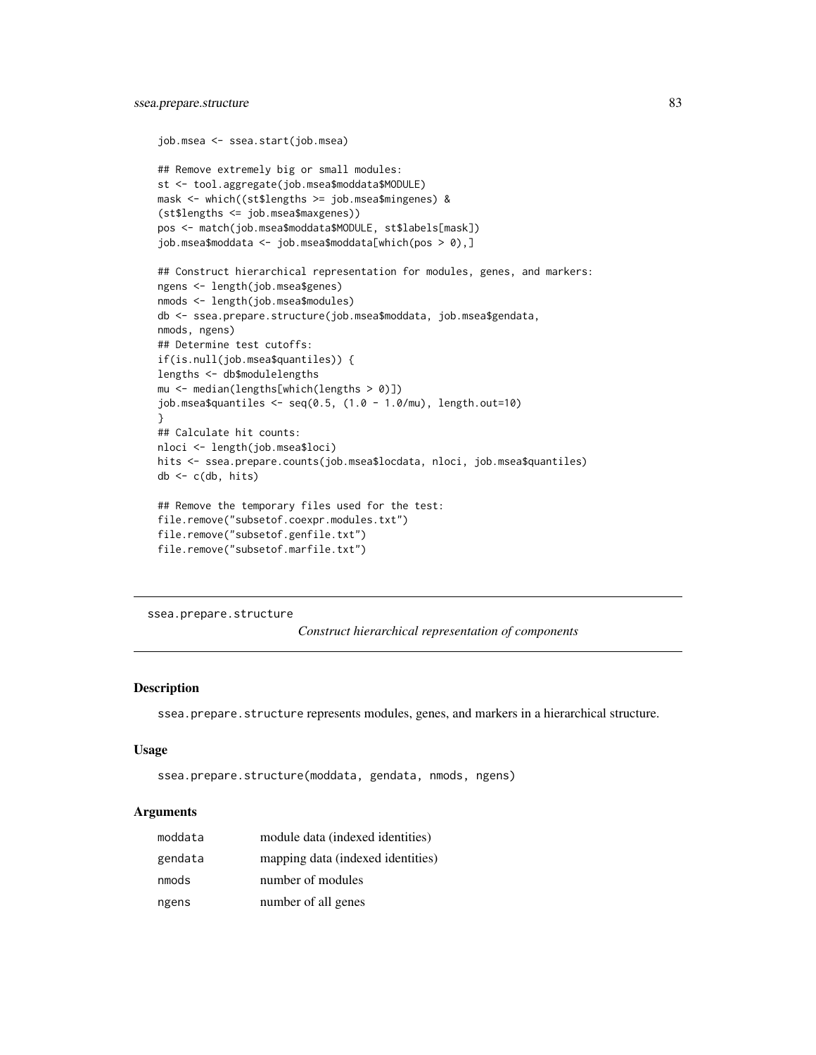```
job.msea <- ssea.start(job.msea)

## Remove extremely big or small modules:
st <- tool.aggregate(job.msea$moddata$MODULE)
mask <- which((st$lengths >= job.msea$mingenes) &
(st$lengths <= job.msea$maxgenes))
pos <- match(job.msea$moddata$MODULE, st$labels[mask])
job.msea$moddata <- job.msea$moddata[which(pos > 0),]

## Construct hierarchical representation for modules, genes, and markers:
ngens <- length(job.msea$genes)
nmods <- length(job.msea$modules)
db <- ssea.prepare.structure(job.msea$moddata, job.msea$gendata,
nmods, ngens)
## Determine test cutoffs:
if(is.null(job.msea$quantiles)) {
lengths <- db$modulelengths
mu <- median(lengths[which(lengths > 0)])
job.msea$quantiles <- seq(0.5, (1.0 - 1.0/mu), length.out=10)
}
## Calculate hit counts:
nloci <- length(job.msea$loci)
hits <- ssea.prepare.counts(job.msea$locdata, nloci, job.msea$quantiles)
db <- c(db, hits)

## Remove the temporary files used for the test:
file.remove("subsetof.coexpr.modules.txt")
file.remove("subsetof.genfile.txt")
file.remove("subsetof.marfile.txt")
```

---

## ssea.prepare.structure

*Construct hierarchical representation of components*

---

### Description

ssea.prepare.structure represents modules, genes, and markers in a hierarchical structure.

### Usage

```
ssea.prepare.structure(moddata, gendata, nmods, ngens)
```

### Arguments

| | |
|---|---|
| moddata | module data (indexed identities) |
| gendata | mapping data (indexed identities) |
| nmods | number of modules |
| ngens | number of all genes |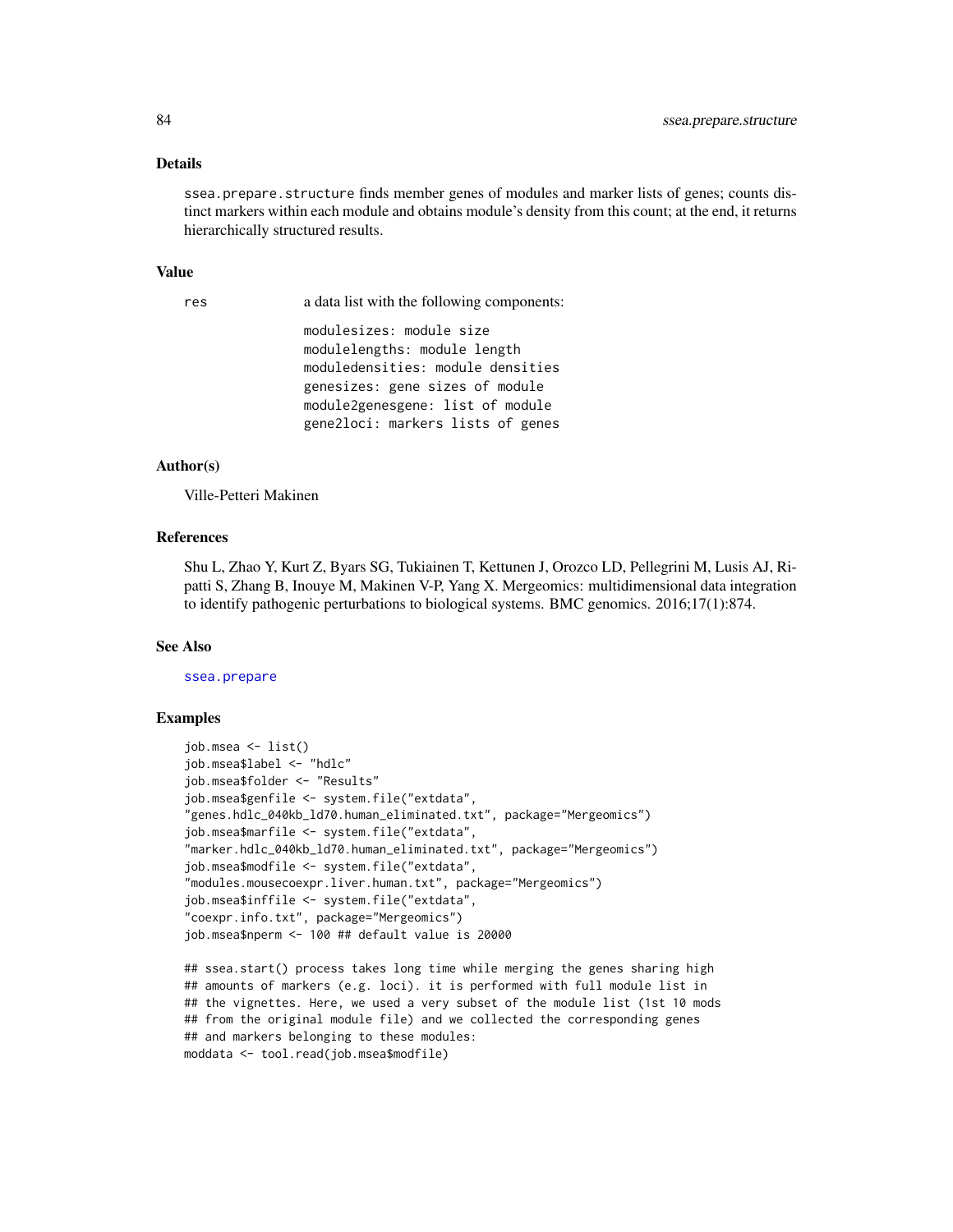## Details

`ssea.prepare.structure` finds member genes of modules and marker lists of genes; counts distinct markers within each module and obtains module's density from this count; at the end, it returns hierarchically structured results.

## Value

`res` a data list with the following components:

```
modulesizes: module size
modulelengths: module length
moduledensities: module densities
genesizes: gene sizes of module
module2genesgene: list of module
gene2loci: markers lists of genes
```

## Author(s)

Ville-Petteri Makinen

## References

Shu L, Zhao Y, Kurt Z, Byars SG, Tukiainen T, Kettunen J, Orozco LD, Pellegrini M, Lusis AJ, Ripatti S, Zhang B, Inouye M, Makinen V-P, Yang X. Mergeomics: multidimensional data integration to identify pathogenic perturbations to biological systems. BMC genomics. 2016;17(1):874.

## See Also

`ssea.prepare`

## Examples

```
job.msea <- list()
job.msea$label <- "hdlc"
job.msea$folder <- "Results"
job.msea$genfile <- system.file("extdata",
"genes.hdlc_040kb_ld70.human_eliminated.txt", package="Mergeomics")
job.msea$marfile <- system.file("extdata",
"marker.hdlc_040kb_ld70.human_eliminated.txt", package="Mergeomics")
job.msea$modfile <- system.file("extdata",
"modules.mousecoexpr.liver.human.txt", package="Mergeomics")
job.msea$inffile <- system.file("extdata",
"coexpr.info.txt", package="Mergeomics")
job.msea$nperm <- 100 ## default value is 20000

## ssea.start() process takes long time while merging the genes sharing high
## amounts of markers (e.g. loci). it is performed with full module list in
## the vignettes. Here, we used a very subset of the module list (1st 10 mods
## from the original module file) and we collected the corresponding genes
## and markers belonging to these modules:
moddata <- tool.read(job.msea$modfile)
```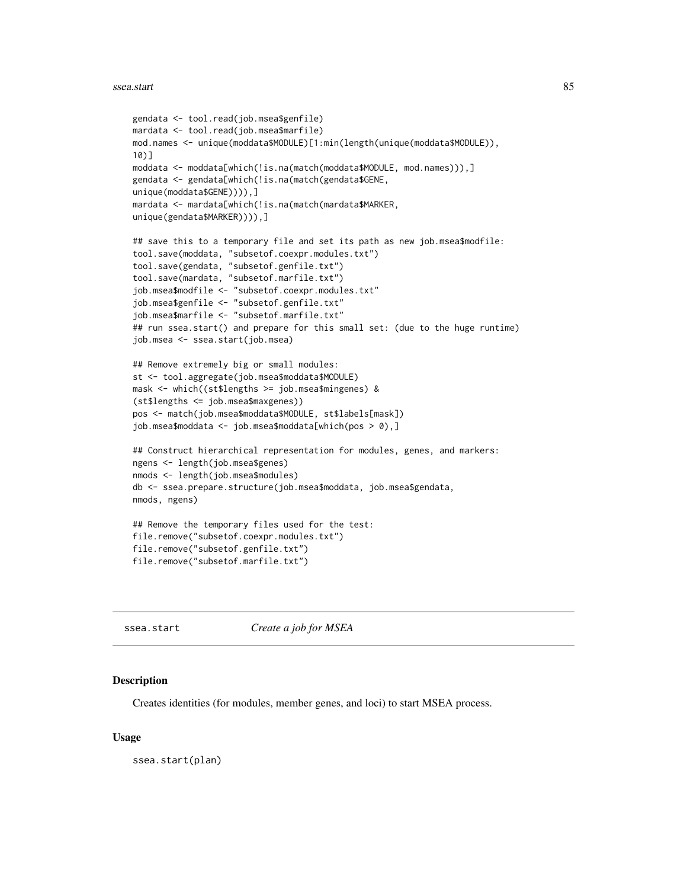```
gendata <- tool.read(job.msea$genfile)
mardata <- tool.read(job.msea$marfile)
mod.names <- unique(moddata$MODULE)[1:min(length(unique(moddata$MODULE)),
10)]
moddata <- moddata[which(!is.na(match(moddata$MODULE, mod.names))),]
gendata <- gendata[which(!is.na(match(gendata$GENE,
unique(moddata$GENE)))),]
mardata <- mardata[which(!is.na(match(mardata$MARKER,
unique(gendata$MARKER)))),]

## save this to a temporary file and set its path as new job.msea$modfile:
tool.save(moddata, "subsetof.coexpr.modules.txt")
tool.save(gendata, "subsetof.genfile.txt")
tool.save(mardata, "subsetof.marfile.txt")
job.msea$modfile <- "subsetof.coexpr.modules.txt"
job.msea$genfile <- "subsetof.genfile.txt"
job.msea$marfile <- "subsetof.marfile.txt"
## run ssea.start() and prepare for this small set: (due to the huge runtime)
job.msea <- ssea.start(job.msea)

## Remove extremely big or small modules:
st <- tool.aggregate(job.msea$moddata$MODULE)
mask <- which((st$lengths >= job.msea$mingenes) &
(st$lengths <= job.msea$maxgenes))
pos <- match(job.msea$moddata$MODULE, st$labels[mask])
job.msea$moddata <- job.msea$moddata[which(pos > 0),]

## Construct hierarchical representation for modules, genes, and markers:
ngens <- length(job.msea$genes)
nmods <- length(job.msea$modules)
db <- ssea.prepare.structure(job.msea$moddata, job.msea$gendata,
nmods, ngens)

## Remove the temporary files used for the test:
file.remove("subsetof.coexpr.modules.txt")
file.remove("subsetof.genfile.txt")
file.remove("subsetof.marfile.txt")
```

---

ssea.start *Create a job for MSEA*

---

## Description

Creates identities (for modules, member genes, and loci) to start MSEA process.

## Usage

```
ssea.start(plan)
```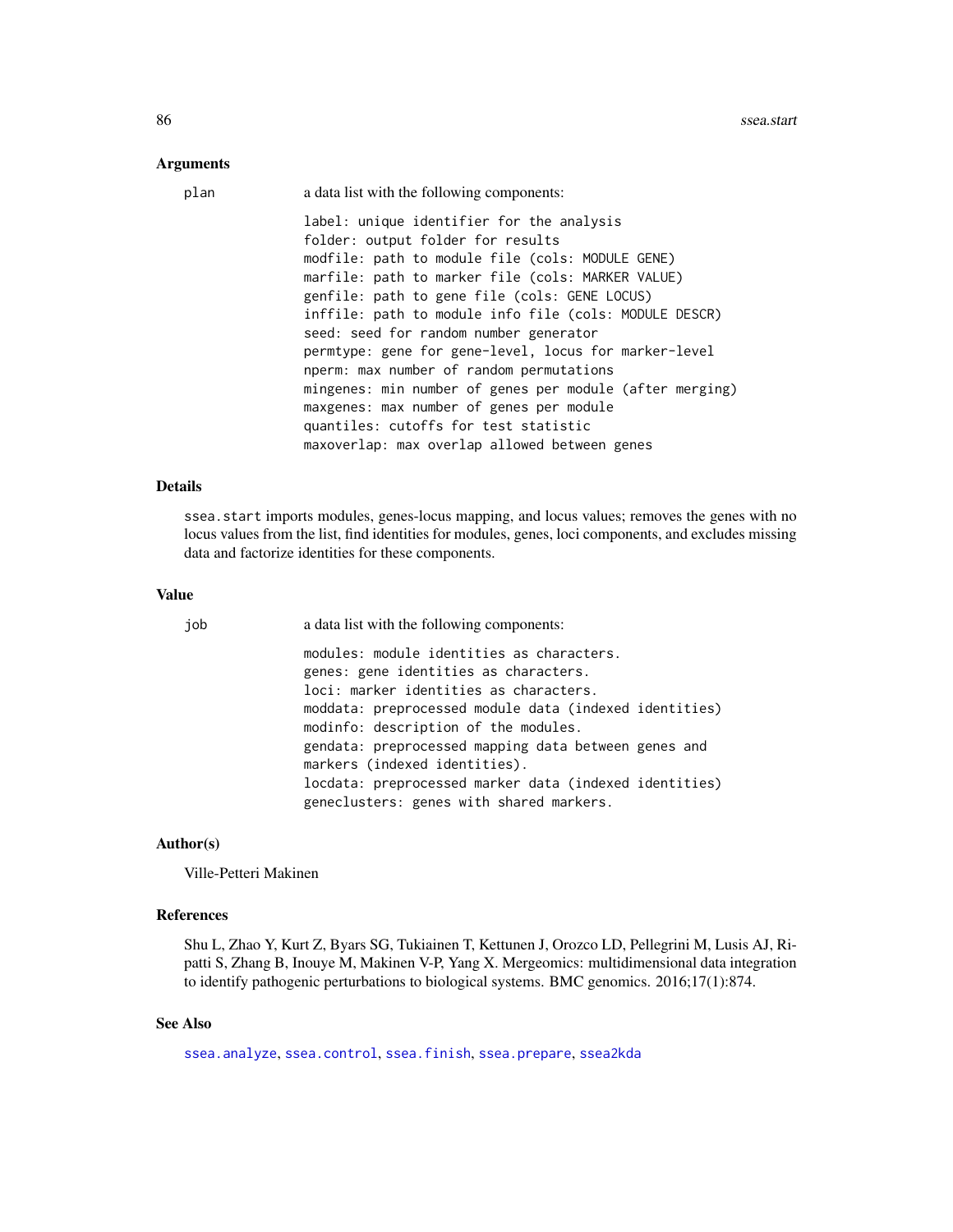### Arguments

plan a data list with the following components:

```
label: unique identifier for the analysis
folder: output folder for results
modfile: path to module file (cols: MODULE GENE)
marfile: path to marker file (cols: MARKER VALUE)
genfile: path to gene file (cols: GENE LOCUS)
inffile: path to module info file (cols: MODULE DESCR)
seed: seed for random number generator
permtype: gene for gene-level, locus for marker-level
nperm: max number of random permutations
mingenes: min number of genes per module (after merging)
maxgenes: max number of genes per module
quantiles: cutoffs for test statistic
maxoverlap: max overlap allowed between genes
```

### Details

`ssea.start` imports modules, genes-locus mapping, and locus values; removes the genes with no locus values from the list, find identities for modules, genes, loci components, and excludes missing data and factorize identities for these components.

### Value

job a data list with the following components:

```
modules: module identities as characters.
genes: gene identities as characters.
loci: marker identities as characters.
moddata: preprocessed module data (indexed identities)
modinfo: description of the modules.
gendata: preprocessed mapping data between genes and
markers (indexed identities).
locdata: preprocessed marker data (indexed identities)
geneclusters: genes with shared markers.
```

### Author(s)

Ville-Petteri Makinen

### References

Shu L, Zhao Y, Kurt Z, Byars SG, Tukiainen T, Kettunen J, Orozco LD, Pellegrini M, Lusis AJ, Ripatti S, Zhang B, Inouye M, Makinen V-P, Yang X. Mergeomics: multidimensional data integration to identify pathogenic perturbations to biological systems. BMC genomics. 2016;17(1):874.

### See Also

`ssea.analyze`, `ssea.control`, `ssea.finish`, `ssea.prepare`, `ssea2kda`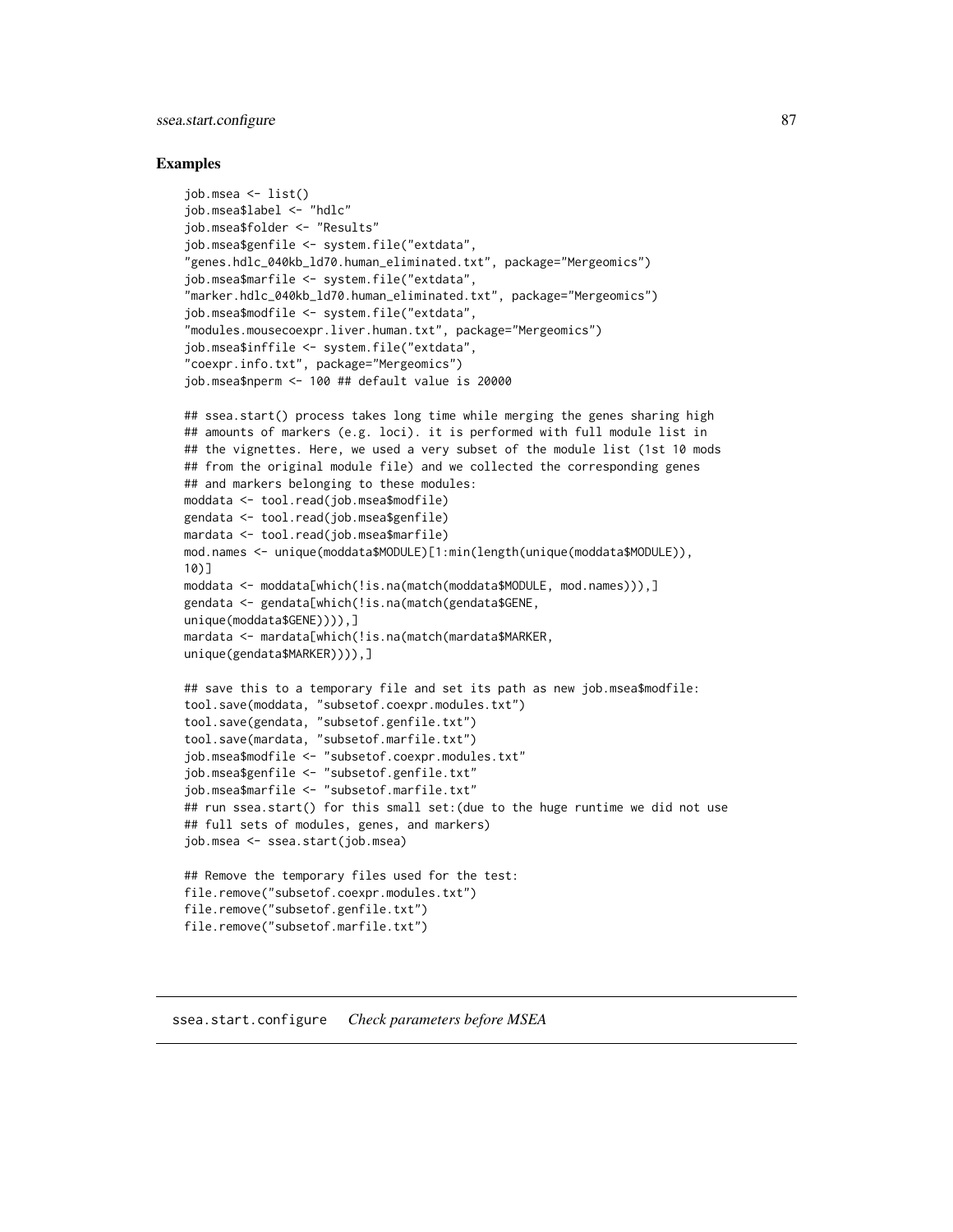## Examples

```
job.msea <- list()
job.msea$label <- "hdlc"
job.msea$folder <- "Results"
job.msea$genfile <- system.file("extdata",
"genes.hdlc_040kb_ld70.human_eliminated.txt", package="Mergeomics")
job.msea$marfile <- system.file("extdata",
"marker.hdlc_040kb_ld70.human_eliminated.txt", package="Mergeomics")
job.msea$modfile <- system.file("extdata",
"modules.mousecoexpr.liver.human.txt", package="Mergeomics")
job.msea$inffile <- system.file("extdata",
"coexpr.info.txt", package="Mergeomics")
job.msea$nperm <- 100 ## default value is 20000

## ssea.start() process takes long time while merging the genes sharing high
## amounts of markers (e.g. loci). it is performed with full module list in
## the vignettes. Here, we used a very subset of the module list (1st 10 mods
## from the original module file) and we collected the corresponding genes
## and markers belonging to these modules:
moddata <- tool.read(job.msea$modfile)
gendata <- tool.read(job.msea$genfile)
mardata <- tool.read(job.msea$marfile)
mod.names <- unique(moddata$MODULE)[1:min(length(unique(moddata$MODULE)),
10)]
moddata <- moddata[which(!is.na(match(moddata$MODULE, mod.names))),]
gendata <- gendata[which(!is.na(match(gendata$GENE,
unique(moddata$GENE)))),]
mardata <- mardata[which(!is.na(match(mardata$MARKER,
unique(gendata$MARKER)))),]

## save this to a temporary file and set its path as new job.msea$modfile:
tool.save(moddata, "subsetof.coexpr.modules.txt")
tool.save(gendata, "subsetof.genfile.txt")
tool.save(mardata, "subsetof.marfile.txt")
job.msea$modfile <- "subsetof.coexpr.modules.txt"
job.msea$genfile <- "subsetof.genfile.txt"
job.msea$marfile <- "subsetof.marfile.txt"
## run ssea.start() for this small set:(due to the huge runtime we did not use
## full sets of modules, genes, and markers)
job.msea <- ssea.start(job.msea)

## Remove the temporary files used for the test:
file.remove("subsetof.coexpr.modules.txt")
file.remove("subsetof.genfile.txt")
file.remove("subsetof.marfile.txt")
```

---

ssea.start.configure    *Check parameters before MSEA*

---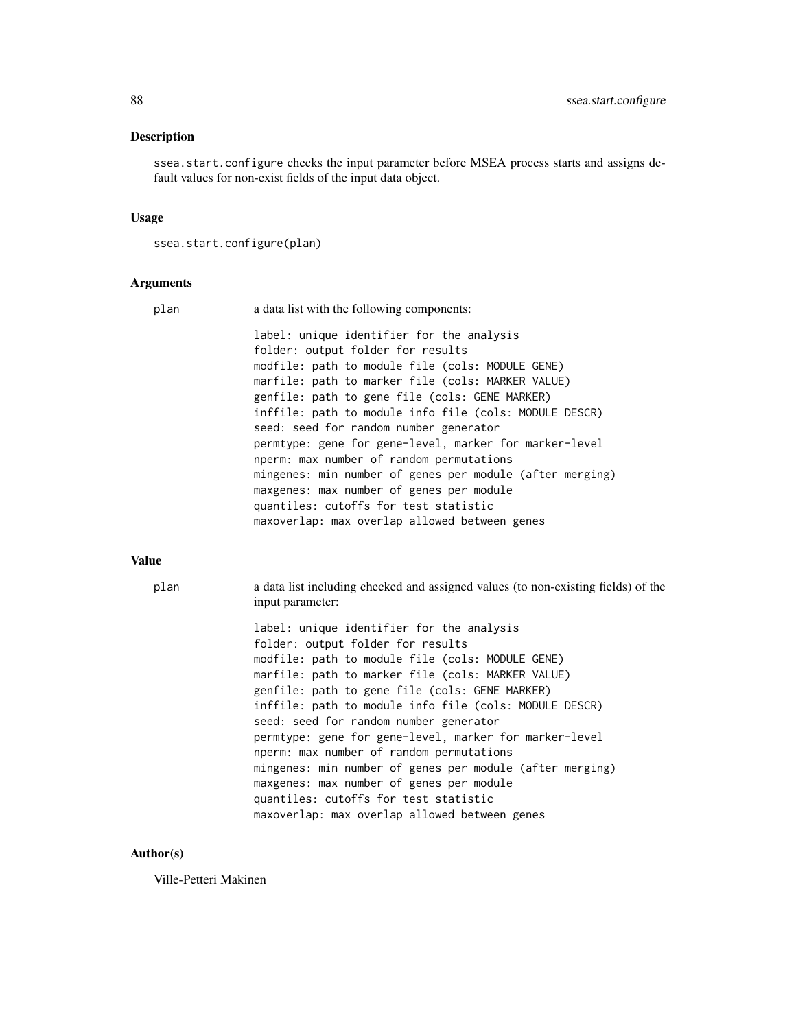## Description

`ssea.start.configure` checks the input parameter before MSEA process starts and assigns default values for non-exist fields of the input data object.

## Usage

```
ssea.start.configure(plan)
```

## Arguments

`plan` a data list with the following components:

```
label: unique identifier for the analysis
folder: output folder for results
modfile: path to module file (cols: MODULE GENE)
marfile: path to marker file (cols: MARKER VALUE)
genfile: path to gene file (cols: GENE MARKER)
inffile: path to module info file (cols: MODULE DESCR)
seed: seed for random number generator
permtype: gene for gene-level, marker for marker-level
nperm: max number of random permutations
mingenes: min number of genes per module (after merging)
maxgenes: max number of genes per module
quantiles: cutoffs for test statistic
maxoverlap: max overlap allowed between genes
```

## Value

`plan` a data list including checked and assigned values (to non-existing fields) of the input parameter:

```
label: unique identifier for the analysis
folder: output folder for results
modfile: path to module file (cols: MODULE GENE)
marfile: path to marker file (cols: MARKER VALUE)
genfile: path to gene file (cols: GENE MARKER)
inffile: path to module info file (cols: MODULE DESCR)
seed: seed for random number generator
permtype: gene for gene-level, marker for marker-level
nperm: max number of random permutations
mingenes: min number of genes per module (after merging)
maxgenes: max number of genes per module
quantiles: cutoffs for test statistic
maxoverlap: max overlap allowed between genes
```

## Author(s)

Ville-Petteri Makinen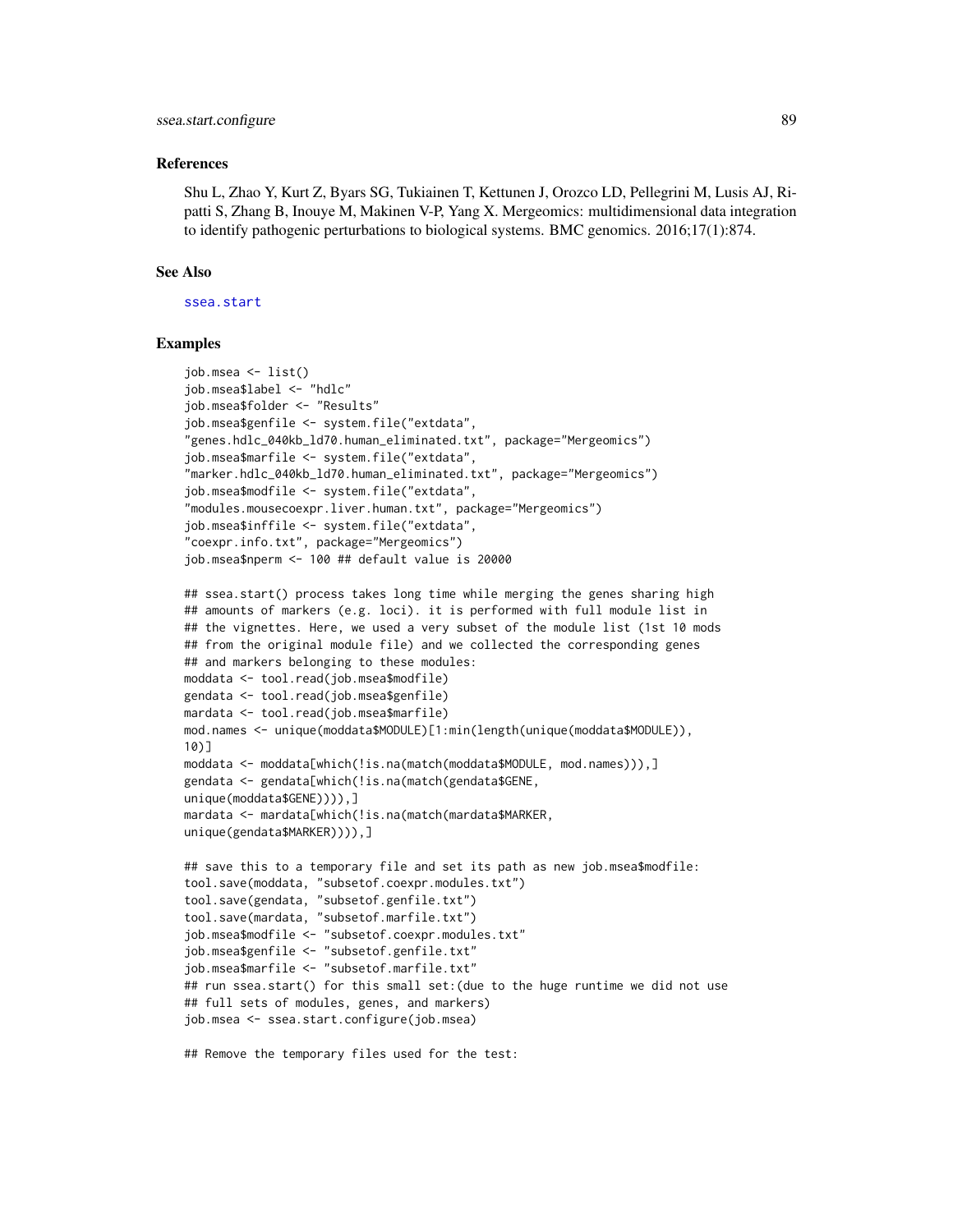### References

Shu L, Zhao Y, Kurt Z, Byars SG, Tukiainen T, Kettunen J, Orozco LD, Pellegrini M, Lusis AJ, Ripatti S, Zhang B, Inouye M, Makinen V-P, Yang X. Mergeomics: multidimensional data integration to identify pathogenic perturbations to biological systems. BMC genomics. 2016;17(1):874.

### See Also

ssea.start

### Examples

```
job.msea <- list()
job.msea$label <- "hdlc"
job.msea$folder <- "Results"
job.msea$genfile <- system.file("extdata",
"genes.hdlc_040kb_ld70.human_eliminated.txt", package="Mergeomics")
job.msea$marfile <- system.file("extdata",
"marker.hdlc_040kb_ld70.human_eliminated.txt", package="Mergeomics")
job.msea$modfile <- system.file("extdata",
"modules.mousecoexpr.liver.human.txt", package="Mergeomics")
job.msea$inffile <- system.file("extdata",
"coexpr.info.txt", package="Mergeomics")
job.msea$nperm <- 100 ## default value is 20000

## ssea.start() process takes long time while merging the genes sharing high
## amounts of markers (e.g. loci). it is performed with full module list in
## the vignettes. Here, we used a very subset of the module list (1st 10 mods
## from the original module file) and we collected the corresponding genes
## and markers belonging to these modules:
moddata <- tool.read(job.msea$modfile)
gendata <- tool.read(job.msea$genfile)
mardata <- tool.read(job.msea$marfile)
mod.names <- unique(moddata$MODULE)[1:min(length(unique(moddata$MODULE)),
10)]
moddata <- moddata[which(!is.na(match(moddata$MODULE, mod.names))),]
gendata <- gendata[which(!is.na(match(gendata$GENE,
unique(moddata$GENE)))),]
mardata <- mardata[which(!is.na(match(mardata$MARKER,
unique(gendata$MARKER)))),]

## save this to a temporary file and set its path as new job.msea$modfile:
tool.save(moddata, "subsetof.coexpr.modules.txt")
tool.save(gendata, "subsetof.genfile.txt")
tool.save(mardata, "subsetof.marfile.txt")
job.msea$modfile <- "subsetof.coexpr.modules.txt"
job.msea$genfile <- "subsetof.genfile.txt"
job.msea$marfile <- "subsetof.marfile.txt"
## run ssea.start() for this small set:(due to the huge runtime we did not use
## full sets of modules, genes, and markers)
job.msea <- ssea.start.configure(job.msea)

## Remove the temporary files used for the test:
```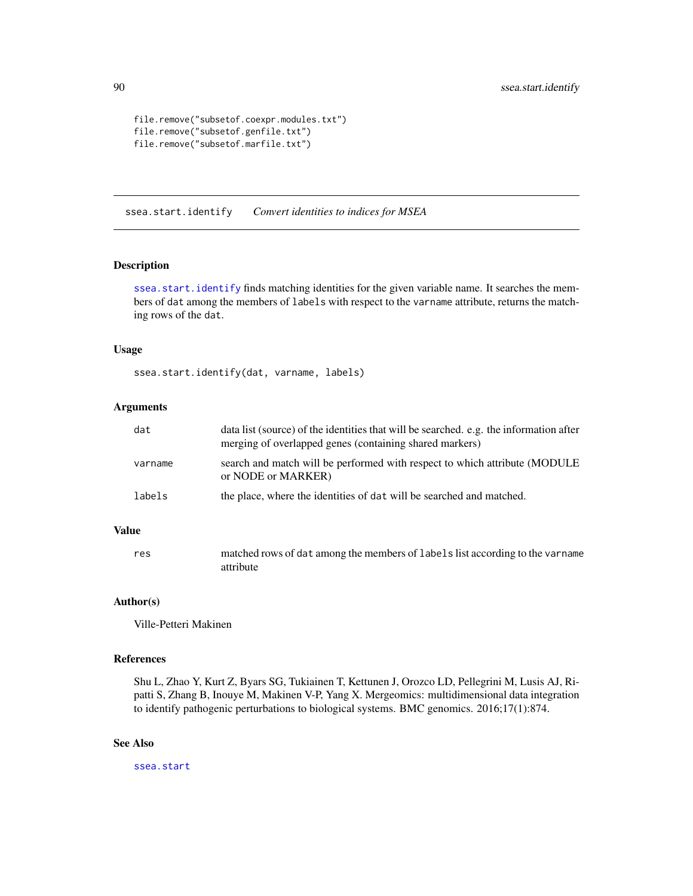```
file.remove("subsetof.coexpr.modules.txt")
file.remove("subsetof.genfile.txt")
file.remove("subsetof.marfile.txt")
```

---

## ssea.start.identify *Convert identities to indices for MSEA*

### Description

ssea.start.identify finds matching identities for the given variable name. It searches the members of dat among the members of labels with respect to the varname attribute, returns the matching rows of the dat.

### Usage

```
ssea.start.identify(dat, varname, labels)
```

### Arguments

| | |
|---|---|
| dat | data list (source) of the identities that will be searched. e.g. the information after merging of overlapped genes (containing shared markers) |
| varname | search and match will be performed with respect to which attribute (MODULE or NODE or MARKER) |
| labels | the place, where the identities of dat will be searched and matched. |

### Value

| | |
|---|---|
| res | matched rows of dat among the members of labels list according to the varname attribute |

### Author(s)

Ville-Petteri Makinen

### References

Shu L, Zhao Y, Kurt Z, Byars SG, Tukiainen T, Kettunen J, Orozco LD, Pellegrini M, Lusis AJ, Ripatti S, Zhang B, Inouye M, Makinen V-P, Yang X. Mergeomics: multidimensional data integration to identify pathogenic perturbations to biological systems. BMC genomics. 2016;17(1):874.

### See Also

ssea.start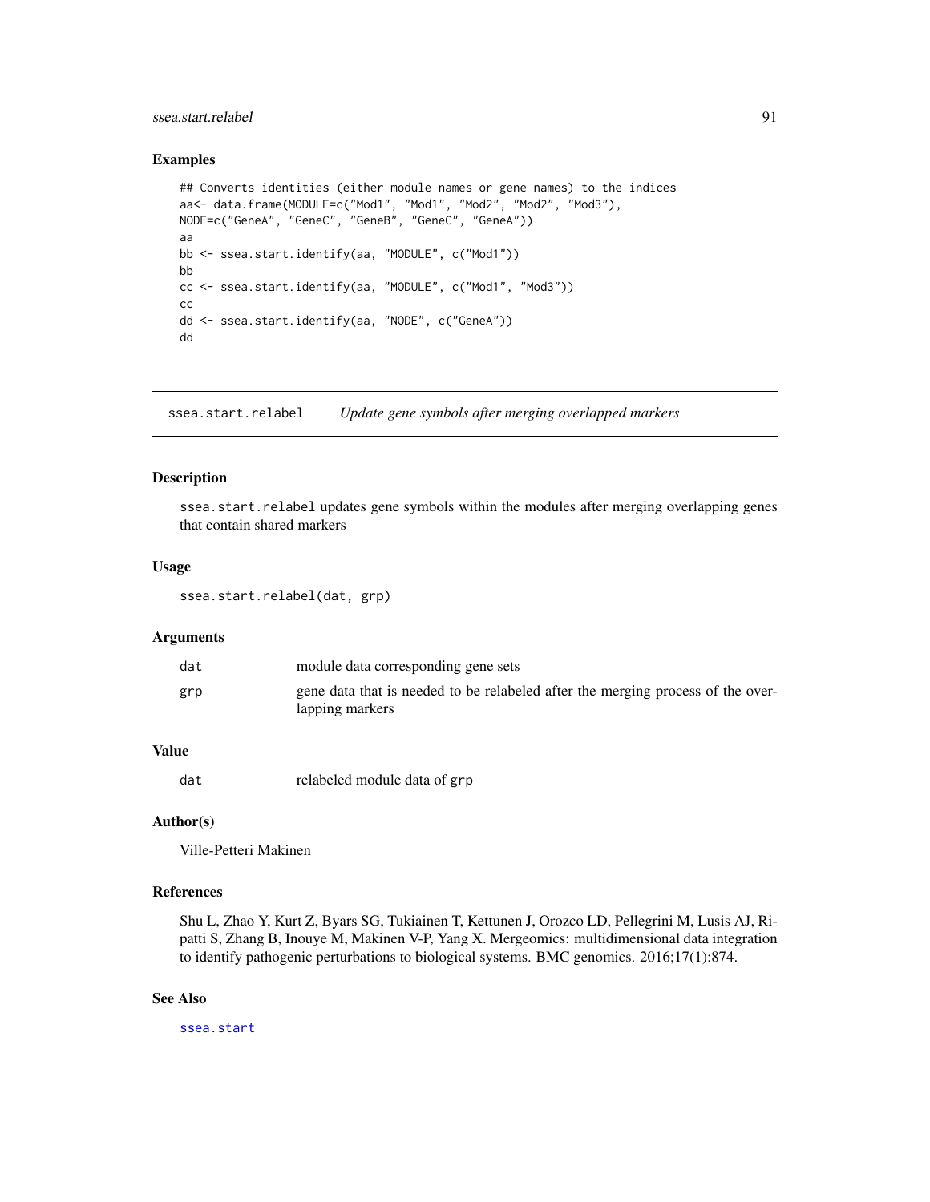### Examples

```
## Converts identities (either module names or gene names) to the indices
aa<- data.frame(MODULE=c("Mod1", "Mod1", "Mod2", "Mod2", "Mod3"),
NODE=c("GeneA", "GeneC", "GeneB", "GeneC", "GeneA"))
aa
bb <- ssea.start.identify(aa, "MODULE", c("Mod1"))
bb
cc <- ssea.start.identify(aa, "MODULE", c("Mod1", "Mod3"))
cc
dd <- ssea.start.identify(aa, "NODE", c("GeneA"))
dd
```

---

## ssea.start.relabel    *Update gene symbols after merging overlapped markers*

---

### Description

`ssea.start.relabel` updates gene symbols within the modules after merging overlapping genes that contain shared markers

### Usage

```
ssea.start.relabel(dat, grp)
```

### Arguments

| | |
|---|---|
| `dat` | module data corresponding gene sets |
| `grp` | gene data that is needed to be relabeled after the merging process of the overlapping markers |

### Value

| | |
|---|---|
| `dat` | relabeled module data of `grp` |

### Author(s)

Ville-Petteri Makinen

### References

Shu L, Zhao Y, Kurt Z, Byars SG, Tukiainen T, Kettunen J, Orozco LD, Pellegrini M, Lusis AJ, Ripatti S, Zhang B, Inouye M, Makinen V-P, Yang X. Mergeomics: multidimensional data integration to identify pathogenic perturbations to biological systems. BMC genomics. 2016;17(1):874.

### See Also

`ssea.start`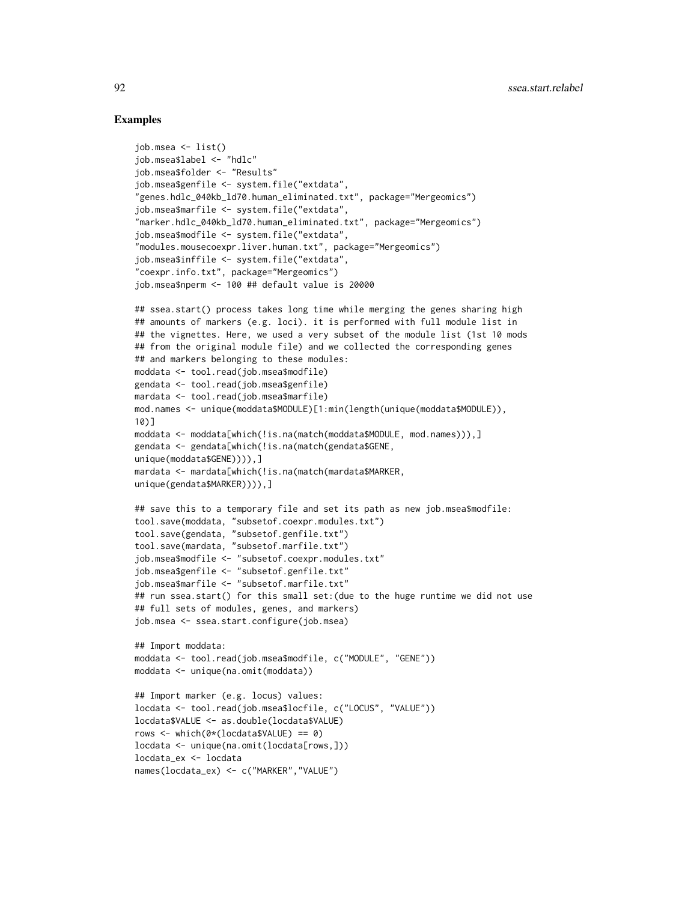## Examples

```
job.msea <- list()
job.msea$label <- "hdlc"
job.msea$folder <- "Results"
job.msea$genfile <- system.file("extdata",
"genes.hdlc_040kb_ld70.human_eliminated.txt", package="Mergeomics")
job.msea$marfile <- system.file("extdata",
"marker.hdlc_040kb_ld70.human_eliminated.txt", package="Mergeomics")
job.msea$modfile <- system.file("extdata",
"modules.mousecoexpr.liver.human.txt", package="Mergeomics")
job.msea$inffile <- system.file("extdata",
"coexpr.info.txt", package="Mergeomics")
job.msea$nperm <- 100 ## default value is 20000

## ssea.start() process takes long time while merging the genes sharing high
## amounts of markers (e.g. loci). it is performed with full module list in
## the vignettes. Here, we used a very subset of the module list (1st 10 mods
## from the original module file) and we collected the corresponding genes
## and markers belonging to these modules:
moddata <- tool.read(job.msea$modfile)
gendata <- tool.read(job.msea$genfile)
mardata <- tool.read(job.msea$marfile)
mod.names <- unique(moddata$MODULE)[1:min(length(unique(moddata$MODULE)),
10)]
moddata <- moddata[which(!is.na(match(moddata$MODULE, mod.names))),]
gendata <- gendata[which(!is.na(match(gendata$GENE,
unique(moddata$GENE)))),]
mardata <- mardata[which(!is.na(match(mardata$MARKER,
unique(gendata$MARKER)))),]

## save this to a temporary file and set its path as new job.msea$modfile:
tool.save(moddata, "subsetof.coexpr.modules.txt")
tool.save(gendata, "subsetof.genfile.txt")
tool.save(mardata, "subsetof.marfile.txt")
job.msea$modfile <- "subsetof.coexpr.modules.txt"
job.msea$genfile <- "subsetof.genfile.txt"
job.msea$marfile <- "subsetof.marfile.txt"
## run ssea.start() for this small set:(due to the huge runtime we did not use
## full sets of modules, genes, and markers)
job.msea <- ssea.start.configure(job.msea)

## Import moddata:
moddata <- tool.read(job.msea$modfile, c("MODULE", "GENE"))
moddata <- unique(na.omit(moddata))

## Import marker (e.g. locus) values:
locdata <- tool.read(job.msea$locfile, c("LOCUS", "VALUE"))
locdata$VALUE <- as.double(locdata$VALUE)
rows <- which(0*(locdata$VALUE) == 0)
locdata <- unique(na.omit(locdata[rows,]))
locdata_ex <- locdata
names(locdata_ex) <- c("MARKER","VALUE")
```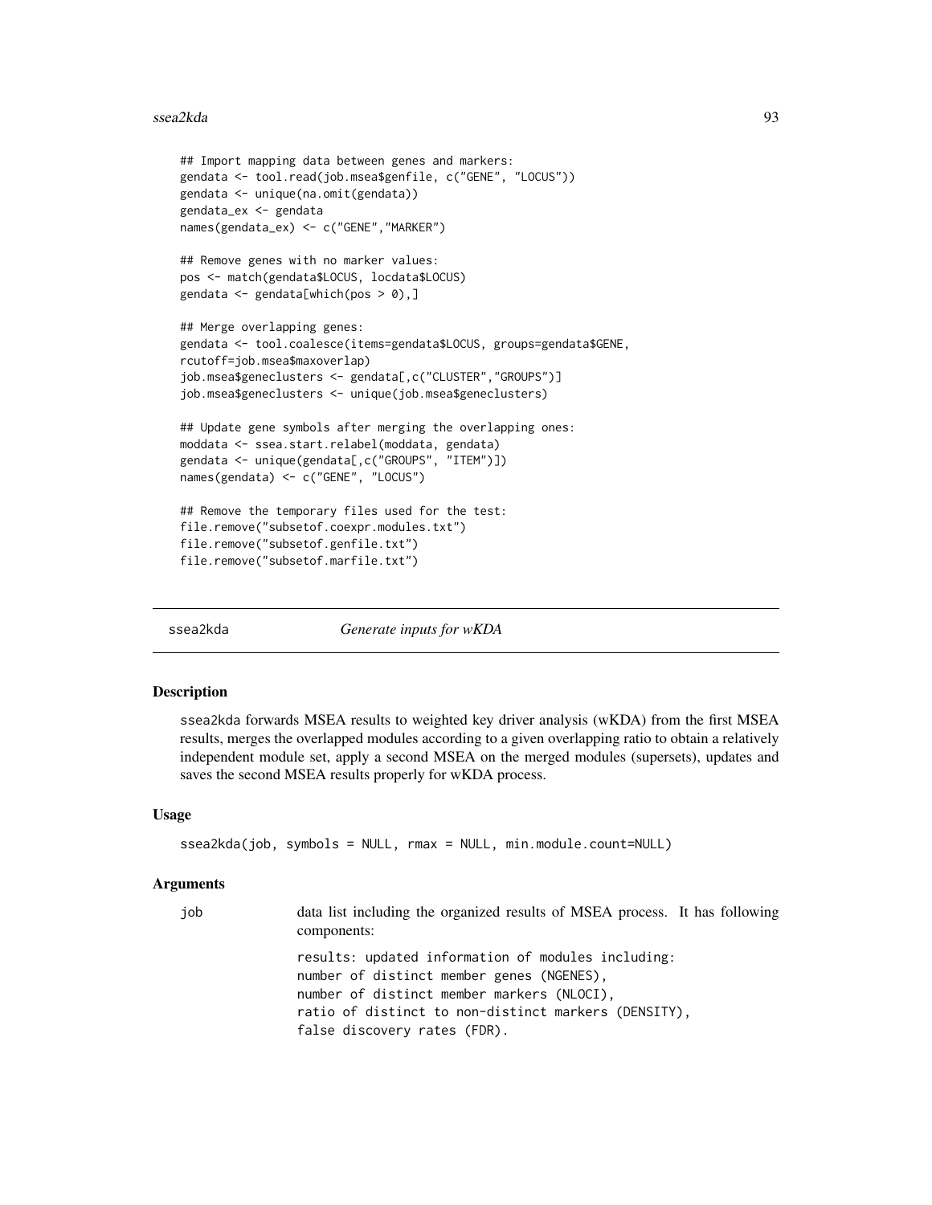```
## Import mapping data between genes and markers:
gendata <- tool.read(job.msea$genfile, c("GENE", "LOCUS"))
gendata <- unique(na.omit(gendata))
gendata_ex <- gendata
names(gendata_ex) <- c("GENE","MARKER")

## Remove genes with no marker values:
pos <- match(gendata$LOCUS, locdata$LOCUS)
gendata <- gendata[which(pos > 0),]

## Merge overlapping genes:
gendata <- tool.coalesce(items=gendata$LOCUS, groups=gendata$GENE,
rcutoff=job.msea$maxoverlap)
job.msea$geneclusters <- gendata[,c("CLUSTER","GROUPS")]
job.msea$geneclusters <- unique(job.msea$geneclusters)

## Update gene symbols after merging the overlapping ones:
moddata <- ssea.start.relabel(moddata, gendata)
gendata <- unique(gendata[,c("GROUPS", "ITEM")])
names(gendata) <- c("GENE", "LOCUS")

## Remove the temporary files used for the test:
file.remove("subsetof.coexpr.modules.txt")
file.remove("subsetof.genfile.txt")
file.remove("subsetof.marfile.txt")
```

---

## ssea2kda — *Generate inputs for wKDA*

### Description

ssea2kda forwards MSEA results to weighted key driver analysis (wKDA) from the first MSEA results, merges the overlapped modules according to a given overlapping ratio to obtain a relatively independent module set, apply a second MSEA on the merged modules (supersets), updates and saves the second MSEA results properly for wKDA process.

### Usage

```
ssea2kda(job, symbols = NULL, rmax = NULL, min.module.count=NULL)
```

### Arguments

`job` data list including the organized results of MSEA process. It has following components:

```
results: updated information of modules including:
number of distinct member genes (NGENES),
number of distinct member markers (NLOCI),
ratio of distinct to non-distinct markers (DENSITY),
false discovery rates (FDR).
```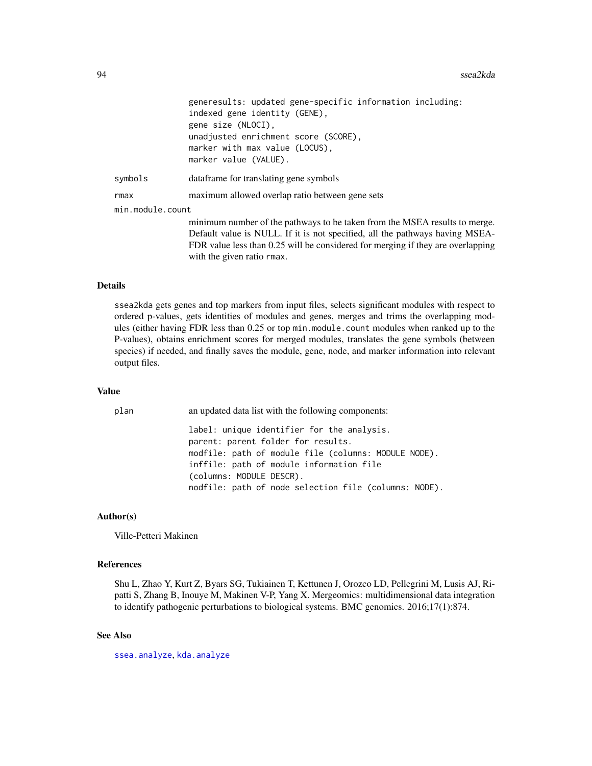```
generesults: updated gene-specific information including:
indexed gene identity (GENE),
gene size (NLOCI),
unadjusted enrichment score (SCORE),
marker with max value (LOCUS),
marker value (VALUE).
```

`symbols` dataframe for translating gene symbols

`rmax` maximum allowed overlap ratio between gene sets

`min.module.count`
minimum number of the pathways to be taken from the MSEA results to merge. Default value is NULL. If it is not specified, all the pathways having MSEA-FDR value less than 0.25 will be considered for merging if they are overlapping with the given ratio `rmax`.

## Details

ssea2kda gets genes and top markers from input files, selects significant modules with respect to ordered p-values, gets identities of modules and genes, merges and trims the overlapping modules (either having FDR less than 0.25 or top `min.module.count` modules when ranked up to the P-values), obtains enrichment scores for merged modules, translates the gene symbols (between species) if needed, and finally saves the module, gene, node, and marker information into relevant output files.

## Value

`plan` an updated data list with the following components:

```
label: unique identifier for the analysis.
parent: parent folder for results.
modfile: path of module file (columns: MODULE NODE).
inffile: path of module information file
(columns: MODULE DESCR).
nodfile: path of node selection file (columns: NODE).
```

## Author(s)

Ville-Petteri Makinen

## References

Shu L, Zhao Y, Kurt Z, Byars SG, Tukiainen T, Kettunen J, Orozco LD, Pellegrini M, Lusis AJ, Ripatti S, Zhang B, Inouye M, Makinen V-P, Yang X. Mergeomics: multidimensional data integration to identify pathogenic perturbations to biological systems. BMC genomics. 2016;17(1):874.

## See Also

`ssea.analyze`, `kda.analyze`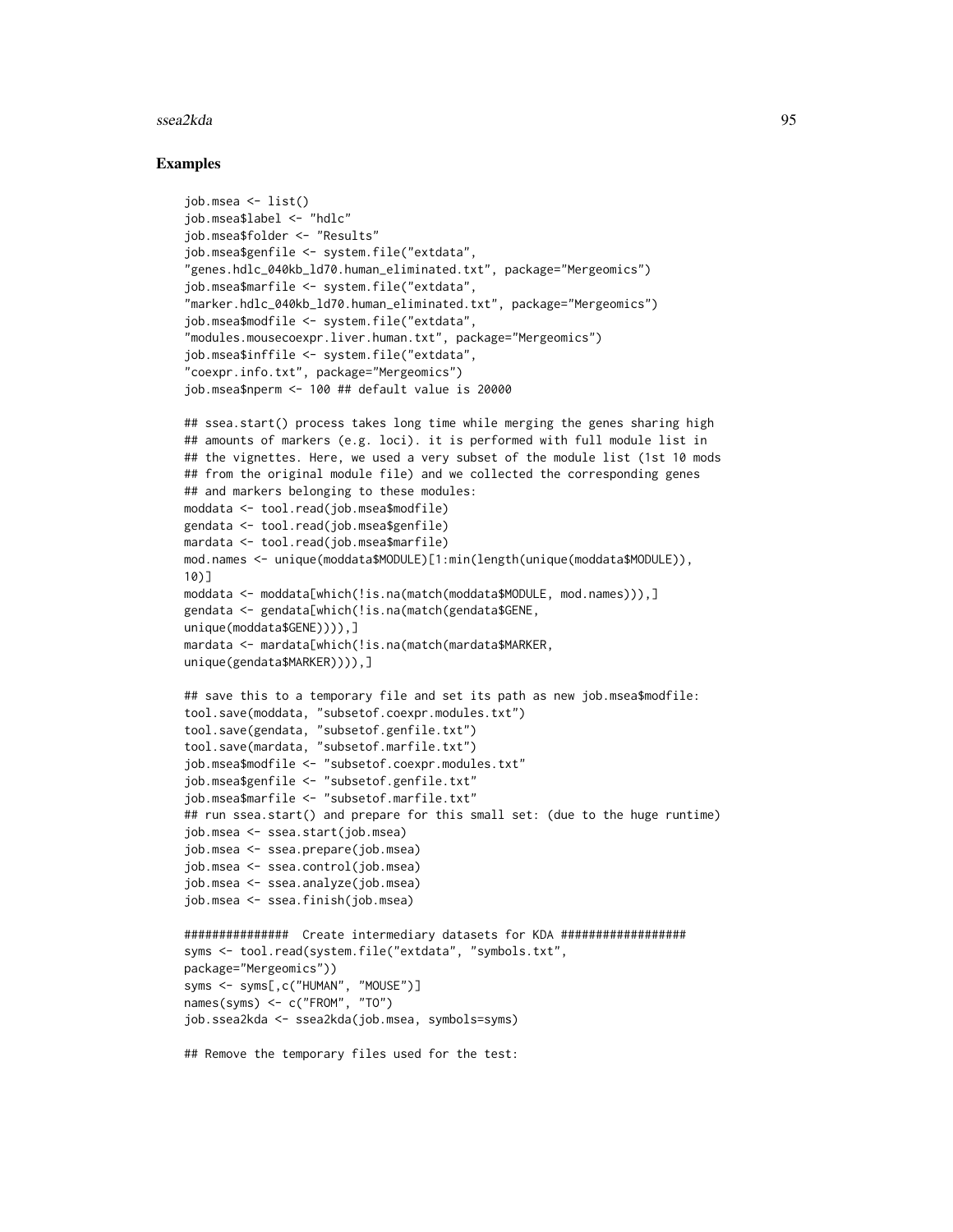## Examples

```
job.msea <- list()
job.msea$label <- "hdlc"
job.msea$folder <- "Results"
job.msea$genfile <- system.file("extdata",
"genes.hdlc_040kb_ld70.human_eliminated.txt", package="Mergeomics")
job.msea$marfile <- system.file("extdata",
"marker.hdlc_040kb_ld70.human_eliminated.txt", package="Mergeomics")
job.msea$modfile <- system.file("extdata",
"modules.mousecoexpr.liver.human.txt", package="Mergeomics")
job.msea$inffile <- system.file("extdata",
"coexpr.info.txt", package="Mergeomics")
job.msea$nperm <- 100 ## default value is 20000

## ssea.start() process takes long time while merging the genes sharing high
## amounts of markers (e.g. loci). it is performed with full module list in
## the vignettes. Here, we used a very subset of the module list (1st 10 mods
## from the original module file) and we collected the corresponding genes
## and markers belonging to these modules:
moddata <- tool.read(job.msea$modfile)
gendata <- tool.read(job.msea$genfile)
mardata <- tool.read(job.msea$marfile)
mod.names <- unique(moddata$MODULE)[1:min(length(unique(moddata$MODULE)),
10)]
moddata <- moddata[which(!is.na(match(moddata$MODULE, mod.names))),]
gendata <- gendata[which(!is.na(match(gendata$GENE,
unique(moddata$GENE)))),]
mardata <- mardata[which(!is.na(match(mardata$MARKER,
unique(gendata$MARKER)))),]

## save this to a temporary file and set its path as new job.msea$modfile:
tool.save(moddata, "subsetof.coexpr.modules.txt")
tool.save(gendata, "subsetof.genfile.txt")
tool.save(mardata, "subsetof.marfile.txt")
job.msea$modfile <- "subsetof.coexpr.modules.txt"
job.msea$genfile <- "subsetof.genfile.txt"
job.msea$marfile <- "subsetof.marfile.txt"
## run ssea.start() and prepare for this small set: (due to the huge runtime)
job.msea <- ssea.start(job.msea)
job.msea <- ssea.prepare(job.msea)
job.msea <- ssea.control(job.msea)
job.msea <- ssea.analyze(job.msea)
job.msea <- ssea.finish(job.msea)

###############  Create intermediary datasets for KDA ##################
syms <- tool.read(system.file("extdata", "symbols.txt",
package="Mergeomics"))
syms <- syms[,c("HUMAN", "MOUSE")]
names(syms) <- c("FROM", "TO")
job.ssea2kda <- ssea2kda(job.msea, symbols=syms)

## Remove the temporary files used for the test:
```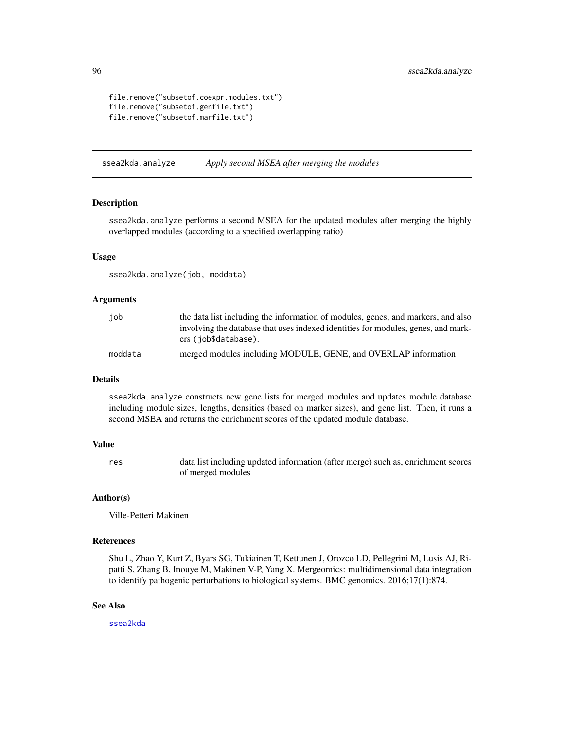```
file.remove("subsetof.coexpr.modules.txt")
file.remove("subsetof.genfile.txt")
file.remove("subsetof.marfile.txt")
```

## ssea2kda.analyze *Apply second MSEA after merging the modules*

### Description

ssea2kda.analyze performs a second MSEA for the updated modules after merging the highly overlapped modules (according to a specified overlapping ratio)

### Usage

```
ssea2kda.analyze(job, moddata)
```

### Arguments

| | |
|---|---|
| job | the data list including the information of modules, genes, and markers, and also involving the database that uses indexed identities for modules, genes, and markers (job$database). |
| moddata | merged modules including MODULE, GENE, and OVERLAP information |

### Details

ssea2kda.analyze constructs new gene lists for merged modules and updates module database including module sizes, lengths, densities (based on marker sizes), and gene list. Then, it runs a second MSEA and returns the enrichment scores of the updated module database.

### Value

| | |
|---|---|
| res | data list including updated information (after merge) such as, enrichment scores of merged modules |

### Author(s)

Ville-Petteri Makinen

### References

Shu L, Zhao Y, Kurt Z, Byars SG, Tukiainen T, Kettunen J, Orozco LD, Pellegrini M, Lusis AJ, Ripatti S, Zhang B, Inouye M, Makinen V-P, Yang X. Mergeomics: multidimensional data integration to identify pathogenic perturbations to biological systems. BMC genomics. 2016;17(1):874.

### See Also

ssea2kda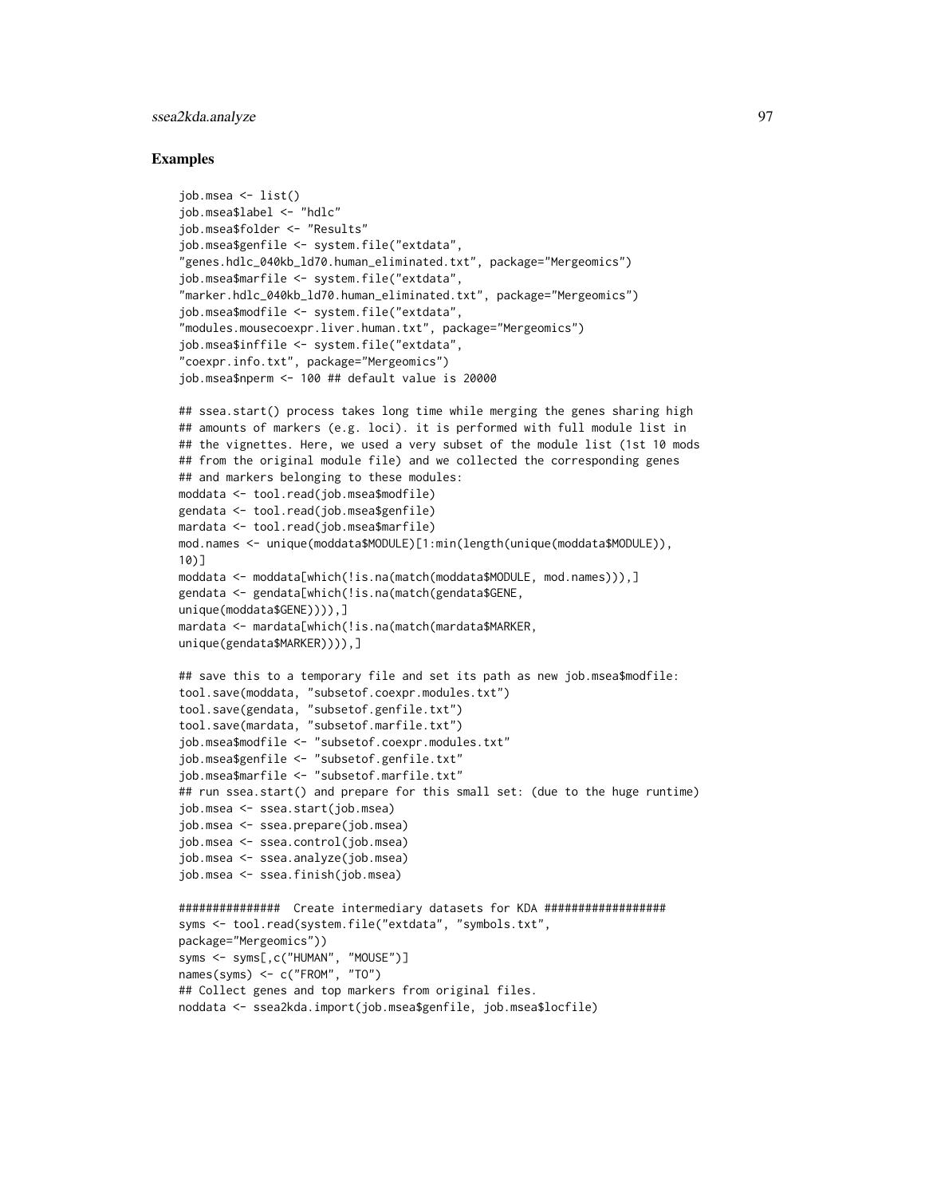## Examples

```
job.msea <- list()
job.msea$label <- "hdlc"
job.msea$folder <- "Results"
job.msea$genfile <- system.file("extdata",
"genes.hdlc_040kb_ld70.human_eliminated.txt", package="Mergeomics")
job.msea$marfile <- system.file("extdata",
"marker.hdlc_040kb_ld70.human_eliminated.txt", package="Mergeomics")
job.msea$modfile <- system.file("extdata",
"modules.mousecoexpr.liver.human.txt", package="Mergeomics")
job.msea$inffile <- system.file("extdata",
"coexpr.info.txt", package="Mergeomics")
job.msea$nperm <- 100 ## default value is 20000

## ssea.start() process takes long time while merging the genes sharing high
## amounts of markers (e.g. loci). it is performed with full module list in
## the vignettes. Here, we used a very subset of the module list (1st 10 mods
## from the original module file) and we collected the corresponding genes
## and markers belonging to these modules:
moddata <- tool.read(job.msea$modfile)
gendata <- tool.read(job.msea$genfile)
mardata <- tool.read(job.msea$marfile)
mod.names <- unique(moddata$MODULE)[1:min(length(unique(moddata$MODULE)),
10)]
moddata <- moddata[which(!is.na(match(moddata$MODULE, mod.names))),]
gendata <- gendata[which(!is.na(match(gendata$GENE,
unique(moddata$GENE)))),]
mardata <- mardata[which(!is.na(match(mardata$MARKER,
unique(gendata$MARKER)))),]

## save this to a temporary file and set its path as new job.msea$modfile:
tool.save(moddata, "subsetof.coexpr.modules.txt")
tool.save(gendata, "subsetof.genfile.txt")
tool.save(mardata, "subsetof.marfile.txt")
job.msea$modfile <- "subsetof.coexpr.modules.txt"
job.msea$genfile <- "subsetof.genfile.txt"
job.msea$marfile <- "subsetof.marfile.txt"
## run ssea.start() and prepare for this small set: (due to the huge runtime)
job.msea <- ssea.start(job.msea)
job.msea <- ssea.prepare(job.msea)
job.msea <- ssea.control(job.msea)
job.msea <- ssea.analyze(job.msea)
job.msea <- ssea.finish(job.msea)

###############  Create intermediary datasets for KDA ##################
syms <- tool.read(system.file("extdata", "symbols.txt",
package="Mergeomics"))
syms <- syms[,c("HUMAN", "MOUSE")]
names(syms) <- c("FROM", "TO")
## Collect genes and top markers from original files.
noddata <- ssea2kda.import(job.msea$genfile, job.msea$locfile)
```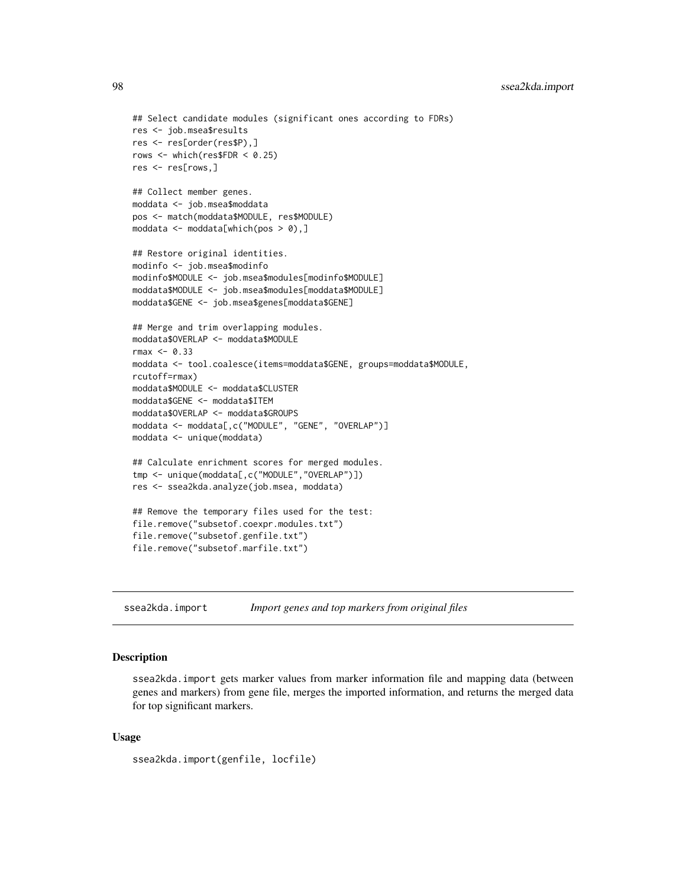```
## Select candidate modules (significant ones according to FDRs)
res <- job.msea$results
res <- res[order(res$P),]
rows <- which(res$FDR < 0.25)
res <- res[rows,]

## Collect member genes.
moddata <- job.msea$moddata
pos <- match(moddata$MODULE, res$MODULE)
moddata <- moddata[which(pos > 0),]

## Restore original identities.
modinfo <- job.msea$modinfo
modinfo$MODULE <- job.msea$modules[modinfo$MODULE]
moddata$MODULE <- job.msea$modules[moddata$MODULE]
moddata$GENE <- job.msea$genes[moddata$GENE]

## Merge and trim overlapping modules.
moddata$OVERLAP <- moddata$MODULE
rmax <- 0.33
moddata <- tool.coalesce(items=moddata$GENE, groups=moddata$MODULE,
rcutoff=rmax)
moddata$MODULE <- moddata$CLUSTER
moddata$GENE <- moddata$ITEM
moddata$OVERLAP <- moddata$GROUPS
moddata <- moddata[,c("MODULE", "GENE", "OVERLAP")]
moddata <- unique(moddata)

## Calculate enrichment scores for merged modules.
tmp <- unique(moddata[,c("MODULE","OVERLAP")])
res <- ssea2kda.analyze(job.msea, moddata)

## Remove the temporary files used for the test:
file.remove("subsetof.coexpr.modules.txt")
file.remove("subsetof.genfile.txt")
file.remove("subsetof.marfile.txt")
```

---

## ssea2kda.import — *Import genes and top markers from original files*

### Description

ssea2kda.import gets marker values from marker information file and mapping data (between genes and markers) from gene file, merges the imported information, and returns the merged data for top significant markers.

### Usage

```
ssea2kda.import(genfile, locfile)
```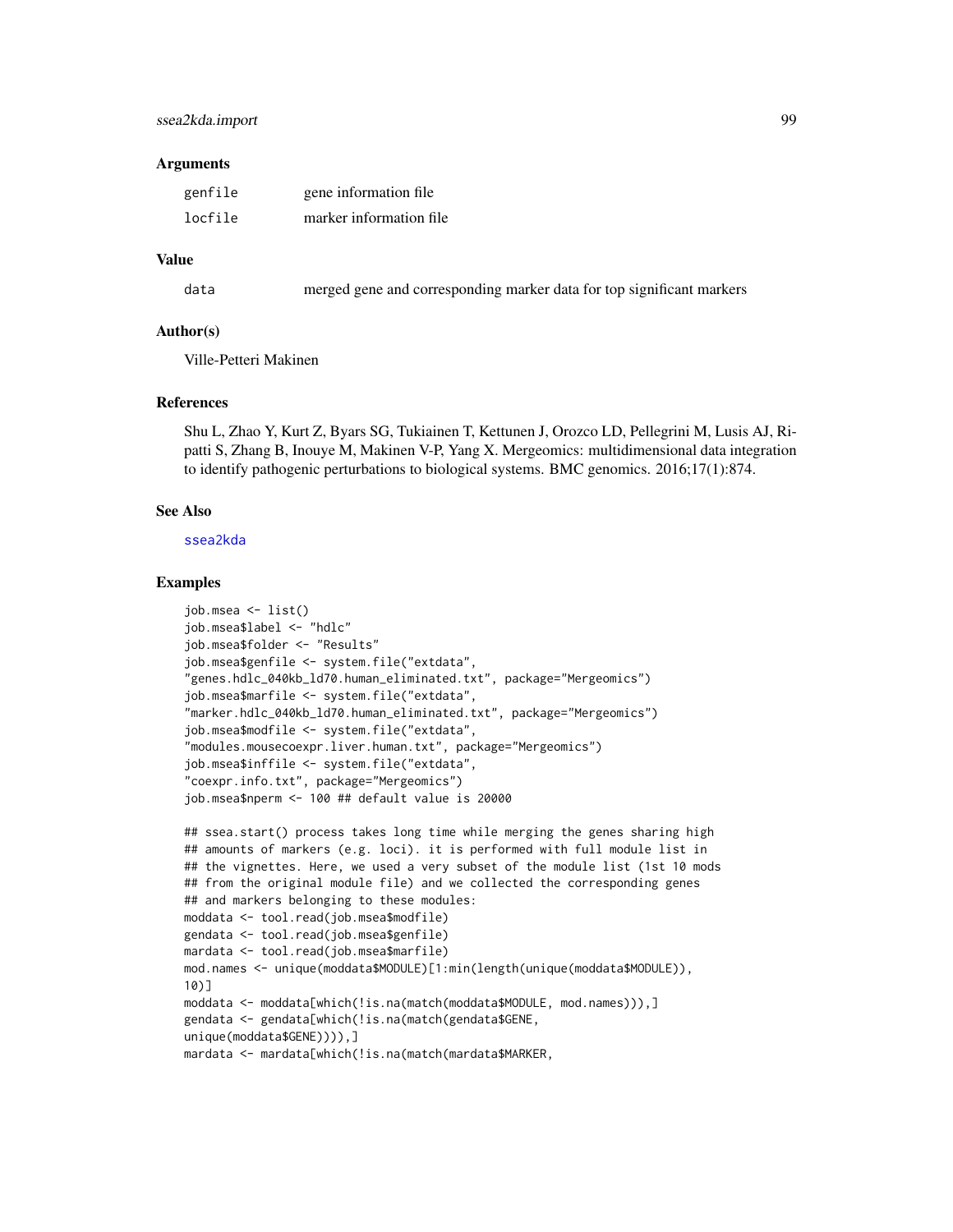### Arguments

| | |
|---|---|
| genfile | gene information file |
| locfile | marker information file |

### Value

| | |
|---|---|
| data | merged gene and corresponding marker data for top significant markers |

### Author(s)

Ville-Petteri Makinen

### References

Shu L, Zhao Y, Kurt Z, Byars SG, Tukiainen T, Kettunen J, Orozco LD, Pellegrini M, Lusis AJ, Ripatti S, Zhang B, Inouye M, Makinen V-P, Yang X. Mergeomics: multidimensional data integration to identify pathogenic perturbations to biological systems. BMC genomics. 2016;17(1):874.

### See Also

ssea2kda

### Examples

```
job.msea <- list()
job.msea$label <- "hdlc"
job.msea$folder <- "Results"
job.msea$genfile <- system.file("extdata",
"genes.hdlc_040kb_ld70.human_eliminated.txt", package="Mergeomics")
job.msea$marfile <- system.file("extdata",
"marker.hdlc_040kb_ld70.human_eliminated.txt", package="Mergeomics")
job.msea$modfile <- system.file("extdata",
"modules.mousecoexpr.liver.human.txt", package="Mergeomics")
job.msea$inffile <- system.file("extdata",
"coexpr.info.txt", package="Mergeomics")
job.msea$nperm <- 100 ## default value is 20000

## ssea.start() process takes long time while merging the genes sharing high
## amounts of markers (e.g. loci). it is performed with full module list in
## the vignettes. Here, we used a very subset of the module list (1st 10 mods
## from the original module file) and we collected the corresponding genes
## and markers belonging to these modules:
moddata <- tool.read(job.msea$modfile)
gendata <- tool.read(job.msea$genfile)
mardata <- tool.read(job.msea$marfile)
mod.names <- unique(moddata$MODULE)[1:min(length(unique(moddata$MODULE)),
10)]
moddata <- moddata[which(!is.na(match(moddata$MODULE, mod.names))),]
gendata <- gendata[which(!is.na(match(gendata$GENE,
unique(moddata$GENE)))),]
mardata <- mardata[which(!is.na(match(mardata$MARKER,
```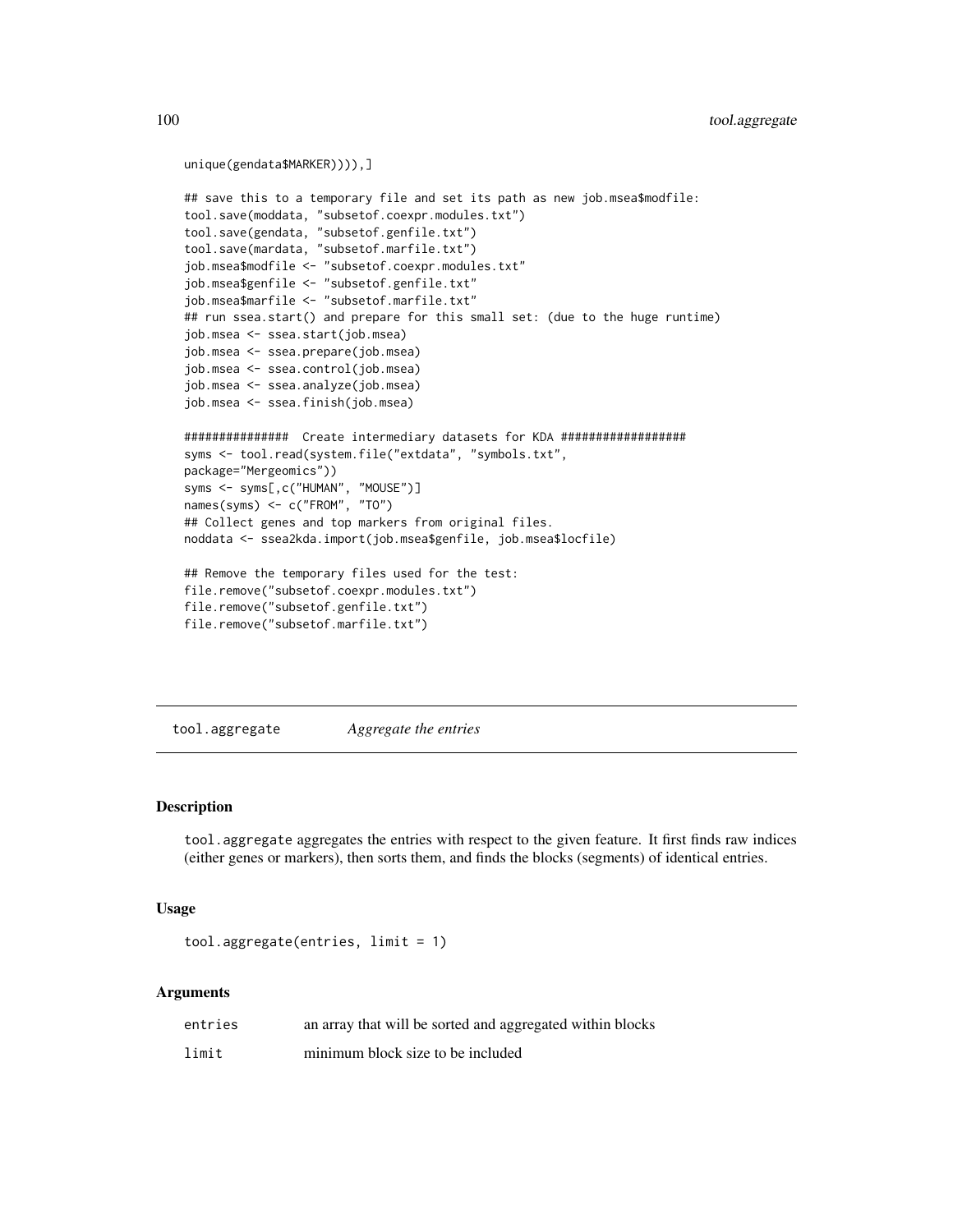```
unique(gendata$MARKER)))),]

## save this to a temporary file and set its path as new job.msea$modfile:
tool.save(moddata, "subsetof.coexpr.modules.txt")
tool.save(gendata, "subsetof.genfile.txt")
tool.save(mardata, "subsetof.marfile.txt")
job.msea$modfile <- "subsetof.coexpr.modules.txt"
job.msea$genfile <- "subsetof.genfile.txt"
job.msea$marfile <- "subsetof.marfile.txt"
## run ssea.start() and prepare for this small set: (due to the huge runtime)
job.msea <- ssea.start(job.msea)
job.msea <- ssea.prepare(job.msea)
job.msea <- ssea.control(job.msea)
job.msea <- ssea.analyze(job.msea)
job.msea <- ssea.finish(job.msea)

###############  Create intermediary datasets for KDA ##################
syms <- tool.read(system.file("extdata", "symbols.txt",
package="Mergeomics"))
syms <- syms[,c("HUMAN", "MOUSE")]
names(syms) <- c("FROM", "TO")
## Collect genes and top markers from original files.
noddata <- ssea2kda.import(job.msea$genfile, job.msea$locfile)

## Remove the temporary files used for the test:
file.remove("subsetof.coexpr.modules.txt")
file.remove("subsetof.genfile.txt")
file.remove("subsetof.marfile.txt")
```

---

## tool.aggregate *Aggregate the entries*

### Description

tool.aggregate aggregates the entries with respect to the given feature. It first finds raw indices (either genes or markers), then sorts them, and finds the blocks (segments) of identical entries.

### Usage

```
tool.aggregate(entries, limit = 1)
```

### Arguments

| | |
|---|---|
| entries | an array that will be sorted and aggregated within blocks |
| limit | minimum block size to be included |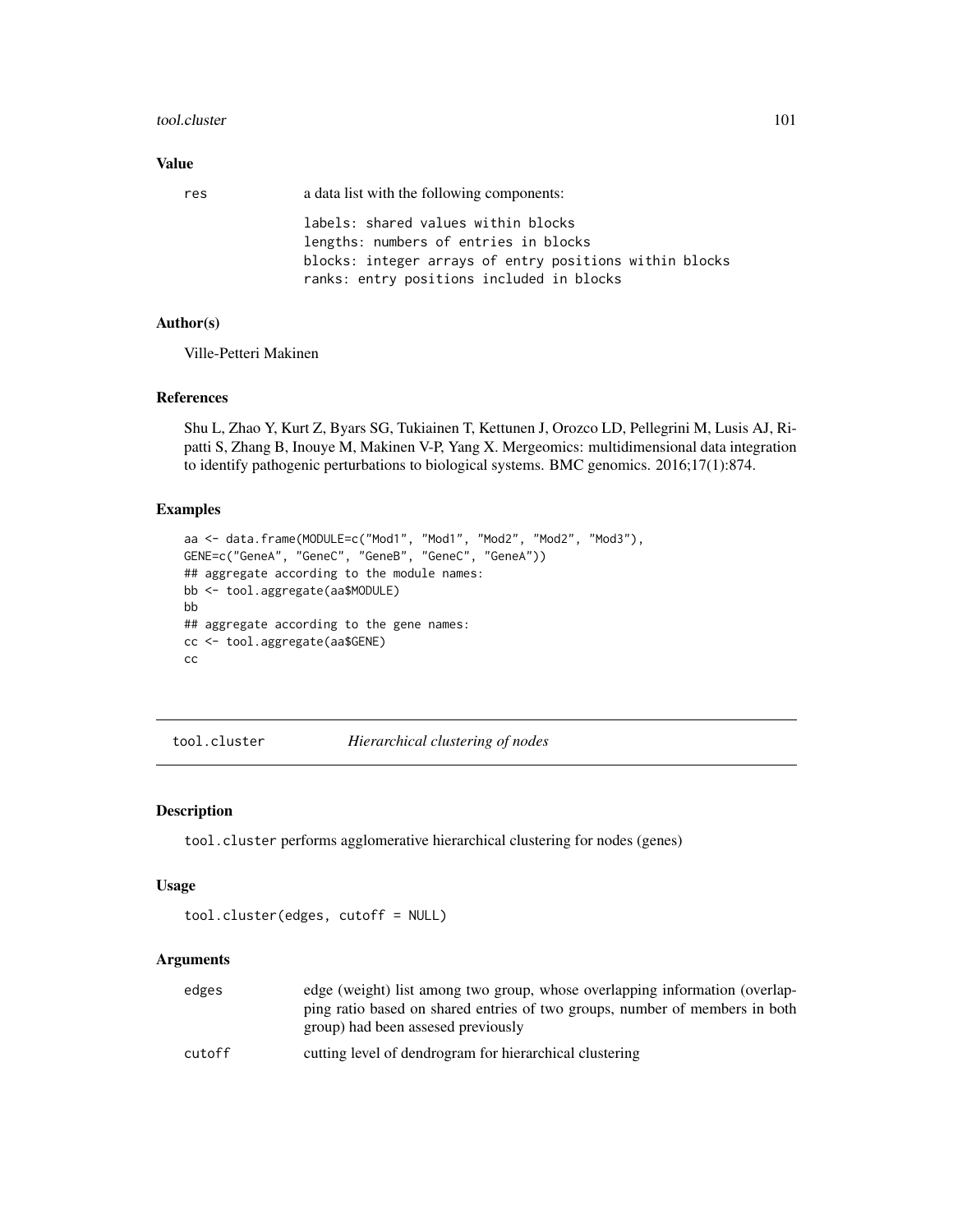## Value

res a data list with the following components:

```
labels: shared values within blocks
lengths: numbers of entries in blocks
blocks: integer arrays of entry positions within blocks
ranks: entry positions included in blocks
```

## Author(s)

Ville-Petteri Makinen

## References

Shu L, Zhao Y, Kurt Z, Byars SG, Tukiainen T, Kettunen J, Orozco LD, Pellegrini M, Lusis AJ, Ripatti S, Zhang B, Inouye M, Makinen V-P, Yang X. Mergeomics: multidimensional data integration to identify pathogenic perturbations to biological systems. BMC genomics. 2016;17(1):874.

## Examples

```
aa <- data.frame(MODULE=c("Mod1", "Mod1", "Mod2", "Mod2", "Mod3"),
GENE=c("GeneA", "GeneC", "GeneB", "GeneC", "GeneA"))
## aggregate according to the module names:
bb <- tool.aggregate(aa$MODULE)
bb
## aggregate according to the gene names:
cc <- tool.aggregate(aa$GENE)
cc
```

# tool.cluster *Hierarchical clustering of nodes*

## Description

tool.cluster performs agglomerative hierarchical clustering for nodes (genes)

## Usage

```
tool.cluster(edges, cutoff = NULL)
```

## Arguments

| | |
|---|---|
| edges | edge (weight) list among two group, whose overlapping information (overlapping ratio based on shared entries of two groups, number of members in both group) had been assesed previously |
| cutoff | cutting level of dendrogram for hierarchical clustering |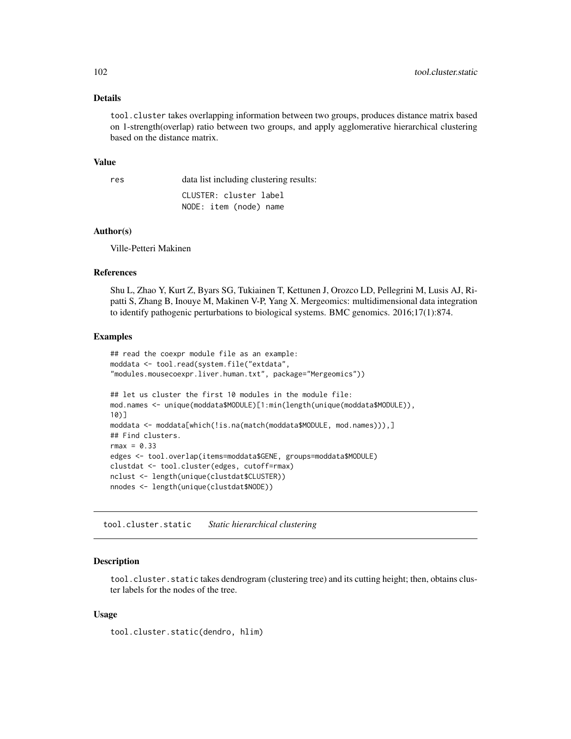### Details

`tool.cluster` takes overlapping information between two groups, produces distance matrix based on 1-strength(overlap) ratio between two groups, and apply agglomerative hierarchical clustering based on the distance matrix.

### Value

| | |
|---|---|
| res | data list including clustering results: |
| | `CLUSTER: cluster label` |
| | `NODE: item (node) name` |

### Author(s)

Ville-Petteri Makinen

### References

Shu L, Zhao Y, Kurt Z, Byars SG, Tukiainen T, Kettunen J, Orozco LD, Pellegrini M, Lusis AJ, Ripatti S, Zhang B, Inouye M, Makinen V-P, Yang X. Mergeomics: multidimensional data integration to identify pathogenic perturbations to biological systems. BMC genomics. 2016;17(1):874.

### Examples

```
## read the coexpr module file as an example:
moddata <- tool.read(system.file("extdata",
"modules.mousecoexpr.liver.human.txt", package="Mergeomics"))

## let us cluster the first 10 modules in the module file:
mod.names <- unique(moddata$MODULE)[1:min(length(unique(moddata$MODULE)),
10)]
moddata <- moddata[which(!is.na(match(moddata$MODULE, mod.names))),]
## Find clusters.
rmax = 0.33
edges <- tool.overlap(items=moddata$GENE, groups=moddata$MODULE)
clustdat <- tool.cluster(edges, cutoff=rmax)
nclust <- length(unique(clustdat$CLUSTER))
nnodes <- length(unique(clustdat$NODE))
```

---

## tool.cluster.static *Static hierarchical clustering*

### Description

`tool.cluster.static` takes dendrogram (clustering tree) and its cutting height; then, obtains cluster labels for the nodes of the tree.

### Usage

```
tool.cluster.static(dendro, hlim)
```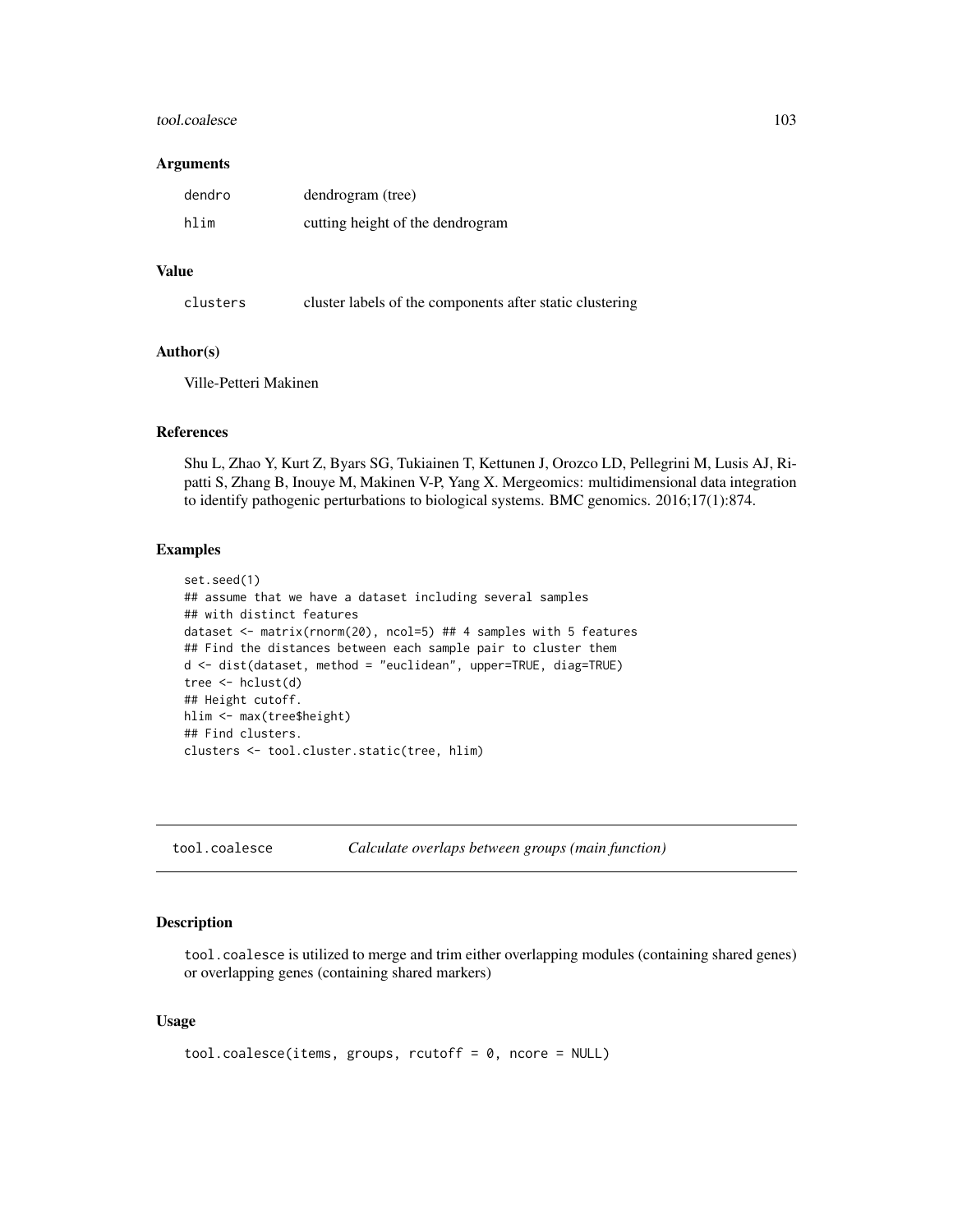### Arguments

| | |
|---|---|
| dendro | dendrogram (tree) |
| hlim | cutting height of the dendrogram |

### Value

| | |
|---|---|
| clusters | cluster labels of the components after static clustering |

### Author(s)

Ville-Petteri Makinen

### References

Shu L, Zhao Y, Kurt Z, Byars SG, Tukiainen T, Kettunen J, Orozco LD, Pellegrini M, Lusis AJ, Ripatti S, Zhang B, Inouye M, Makinen V-P, Yang X. Mergeomics: multidimensional data integration to identify pathogenic perturbations to biological systems. BMC genomics. 2016;17(1):874.

### Examples

```
set.seed(1)
## assume that we have a dataset including several samples
## with distinct features
dataset <- matrix(rnorm(20), ncol=5) ## 4 samples with 5 features
## Find the distances between each sample pair to cluster them
d <- dist(dataset, method = "euclidean", upper=TRUE, diag=TRUE)
tree <- hclust(d)
## Height cutoff.
hlim <- max(tree$height)
## Find clusters.
clusters <- tool.cluster.static(tree, hlim)
```

## tool.coalesce *Calculate overlaps between groups (main function)*

### Description

tool.coalesce is utilized to merge and trim either overlapping modules (containing shared genes) or overlapping genes (containing shared markers)

### Usage

```
tool.coalesce(items, groups, rcutoff = 0, ncore = NULL)
```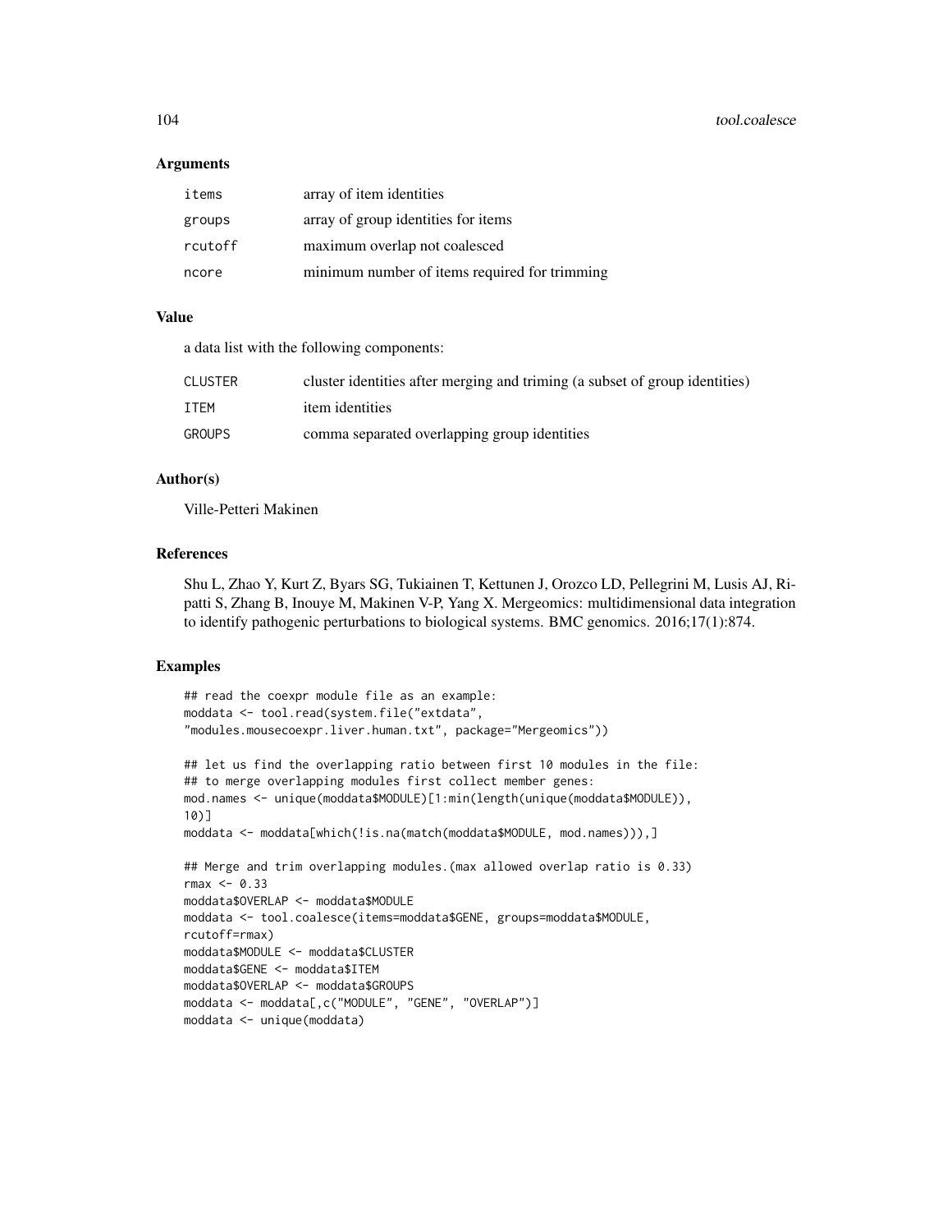## Arguments

| | |
|---|---|
| items | array of item identities |
| groups | array of group identities for items |
| rcutoff | maximum overlap not coalesced |
| ncore | minimum number of items required for trimming |

## Value

a data list with the following components:

| | |
|---|---|
| CLUSTER | cluster identities after merging and triming (a subset of group identities) |
| ITEM | item identities |
| GROUPS | comma separated overlapping group identities |

## Author(s)

Ville-Petteri Makinen

## References

Shu L, Zhao Y, Kurt Z, Byars SG, Tukiainen T, Kettunen J, Orozco LD, Pellegrini M, Lusis AJ, Ripatti S, Zhang B, Inouye M, Makinen V-P, Yang X. Mergeomics: multidimensional data integration to identify pathogenic perturbations to biological systems. BMC genomics. 2016;17(1):874.

## Examples

```
## read the coexpr module file as an example:
moddata <- tool.read(system.file("extdata",
"modules.mousecoexpr.liver.human.txt", package="Mergeomics"))

## let us find the overlapping ratio between first 10 modules in the file:
## to merge overlapping modules first collect member genes:
mod.names <- unique(moddata$MODULE)[1:min(length(unique(moddata$MODULE)),
10)]
moddata <- moddata[which(!is.na(match(moddata$MODULE, mod.names))),]

## Merge and trim overlapping modules.(max allowed overlap ratio is 0.33)
rmax <- 0.33
moddata$OVERLAP <- moddata$MODULE
moddata <- tool.coalesce(items=moddata$GENE, groups=moddata$MODULE,
rcutoff=rmax)
moddata$MODULE <- moddata$CLUSTER
moddata$GENE <- moddata$ITEM
moddata$OVERLAP <- moddata$GROUPS
moddata <- moddata[,c("MODULE", "GENE", "OVERLAP")]
moddata <- unique(moddata)
```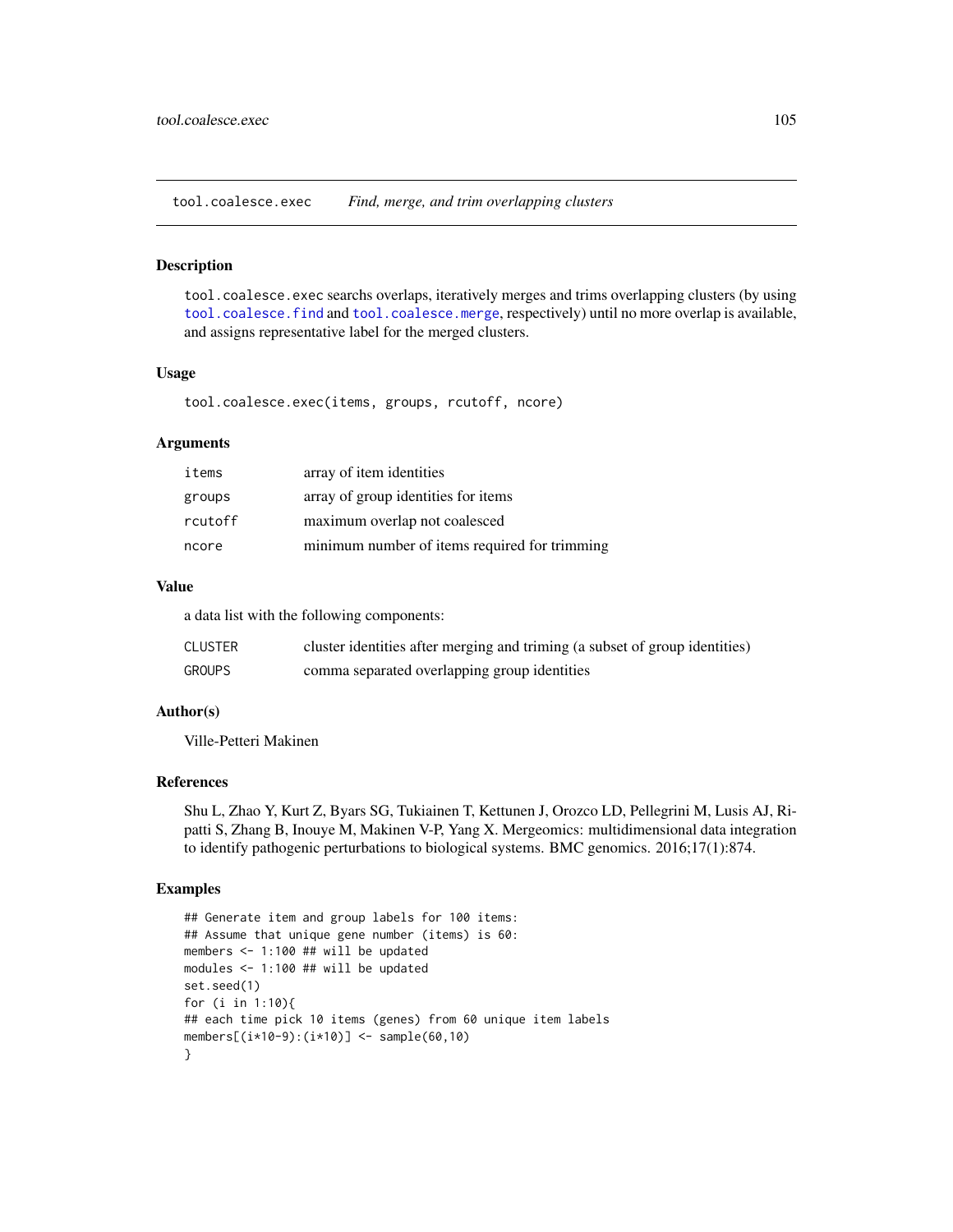## tool.coalesce.exec *Find, merge, and trim overlapping clusters*

### Description

tool.coalesce.exec searchs overlaps, iteratively merges and trims overlapping clusters (by using tool.coalesce.find and tool.coalesce.merge, respectively) until no more overlap is available, and assigns representative label for the merged clusters.

### Usage

```
tool.coalesce.exec(items, groups, rcutoff, ncore)
```

### Arguments

| | |
|---|---|
| items | array of item identities |
| groups | array of group identities for items |
| rcutoff | maximum overlap not coalesced |
| ncore | minimum number of items required for trimming |

### Value

a data list with the following components:

| | |
|---|---|
| CLUSTER | cluster identities after merging and triming (a subset of group identities) |
| GROUPS | comma separated overlapping group identities |

### Author(s)

Ville-Petteri Makinen

### References

Shu L, Zhao Y, Kurt Z, Byars SG, Tukiainen T, Kettunen J, Orozco LD, Pellegrini M, Lusis AJ, Ripatti S, Zhang B, Inouye M, Makinen V-P, Yang X. Mergeomics: multidimensional data integration to identify pathogenic perturbations to biological systems. BMC genomics. 2016;17(1):874.

### Examples

```
## Generate item and group labels for 100 items:
## Assume that unique gene number (items) is 60:
members <- 1:100 ## will be updated
modules <- 1:100 ## will be updated
set.seed(1)
for (i in 1:10){
## each time pick 10 items (genes) from 60 unique item labels
members[(i*10-9):(i*10)] <- sample(60,10)
}
```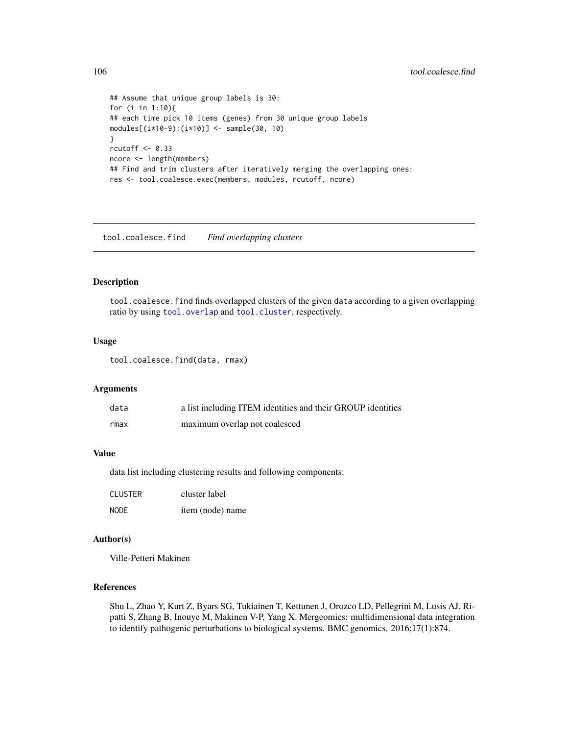```
## Assume that unique group labels is 30:
for (i in 1:10){
## each time pick 10 items (genes) from 30 unique group labels
modules[(i*10-9):(i*10)] <- sample(30, 10)
}
rcutoff <- 0.33
ncore <- length(members)
## Find and trim clusters after iteratively merging the overlapping ones:
res <- tool.coalesce.exec(members, modules, rcutoff, ncore)
```

---

## tool.coalesce.find *Find overlapping clusters*

---

### Description

tool.coalesce.find finds overlapped clusters of the given data according to a given overlapping ratio by using tool.overlap and tool.cluster, respectively.

### Usage

```
tool.coalesce.find(data, rmax)
```

### Arguments

| | |
|---|---|
| data | a list including ITEM identities and their GROUP identities |
| rmax | maximum overlap not coalesced |

### Value

data list including clustering results and following components:

| | |
|---|---|
| CLUSTER | cluster label |
| NODE | item (node) name |

### Author(s)

Ville-Petteri Makinen

### References

Shu L, Zhao Y, Kurt Z, Byars SG, Tukiainen T, Kettunen J, Orozco LD, Pellegrini M, Lusis AJ, Ripatti S, Zhang B, Inouye M, Makinen V-P, Yang X. Mergeomics: multidimensional data integration to identify pathogenic perturbations to biological systems. BMC genomics. 2016;17(1):874.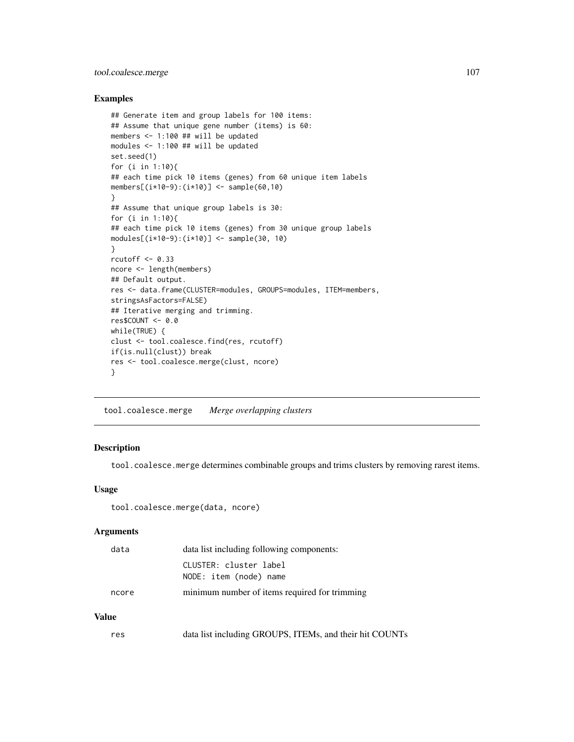### Examples

```
## Generate item and group labels for 100 items:
## Assume that unique gene number (items) is 60:
members <- 1:100 ## will be updated
modules <- 1:100 ## will be updated
set.seed(1)
for (i in 1:10){
## each time pick 10 items (genes) from 60 unique item labels
members[(i*10-9):(i*10)] <- sample(60,10)
}
## Assume that unique group labels is 30:
for (i in 1:10){
## each time pick 10 items (genes) from 30 unique group labels
modules[(i*10-9):(i*10)] <- sample(30, 10)
}
rcutoff <- 0.33
ncore <- length(members)
## Default output.
res <- data.frame(CLUSTER=modules, GROUPS=modules, ITEM=members,
stringsAsFactors=FALSE)
## Iterative merging and trimming.
res$COUNT <- 0.0
while(TRUE) {
clust <- tool.coalesce.find(res, rcutoff)
if(is.null(clust)) break
res <- tool.coalesce.merge(clust, ncore)
}
```

---

## tool.coalesce.merge *Merge overlapping clusters*

---

### Description

`tool.coalesce.merge` determines combinable groups and trims clusters by removing rarest items.

### Usage

```
tool.coalesce.merge(data, ncore)
```

### Arguments

| | |
|---|---|
| `data` | data list including following components: |
| | `CLUSTER: cluster label`<br>`NODE: item (node) name` |
| `ncore` | minimum number of items required for trimming |

### Value

| | |
|---|---|
| `res` | data list including GROUPS, ITEMs, and their hit COUNTs |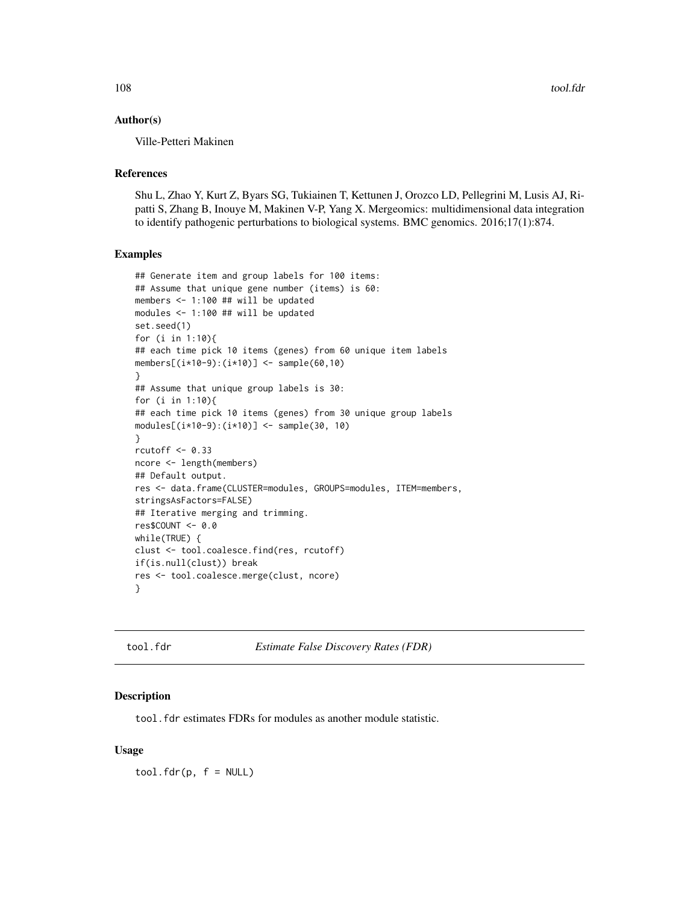## Author(s)

Ville-Petteri Makinen

## References

Shu L, Zhao Y, Kurt Z, Byars SG, Tukiainen T, Kettunen J, Orozco LD, Pellegrini M, Lusis AJ, Ripatti S, Zhang B, Inouye M, Makinen V-P, Yang X. Mergeomics: multidimensional data integration to identify pathogenic perturbations to biological systems. BMC genomics. 2016;17(1):874.

## Examples

```
## Generate item and group labels for 100 items:
## Assume that unique gene number (items) is 60:
members <- 1:100 ## will be updated
modules <- 1:100 ## will be updated
set.seed(1)
for (i in 1:10){
## each time pick 10 items (genes) from 60 unique item labels
members[(i*10-9):(i*10)] <- sample(60,10)
}
## Assume that unique group labels is 30:
for (i in 1:10){
## each time pick 10 items (genes) from 30 unique group labels
modules[(i*10-9):(i*10)] <- sample(30, 10)
}
rcutoff <- 0.33
ncore <- length(members)
## Default output.
res <- data.frame(CLUSTER=modules, GROUPS=modules, ITEM=members,
stringsAsFactors=FALSE)
## Iterative merging and trimming.
res$COUNT <- 0.0
while(TRUE) {
clust <- tool.coalesce.find(res, rcutoff)
if(is.null(clust)) break
res <- tool.coalesce.merge(clust, ncore)
}
```

---

# tool.fdr — *Estimate False Discovery Rates (FDR)*

## Description

`tool.fdr` estimates FDRs for modules as another module statistic.

## Usage

```
tool.fdr(p, f = NULL)
```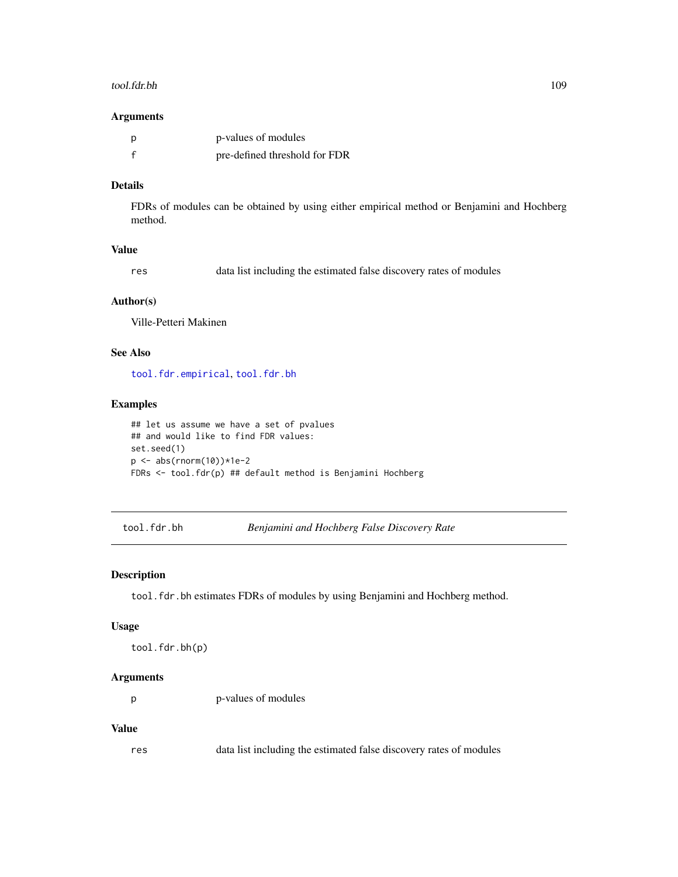### Arguments

| | |
|---|---|
| p | p-values of modules |
| f | pre-defined threshold for FDR |

### Details

FDRs of modules can be obtained by using either empirical method or Benjamini and Hochberg method.

### Value

| | |
|---|---|
| res | data list including the estimated false discovery rates of modules |

### Author(s)

Ville-Petteri Makinen

### See Also

tool.fdr.empirical, tool.fdr.bh

### Examples

```
## let us assume we have a set of pvalues
## and would like to find FDR values:
set.seed(1)
p <- abs(rnorm(10))*1e-2
FDRs <- tool.fdr(p) ## default method is Benjamini Hochberg
```

---

## tool.fdr.bh — *Benjamini and Hochberg False Discovery Rate*

---

### Description

tool.fdr.bh estimates FDRs of modules by using Benjamini and Hochberg method.

### Usage

```
tool.fdr.bh(p)
```

### Arguments

| | |
|---|---|
| p | p-values of modules |

### Value

| | |
|---|---|
| res | data list including the estimated false discovery rates of modules |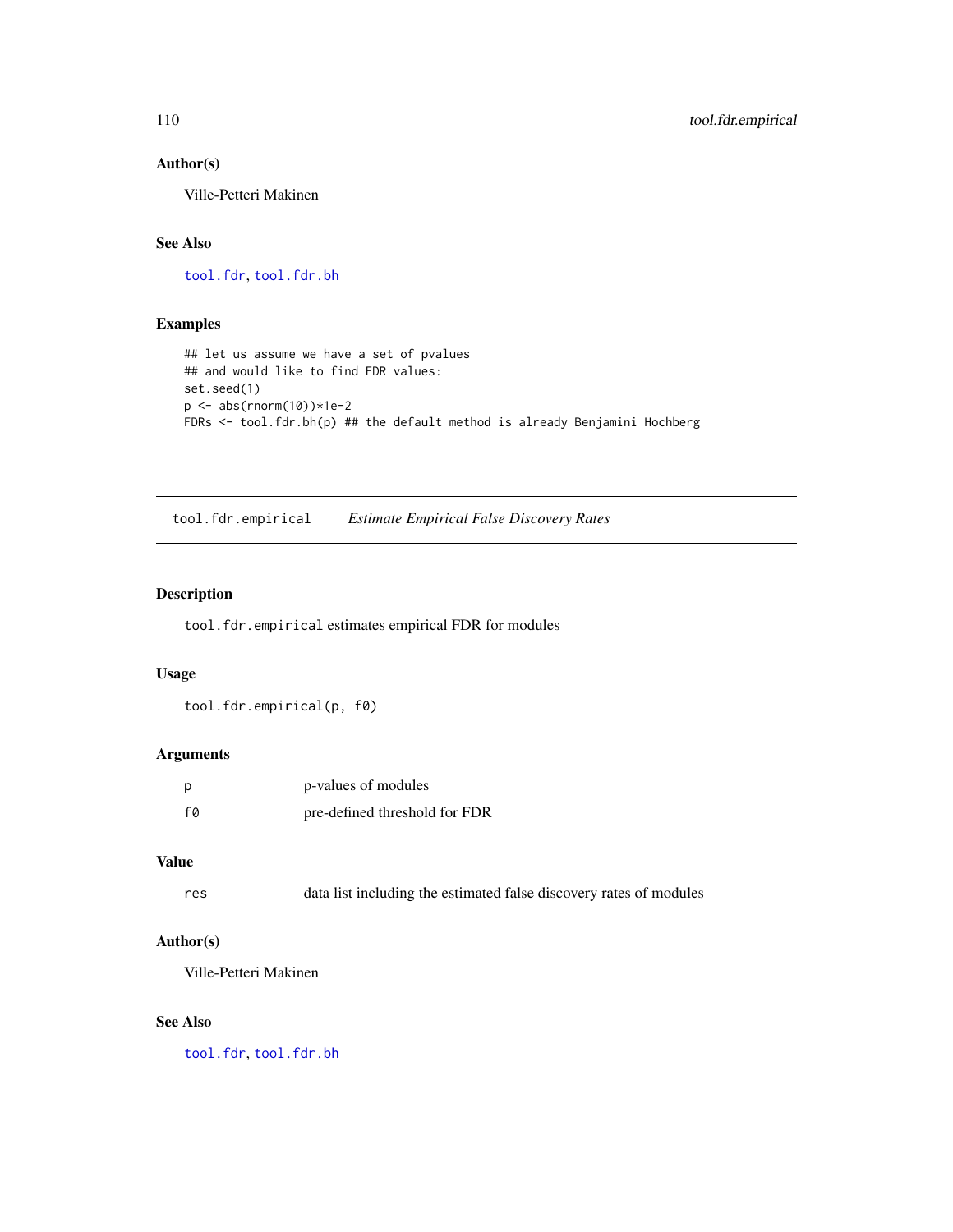### Author(s)

Ville-Petteri Makinen

### See Also

tool.fdr, tool.fdr.bh

### Examples

```
## let us assume we have a set of pvalues
## and would like to find FDR values:
set.seed(1)
p <- abs(rnorm(10))*1e-2
FDRs <- tool.fdr.bh(p) ## the default method is already Benjamini Hochberg
```

---

## tool.fdr.empirical *Estimate Empirical False Discovery Rates*

---

### Description

`tool.fdr.empirical` estimates empirical FDR for modules

### Usage

```
tool.fdr.empirical(p, f0)
```

### Arguments

| | |
|---|---|
| p | p-values of modules |
| f0 | pre-defined threshold for FDR |

### Value

| | |
|---|---|
| res | data list including the estimated false discovery rates of modules |

### Author(s)

Ville-Petteri Makinen

### See Also

tool.fdr, tool.fdr.bh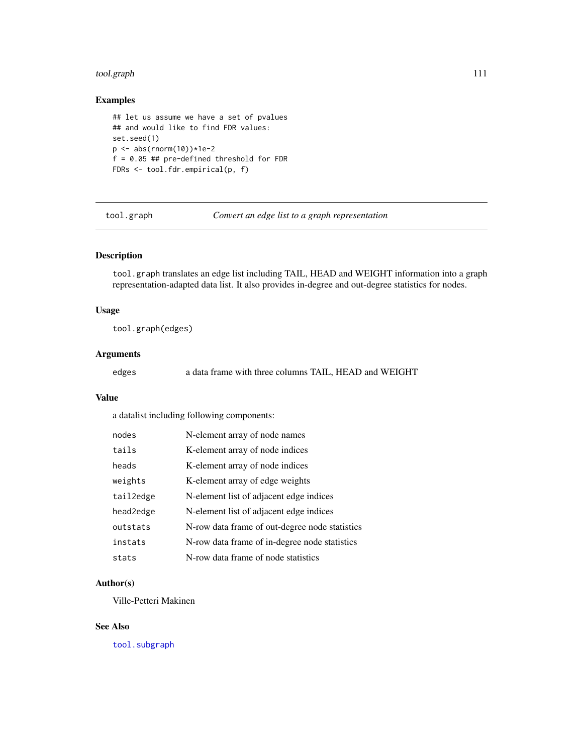## Examples

```
## let us assume we have a set of pvalues
## and would like to find FDR values:
set.seed(1)
p <- abs(rnorm(10))*1e-2
f = 0.05 ## pre-defined threshold for FDR
FDRs <- tool.fdr.empirical(p, f)
```

---

# tool.graph — *Convert an edge list to a graph representation*

## Description

`tool.graph` translates an edge list including TAIL, HEAD and WEIGHT information into a graph representation-adapted data list. It also provides in-degree and out-degree statistics for nodes.

## Usage

```
tool.graph(edges)
```

## Arguments

| | |
|---|---|
| `edges` | a data frame with three columns TAIL, HEAD and WEIGHT |

## Value

a datalist including following components:

| | |
|---|---|
| `nodes` | N-element array of node names |
| `tails` | K-element array of node indices |
| `heads` | K-element array of node indices |
| `weights` | K-element array of edge weights |
| `tail2edge` | N-element list of adjacent edge indices |
| `head2edge` | N-element list of adjacent edge indices |
| `outstats` | N-row data frame of out-degree node statistics |
| `instats` | N-row data frame of in-degree node statistics |
| `stats` | N-row data frame of node statistics |

## Author(s)

Ville-Petteri Makinen

## See Also

`tool.subgraph`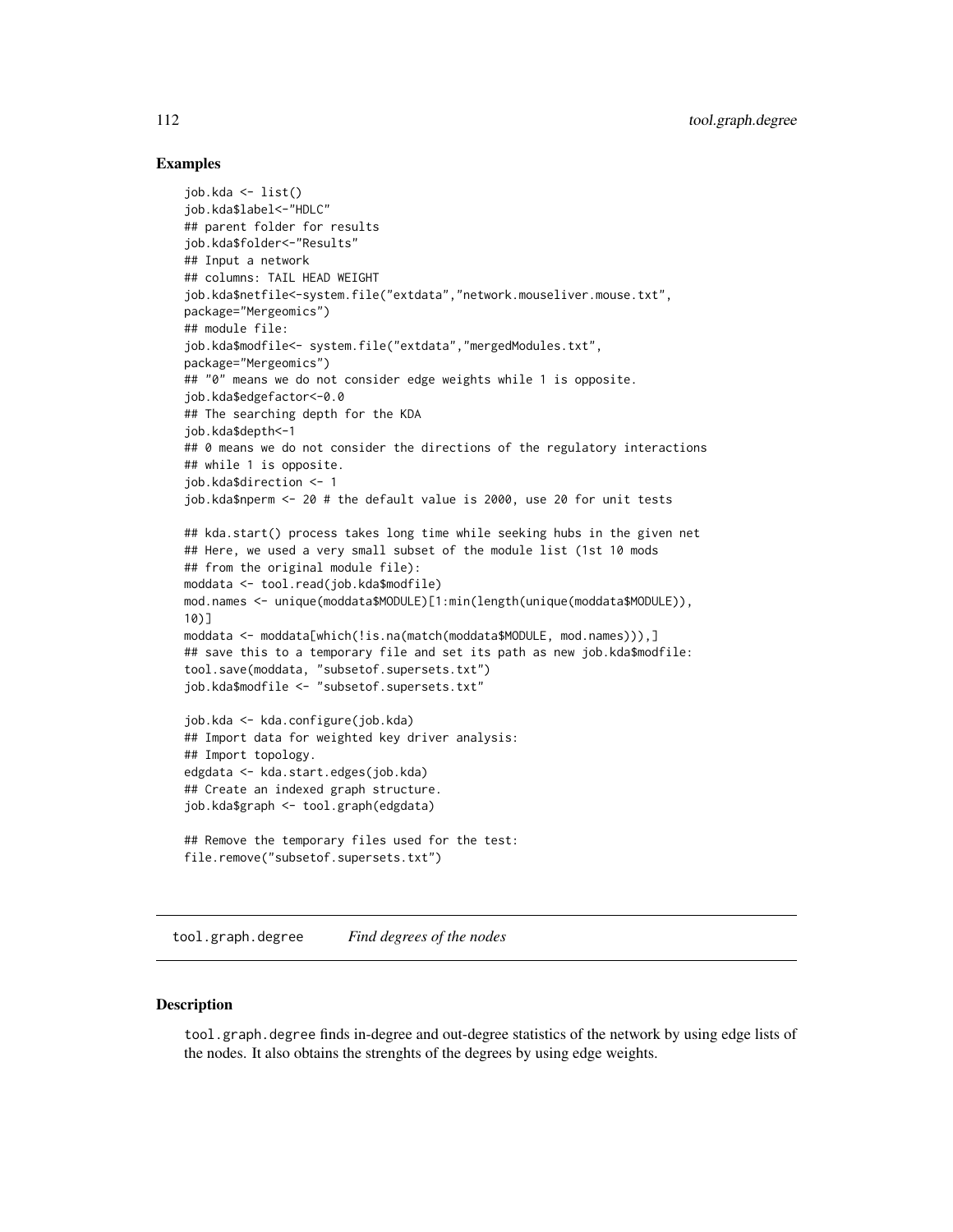## Examples

```
job.kda <- list()
job.kda$label<-"HDLC"
## parent folder for results
job.kda$folder<-"Results"
## Input a network
## columns: TAIL HEAD WEIGHT
job.kda$netfile<-system.file("extdata","network.mouseliver.mouse.txt",
package="Mergeomics")
## module file:
job.kda$modfile<- system.file("extdata","mergedModules.txt",
package="Mergeomics")
## "0" means we do not consider edge weights while 1 is opposite.
job.kda$edgefactor<-0.0
## The searching depth for the KDA
job.kda$depth<-1
## 0 means we do not consider the directions of the regulatory interactions
## while 1 is opposite.
job.kda$direction <- 1
job.kda$nperm <- 20 # the default value is 2000, use 20 for unit tests

## kda.start() process takes long time while seeking hubs in the given net
## Here, we used a very small subset of the module list (1st 10 mods
## from the original module file):
moddata <- tool.read(job.kda$modfile)
mod.names <- unique(moddata$MODULE)[1:min(length(unique(moddata$MODULE)),
10)]
moddata <- moddata[which(!is.na(match(moddata$MODULE, mod.names))),]
## save this to a temporary file and set its path as new job.kda$modfile:
tool.save(moddata, "subsetof.supersets.txt")
job.kda$modfile <- "subsetof.supersets.txt"

job.kda <- kda.configure(job.kda)
## Import data for weighted key driver analysis:
## Import topology.
edgdata <- kda.start.edges(job.kda)
## Create an indexed graph structure.
job.kda$graph <- tool.graph(edgdata)

## Remove the temporary files used for the test:
file.remove("subsetof.supersets.txt")
```

---

# tool.graph.degree *Find degrees of the nodes*

---

## Description

tool.graph.degree finds in-degree and out-degree statistics of the network by using edge lists of the nodes. It also obtains the strenghts of the degrees by using edge weights.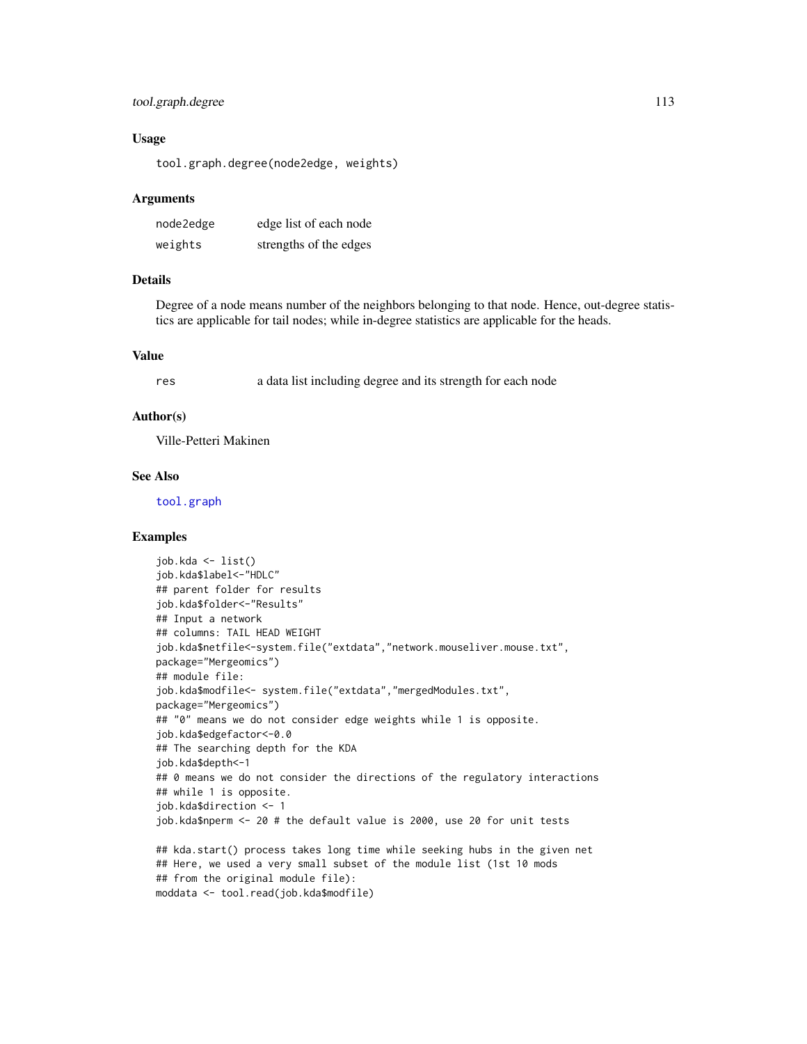## Usage

```
tool.graph.degree(node2edge, weights)
```

## Arguments

| | |
|---|---|
| node2edge | edge list of each node |
| weights | strengths of the edges |

## Details

Degree of a node means number of the neighbors belonging to that node. Hence, out-degree statistics are applicable for tail nodes; while in-degree statistics are applicable for the heads.

## Value

| | |
|---|---|
| res | a data list including degree and its strength for each node |

## Author(s)

Ville-Petteri Makinen

## See Also

tool.graph

## Examples

```
job.kda <- list()
job.kda$label<-"HDLC"
## parent folder for results
job.kda$folder<-"Results"
## Input a network
## columns: TAIL HEAD WEIGHT
job.kda$netfile<-system.file("extdata","network.mouseliver.mouse.txt",
package="Mergeomics")
## module file:
job.kda$modfile<- system.file("extdata","mergedModules.txt",
package="Mergeomics")
## "0" means we do not consider edge weights while 1 is opposite.
job.kda$edgefactor<-0.0
## The searching depth for the KDA
job.kda$depth<-1
## 0 means we do not consider the directions of the regulatory interactions
## while 1 is opposite.
job.kda$direction <- 1
job.kda$nperm <- 20 # the default value is 2000, use 20 for unit tests

## kda.start() process takes long time while seeking hubs in the given net
## Here, we used a very small subset of the module list (1st 10 mods
## from the original module file):
moddata <- tool.read(job.kda$modfile)
```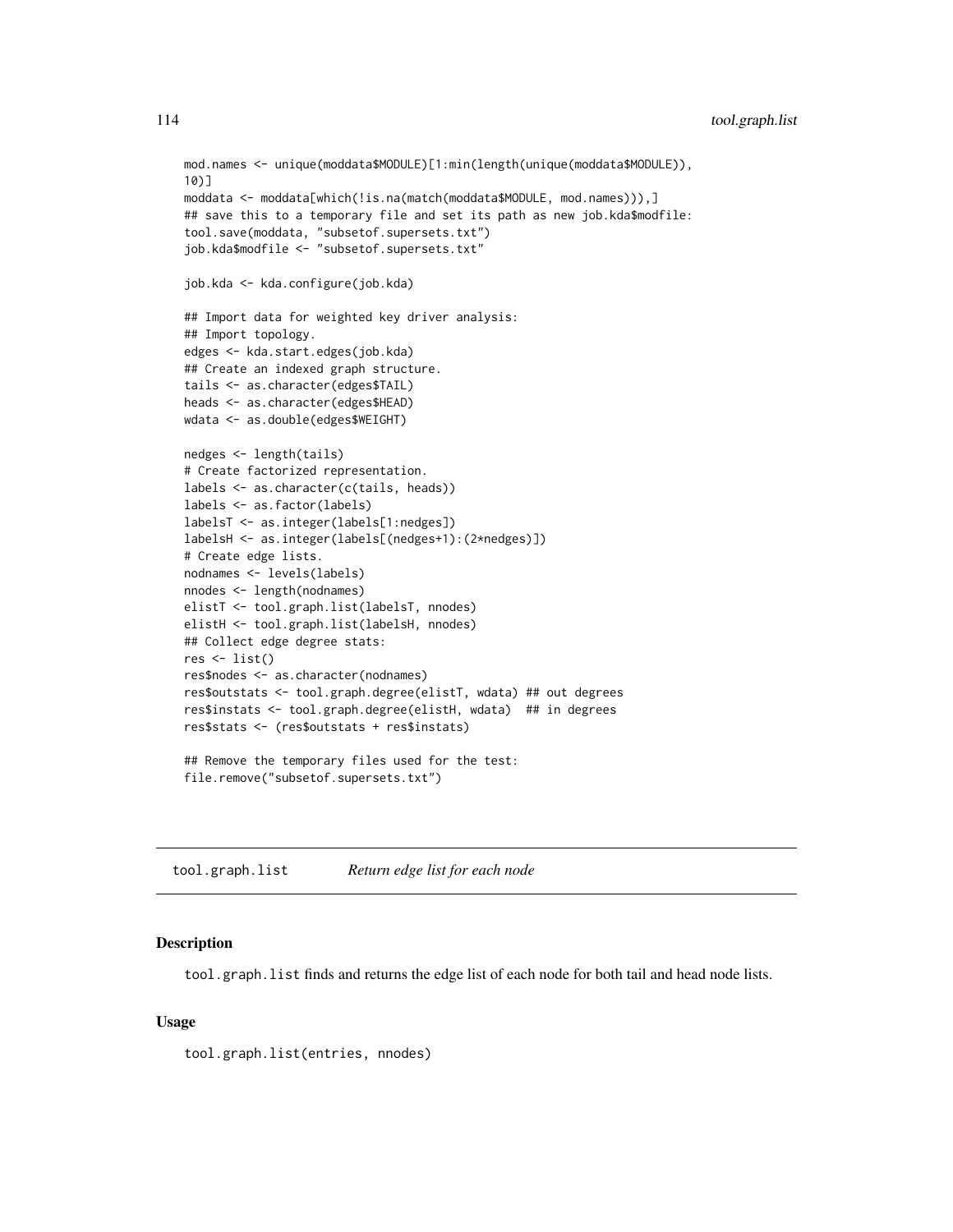```
mod.names <- unique(moddata$MODULE)[1:min(length(unique(moddata$MODULE)),
10)]
moddata <- moddata[which(!is.na(match(moddata$MODULE, mod.names))),]
## save this to a temporary file and set its path as new job.kda$modfile:
tool.save(moddata, "subsetof.supersets.txt")
job.kda$modfile <- "subsetof.supersets.txt"

job.kda <- kda.configure(job.kda)

## Import data for weighted key driver analysis:
## Import topology.
edges <- kda.start.edges(job.kda)
## Create an indexed graph structure.
tails <- as.character(edges$TAIL)
heads <- as.character(edges$HEAD)
wdata <- as.double(edges$WEIGHT)

nedges <- length(tails)
# Create factorized representation.
labels <- as.character(c(tails, heads))
labels <- as.factor(labels)
labelsT <- as.integer(labels[1:nedges])
labelsH <- as.integer(labels[(nedges+1):(2*nedges)])
# Create edge lists.
nodnames <- levels(labels)
nnodes <- length(nodnames)
elistT <- tool.graph.list(labelsT, nnodes)
elistH <- tool.graph.list(labelsH, nnodes)
## Collect edge degree stats:
res <- list()
res$nodes <- as.character(nodnames)
res$outstats <- tool.graph.degree(elistT, wdata) ## out degrees
res$instats <- tool.graph.degree(elistH, wdata)  ## in degrees
res$stats <- (res$outstats + res$instats)

## Remove the temporary files used for the test:
file.remove("subsetof.supersets.txt")
```

---

## tool.graph.list    *Return edge list for each node*

### Description

tool.graph.list finds and returns the edge list of each node for both tail and head node lists.

### Usage

```
tool.graph.list(entries, nnodes)
```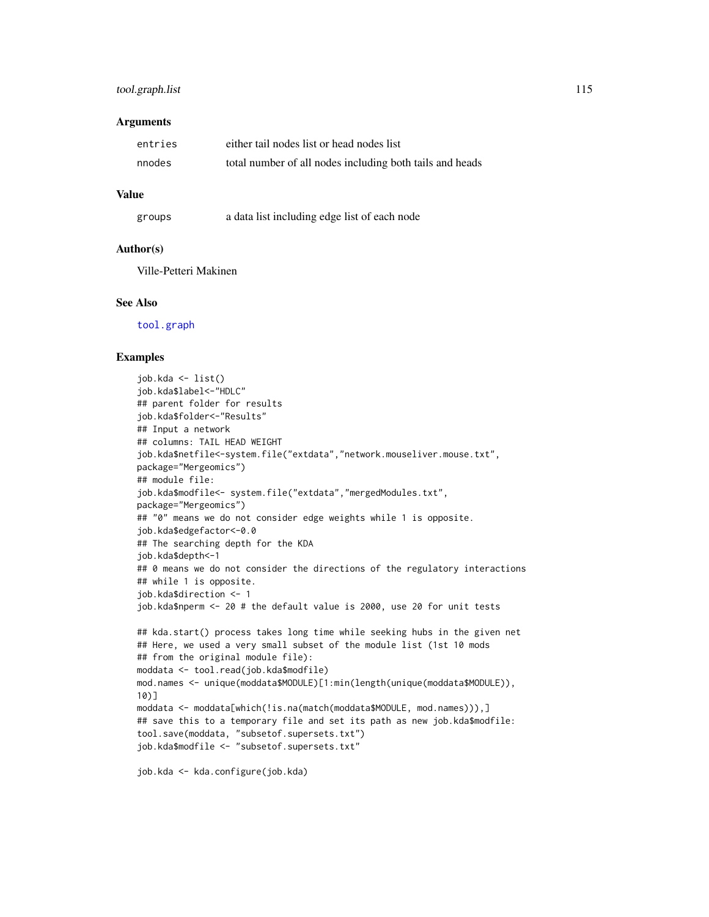### Arguments

| | |
|---|---|
| entries | either tail nodes list or head nodes list |
| nnodes | total number of all nodes including both tails and heads |

### Value

| | |
|---|---|
| groups | a data list including edge list of each node |

### Author(s)

Ville-Petteri Makinen

### See Also

tool.graph

### Examples

```
job.kda <- list()
job.kda$label<-"HDLC"
## parent folder for results
job.kda$folder<-"Results"
## Input a network
## columns: TAIL HEAD WEIGHT
job.kda$netfile<-system.file("extdata","network.mouseliver.mouse.txt",
package="Mergeomics")
## module file:
job.kda$modfile<- system.file("extdata","mergedModules.txt",
package="Mergeomics")
## "0" means we do not consider edge weights while 1 is opposite.
job.kda$edgefactor<-0.0
## The searching depth for the KDA
job.kda$depth<-1
## 0 means we do not consider the directions of the regulatory interactions
## while 1 is opposite.
job.kda$direction <- 1
job.kda$nperm <- 20 # the default value is 2000, use 20 for unit tests

## kda.start() process takes long time while seeking hubs in the given net
## Here, we used a very small subset of the module list (1st 10 mods
## from the original module file):
moddata <- tool.read(job.kda$modfile)
mod.names <- unique(moddata$MODULE)[1:min(length(unique(moddata$MODULE)),
10)]
moddata <- moddata[which(!is.na(match(moddata$MODULE, mod.names))),]
## save this to a temporary file and set its path as new job.kda$modfile:
tool.save(moddata, "subsetof.supersets.txt")
job.kda$modfile <- "subsetof.supersets.txt"

job.kda <- kda.configure(job.kda)
```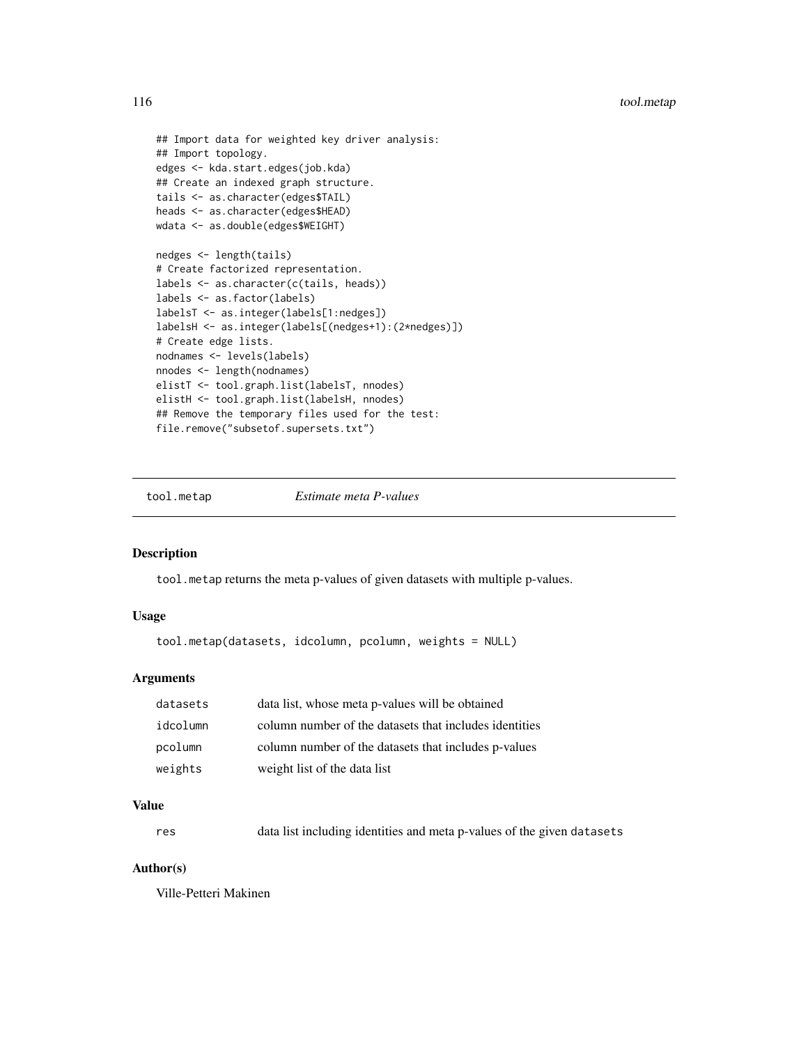```
## Import data for weighted key driver analysis:
## Import topology.
edges <- kda.start.edges(job.kda)
## Create an indexed graph structure.
tails <- as.character(edges$TAIL)
heads <- as.character(edges$HEAD)
wdata <- as.double(edges$WEIGHT)

nedges <- length(tails)
# Create factorized representation.
labels <- as.character(c(tails, heads))
labels <- as.factor(labels)
labelsT <- as.integer(labels[1:nedges])
labelsH <- as.integer(labels[(nedges+1):(2*nedges)])
# Create edge lists.
nodnames <- levels(labels)
nnodes <- length(nodnames)
elistT <- tool.graph.list(labelsT, nnodes)
elistH <- tool.graph.list(labelsH, nnodes)
## Remove the temporary files used for the test:
file.remove("subsetof.supersets.txt")
```

## tool.metap *Estimate meta P-values*

### Description

`tool.metap` returns the meta p-values of given datasets with multiple p-values.

### Usage

```
tool.metap(datasets, idcolumn, pcolumn, weights = NULL)
```

### Arguments

| | |
|---|---|
| datasets | data list, whose meta p-values will be obtained |
| idcolumn | column number of the datasets that includes identities |
| pcolumn | column number of the datasets that includes p-values |
| weights | weight list of the data list |

### Value

| | |
|---|---|
| res | data list including identities and meta p-values of the given `datasets` |

### Author(s)

Ville-Petteri Makinen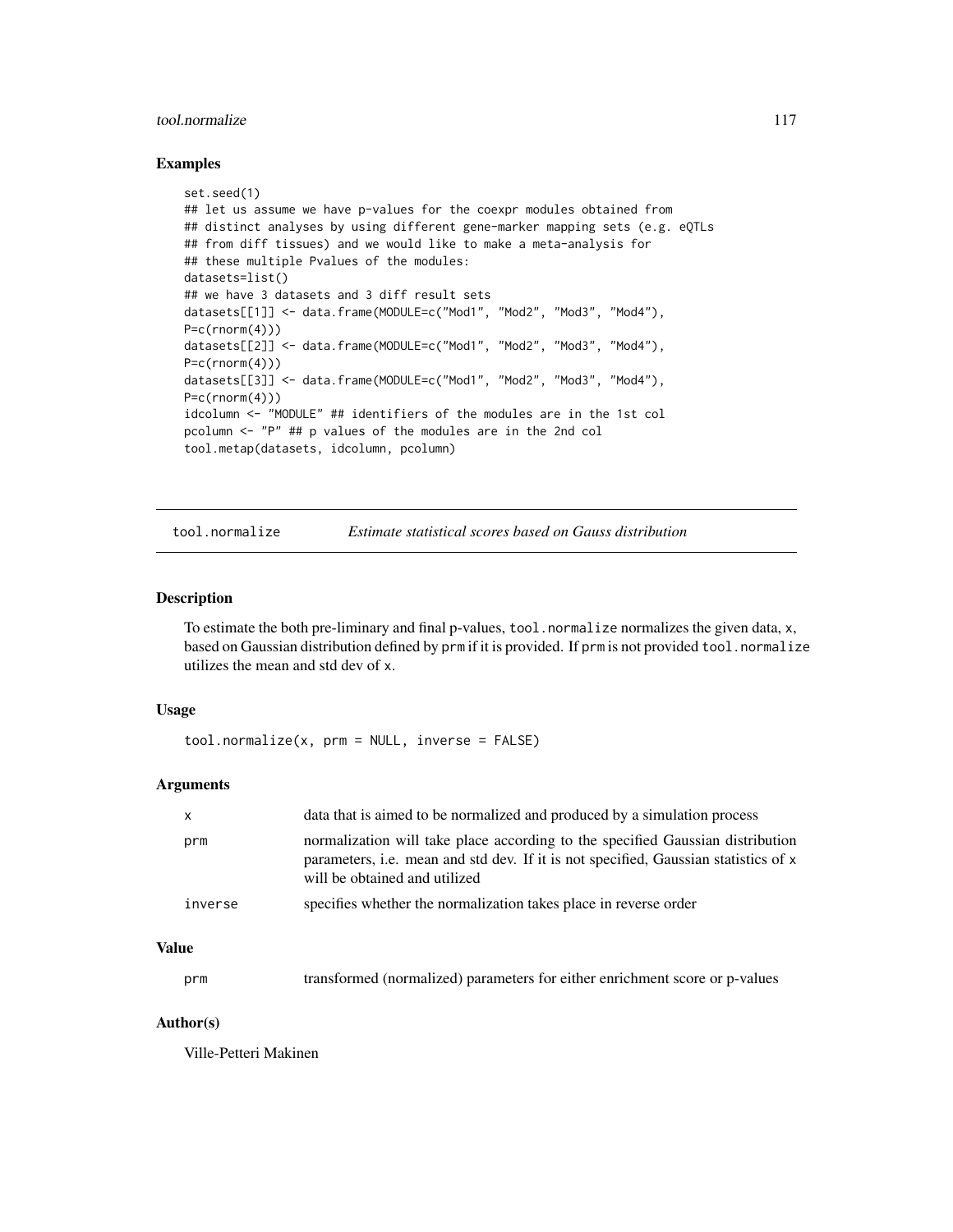## Examples

```
set.seed(1)
## let us assume we have p-values for the coexpr modules obtained from
## distinct analyses by using different gene-marker mapping sets (e.g. eQTLs
## from diff tissues) and we would like to make a meta-analysis for
## these multiple Pvalues of the modules:
datasets=list()
## we have 3 datasets and 3 diff result sets
datasets[[1]] <- data.frame(MODULE=c("Mod1", "Mod2", "Mod3", "Mod4"),
P=c(rnorm(4)))
datasets[[2]] <- data.frame(MODULE=c("Mod1", "Mod2", "Mod3", "Mod4"),
P=c(rnorm(4)))
datasets[[3]] <- data.frame(MODULE=c("Mod1", "Mod2", "Mod3", "Mod4"),
P=c(rnorm(4)))
idcolumn <- "MODULE" ## identifiers of the modules are in the 1st col
pcolumn <- "P" ## p values of the modules are in the 2nd col
tool.metap(datasets, idcolumn, pcolumn)
```

---

# tool.normalize — *Estimate statistical scores based on Gauss distribution*

## Description

To estimate the both pre-liminary and final p-values, `tool.normalize` normalizes the given data, `x`, based on Gaussian distribution defined by `prm` if it is provided. If `prm` is not provided `tool.normalize` utilizes the mean and std dev of `x`.

## Usage

```
tool.normalize(x, prm = NULL, inverse = FALSE)
```

## Arguments

| | |
|---|---|
| `x` | data that is aimed to be normalized and produced by a simulation process |
| `prm` | normalization will take place according to the specified Gaussian distribution parameters, i.e. mean and std dev. If it is not specified, Gaussian statistics of `x` will be obtained and utilized |
| `inverse` | specifies whether the normalization takes place in reverse order |

## Value

| | |
|---|---|
| `prm` | transformed (normalized) parameters for either enrichment score or p-values |

## Author(s)

Ville-Petteri Makinen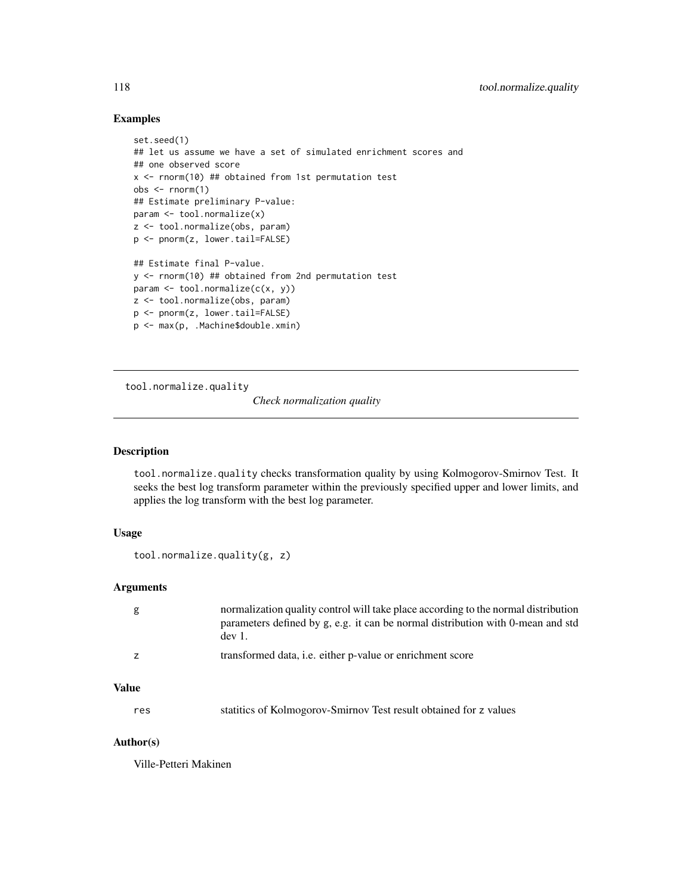## Examples

```
set.seed(1)
## let us assume we have a set of simulated enrichment scores and
## one observed score
x <- rnorm(10) ## obtained from 1st permutation test
obs <- rnorm(1)
## Estimate preliminary P-value:
param <- tool.normalize(x)
z <- tool.normalize(obs, param)
p <- pnorm(z, lower.tail=FALSE)

## Estimate final P-value.
y <- rnorm(10) ## obtained from 2nd permutation test
param <- tool.normalize(c(x, y))
z <- tool.normalize(obs, param)
p <- pnorm(z, lower.tail=FALSE)
p <- max(p, .Machine$double.xmin)
```

---

# tool.normalize.quality *Check normalization quality*

---

## Description

tool.normalize.quality checks transformation quality by using Kolmogorov-Smirnov Test. It seeks the best log transform parameter within the previously specified upper and lower limits, and applies the log transform with the best log parameter.

## Usage

```
tool.normalize.quality(g, z)
```

## Arguments

| | |
|---|---|
| g | normalization quality control will take place according to the normal distribution parameters defined by g, e.g. it can be normal distribution with 0-mean and std dev 1. |
| z | transformed data, i.e. either p-value or enrichment score |

## Value

| | |
|---|---|
| res | statitics of Kolmogorov-Smirnov Test result obtained for z values |

## Author(s)

Ville-Petteri Makinen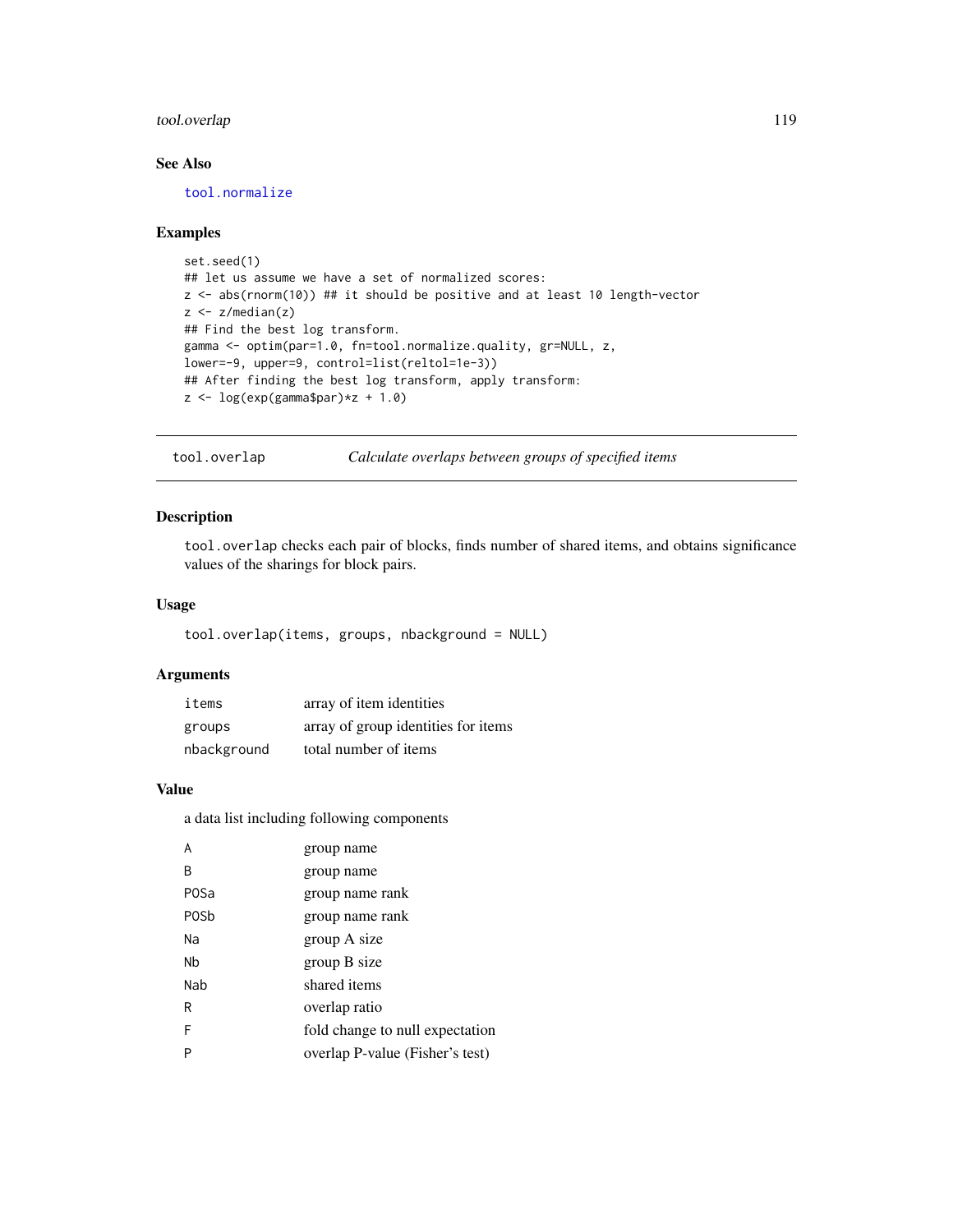## See Also

tool.normalize

## Examples

```
set.seed(1)
## let us assume we have a set of normalized scores:
z <- abs(rnorm(10)) ## it should be positive and at least 10 length-vector
z <- z/median(z)
## Find the best log transform.
gamma <- optim(par=1.0, fn=tool.normalize.quality, gr=NULL, z,
lower=-9, upper=9, control=list(reltol=1e-3))
## After finding the best log transform, apply transform:
z <- log(exp(gamma$par)*z + 1.0)
```

---

# tool.overlap — *Calculate overlaps between groups of specified items*

---

## Description

`tool.overlap` checks each pair of blocks, finds number of shared items, and obtains significance values of the sharings for block pairs.

## Usage

```
tool.overlap(items, groups, nbackground = NULL)
```

## Arguments

| | |
|---|---|
| `items` | array of item identities |
| `groups` | array of group identities for items |
| `nbackground` | total number of items |

## Value

a data list including following components

| | |
|---|---|
| `A` | group name |
| `B` | group name |
| `POSa` | group name rank |
| `POSb` | group name rank |
| `Na` | group A size |
| `Nb` | group B size |
| `Nab` | shared items |
| `R` | overlap ratio |
| `F` | fold change to null expectation |
| `P` | overlap P-value (Fisher's test) |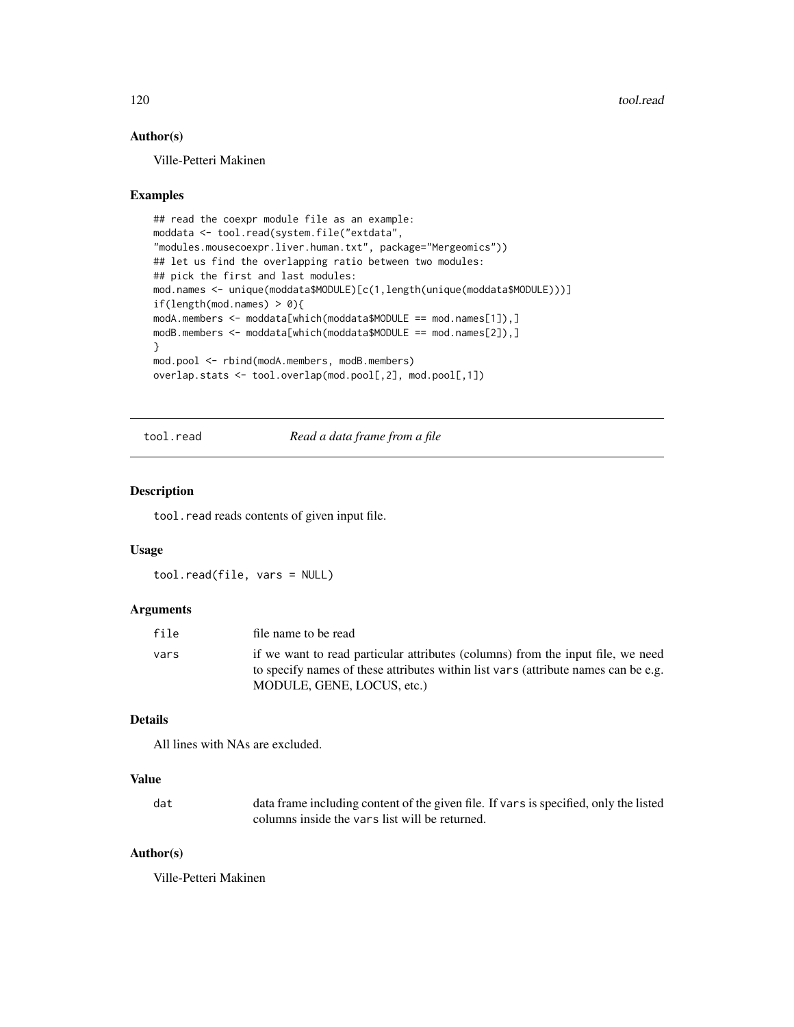## Author(s)

Ville-Petteri Makinen

## Examples

```
## read the coexpr module file as an example:
moddata <- tool.read(system.file("extdata",
"modules.mousecoexpr.liver.human.txt", package="Mergeomics"))
## let us find the overlapping ratio between two modules:
## pick the first and last modules:
mod.names <- unique(moddata$MODULE)[c(1,length(unique(moddata$MODULE)))]
if(length(mod.names) > 0){
modA.members <- moddata[which(moddata$MODULE == mod.names[1]),]
modB.members <- moddata[which(moddata$MODULE == mod.names[2]),]
}
mod.pool <- rbind(modA.members, modB.members)
overlap.stats <- tool.overlap(mod.pool[,2], mod.pool[,1])
```

---

# tool.read — *Read a data frame from a file*

## Description

`tool.read` reads contents of given input file.

## Usage

```
tool.read(file, vars = NULL)
```

## Arguments

| | |
|---|---|
| `file` | file name to be read |
| `vars` | if we want to read particular attributes (columns) from the input file, we need to specify names of these attributes within list `vars` (attribute names can be e.g. MODULE, GENE, LOCUS, etc.) |

## Details

All lines with NAs are excluded.

## Value

| | |
|---|---|
| `dat` | data frame including content of the given file. If `vars` is specified, only the listed columns inside the `vars` list will be returned. |

## Author(s)

Ville-Petteri Makinen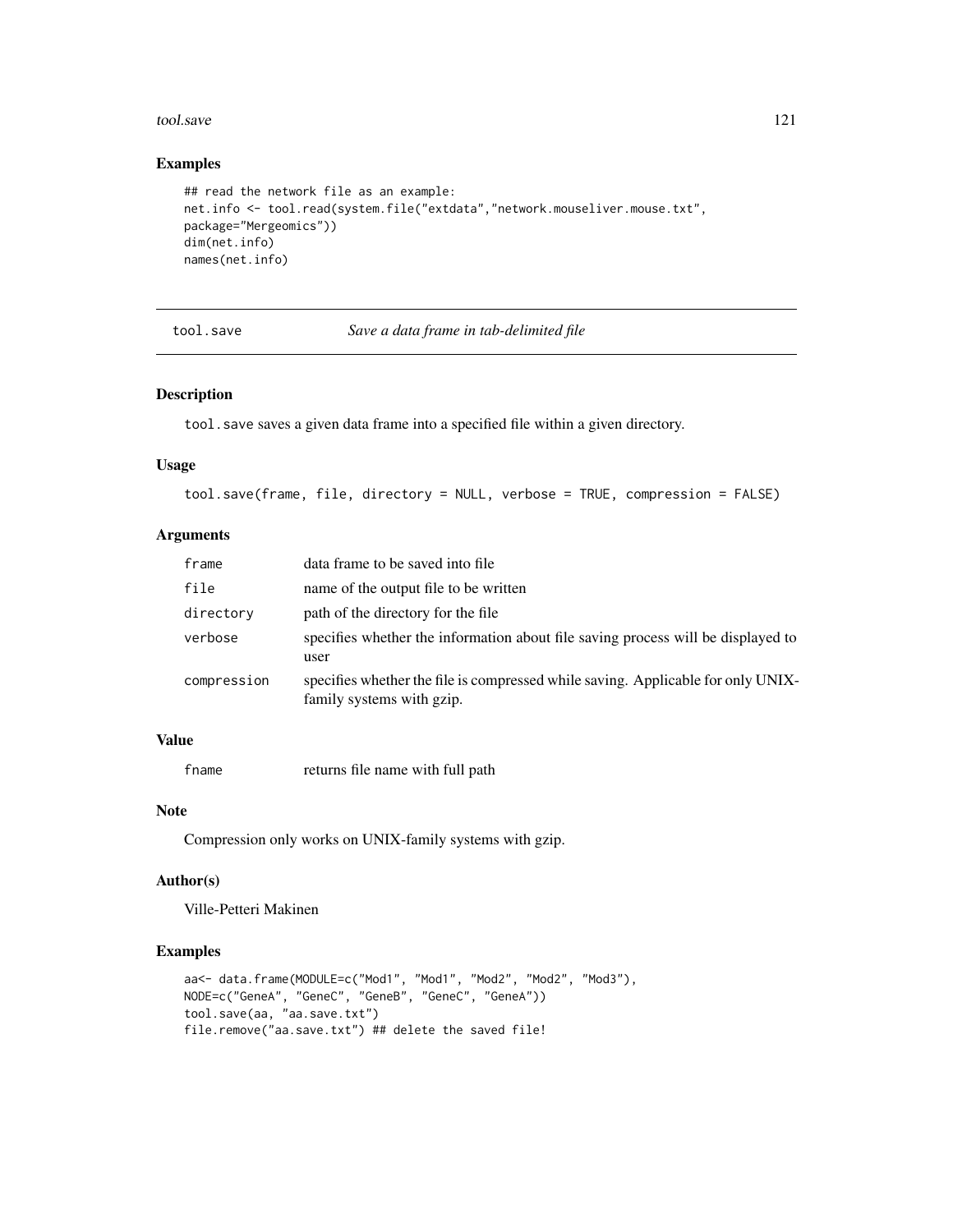## Examples

```
## read the network file as an example:
net.info <- tool.read(system.file("extdata","network.mouseliver.mouse.txt",
package="Mergeomics"))
dim(net.info)
names(net.info)
```

---

# tool.save *Save a data frame in tab-delimited file*

---

## Description

tool.save saves a given data frame into a specified file within a given directory.

## Usage

```
tool.save(frame, file, directory = NULL, verbose = TRUE, compression = FALSE)
```

## Arguments

| | |
|---|---|
| frame | data frame to be saved into file |
| file | name of the output file to be written |
| directory | path of the directory for the file |
| verbose | specifies whether the information about file saving process will be displayed to user |
| compression | specifies whether the file is compressed while saving. Applicable for only UNIX-family systems with gzip. |

## Value

| | |
|---|---|
| fname | returns file name with full path |

## Note

Compression only works on UNIX-family systems with gzip.

## Author(s)

Ville-Petteri Makinen

## Examples

```
aa<- data.frame(MODULE=c("Mod1", "Mod1", "Mod2", "Mod2", "Mod3"),
NODE=c("GeneA", "GeneC", "GeneB", "GeneC", "GeneA"))
tool.save(aa, "aa.save.txt")
file.remove("aa.save.txt") ## delete the saved file!
```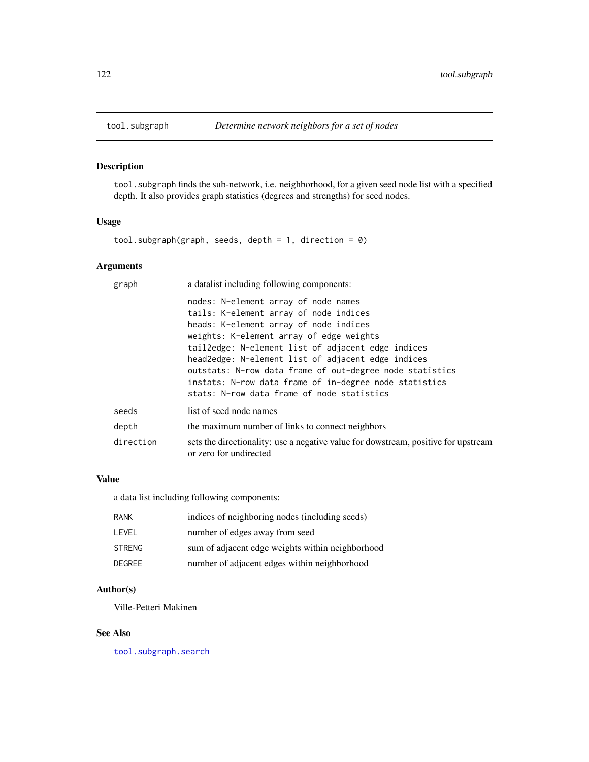## tool.subgraph — *Determine network neighbors for a set of nodes*

### Description

tool.subgraph finds the sub-network, i.e. neighborhood, for a given seed node list with a specified depth. It also provides graph statistics (degrees and strengths) for seed nodes.

### Usage

```
tool.subgraph(graph, seeds, depth = 1, direction = 0)
```

### Arguments

| | |
|---|---|
| graph | a datalist including following components: |
| | `nodes: N-element array of node names`<br>`tails: K-element array of node indices`<br>`heads: K-element array of node indices`<br>`weights: K-element array of edge weights`<br>`tail2edge: N-element list of adjacent edge indices`<br>`head2edge: N-element list of adjacent edge indices`<br>`outstats: N-row data frame of out-degree node statistics`<br>`instats: N-row data frame of in-degree node statistics`<br>`stats: N-row data frame of node statistics` |
| seeds | list of seed node names |
| depth | the maximum number of links to connect neighbors |
| direction | sets the directionality: use a negative value for dowstream, positive for upstream or zero for undirected |

### Value

a data list including following components:

| | |
|---|---|
| RANK | indices of neighboring nodes (including seeds) |
| LEVEL | number of edges away from seed |
| STRENG | sum of adjacent edge weights within neighborhood |
| DEGREE | number of adjacent edges within neighborhood |

### Author(s)

Ville-Petteri Makinen

### See Also

tool.subgraph.search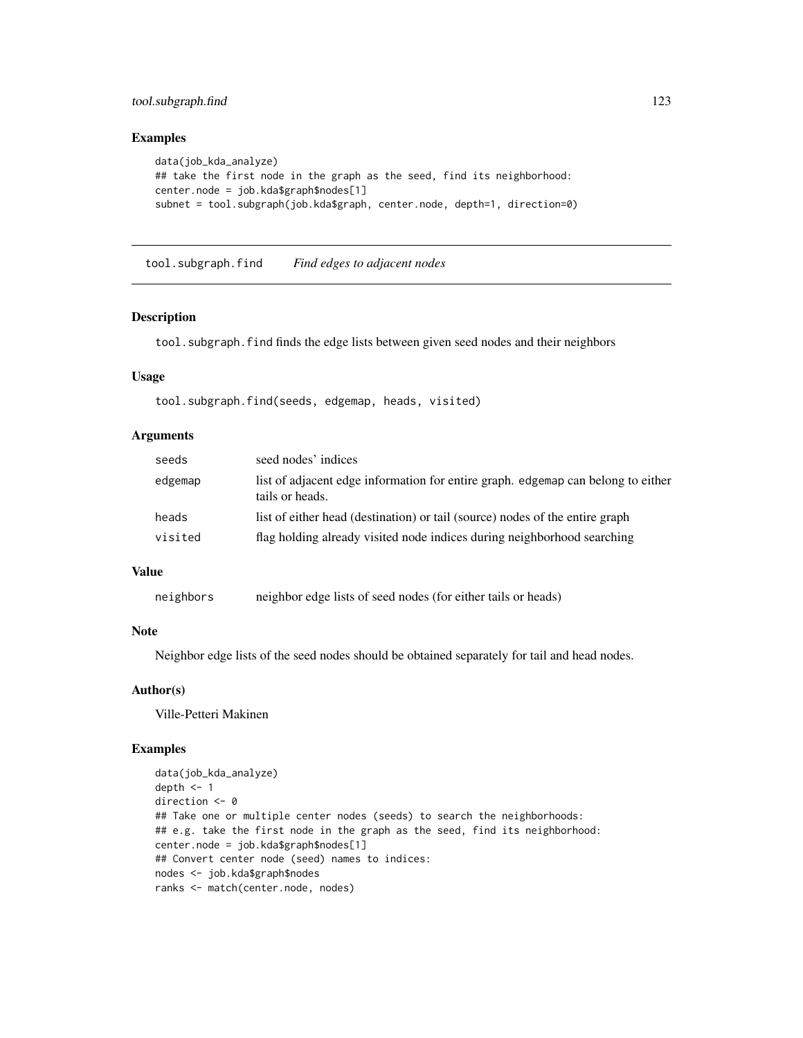## Examples

```
data(job_kda_analyze)
## take the first node in the graph as the seed, find its neighborhood:
center.node = job.kda$graph$nodes[1]
subnet = tool.subgraph(job.kda$graph, center.node, depth=1, direction=0)
```

---

# tool.subgraph.find *Find edges to adjacent nodes*

---

### Description

tool.subgraph.find finds the edge lists between given seed nodes and their neighbors

### Usage

```
tool.subgraph.find(seeds, edgemap, heads, visited)
```

### Arguments

| | |
|---|---|
| seeds | seed nodes' indices |
| edgemap | list of adjacent edge information for entire graph. edgemap can belong to either tails or heads. |
| heads | list of either head (destination) or tail (source) nodes of the entire graph |
| visited | flag holding already visited node indices during neighborhood searching |

### Value

| | |
|---|---|
| neighbors | neighbor edge lists of seed nodes (for either tails or heads) |

### Note

Neighbor edge lists of the seed nodes should be obtained separately for tail and head nodes.

### Author(s)

Ville-Petteri Makinen

### Examples

```
data(job_kda_analyze)
depth <- 1
direction <- 0
## Take one or multiple center nodes (seeds) to search the neighborhoods:
## e.g. take the first node in the graph as the seed, find its neighborhood:
center.node = job.kda$graph$nodes[1]
## Convert center node (seed) names to indices:
nodes <- job.kda$graph$nodes
ranks <- match(center.node, nodes)
```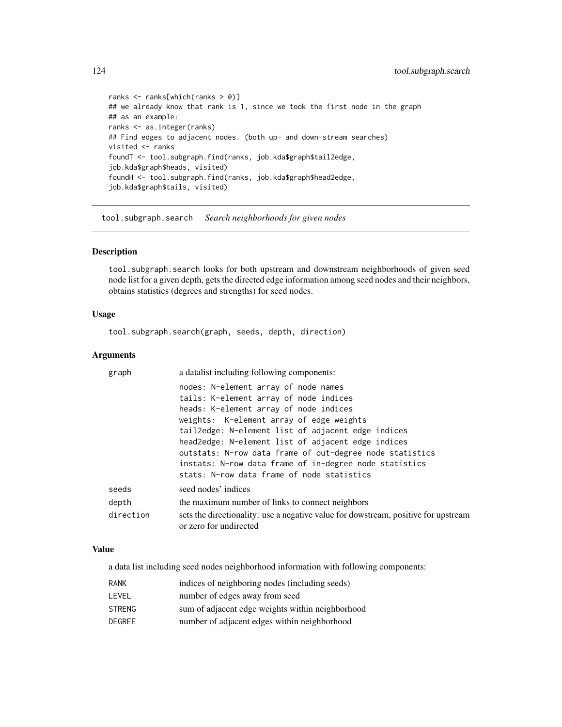```
ranks <- ranks[which(ranks > 0)]
## we already know that rank is 1, since we took the first node in the graph
## as an example:
ranks <- as.integer(ranks)
## Find edges to adjacent nodes. (both up- and down-stream searches)
visited <- ranks
foundT <- tool.subgraph.find(ranks, job.kda$graph$tail2edge,
job.kda$graph$heads, visited)
foundH <- tool.subgraph.find(ranks, job.kda$graph$head2edge,
job.kda$graph$tails, visited)
```

---

## tool.subgraph.search    *Search neighborhoods for given nodes*

---

### Description

tool.subgraph.search looks for both upstream and downstream neighborhoods of given seed node list for a given depth, gets the directed edge information among seed nodes and their neighbors, obtains statistics (degrees and strengths) for seed nodes.

### Usage

```
tool.subgraph.search(graph, seeds, depth, direction)
```

### Arguments

| | |
|---|---|
| graph | a datalist including following components: |
| | `nodes: N-element array of node names`<br>`tails: K-element array of node indices`<br>`heads: K-element array of node indices`<br>`weights:  K-element array of edge weights`<br>`tail2edge: N-element list of adjacent edge indices`<br>`head2edge: N-element list of adjacent edge indices`<br>`outstats: N-row data frame of out-degree node statistics`<br>`instats: N-row data frame of in-degree node statistics`<br>`stats: N-row data frame of node statistics` |
| seeds | seed nodes' indices |
| depth | the maximum number of links to connect neighbors |
| direction | sets the directionality: use a negative value for dowstream, positive for upstream or zero for undirected |

### Value

a data list including seed nodes neighborhood information with following components:

| | |
|---|---|
| RANK | indices of neighboring nodes (including seeds) |
| LEVEL | number of edges away from seed |
| STRENG | sum of adjacent edge weights within neighborhood |
| DEGREE | number of adjacent edges within neighborhood |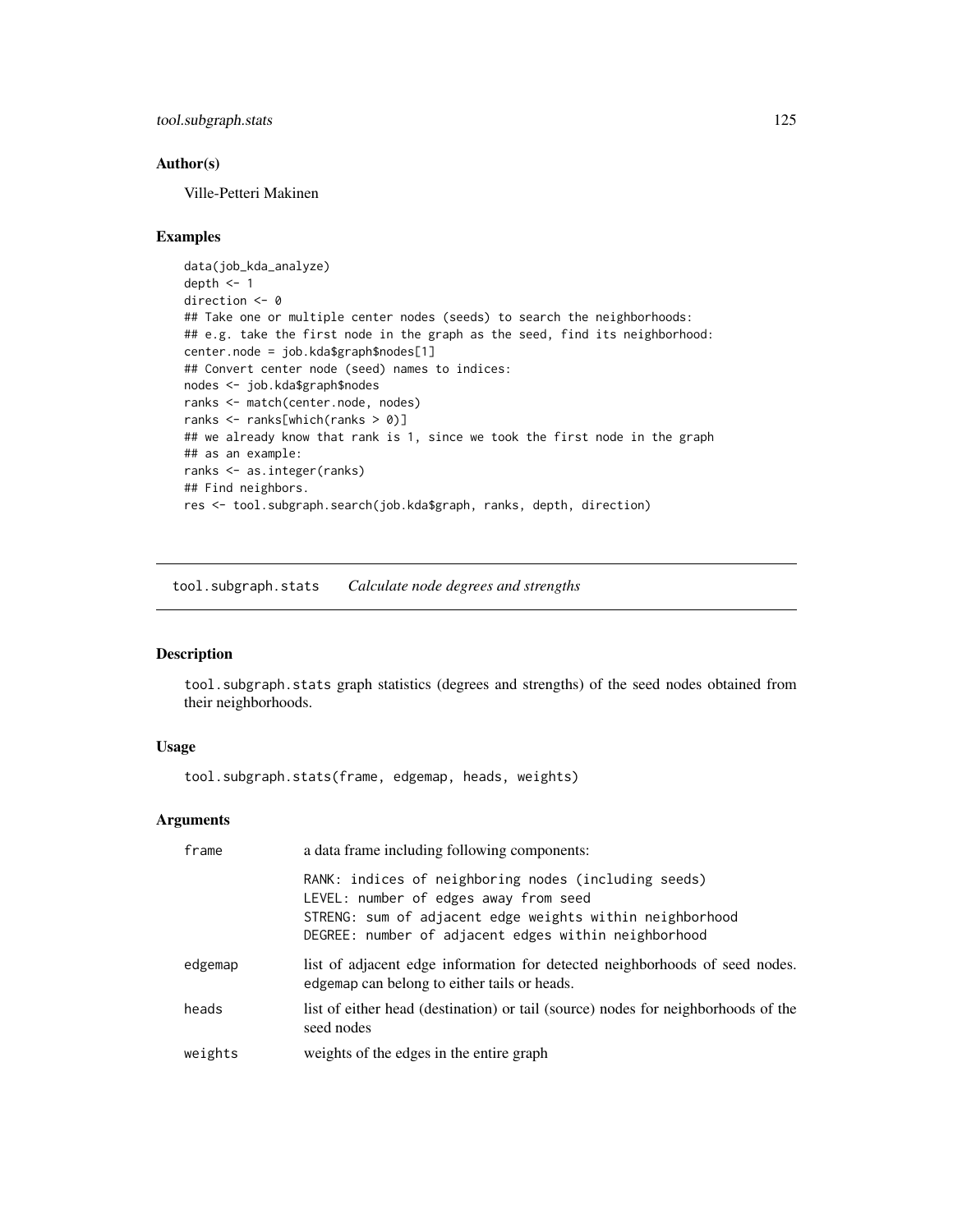### Author(s)

Ville-Petteri Makinen

### Examples

```
data(job_kda_analyze)
depth <- 1
direction <- 0
## Take one or multiple center nodes (seeds) to search the neighborhoods:
## e.g. take the first node in the graph as the seed, find its neighborhood:
center.node = job.kda$graph$nodes[1]
## Convert center node (seed) names to indices:
nodes <- job.kda$graph$nodes
ranks <- match(center.node, nodes)
ranks <- ranks[which(ranks > 0)]
## we already know that rank is 1, since we took the first node in the graph
## as an example:
ranks <- as.integer(ranks)
## Find neighbors.
res <- tool.subgraph.search(job.kda$graph, ranks, depth, direction)
```

---

## tool.subgraph.stats *Calculate node degrees and strengths*

### Description

`tool.subgraph.stats` graph statistics (degrees and strengths) of the seed nodes obtained from their neighborhoods.

### Usage

```
tool.subgraph.stats(frame, edgemap, heads, weights)
```

### Arguments

| | |
|---|---|
| `frame` | a data frame including following components:<br>`RANK: indices of neighboring nodes (including seeds)`<br>`LEVEL: number of edges away from seed`<br>`STRENG: sum of adjacent edge weights within neighborhood`<br>`DEGREE: number of adjacent edges within neighborhood` |
| `edgemap` | list of adjacent edge information for detected neighborhoods of seed nodes. edgemap can belong to either tails or heads. |
| `heads` | list of either head (destination) or tail (source) nodes for neighborhoods of the seed nodes |
| `weights` | weights of the edges in the entire graph |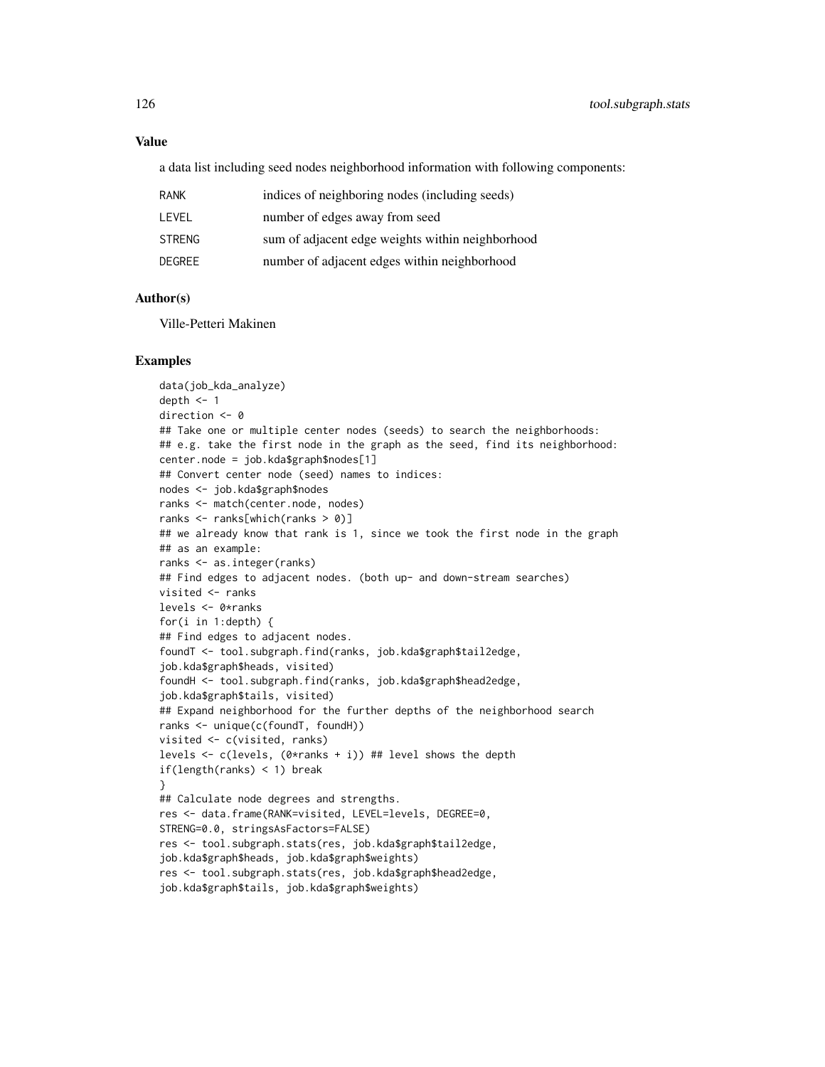## Value

a data list including seed nodes neighborhood information with following components:

| | |
|---|---|
| RANK | indices of neighboring nodes (including seeds) |
| LEVEL | number of edges away from seed |
| STRENG | sum of adjacent edge weights within neighborhood |
| DEGREE | number of adjacent edges within neighborhood |

## Author(s)

Ville-Petteri Makinen

## Examples

```
data(job_kda_analyze)
depth <- 1
direction <- 0
## Take one or multiple center nodes (seeds) to search the neighborhoods:
## e.g. take the first node in the graph as the seed, find its neighborhood:
center.node = job.kda$graph$nodes[1]
## Convert center node (seed) names to indices:
nodes <- job.kda$graph$nodes
ranks <- match(center.node, nodes)
ranks <- ranks[which(ranks > 0)]
## we already know that rank is 1, since we took the first node in the graph
## as an example:
ranks <- as.integer(ranks)
## Find edges to adjacent nodes. (both up- and down-stream searches)
visited <- ranks
levels <- 0*ranks
for(i in 1:depth) {
## Find edges to adjacent nodes.
foundT <- tool.subgraph.find(ranks, job.kda$graph$tail2edge,
job.kda$graph$heads, visited)
foundH <- tool.subgraph.find(ranks, job.kda$graph$head2edge,
job.kda$graph$tails, visited)
## Expand neighborhood for the further depths of the neighborhood search
ranks <- unique(c(foundT, foundH))
visited <- c(visited, ranks)
levels <- c(levels, (0*ranks + i)) ## level shows the depth
if(length(ranks) < 1) break
}
## Calculate node degrees and strengths.
res <- data.frame(RANK=visited, LEVEL=levels, DEGREE=0,
STRENG=0.0, stringsAsFactors=FALSE)
res <- tool.subgraph.stats(res, job.kda$graph$tail2edge,
job.kda$graph$heads, job.kda$graph$weights)
res <- tool.subgraph.stats(res, job.kda$graph$head2edge,
job.kda$graph$tails, job.kda$graph$weights)
```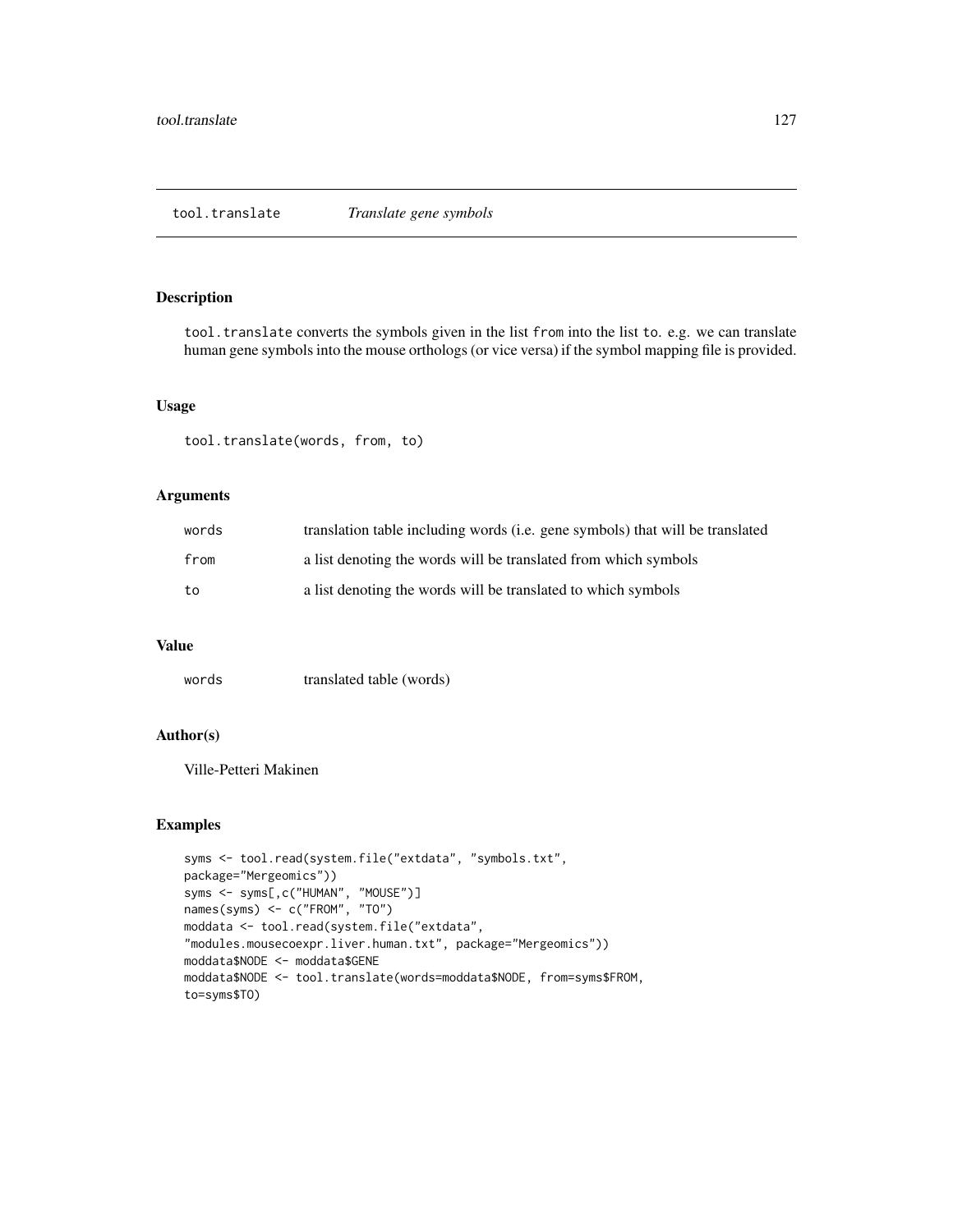## tool.translate *Translate gene symbols*

### Description

tool.translate converts the symbols given in the list from into the list to. e.g. we can translate human gene symbols into the mouse orthologs (or vice versa) if the symbol mapping file is provided.

### Usage

```
tool.translate(words, from, to)
```

### Arguments

| | |
|---|---|
| words | translation table including words (i.e. gene symbols) that will be translated |
| from | a list denoting the words will be translated from which symbols |
| to | a list denoting the words will be translated to which symbols |

### Value

| | |
|---|---|
| words | translated table (words) |

### Author(s)

Ville-Petteri Makinen

### Examples

```
syms <- tool.read(system.file("extdata", "symbols.txt",
package="Mergeomics"))
syms <- syms[,c("HUMAN", "MOUSE")]
names(syms) <- c("FROM", "TO")
moddata <- tool.read(system.file("extdata",
"modules.mousecoexpr.liver.human.txt", package="Mergeomics"))
moddata$NODE <- moddata$GENE
moddata$NODE <- tool.translate(words=moddata$NODE, from=syms$FROM,
to=syms$TO)
```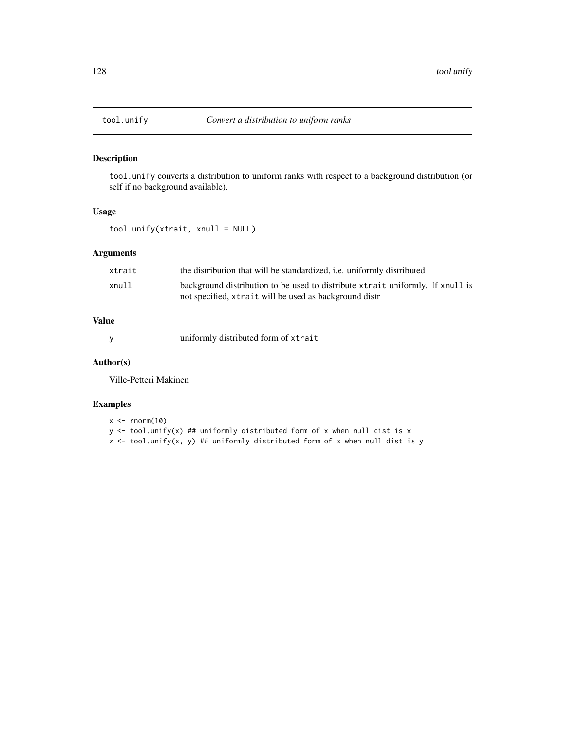## tool.unify — *Convert a distribution to uniform ranks*

### Description

`tool.unify` converts a distribution to uniform ranks with respect to a background distribution (or self if no background available).

### Usage

```
tool.unify(xtrait, xnull = NULL)
```

### Arguments

| | |
|---|---|
| `xtrait` | the distribution that will be standardized, i.e. uniformly distributed |
| `xnull` | background distribution to be used to distribute `xtrait` uniformly. If `xnull` is not specified, `xtrait` will be used as background distr |

### Value

| | |
|---|---|
| `y` | uniformly distributed form of `xtrait` |

### Author(s)

Ville-Petteri Makinen

### Examples

```
x <- rnorm(10)
y <- tool.unify(x) ## uniformly distributed form of x when null dist is x
z <- tool.unify(x, y) ## uniformly distributed form of x when null dist is y
```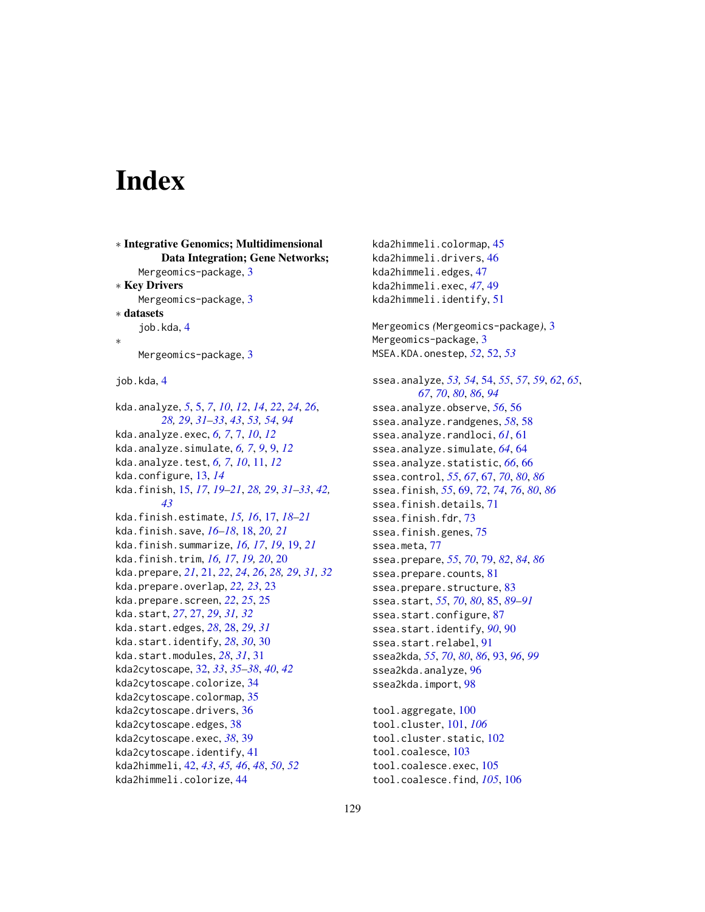# Index

∗ **Integrative Genomics; Multidimensional Data Integration; Gene Networks;**
  Mergeomics-package, 3

∗ **Key Drivers**
  Mergeomics-package, 3

∗ **datasets**
  job.kda, 4

∗
  Mergeomics-package, 3

job.kda, 4

kda.analyze, *5*, 5, *7*, *10*, *12*, *14*, *22*, *24*, *26*, *28, 29*, *31–33*, *43*, *53, 54*, *94*
kda.analyze.exec, *6, 7*, 7, *10*, *12*
kda.analyze.simulate, *6, 7*, *9*, 9, *12*
kda.analyze.test, *6, 7*, *10*, 11, *12*
kda.configure, 13, *14*
kda.finish, 15, *17*, *19–21*, *28, 29*, *31–33*, *42, 43*
kda.finish.estimate, *15, 16*, 17, *18–21*
kda.finish.save, *16–18*, 18, *20, 21*
kda.finish.summarize, *16, 17*, *19*, 19, *21*
kda.finish.trim, *16, 17*, *19, 20*, 20
kda.prepare, *21*, 21, *22*, *24*, *26*, *28, 29*, *31, 32*
kda.prepare.overlap, *22, 23*, 23
kda.prepare.screen, *22*, *25*, 25
kda.start, *27*, 27, *29*, *31, 32*
kda.start.edges, *28*, 28, *29*, *31*
kda.start.identify, *28*, *30*, 30
kda.start.modules, *28*, *31*, 31
kda2cytoscape, 32, *33*, *35–38*, *40*, *42*
kda2cytoscape.colorize, 34
kda2cytoscape.colormap, 35
kda2cytoscape.drivers, 36
kda2cytoscape.edges, 38
kda2cytoscape.exec, *38*, 39
kda2cytoscape.identify, 41
kda2himmeli, 42, *43*, *45, 46*, *48*, *50*, *52*
kda2himmeli.colorize, 44
kda2himmeli.colormap, 45
kda2himmeli.drivers, 46
kda2himmeli.edges, 47
kda2himmeli.exec, *47*, 49
kda2himmeli.identify, 51

Mergeomics *(*Mergeomics-package*)*, 3
Mergeomics-package, 3
MSEA.KDA.onestep, *52*, 52, *53*

ssea.analyze, *53, 54*, 54, *55*, *57*, *59*, *62*, *65*, *67*, *70*, *80*, *86*, *94*
ssea.analyze.observe, *56*, 56
ssea.analyze.randgenes, *58*, 58
ssea.analyze.randloci, *61*, 61
ssea.analyze.simulate, *64*, 64
ssea.analyze.statistic, *66*, 66
ssea.control, *55*, *67*, 67, *70*, *80*, *86*
ssea.finish, *55*, 69, *72*, *74*, *76*, *80*, *86*
ssea.finish.details, 71
ssea.finish.fdr, 73
ssea.finish.genes, 75
ssea.meta, 77
ssea.prepare, *55*, *70*, 79, *82*, *84*, *86*
ssea.prepare.counts, 81
ssea.prepare.structure, 83
ssea.start, *55*, *70*, *80*, 85, *89–91*
ssea.start.configure, 87
ssea.start.identify, *90*, 90
ssea.start.relabel, 91
ssea2kda, *55*, *70*, *80*, *86*, 93, *96*, *99*
ssea2kda.analyze, 96
ssea2kda.import, 98

tool.aggregate, 100
tool.cluster, 101, *106*
tool.cluster.static, 102
tool.coalesce, 103
tool.coalesce.exec, 105
tool.coalesce.find, *105*, 106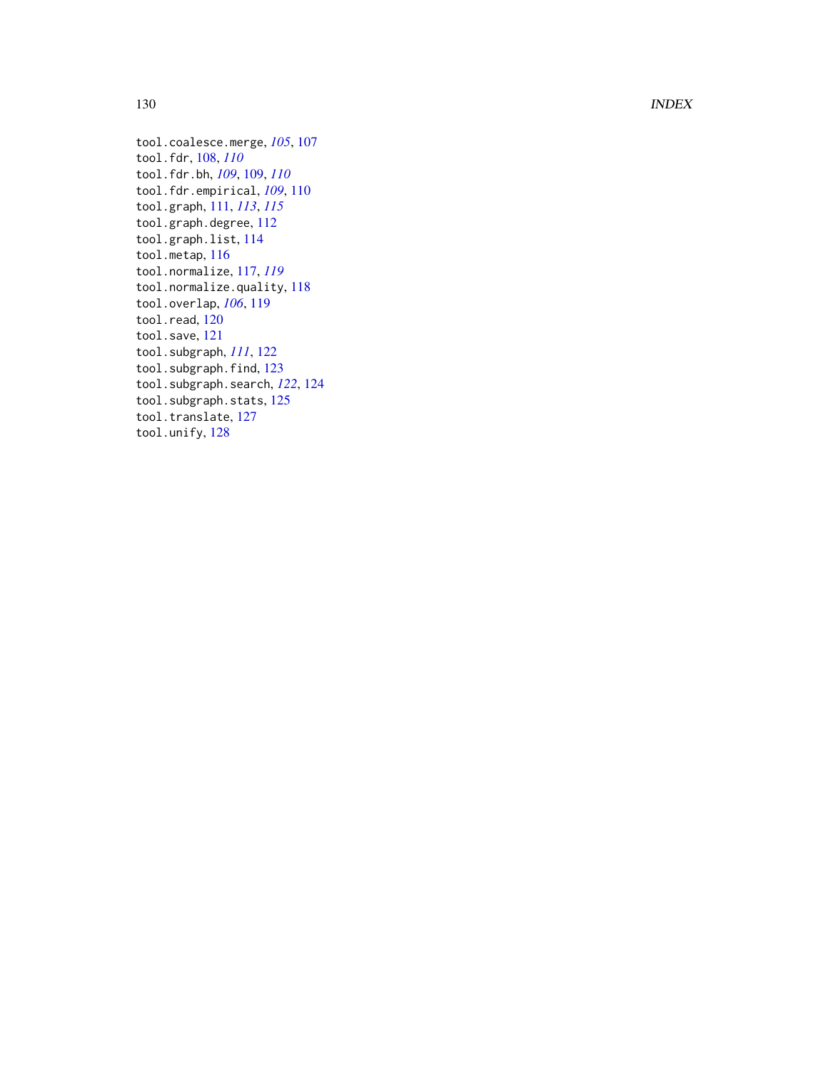tool.coalesce.merge, *105*, 107
tool.fdr, 108, *110*
tool.fdr.bh, *109*, 109, *110*
tool.fdr.empirical, *109*, 110
tool.graph, 111, *113*, *115*
tool.graph.degree, 112
tool.graph.list, 114
tool.metap, 116
tool.normalize, 117, *119*
tool.normalize.quality, 118
tool.overlap, *106*, 119
tool.read, 120
tool.save, 121
tool.subgraph, *111*, 122
tool.subgraph.find, 123
tool.subgraph.search, *122*, 124
tool.subgraph.stats, 125
tool.translate, 127
tool.unify, 128